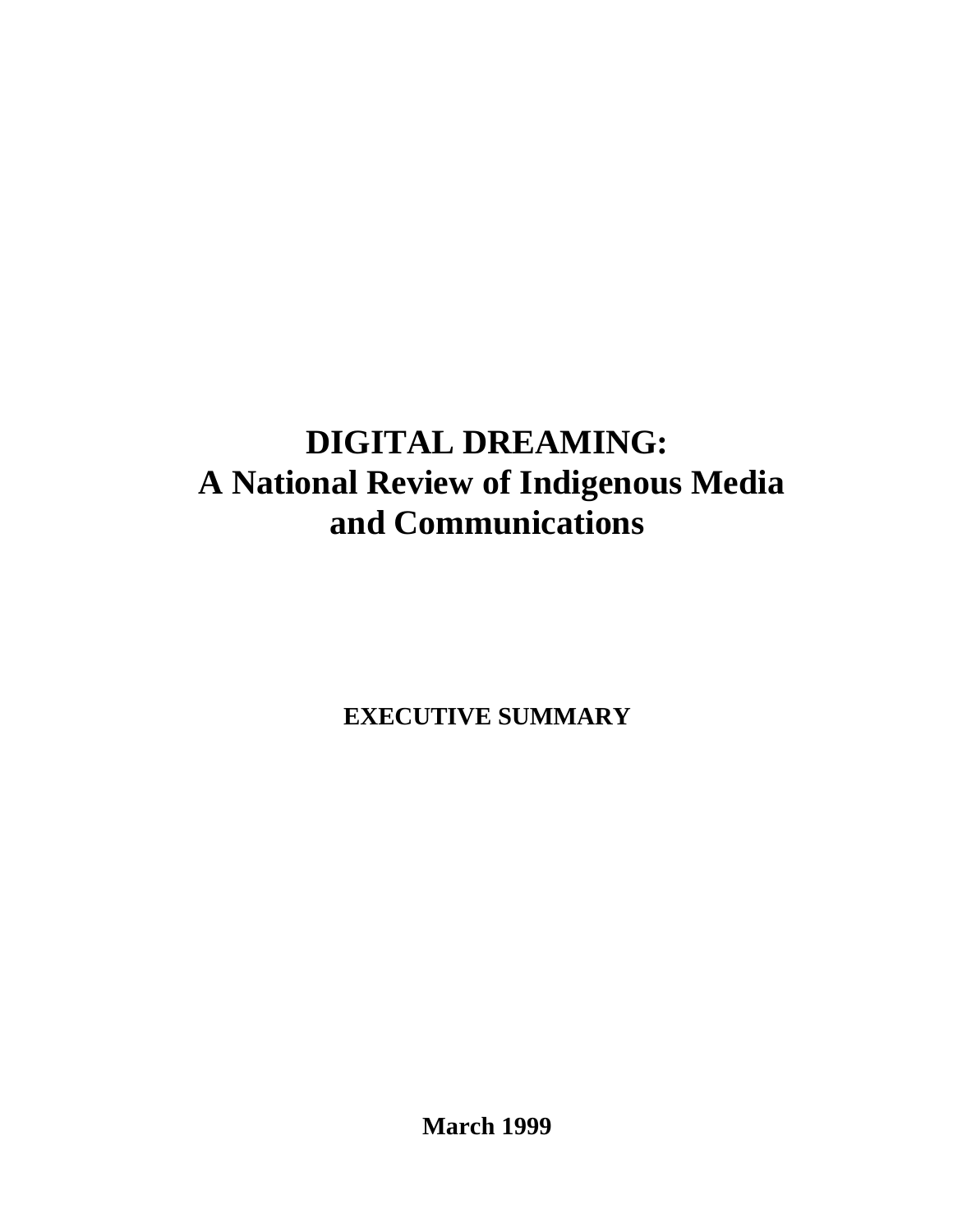# DIGITAL DREAMING: A National Review of Indigenous Media and Communications

**EXECUTIVE SUMMARY**

**March 1999**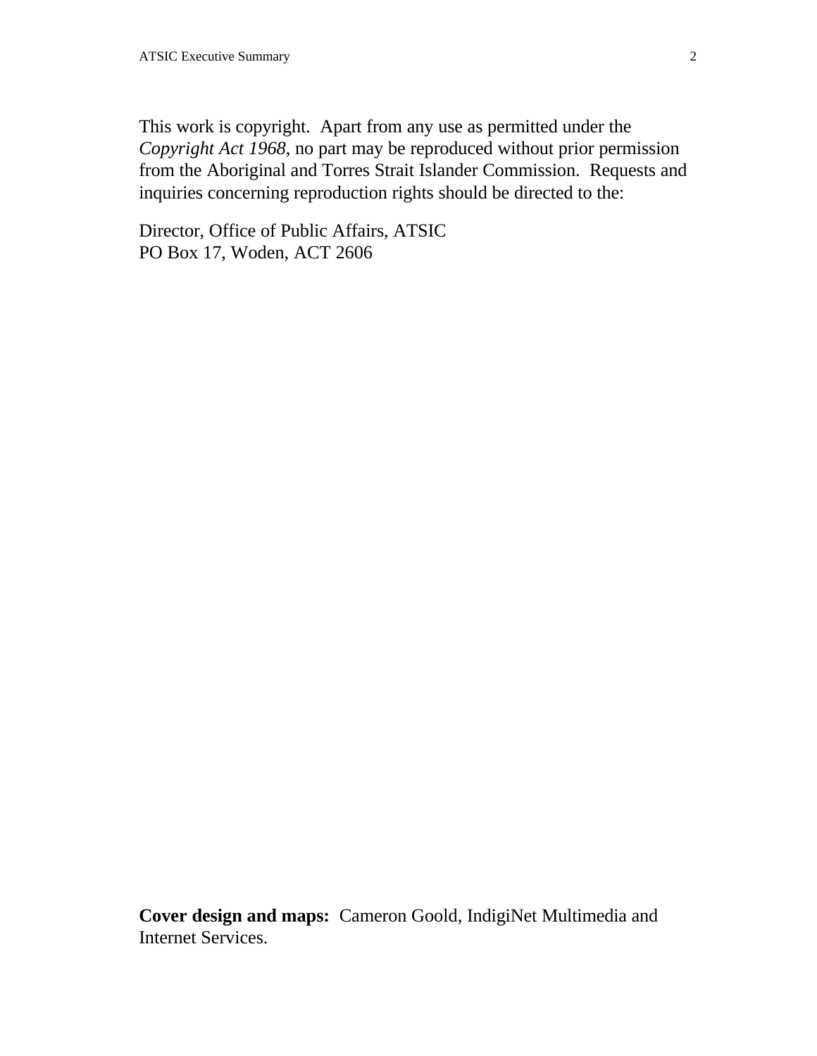This work is copyright. Apart from any use as permitted under the *Copyright Act 1968*, no part may be reproduced without prior permission from the Aboriginal and Torres Strait Islander Commission. Requests and inquiries concerning reproduction rights should be directed to the:

Director, Office of Public Affairs, ATSIC
PO Box 17, Woden, ACT 2606

**Cover design and maps:** Cameron Goold, IndigiNet Multimedia and Internet Services.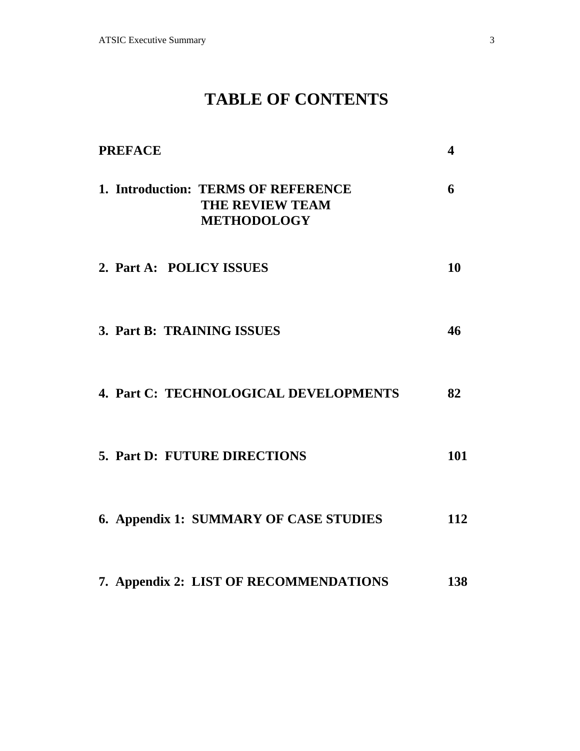# TABLE OF CONTENTS

| | |
|---|---|
| **PREFACE** | **4** |
| **1. Introduction: TERMS OF REFERENCE**<br>**THE REVIEW TEAM**<br>**METHODOLOGY** | **6** |
| **2. Part A: POLICY ISSUES** | **10** |
| **3. Part B: TRAINING ISSUES** | **46** |
| **4. Part C: TECHNOLOGICAL DEVELOPMENTS** | **82** |
| **5. Part D: FUTURE DIRECTIONS** | **101** |
| **6. Appendix 1: SUMMARY OF CASE STUDIES** | **112** |
| **7. Appendix 2: LIST OF RECOMMENDATIONS** | **138** |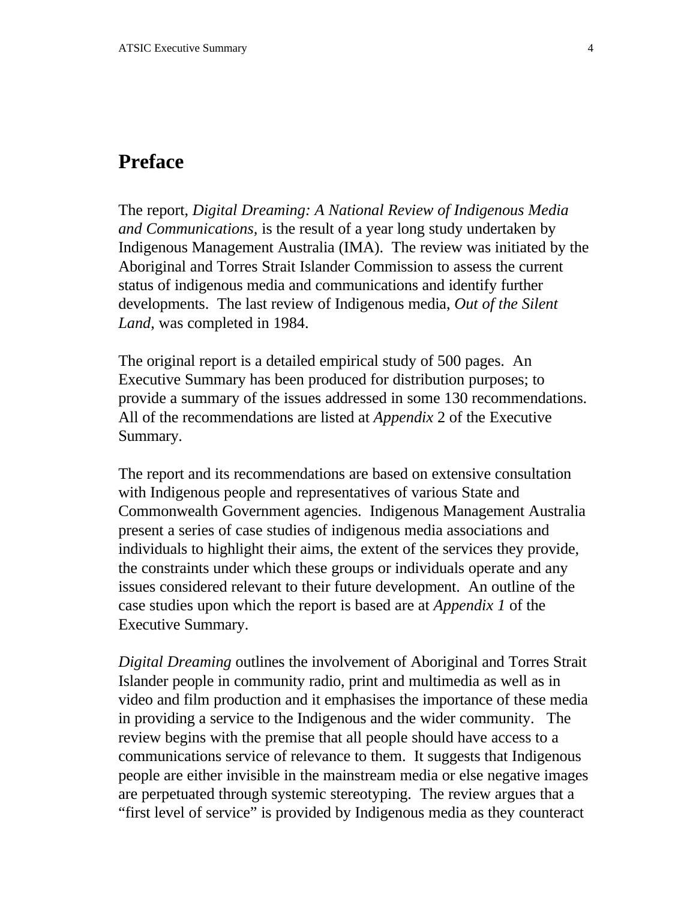# Preface

The report, *Digital Dreaming: A National Review of Indigenous Media and Communications*, is the result of a year long study undertaken by Indigenous Management Australia (IMA). The review was initiated by the Aboriginal and Torres Strait Islander Commission to assess the current status of indigenous media and communications and identify further developments. The last review of Indigenous media, *Out of the Silent Land*, was completed in 1984.

The original report is a detailed empirical study of 500 pages. An Executive Summary has been produced for distribution purposes; to provide a summary of the issues addressed in some 130 recommendations. All of the recommendations are listed at *Appendix* 2 of the Executive Summary.

The report and its recommendations are based on extensive consultation with Indigenous people and representatives of various State and Commonwealth Government agencies. Indigenous Management Australia present a series of case studies of indigenous media associations and individuals to highlight their aims, the extent of the services they provide, the constraints under which these groups or individuals operate and any issues considered relevant to their future development. An outline of the case studies upon which the report is based are at *Appendix 1* of the Executive Summary.

*Digital Dreaming* outlines the involvement of Aboriginal and Torres Strait Islander people in community radio, print and multimedia as well as in video and film production and it emphasises the importance of these media in providing a service to the Indigenous and the wider community. The review begins with the premise that all people should have access to a communications service of relevance to them. It suggests that Indigenous people are either invisible in the mainstream media or else negative images are perpetuated through systemic stereotyping. The review argues that a "first level of service" is provided by Indigenous media as they counteract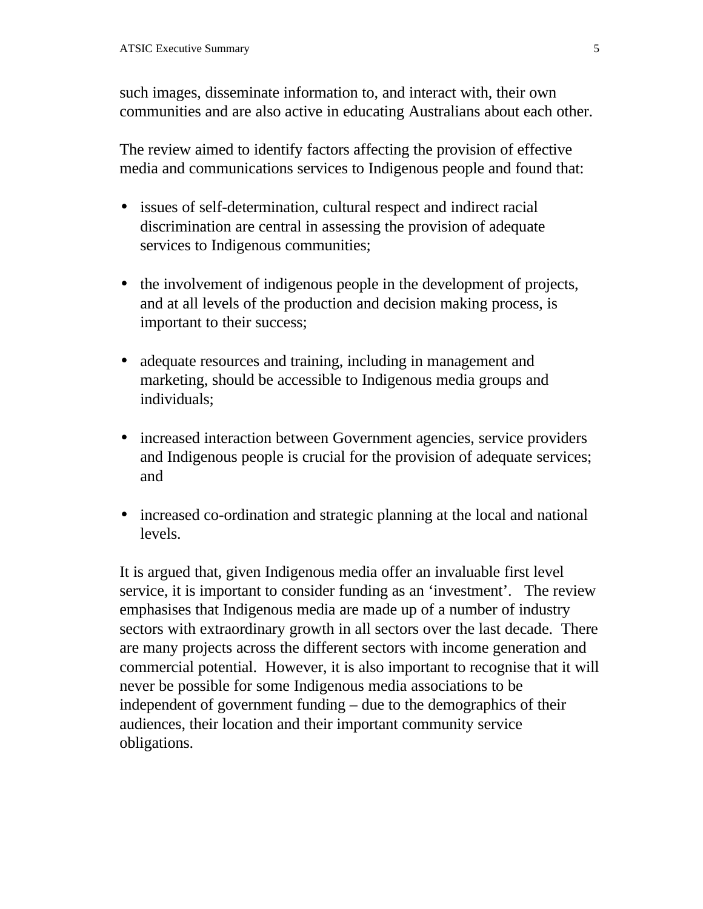such images, disseminate information to, and interact with, their own communities and are also active in educating Australians about each other.

The review aimed to identify factors affecting the provision of effective media and communications services to Indigenous people and found that:

- issues of self-determination, cultural respect and indirect racial discrimination are central in assessing the provision of adequate services to Indigenous communities;

- the involvement of indigenous people in the development of projects, and at all levels of the production and decision making process, is important to their success;

- adequate resources and training, including in management and marketing, should be accessible to Indigenous media groups and individuals;

- increased interaction between Government agencies, service providers and Indigenous people is crucial for the provision of adequate services; and

- increased co-ordination and strategic planning at the local and national levels.

It is argued that, given Indigenous media offer an invaluable first level service, it is important to consider funding as an 'investment'. The review emphasises that Indigenous media are made up of a number of industry sectors with extraordinary growth in all sectors over the last decade. There are many projects across the different sectors with income generation and commercial potential. However, it is also important to recognise that it will never be possible for some Indigenous media associations to be independent of government funding – due to the demographics of their audiences, their location and their important community service obligations.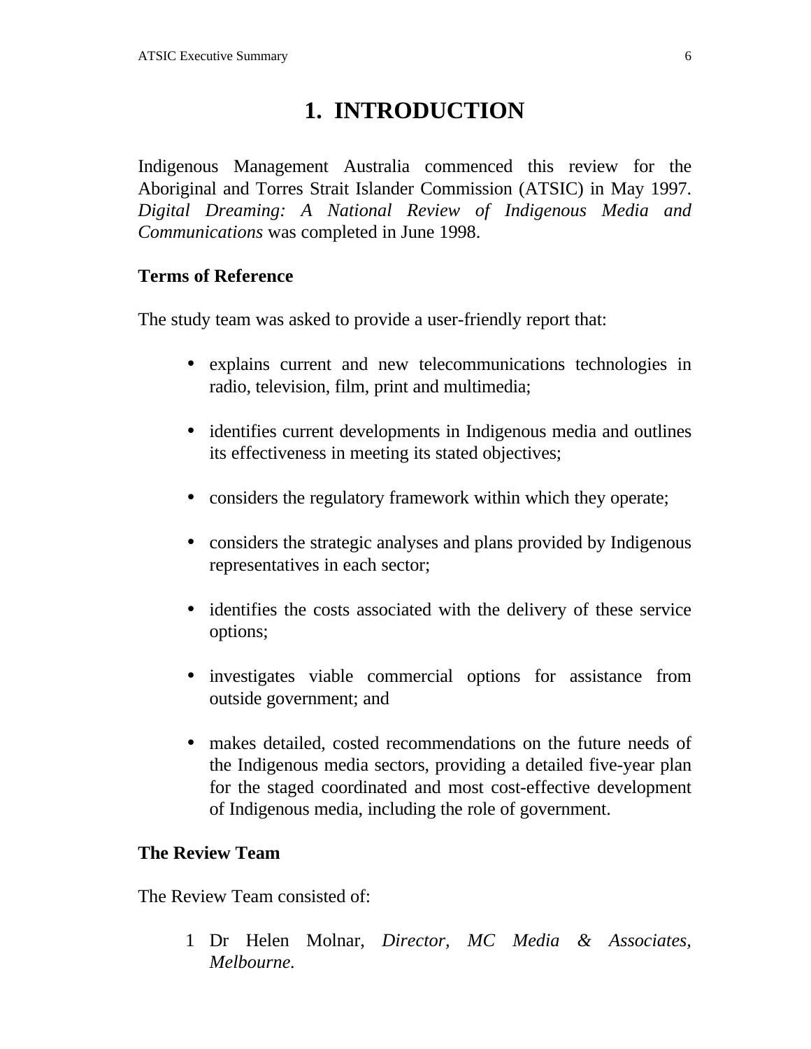# 1. INTRODUCTION

Indigenous Management Australia commenced this review for the Aboriginal and Torres Strait Islander Commission (ATSIC) in May 1997. *Digital Dreaming: A National Review of Indigenous Media and Communications* was completed in June 1998.

**Terms of Reference**

The study team was asked to provide a user-friendly report that:

- explains current and new telecommunications technologies in radio, television, film, print and multimedia;
- identifies current developments in Indigenous media and outlines its effectiveness in meeting its stated objectives;
- considers the regulatory framework within which they operate;
- considers the strategic analyses and plans provided by Indigenous representatives in each sector;
- identifies the costs associated with the delivery of these service options;
- investigates viable commercial options for assistance from outside government; and
- makes detailed, costed recommendations on the future needs of the Indigenous media sectors, providing a detailed five-year plan for the staged coordinated and most cost-effective development of Indigenous media, including the role of government.

**The Review Team**

The Review Team consisted of:

1 Dr Helen Molnar, *Director, MC Media & Associates, Melbourne.*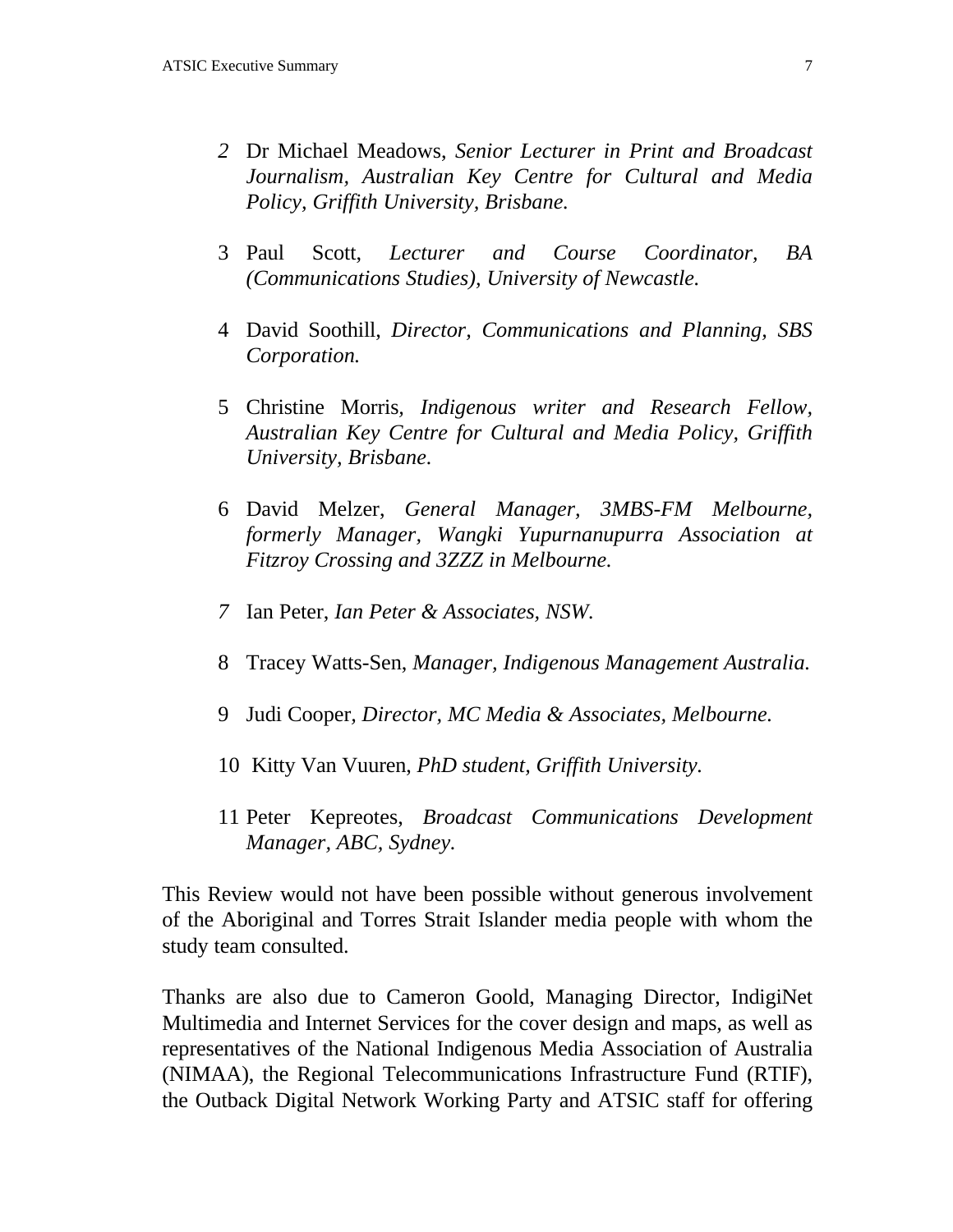2. Dr Michael Meadows, *Senior Lecturer in Print and Broadcast Journalism, Australian Key Centre for Cultural and Media Policy, Griffith University, Brisbane.*

3. Paul Scott, *Lecturer and Course Coordinator, BA (Communications Studies), University of Newcastle.*

4. David Soothill, *Director, Communications and Planning, SBS Corporation.*

5. Christine Morris, *Indigenous writer and Research Fellow, Australian Key Centre for Cultural and Media Policy, Griffith University, Brisbane.*

6. David Melzer, *General Manager, 3MBS-FM Melbourne, formerly Manager, Wangki Yupurnanupurra Association at Fitzroy Crossing and 3ZZZ in Melbourne.*

7. Ian Peter, *Ian Peter & Associates, NSW.*

8. Tracey Watts-Sen, *Manager, Indigenous Management Australia.*

9. Judi Cooper, *Director, MC Media & Associates, Melbourne.*

10. Kitty Van Vuuren, *PhD student, Griffith University.*

11. Peter Kepreotes, *Broadcast Communications Development Manager, ABC, Sydney.*

This Review would not have been possible without generous involvement of the Aboriginal and Torres Strait Islander media people with whom the study team consulted.

Thanks are also due to Cameron Goold, Managing Director, IndigiNet Multimedia and Internet Services for the cover design and maps, as well as representatives of the National Indigenous Media Association of Australia (NIMAA), the Regional Telecommunications Infrastructure Fund (RTIF), the Outback Digital Network Working Party and ATSIC staff for offering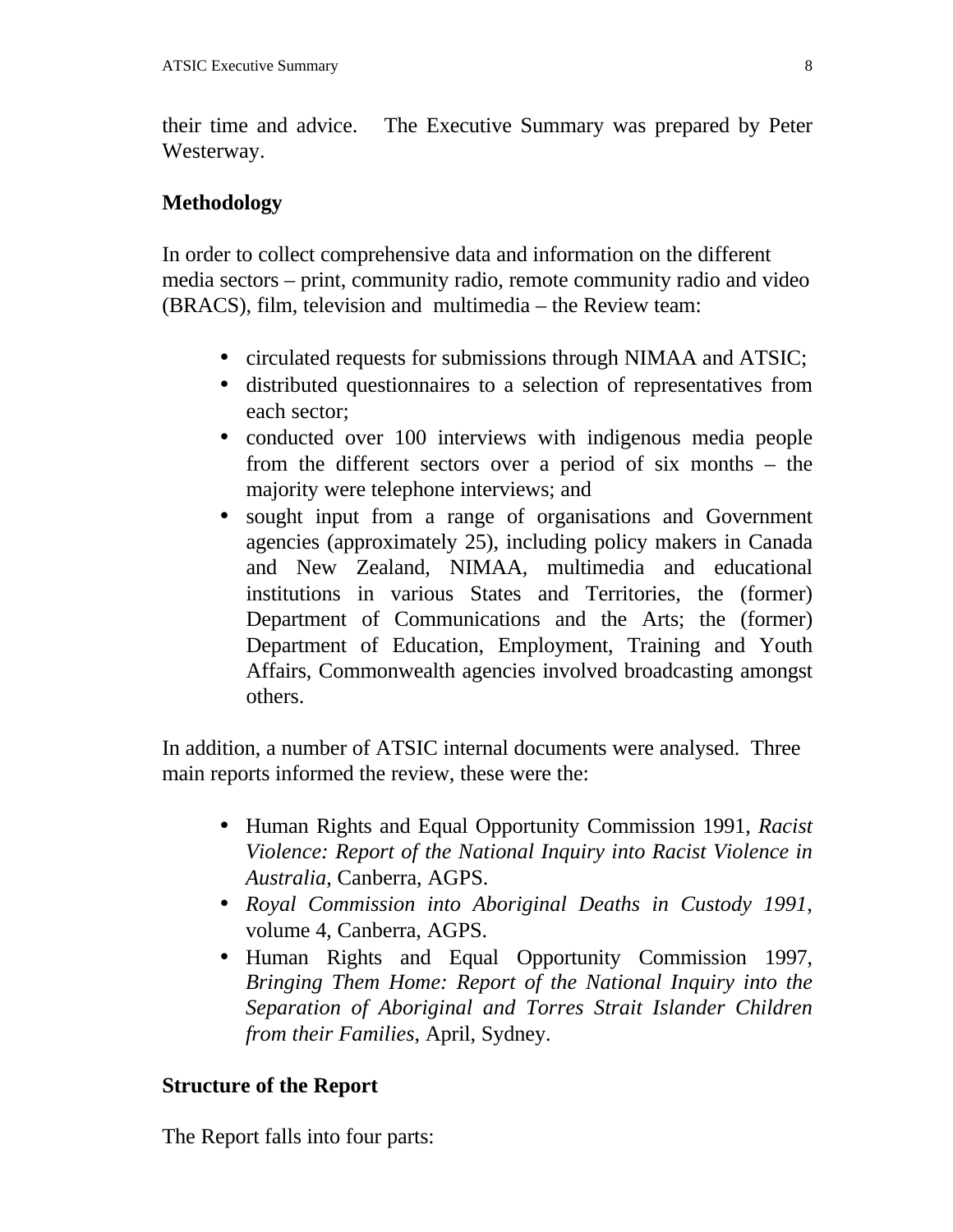their time and advice. The Executive Summary was prepared by Peter Westerway.

## Methodology

In order to collect comprehensive data and information on the different media sectors – print, community radio, remote community radio and video (BRACS), film, television and multimedia – the Review team:

- circulated requests for submissions through NIMAA and ATSIC;
- distributed questionnaires to a selection of representatives from each sector;
- conducted over 100 interviews with indigenous media people from the different sectors over a period of six months – the majority were telephone interviews; and
- sought input from a range of organisations and Government agencies (approximately 25), including policy makers in Canada and New Zealand, NIMAA, multimedia and educational institutions in various States and Territories, the (former) Department of Communications and the Arts; the (former) Department of Education, Employment, Training and Youth Affairs, Commonwealth agencies involved broadcasting amongst others.

In addition, a number of ATSIC internal documents were analysed. Three main reports informed the review, these were the:

- Human Rights and Equal Opportunity Commission 1991, *Racist Violence: Report of the National Inquiry into Racist Violence in Australia*, Canberra, AGPS.
- *Royal Commission into Aboriginal Deaths in Custody 1991*, volume 4, Canberra, AGPS.
- Human Rights and Equal Opportunity Commission 1997, *Bringing Them Home: Report of the National Inquiry into the Separation of Aboriginal and Torres Strait Islander Children from their Families*, April, Sydney.

## Structure of the Report

The Report falls into four parts: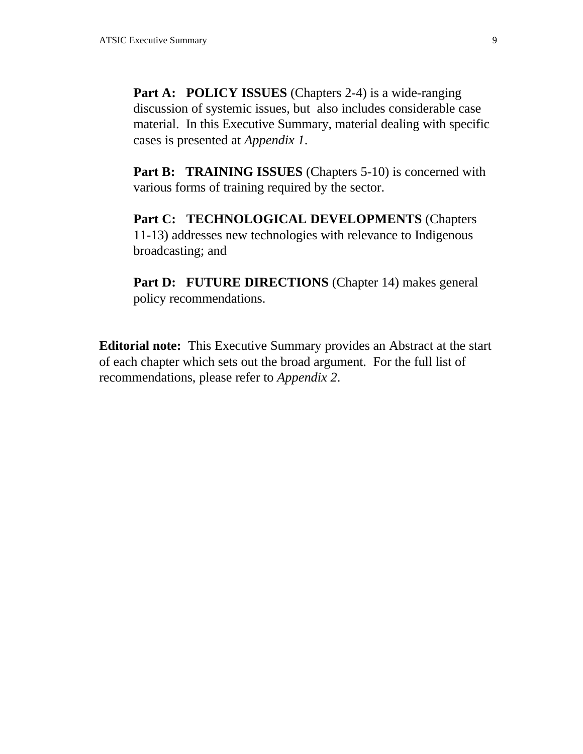**Part A: POLICY ISSUES** (Chapters 2-4) is a wide-ranging discussion of systemic issues, but also includes considerable case material. In this Executive Summary, material dealing with specific cases is presented at *Appendix 1*.

**Part B: TRAINING ISSUES** (Chapters 5-10) is concerned with various forms of training required by the sector.

**Part C: TECHNOLOGICAL DEVELOPMENTS** (Chapters 11-13) addresses new technologies with relevance to Indigenous broadcasting; and

**Part D: FUTURE DIRECTIONS** (Chapter 14) makes general policy recommendations.

**Editorial note:** This Executive Summary provides an Abstract at the start of each chapter which sets out the broad argument. For the full list of recommendations, please refer to *Appendix 2*.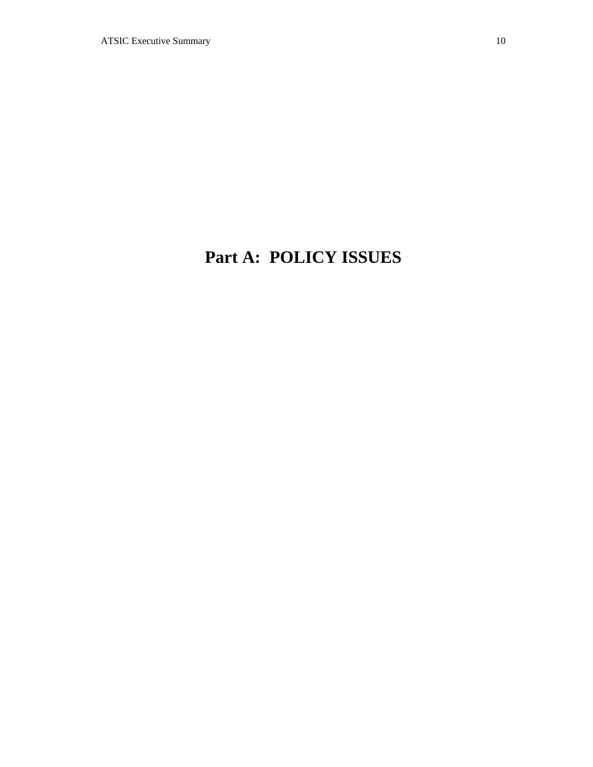# Part A:  POLICY ISSUES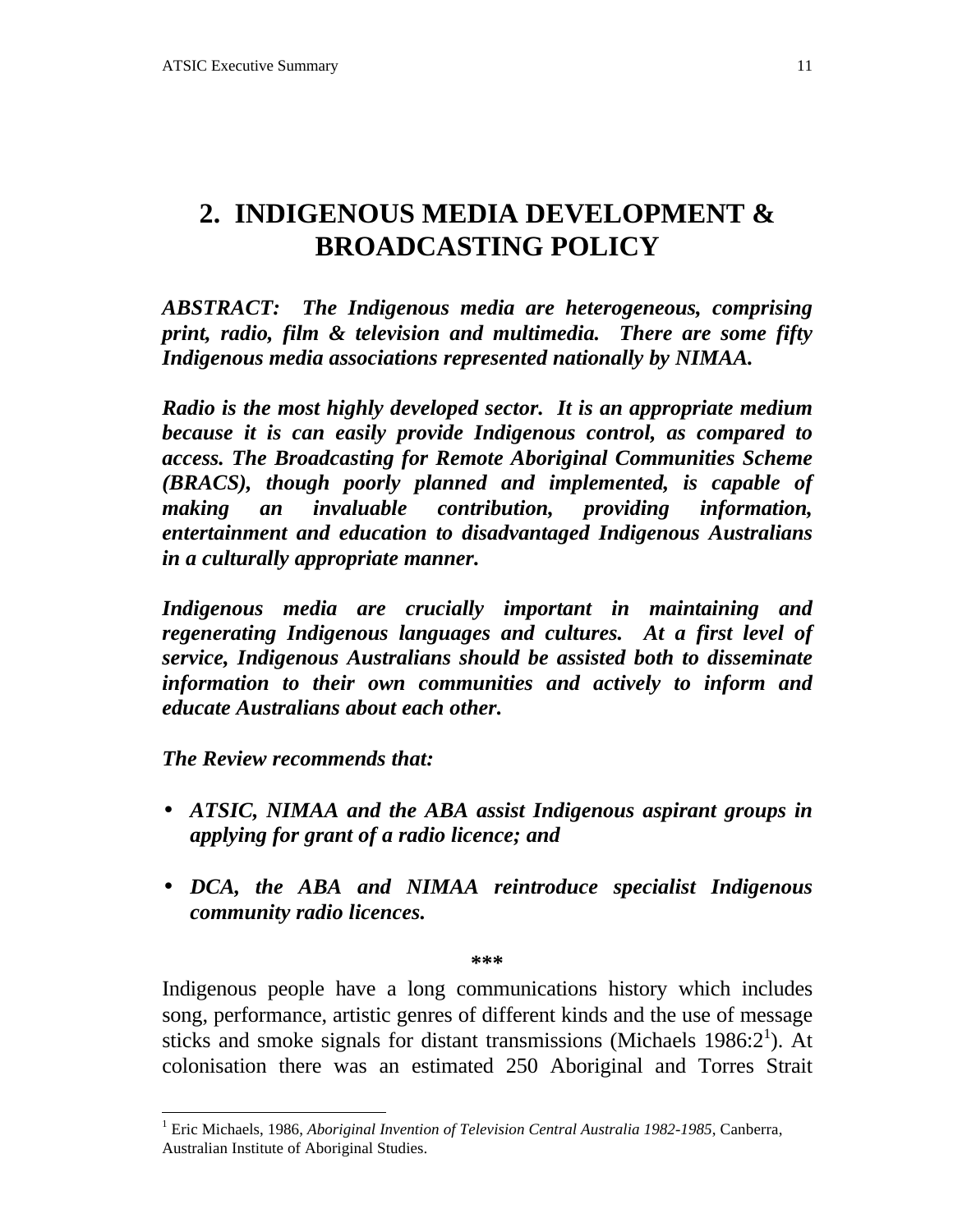# 2. INDIGENOUS MEDIA DEVELOPMENT & BROADCASTING POLICY

***ABSTRACT: The Indigenous media are heterogeneous, comprising print, radio, film & television and multimedia. There are some fifty Indigenous media associations represented nationally by NIMAA.***

***Radio is the most highly developed sector. It is an appropriate medium because it is can easily provide Indigenous control, as compared to access. The Broadcasting for Remote Aboriginal Communities Scheme (BRACS), though poorly planned and implemented, is capable of making an invaluable contribution, providing information, entertainment and education to disadvantaged Indigenous Australians in a culturally appropriate manner.***

***Indigenous media are crucially important in maintaining and regenerating Indigenous languages and cultures. At a first level of service, Indigenous Australians should be assisted both to disseminate information to their own communities and actively to inform and educate Australians about each other.***

***The Review recommends that:***

- ***ATSIC, NIMAA and the ABA assist Indigenous aspirant groups in applying for grant of a radio licence; and***
- ***DCA, the ABA and NIMAA reintroduce specialist Indigenous community radio licences.***

***

Indigenous people have a long communications history which includes song, performance, artistic genres of different kinds and the use of message sticks and smoke signals for distant transmissions (Michaels 1986:2[1]). At colonisation there was an estimated 250 Aboriginal and Torres Strait

[1] Eric Michaels, 1986, *Aboriginal Invention of Television Central Australia 1982-1985*, Canberra, Australian Institute of Aboriginal Studies.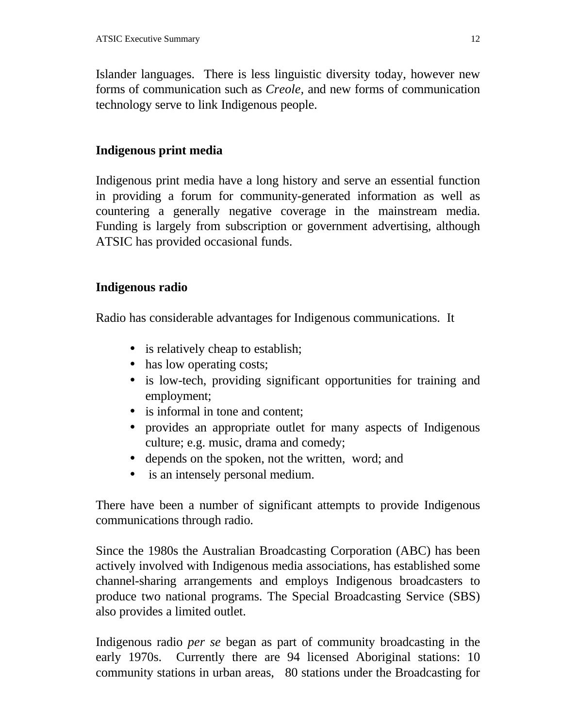Islander languages. There is less linguistic diversity today, however new forms of communication such as *Creole,* and new forms of communication technology serve to link Indigenous people.

## Indigenous print media

Indigenous print media have a long history and serve an essential function in providing a forum for community-generated information as well as countering a generally negative coverage in the mainstream media. Funding is largely from subscription or government advertising, although ATSIC has provided occasional funds.

## Indigenous radio

Radio has considerable advantages for Indigenous communications. It

- is relatively cheap to establish;
- has low operating costs;
- is low-tech, providing significant opportunities for training and employment;
- is informal in tone and content;
- provides an appropriate outlet for many aspects of Indigenous culture; e.g. music, drama and comedy;
- depends on the spoken, not the written, word; and
- is an intensely personal medium.

There have been a number of significant attempts to provide Indigenous communications through radio.

Since the 1980s the Australian Broadcasting Corporation (ABC) has been actively involved with Indigenous media associations, has established some channel-sharing arrangements and employs Indigenous broadcasters to produce two national programs. The Special Broadcasting Service (SBS) also provides a limited outlet.

Indigenous radio *per se* began as part of community broadcasting in the early 1970s. Currently there are 94 licensed Aboriginal stations: 10 community stations in urban areas, 80 stations under the Broadcasting for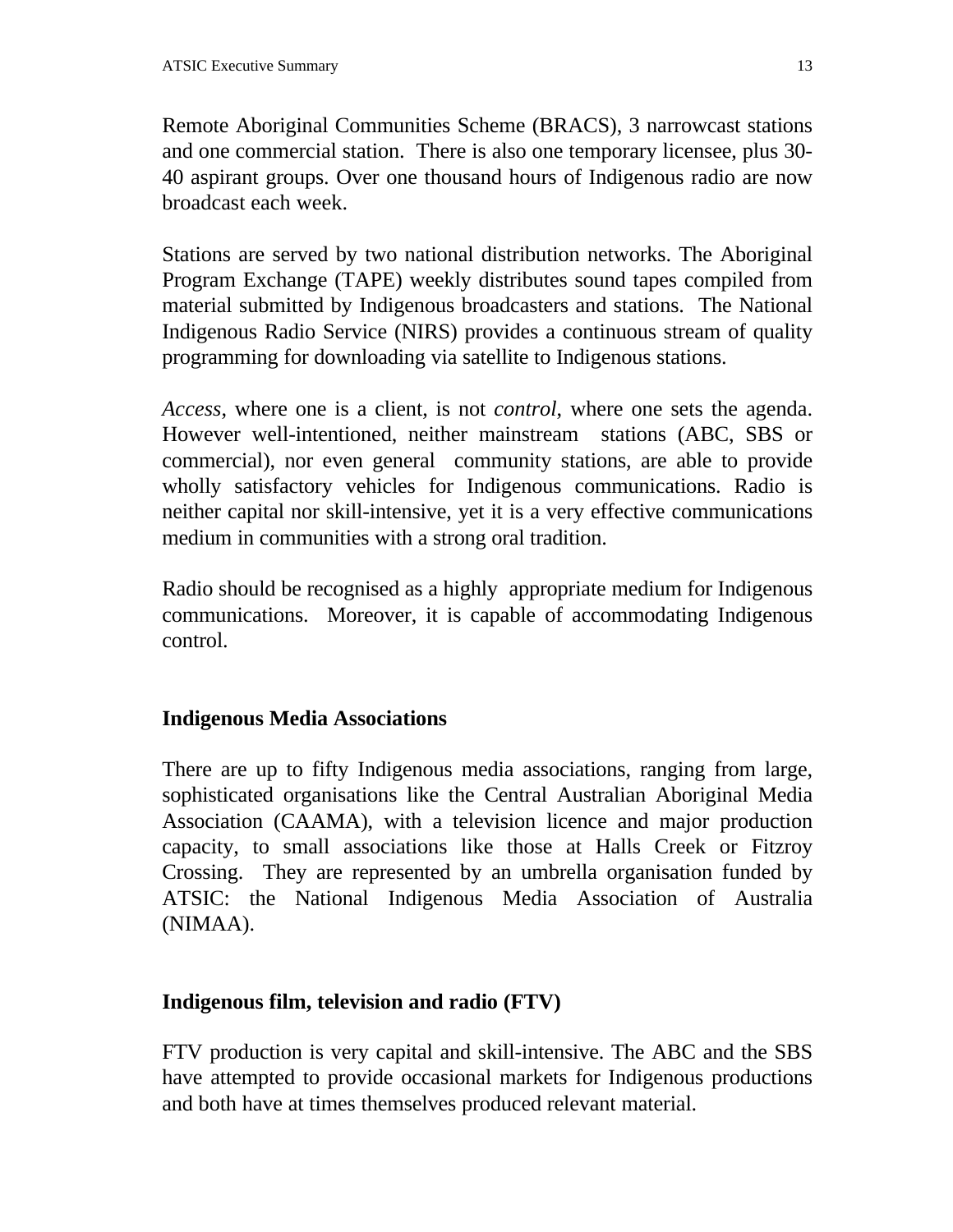Remote Aboriginal Communities Scheme (BRACS), 3 narrowcast stations and one commercial station. There is also one temporary licensee, plus 30-40 aspirant groups. Over one thousand hours of Indigenous radio are now broadcast each week.

Stations are served by two national distribution networks. The Aboriginal Program Exchange (TAPE) weekly distributes sound tapes compiled from material submitted by Indigenous broadcasters and stations. The National Indigenous Radio Service (NIRS) provides a continuous stream of quality programming for downloading via satellite to Indigenous stations.

*Access*, where one is a client, is not *control*, where one sets the agenda. However well-intentioned, neither mainstream stations (ABC, SBS or commercial), nor even general community stations, are able to provide wholly satisfactory vehicles for Indigenous communications. Radio is neither capital nor skill-intensive, yet it is a very effective communications medium in communities with a strong oral tradition.

Radio should be recognised as a highly appropriate medium for Indigenous communications. Moreover, it is capable of accommodating Indigenous control.

## Indigenous Media Associations

There are up to fifty Indigenous media associations, ranging from large, sophisticated organisations like the Central Australian Aboriginal Media Association (CAAMA), with a television licence and major production capacity, to small associations like those at Halls Creek or Fitzroy Crossing. They are represented by an umbrella organisation funded by ATSIC: the National Indigenous Media Association of Australia (NIMAA).

## Indigenous film, television and radio (FTV)

FTV production is very capital and skill-intensive. The ABC and the SBS have attempted to provide occasional markets for Indigenous productions and both have at times themselves produced relevant material.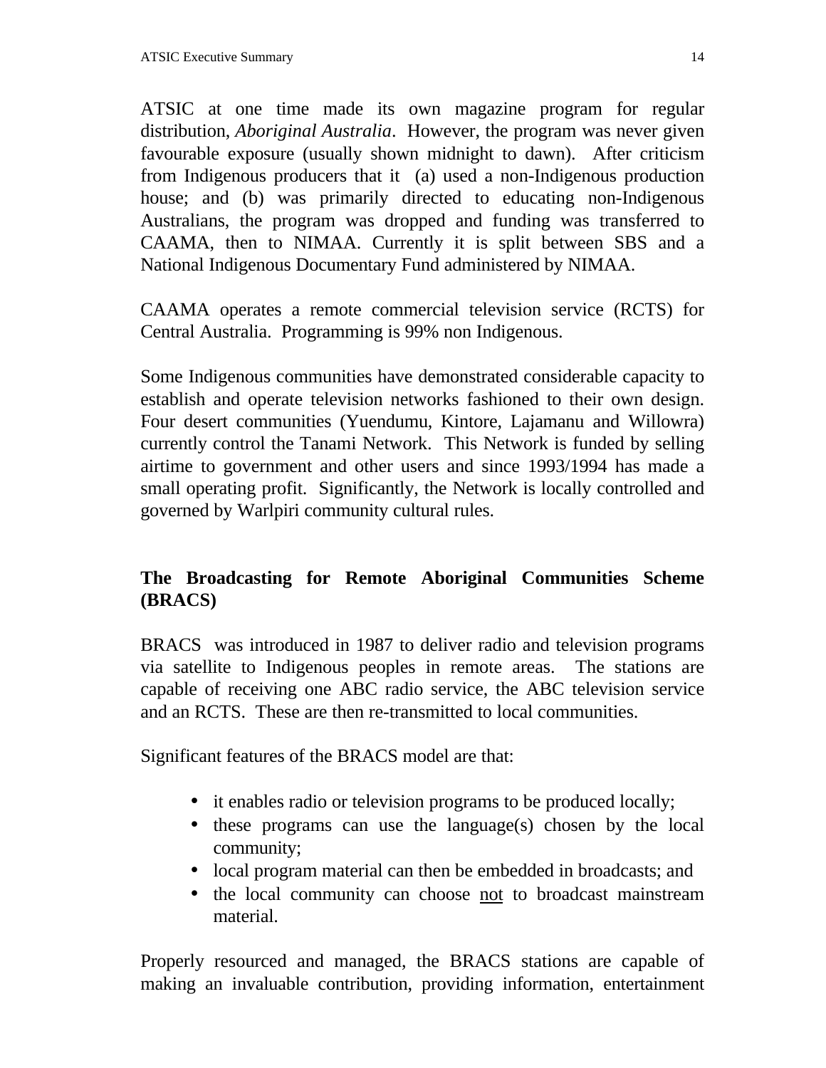ATSIC at one time made its own magazine program for regular distribution, *Aboriginal Australia*. However, the program was never given favourable exposure (usually shown midnight to dawn). After criticism from Indigenous producers that it (a) used a non-Indigenous production house; and (b) was primarily directed to educating non-Indigenous Australians, the program was dropped and funding was transferred to CAAMA, then to NIMAA. Currently it is split between SBS and a National Indigenous Documentary Fund administered by NIMAA.

CAAMA operates a remote commercial television service (RCTS) for Central Australia. Programming is 99% non Indigenous.

Some Indigenous communities have demonstrated considerable capacity to establish and operate television networks fashioned to their own design. Four desert communities (Yuendumu, Kintore, Lajamanu and Willowra) currently control the Tanami Network. This Network is funded by selling airtime to government and other users and since 1993/1994 has made a small operating profit. Significantly, the Network is locally controlled and governed by Warlpiri community cultural rules.

## The Broadcasting for Remote Aboriginal Communities Scheme (BRACS)

BRACS was introduced in 1987 to deliver radio and television programs via satellite to Indigenous peoples in remote areas. The stations are capable of receiving one ABC radio service, the ABC television service and an RCTS. These are then re-transmitted to local communities.

Significant features of the BRACS model are that:

- it enables radio or television programs to be produced locally;
- these programs can use the language(s) chosen by the local community;
- local program material can then be embedded in broadcasts; and
- the local community can choose <u>not</u> to broadcast mainstream material.

Properly resourced and managed, the BRACS stations are capable of making an invaluable contribution, providing information, entertainment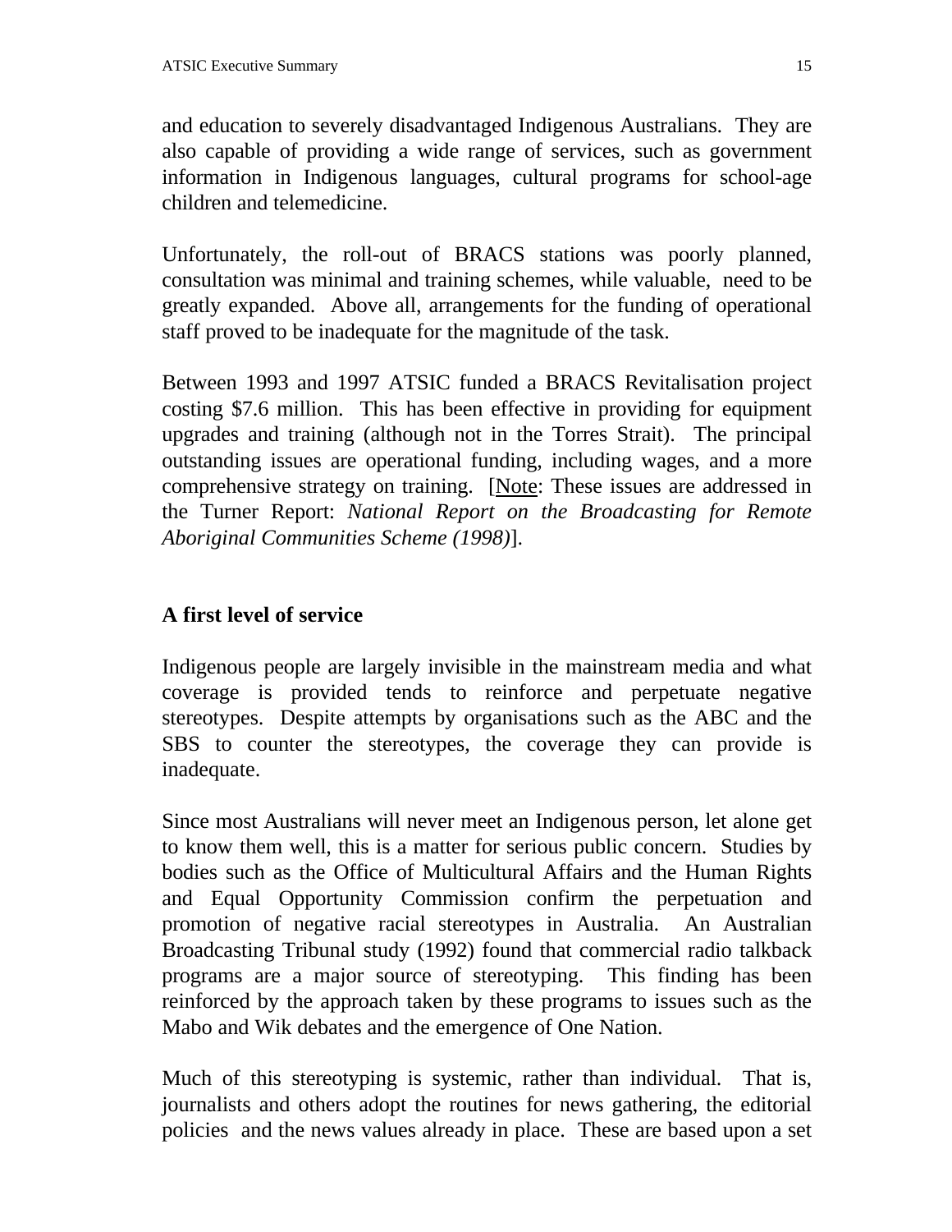and education to severely disadvantaged Indigenous Australians. They are also capable of providing a wide range of services, such as government information in Indigenous languages, cultural programs for school-age children and telemedicine.

Unfortunately, the roll-out of BRACS stations was poorly planned, consultation was minimal and training schemes, while valuable, need to be greatly expanded. Above all, arrangements for the funding of operational staff proved to be inadequate for the magnitude of the task.

Between 1993 and 1997 ATSIC funded a BRACS Revitalisation project costing $7.6 million. This has been effective in providing for equipment upgrades and training (although not in the Torres Strait). The principal outstanding issues are operational funding, including wages, and a more comprehensive strategy on training. [Note: These issues are addressed in the Turner Report: *National Report on the Broadcasting for Remote Aboriginal Communities Scheme (1998)*].

## A first level of service

Indigenous people are largely invisible in the mainstream media and what coverage is provided tends to reinforce and perpetuate negative stereotypes. Despite attempts by organisations such as the ABC and the SBS to counter the stereotypes, the coverage they can provide is inadequate.

Since most Australians will never meet an Indigenous person, let alone get to know them well, this is a matter for serious public concern. Studies by bodies such as the Office of Multicultural Affairs and the Human Rights and Equal Opportunity Commission confirm the perpetuation and promotion of negative racial stereotypes in Australia. An Australian Broadcasting Tribunal study (1992) found that commercial radio talkback programs are a major source of stereotyping. This finding has been reinforced by the approach taken by these programs to issues such as the Mabo and Wik debates and the emergence of One Nation.

Much of this stereotyping is systemic, rather than individual. That is, journalists and others adopt the routines for news gathering, the editorial policies and the news values already in place. These are based upon a set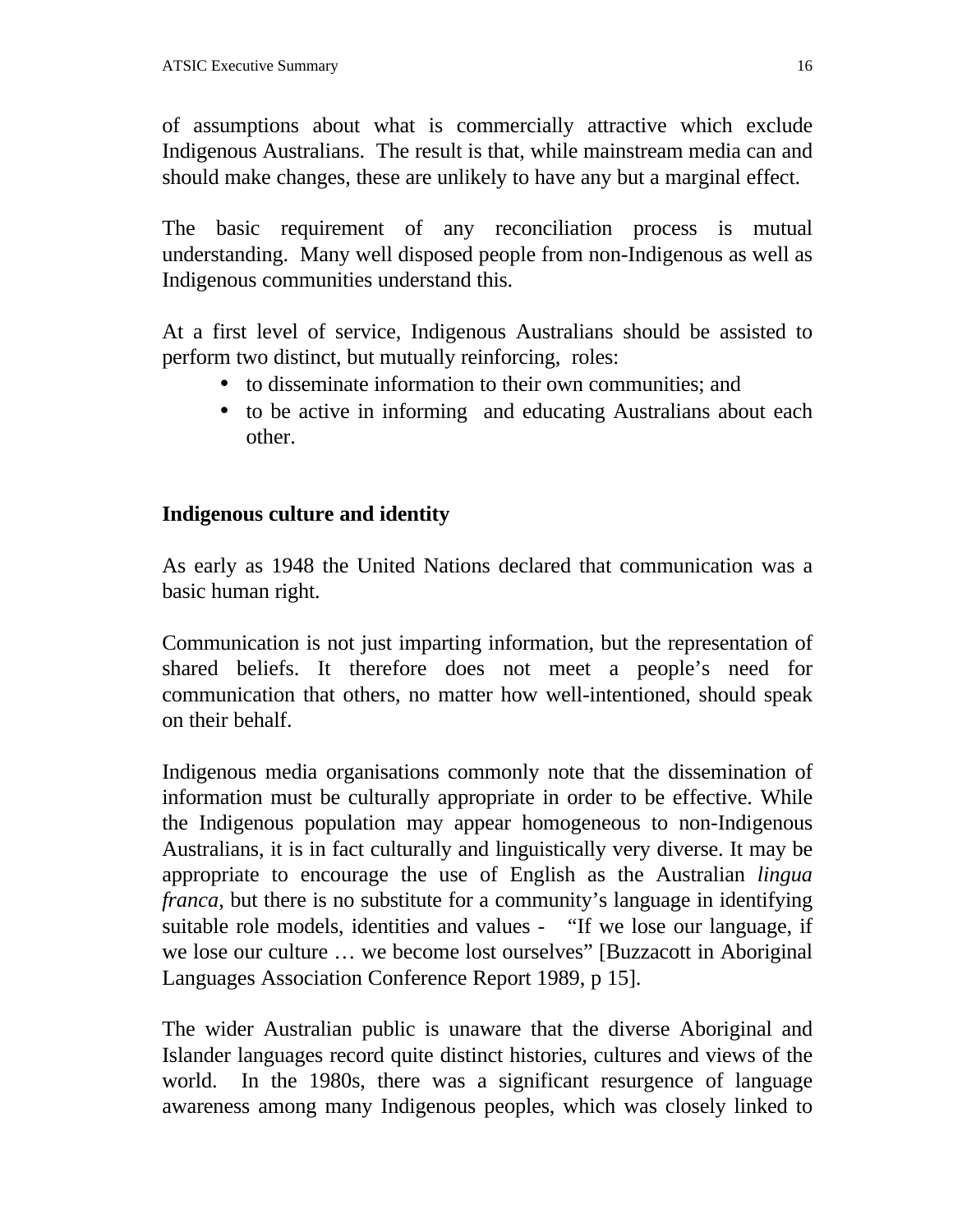of assumptions about what is commercially attractive which exclude Indigenous Australians. The result is that, while mainstream media can and should make changes, these are unlikely to have any but a marginal effect.

The basic requirement of any reconciliation process is mutual understanding. Many well disposed people from non-Indigenous as well as Indigenous communities understand this.

At a first level of service, Indigenous Australians should be assisted to perform two distinct, but mutually reinforcing, roles:

- to disseminate information to their own communities; and
- to be active in informing and educating Australians about each other.

## Indigenous culture and identity

As early as 1948 the United Nations declared that communication was a basic human right.

Communication is not just imparting information, but the representation of shared beliefs. It therefore does not meet a people's need for communication that others, no matter how well-intentioned, should speak on their behalf.

Indigenous media organisations commonly note that the dissemination of information must be culturally appropriate in order to be effective. While the Indigenous population may appear homogeneous to non-Indigenous Australians, it is in fact culturally and linguistically very diverse. It may be appropriate to encourage the use of English as the Australian *lingua franca*, but there is no substitute for a community's language in identifying suitable role models, identities and values - "If we lose our language, if we lose our culture … we become lost ourselves" [Buzzacott in Aboriginal Languages Association Conference Report 1989, p 15].

The wider Australian public is unaware that the diverse Aboriginal and Islander languages record quite distinct histories, cultures and views of the world. In the 1980s, there was a significant resurgence of language awareness among many Indigenous peoples, which was closely linked to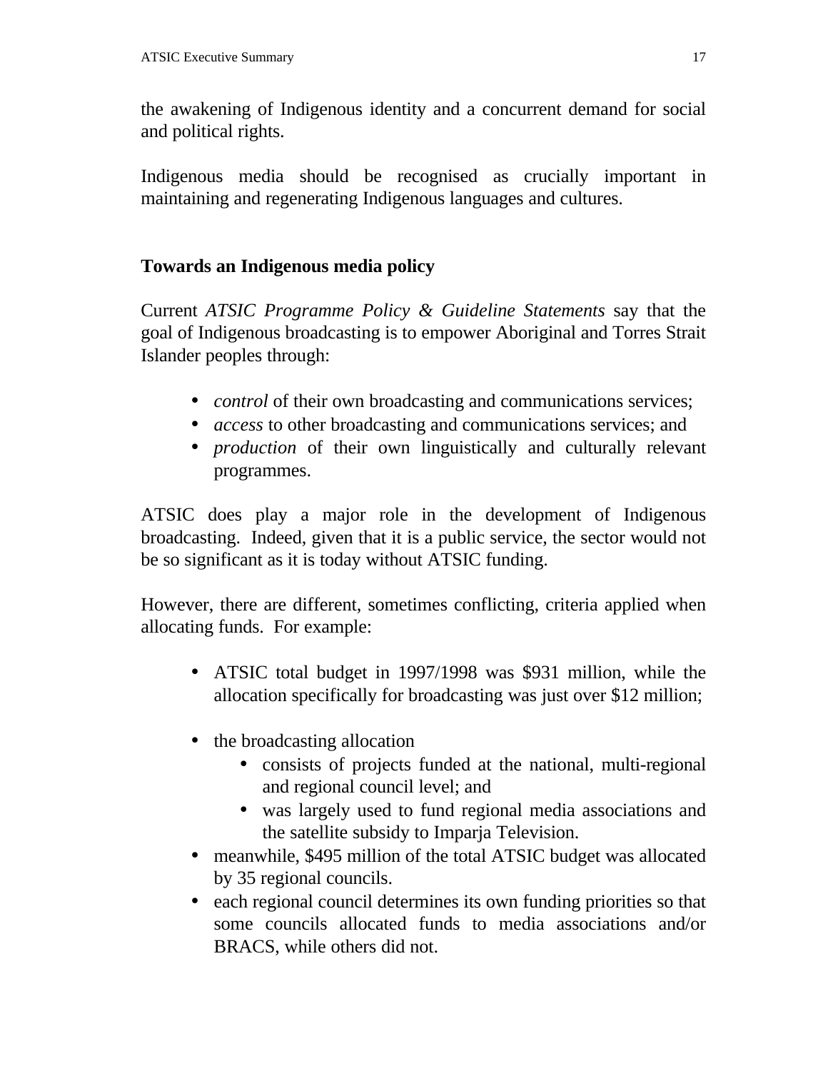the awakening of Indigenous identity and a concurrent demand for social and political rights.

Indigenous media should be recognised as crucially important in maintaining and regenerating Indigenous languages and cultures.

## Towards an Indigenous media policy

Current *ATSIC Programme Policy & Guideline Statements* say that the goal of Indigenous broadcasting is to empower Aboriginal and Torres Strait Islander peoples through:

- *control* of their own broadcasting and communications services;
- *access* to other broadcasting and communications services; and
- *production* of their own linguistically and culturally relevant programmes.

ATSIC does play a major role in the development of Indigenous broadcasting. Indeed, given that it is a public service, the sector would not be so significant as it is today without ATSIC funding.

However, there are different, sometimes conflicting, criteria applied when allocating funds. For example:

- ATSIC total budget in 1997/1998 was $931 million, while the allocation specifically for broadcasting was just over $12 million;
- the broadcasting allocation
    - consists of projects funded at the national, multi-regional and regional council level; and
    - was largely used to fund regional media associations and the satellite subsidy to Imparja Television.
- meanwhile, $495 million of the total ATSIC budget was allocated by 35 regional councils.
- each regional council determines its own funding priorities so that some councils allocated funds to media associations and/or BRACS, while others did not.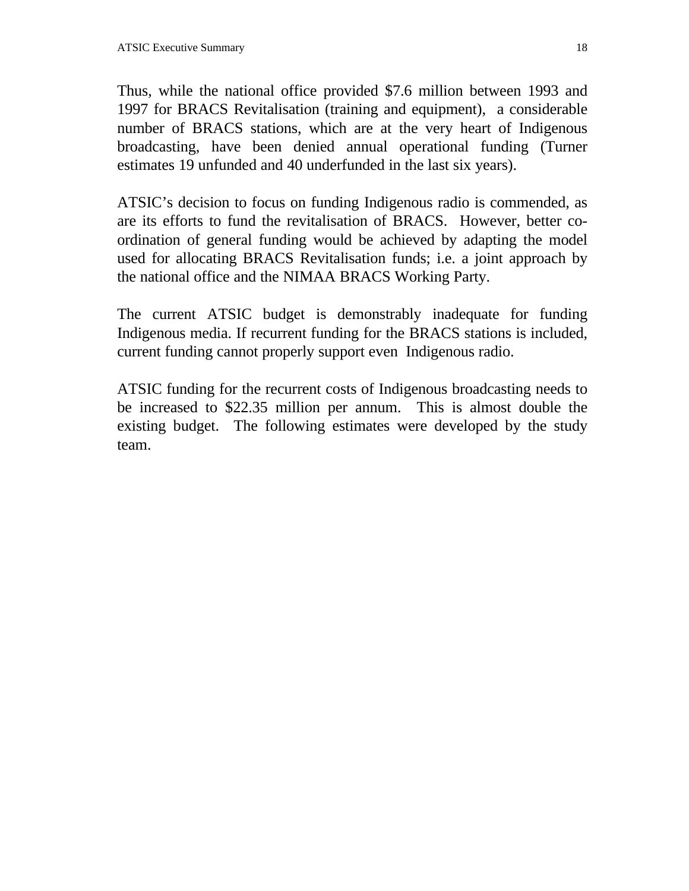Thus, while the national office provided $7.6 million between 1993 and 1997 for BRACS Revitalisation (training and equipment), a considerable number of BRACS stations, which are at the very heart of Indigenous broadcasting, have been denied annual operational funding (Turner estimates 19 unfunded and 40 underfunded in the last six years).

ATSIC's decision to focus on funding Indigenous radio is commended, as are its efforts to fund the revitalisation of BRACS. However, better co-ordination of general funding would be achieved by adapting the model used for allocating BRACS Revitalisation funds; i.e. a joint approach by the national office and the NIMAA BRACS Working Party.

The current ATSIC budget is demonstrably inadequate for funding Indigenous media. If recurrent funding for the BRACS stations is included, current funding cannot properly support even Indigenous radio.

ATSIC funding for the recurrent costs of Indigenous broadcasting needs to be increased to $22.35 million per annum. This is almost double the existing budget. The following estimates were developed by the study team.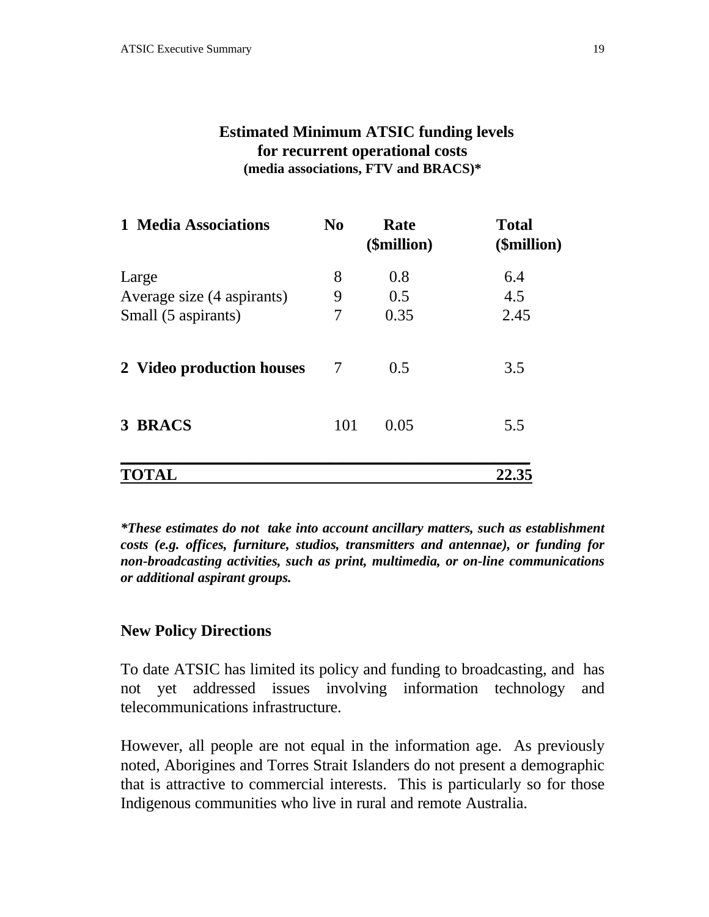## Estimated Minimum ATSIC funding levels for recurrent operational costs

**(media associations, FTV and BRACS)***

| 1 Media Associations | No | Rate ($million) | Total ($million) |
|---|---|---|---|
| Large | 8 | 0.8 | 6.4 |
| Average size (4 aspirants) | 9 | 0.5 | 4.5 |
| Small (5 aspirants) | 7 | 0.35 | 2.45 |
| **2 Video production houses** | 7 | 0.5 | 3.5 |
| **3 BRACS** | 101 | 0.05 | 5.5 |
| **TOTAL** | | | **22.35** |

***These estimates do not take into account ancillary matters, such as establishment costs (e.g. offices, furniture, studios, transmitters and antennae), or funding for non-broadcasting activities, such as print, multimedia, or on-line communications or additional aspirant groups.***

### New Policy Directions

To date ATSIC has limited its policy and funding to broadcasting, and has not yet addressed issues involving information technology and telecommunications infrastructure.

However, all people are not equal in the information age. As previously noted, Aborigines and Torres Strait Islanders do not present a demographic that is attractive to commercial interests. This is particularly so for those Indigenous communities who live in rural and remote Australia.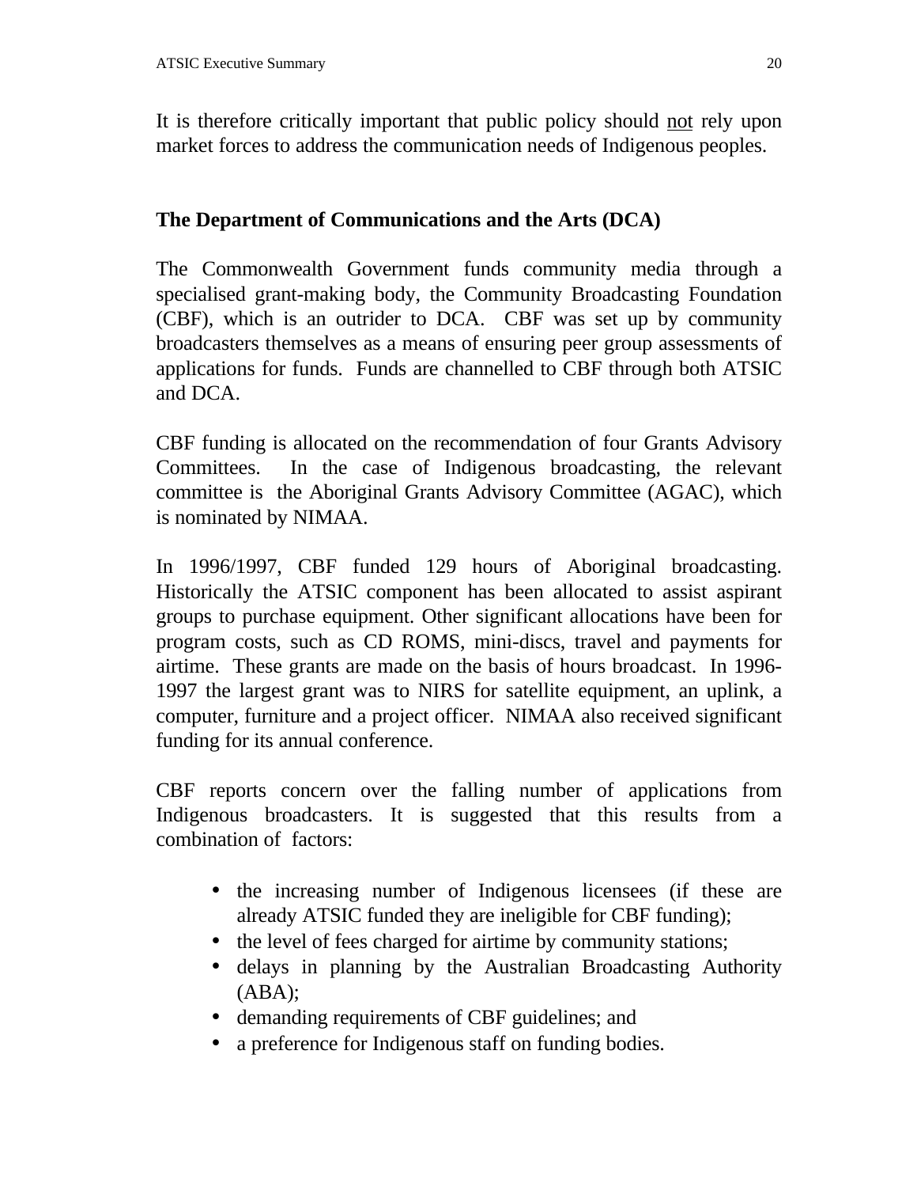It is therefore critically important that public policy should <u>not</u> rely upon market forces to address the communication needs of Indigenous peoples.

### The Department of Communications and the Arts (DCA)

The Commonwealth Government funds community media through a specialised grant-making body, the Community Broadcasting Foundation (CBF), which is an outrider to DCA. CBF was set up by community broadcasters themselves as a means of ensuring peer group assessments of applications for funds. Funds are channelled to CBF through both ATSIC and DCA.

CBF funding is allocated on the recommendation of four Grants Advisory Committees. In the case of Indigenous broadcasting, the relevant committee is the Aboriginal Grants Advisory Committee (AGAC), which is nominated by NIMAA.

In 1996/1997, CBF funded 129 hours of Aboriginal broadcasting. Historically the ATSIC component has been allocated to assist aspirant groups to purchase equipment. Other significant allocations have been for program costs, such as CD ROMS, mini-discs, travel and payments for airtime. These grants are made on the basis of hours broadcast. In 1996-1997 the largest grant was to NIRS for satellite equipment, an uplink, a computer, furniture and a project officer. NIMAA also received significant funding for its annual conference.

CBF reports concern over the falling number of applications from Indigenous broadcasters. It is suggested that this results from a combination of factors:

- the increasing number of Indigenous licensees (if these are already ATSIC funded they are ineligible for CBF funding);
- the level of fees charged for airtime by community stations;
- delays in planning by the Australian Broadcasting Authority (ABA);
- demanding requirements of CBF guidelines; and
- a preference for Indigenous staff on funding bodies.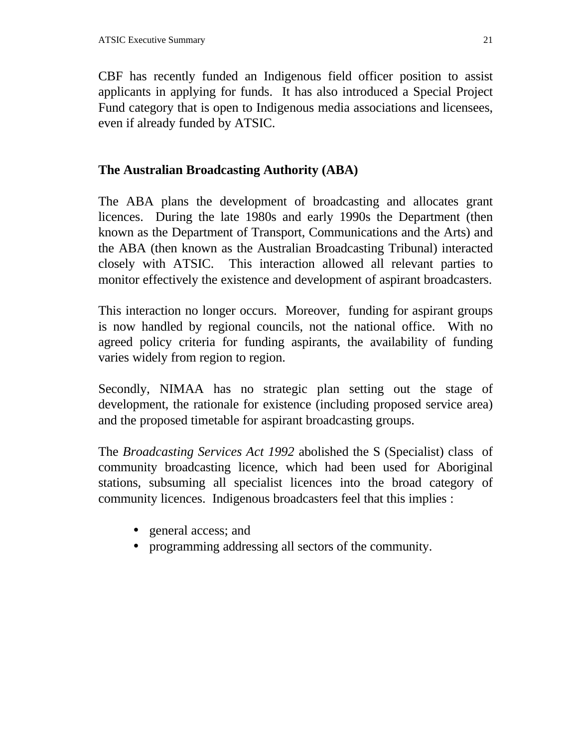CBF has recently funded an Indigenous field officer position to assist applicants in applying for funds. It has also introduced a Special Project Fund category that is open to Indigenous media associations and licensees, even if already funded by ATSIC.

## The Australian Broadcasting Authority (ABA)

The ABA plans the development of broadcasting and allocates grant licences. During the late 1980s and early 1990s the Department (then known as the Department of Transport, Communications and the Arts) and the ABA (then known as the Australian Broadcasting Tribunal) interacted closely with ATSIC. This interaction allowed all relevant parties to monitor effectively the existence and development of aspirant broadcasters.

This interaction no longer occurs. Moreover, funding for aspirant groups is now handled by regional councils, not the national office. With no agreed policy criteria for funding aspirants, the availability of funding varies widely from region to region.

Secondly, NIMAA has no strategic plan setting out the stage of development, the rationale for existence (including proposed service area) and the proposed timetable for aspirant broadcasting groups.

The *Broadcasting Services Act 1992* abolished the S (Specialist) class of community broadcasting licence, which had been used for Aboriginal stations, subsuming all specialist licences into the broad category of community licences. Indigenous broadcasters feel that this implies :

- general access; and
- programming addressing all sectors of the community.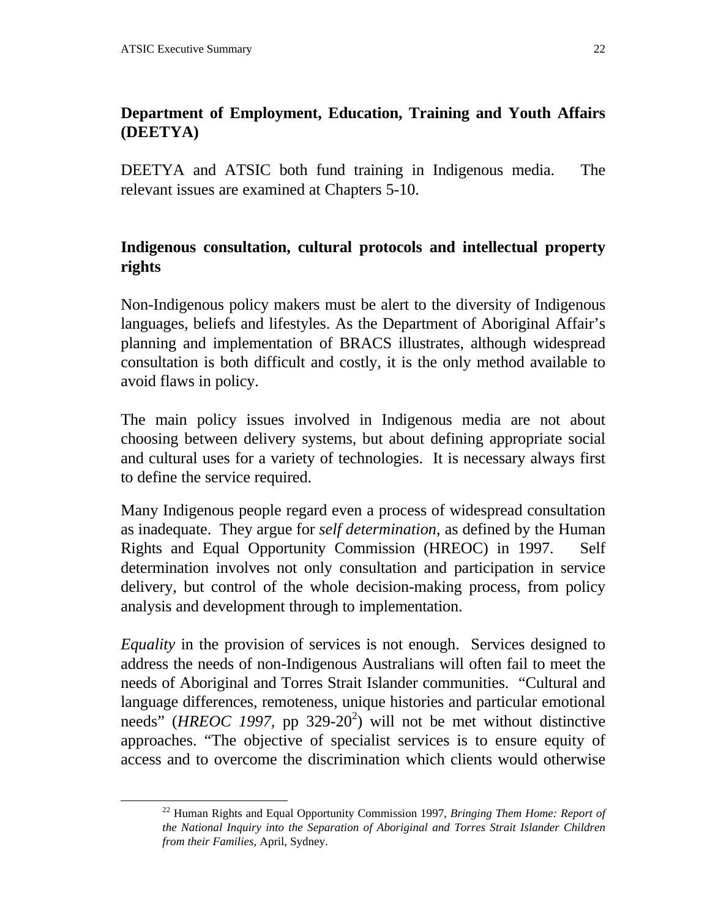## Department of Employment, Education, Training and Youth Affairs (DEETYA)

DEETYA and ATSIC both fund training in Indigenous media. The relevant issues are examined at Chapters 5-10.

## Indigenous consultation, cultural protocols and intellectual property rights

Non-Indigenous policy makers must be alert to the diversity of Indigenous languages, beliefs and lifestyles. As the Department of Aboriginal Affair's planning and implementation of BRACS illustrates, although widespread consultation is both difficult and costly, it is the only method available to avoid flaws in policy.

The main policy issues involved in Indigenous media are not about choosing between delivery systems, but about defining appropriate social and cultural uses for a variety of technologies. It is necessary always first to define the service required.

Many Indigenous people regard even a process of widespread consultation as inadequate. They argue for *self determination*, as defined by the Human Rights and Equal Opportunity Commission (HREOC) in 1997. Self determination involves not only consultation and participation in service delivery, but control of the whole decision-making process, from policy analysis and development through to implementation.

*Equality* in the provision of services is not enough. Services designed to address the needs of non-Indigenous Australians will often fail to meet the needs of Aboriginal and Torres Strait Islander communities. "Cultural and language differences, remoteness, unique histories and particular emotional needs" (*HREOC 1997*, pp 329-20[2]) will not be met without distinctive approaches. "The objective of specialist services is to ensure equity of access and to overcome the discrimination which clients would otherwise

---

[22] Human Rights and Equal Opportunity Commission 1997, *Bringing Them Home: Report of the National Inquiry into the Separation of Aboriginal and Torres Strait Islander Children from their Families*, April, Sydney.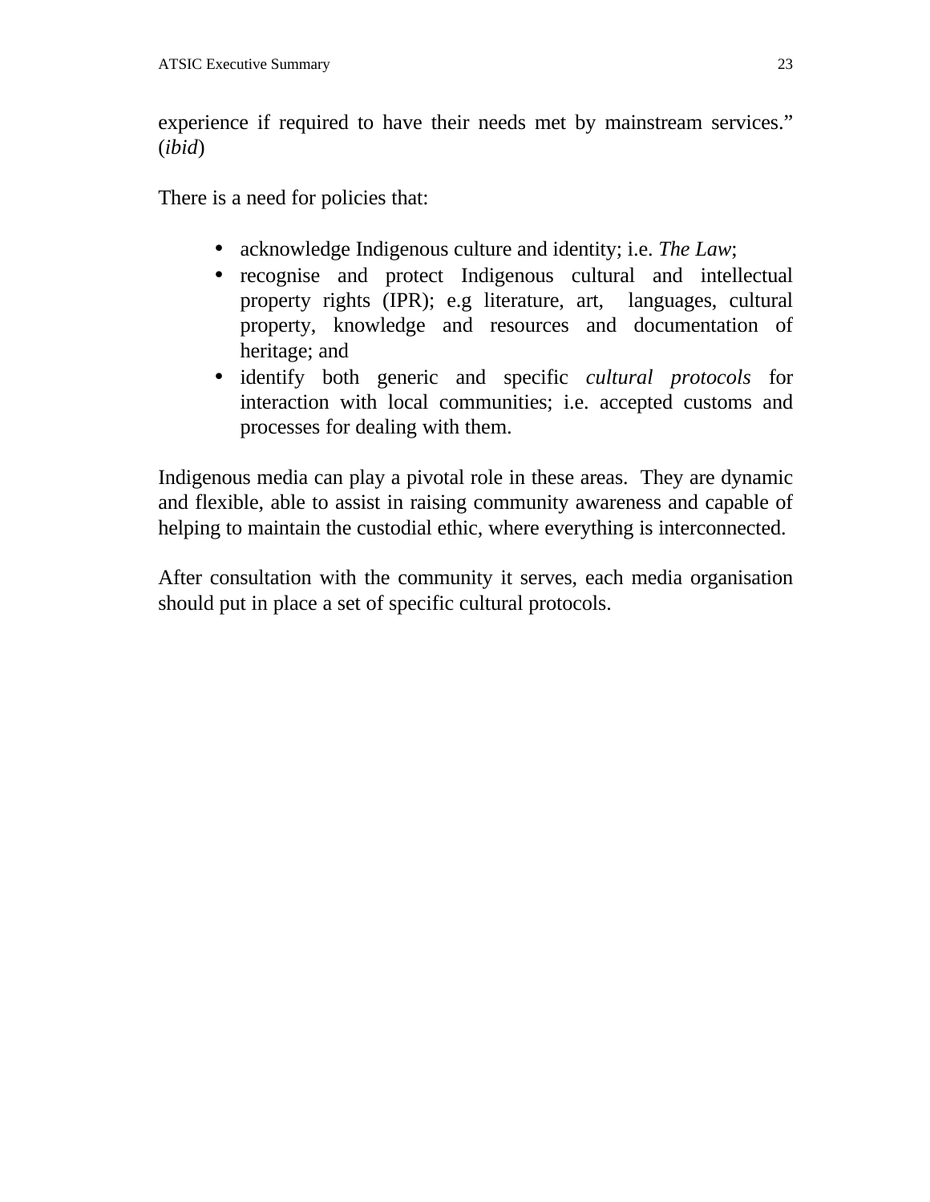experience if required to have their needs met by mainstream services." (*ibid*)

There is a need for policies that:

- acknowledge Indigenous culture and identity; i.e. *The Law*;
- recognise and protect Indigenous cultural and intellectual property rights (IPR); e.g literature, art, languages, cultural property, knowledge and resources and documentation of heritage; and
- identify both generic and specific *cultural protocols* for interaction with local communities; i.e. accepted customs and processes for dealing with them.

Indigenous media can play a pivotal role in these areas. They are dynamic and flexible, able to assist in raising community awareness and capable of helping to maintain the custodial ethic, where everything is interconnected.

After consultation with the community it serves, each media organisation should put in place a set of specific cultural protocols.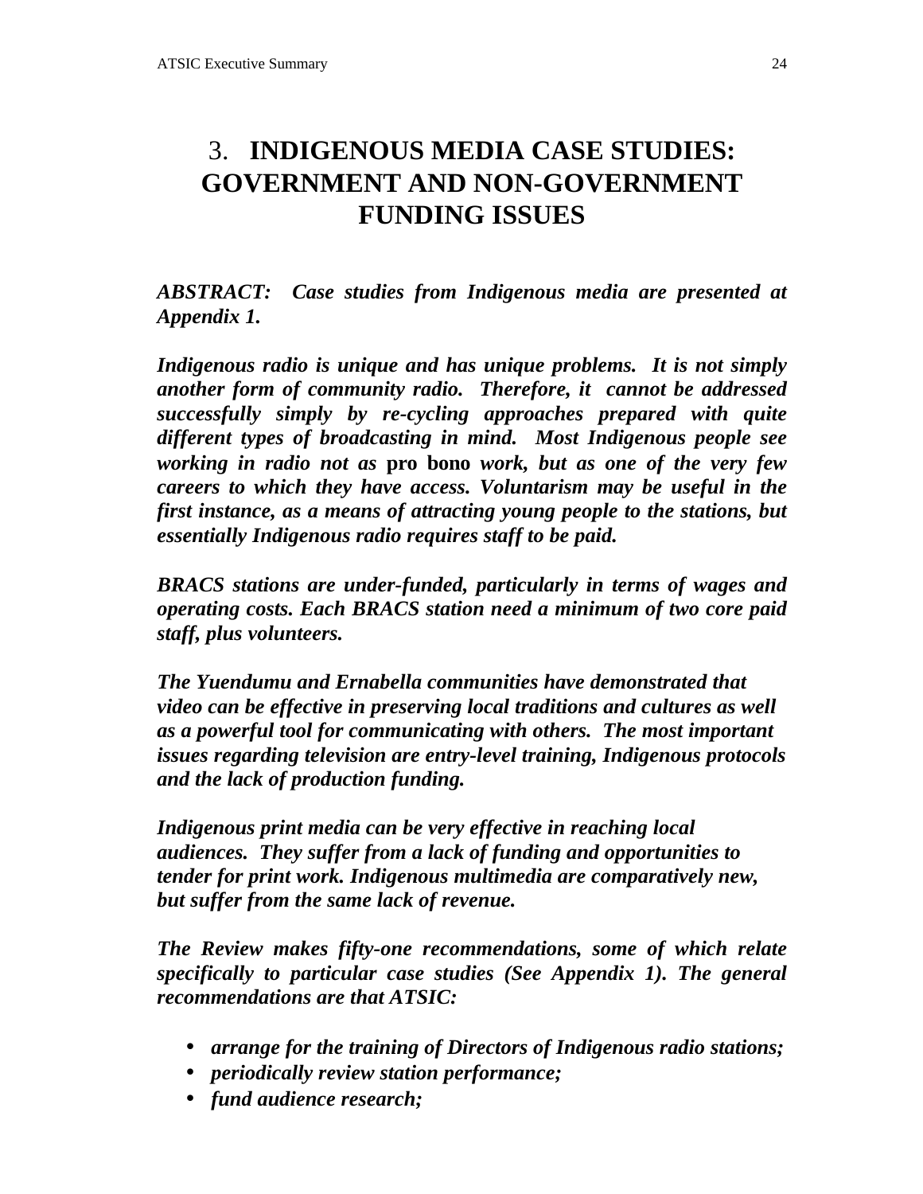# 3. INDIGENOUS MEDIA CASE STUDIES: GOVERNMENT AND NON-GOVERNMENT FUNDING ISSUES

***ABSTRACT:** Case studies from Indigenous media are presented at Appendix 1.*

*Indigenous radio is unique and has unique problems. It is not simply another form of community radio. Therefore, it cannot be addressed successfully simply by re-cycling approaches prepared with quite different types of broadcasting in mind. Most Indigenous people see working in radio not as* **pro bono** *work, but as one of the very few careers to which they have access. Voluntarism may be useful in the first instance, as a means of attracting young people to the stations, but essentially Indigenous radio requires staff to be paid.*

*BRACS stations are under-funded, particularly in terms of wages and operating costs. Each BRACS station need a minimum of two core paid staff, plus volunteers.*

*The Yuendumu and Ernabella communities have demonstrated that video can be effective in preserving local traditions and cultures as well as a powerful tool for communicating with others. The most important issues regarding television are entry-level training, Indigenous protocols and the lack of production funding.*

*Indigenous print media can be very effective in reaching local audiences. They suffer from a lack of funding and opportunities to tender for print work. Indigenous multimedia are comparatively new, but suffer from the same lack of revenue.*

*The Review makes fifty-one recommendations, some of which relate specifically to particular case studies (See Appendix 1). The general recommendations are that ATSIC:*

- *arrange for the training of Directors of Indigenous radio stations;*
- *periodically review station performance;*
- *fund audience research;*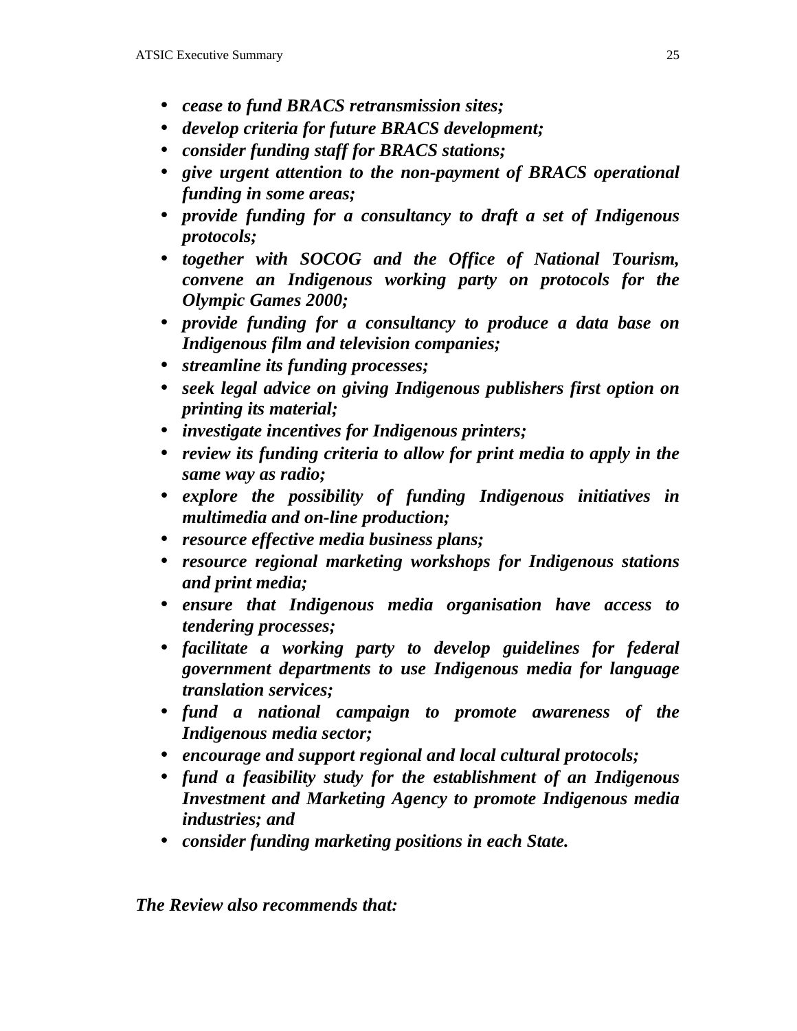- ***cease to fund BRACS retransmission sites;***
- ***develop criteria for future BRACS development;***
- ***consider funding staff for BRACS stations;***
- ***give urgent attention to the non-payment of BRACS operational funding in some areas;***
- ***provide funding for a consultancy to draft a set of Indigenous protocols;***
- ***together with SOCOG and the Office of National Tourism, convene an Indigenous working party on protocols for the Olympic Games 2000;***
- ***provide funding for a consultancy to produce a data base on Indigenous film and television companies;***
- ***streamline its funding processes;***
- ***seek legal advice on giving Indigenous publishers first option on printing its material;***
- ***investigate incentives for Indigenous printers;***
- ***review its funding criteria to allow for print media to apply in the same way as radio;***
- ***explore the possibility of funding Indigenous initiatives in multimedia and on-line production;***
- ***resource effective media business plans;***
- ***resource regional marketing workshops for Indigenous stations and print media;***
- ***ensure that Indigenous media organisation have access to tendering processes;***
- ***facilitate a working party to develop guidelines for federal government departments to use Indigenous media for language translation services;***
- ***fund a national campaign to promote awareness of the Indigenous media sector;***
- ***encourage and support regional and local cultural protocols;***
- ***fund a feasibility study for the establishment of an Indigenous Investment and Marketing Agency to promote Indigenous media industries; and***
- ***consider funding marketing positions in each State.***

***The Review also recommends that:***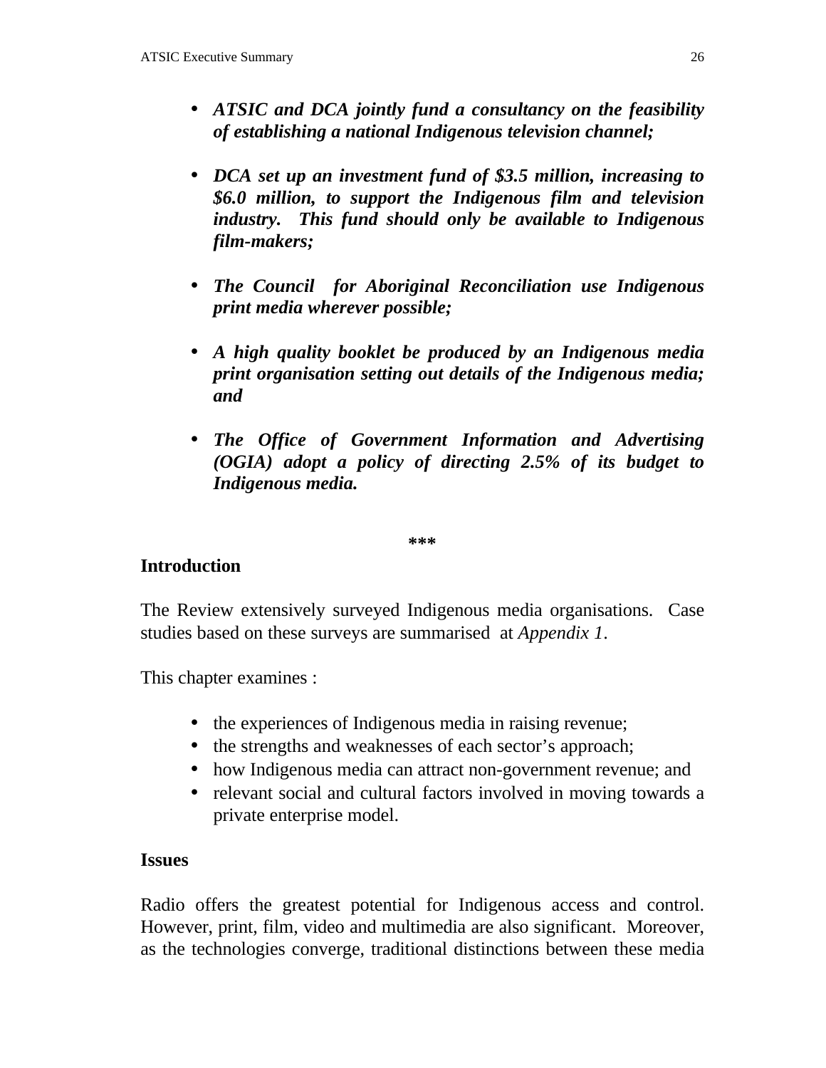- ***ATSIC and DCA jointly fund a consultancy on the feasibility of establishing a national Indigenous television channel;***

- ***DCA set up an investment fund of $3.5 million, increasing to $6.0 million, to support the Indigenous film and television industry. This fund should only be available to Indigenous film-makers;***

- ***The Council for Aboriginal Reconciliation use Indigenous print media wherever possible;***

- ***A high quality booklet be produced by an Indigenous media print organisation setting out details of the Indigenous media; and***

- ***The Office of Government Information and Advertising (OGIA) adopt a policy of directing 2.5% of its budget to Indigenous media.***

***

**Introduction**

The Review extensively surveyed Indigenous media organisations. Case studies based on these surveys are summarised at *Appendix 1*.

This chapter examines :

- the experiences of Indigenous media in raising revenue;
- the strengths and weaknesses of each sector's approach;
- how Indigenous media can attract non-government revenue; and
- relevant social and cultural factors involved in moving towards a private enterprise model.

**Issues**

Radio offers the greatest potential for Indigenous access and control. However, print, film, video and multimedia are also significant. Moreover, as the technologies converge, traditional distinctions between these media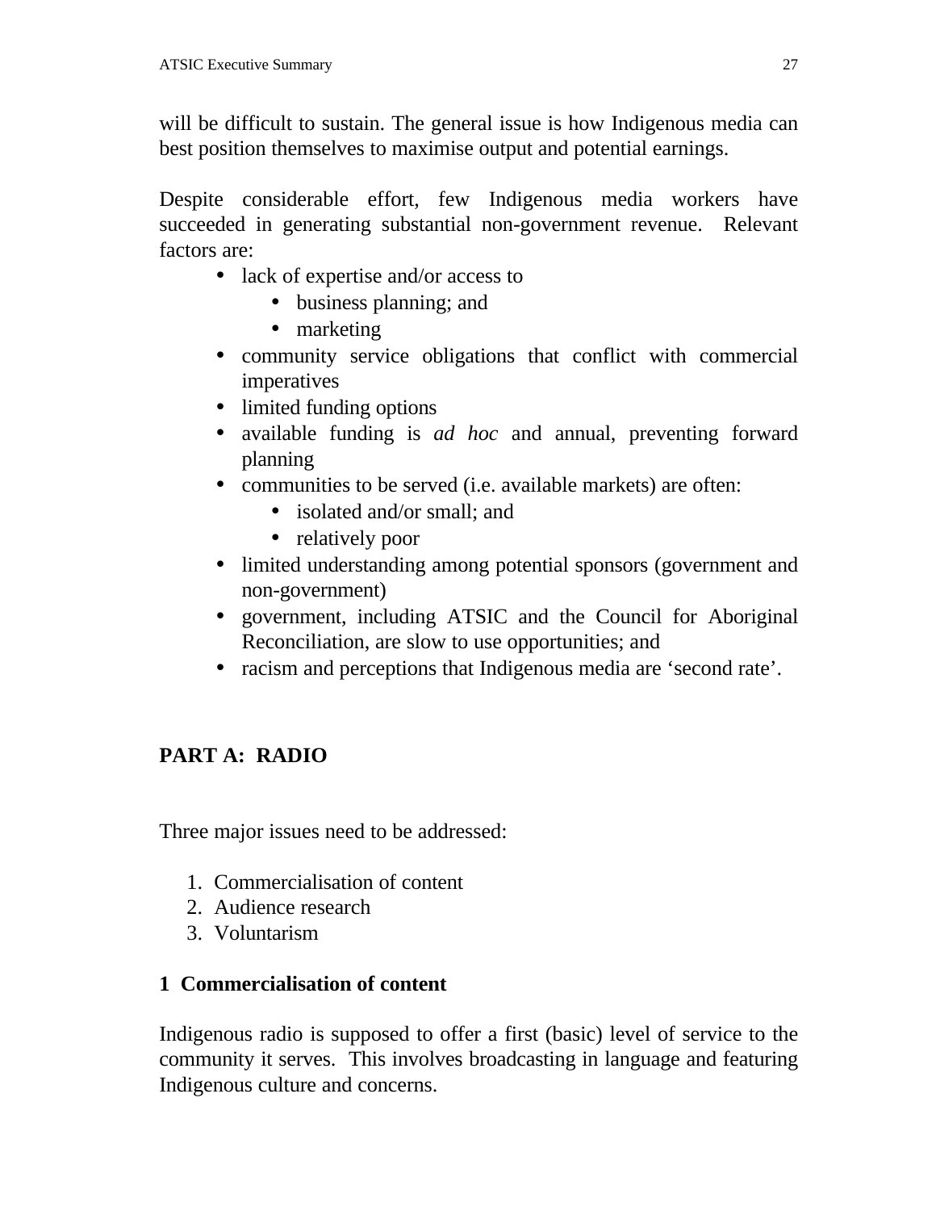will be difficult to sustain. The general issue is how Indigenous media can best position themselves to maximise output and potential earnings.

Despite considerable effort, few Indigenous media workers have succeeded in generating substantial non-government revenue. Relevant factors are:

- lack of expertise and/or access to
  - business planning; and
  - marketing
- community service obligations that conflict with commercial imperatives
- limited funding options
- available funding is *ad hoc* and annual, preventing forward planning
- communities to be served (i.e. available markets) are often:
  - isolated and/or small; and
  - relatively poor
- limited understanding among potential sponsors (government and non-government)
- government, including ATSIC and the Council for Aboriginal Reconciliation, are slow to use opportunities; and
- racism and perceptions that Indigenous media are 'second rate'.

## PART A: RADIO

Three major issues need to be addressed:

1. Commercialisation of content
2. Audience research
3. Voluntarism

### 1 Commercialisation of content

Indigenous radio is supposed to offer a first (basic) level of service to the community it serves. This involves broadcasting in language and featuring Indigenous culture and concerns.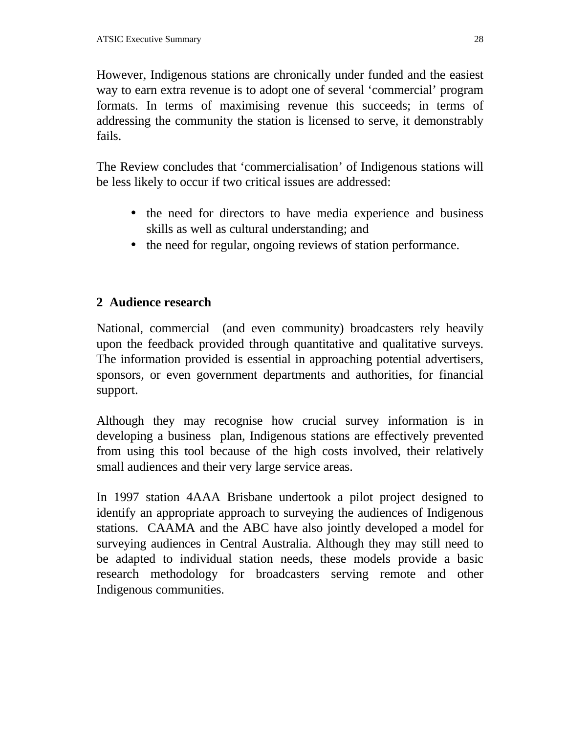However, Indigenous stations are chronically under funded and the easiest way to earn extra revenue is to adopt one of several 'commercial' program formats. In terms of maximising revenue this succeeds; in terms of addressing the community the station is licensed to serve, it demonstrably fails.

The Review concludes that 'commercialisation' of Indigenous stations will be less likely to occur if two critical issues are addressed:

- the need for directors to have media experience and business skills as well as cultural understanding; and
- the need for regular, ongoing reviews of station performance.

## 2 Audience research

National, commercial (and even community) broadcasters rely heavily upon the feedback provided through quantitative and qualitative surveys. The information provided is essential in approaching potential advertisers, sponsors, or even government departments and authorities, for financial support.

Although they may recognise how crucial survey information is in developing a business plan, Indigenous stations are effectively prevented from using this tool because of the high costs involved, their relatively small audiences and their very large service areas.

In 1997 station 4AAA Brisbane undertook a pilot project designed to identify an appropriate approach to surveying the audiences of Indigenous stations. CAAMA and the ABC have also jointly developed a model for surveying audiences in Central Australia. Although they may still need to be adapted to individual station needs, these models provide a basic research methodology for broadcasters serving remote and other Indigenous communities.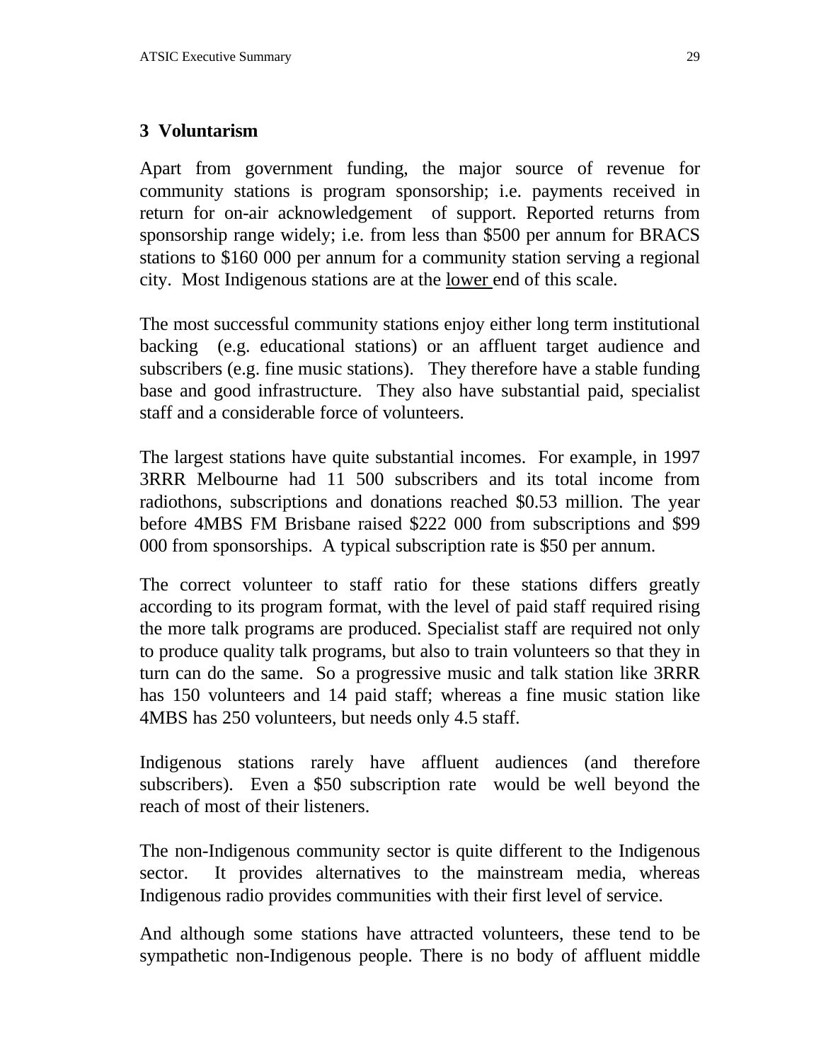## 3 Voluntarism

Apart from government funding, the major source of revenue for community stations is program sponsorship; i.e. payments received in return for on-air acknowledgement of support. Reported returns from sponsorship range widely; i.e. from less than \$500 per annum for BRACS stations to \$160 000 per annum for a community station serving a regional city. Most Indigenous stations are at the <u>lower</u> end of this scale.

The most successful community stations enjoy either long term institutional backing (e.g. educational stations) or an affluent target audience and subscribers (e.g. fine music stations). They therefore have a stable funding base and good infrastructure. They also have substantial paid, specialist staff and a considerable force of volunteers.

The largest stations have quite substantial incomes. For example, in 1997 3RRR Melbourne had 11 500 subscribers and its total income from radiothons, subscriptions and donations reached \$0.53 million. The year before 4MBS FM Brisbane raised \$222 000 from subscriptions and \$99 000 from sponsorships. A typical subscription rate is \$50 per annum.

The correct volunteer to staff ratio for these stations differs greatly according to its program format, with the level of paid staff required rising the more talk programs are produced. Specialist staff are required not only to produce quality talk programs, but also to train volunteers so that they in turn can do the same. So a progressive music and talk station like 3RRR has 150 volunteers and 14 paid staff; whereas a fine music station like 4MBS has 250 volunteers, but needs only 4.5 staff.

Indigenous stations rarely have affluent audiences (and therefore subscribers). Even a \$50 subscription rate would be well beyond the reach of most of their listeners.

The non-Indigenous community sector is quite different to the Indigenous sector. It provides alternatives to the mainstream media, whereas Indigenous radio provides communities with their first level of service.

And although some stations have attracted volunteers, these tend to be sympathetic non-Indigenous people. There is no body of affluent middle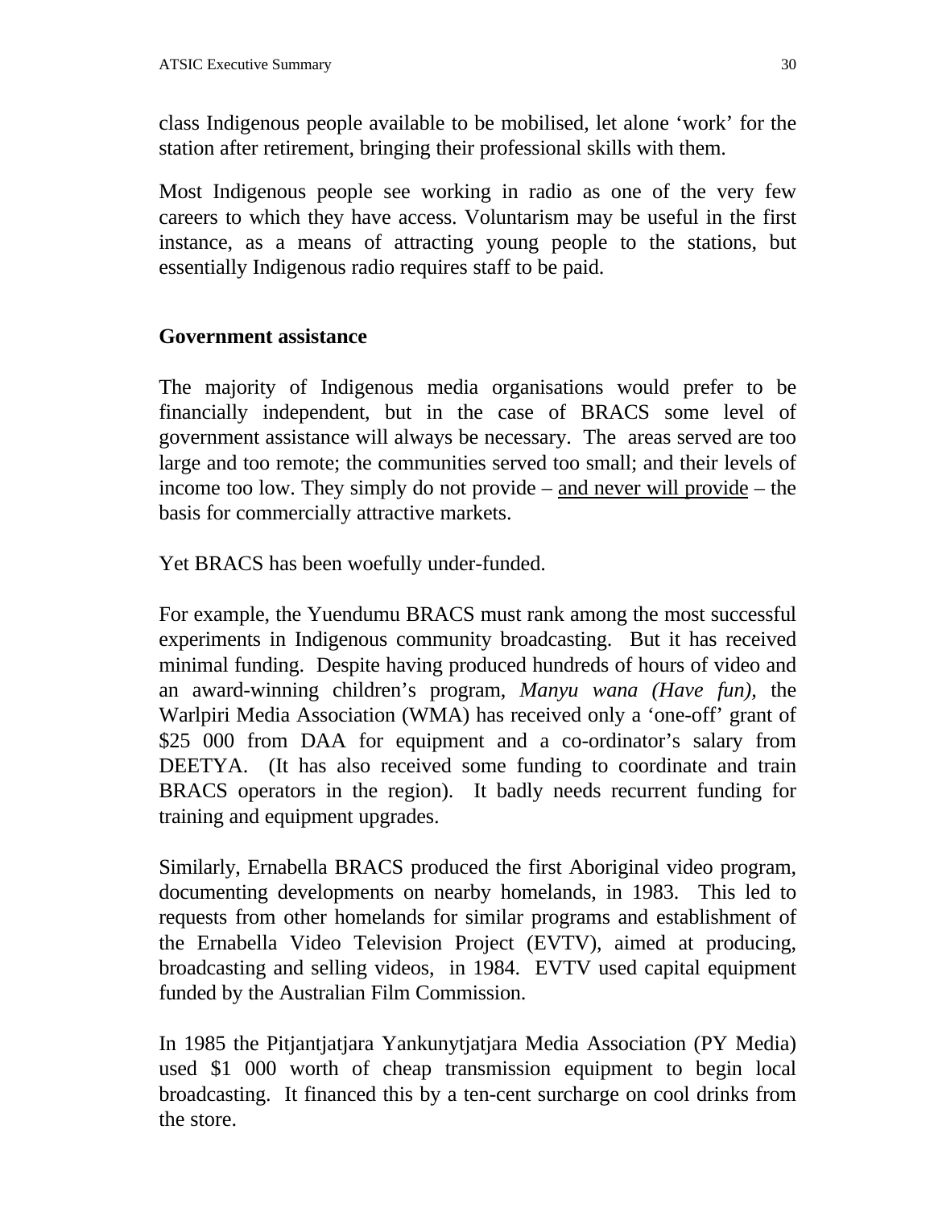class Indigenous people available to be mobilised, let alone 'work' for the station after retirement, bringing their professional skills with them.

Most Indigenous people see working in radio as one of the very few careers to which they have access. Voluntarism may be useful in the first instance, as a means of attracting young people to the stations, but essentially Indigenous radio requires staff to be paid.

## Government assistance

The majority of Indigenous media organisations would prefer to be financially independent, but in the case of BRACS some level of government assistance will always be necessary. The areas served are too large and too remote; the communities served too small; and their levels of income too low. They simply do not provide – <u>and never will provide</u> – the basis for commercially attractive markets.

Yet BRACS has been woefully under-funded.

For example, the Yuendumu BRACS must rank among the most successful experiments in Indigenous community broadcasting. But it has received minimal funding. Despite having produced hundreds of hours of video and an award-winning children's program, *Manyu wana (Have fun),* the Warlpiri Media Association (WMA) has received only a 'one-off' grant of $25 000 from DAA for equipment and a co-ordinator's salary from DEETYA. (It has also received some funding to coordinate and train BRACS operators in the region). It badly needs recurrent funding for training and equipment upgrades.

Similarly, Ernabella BRACS produced the first Aboriginal video program, documenting developments on nearby homelands, in 1983. This led to requests from other homelands for similar programs and establishment of the Ernabella Video Television Project (EVTV), aimed at producing, broadcasting and selling videos, in 1984. EVTV used capital equipment funded by the Australian Film Commission.

In 1985 the Pitjantjatjara Yankunytjatjara Media Association (PY Media) used $1 000 worth of cheap transmission equipment to begin local broadcasting. It financed this by a ten-cent surcharge on cool drinks from the store.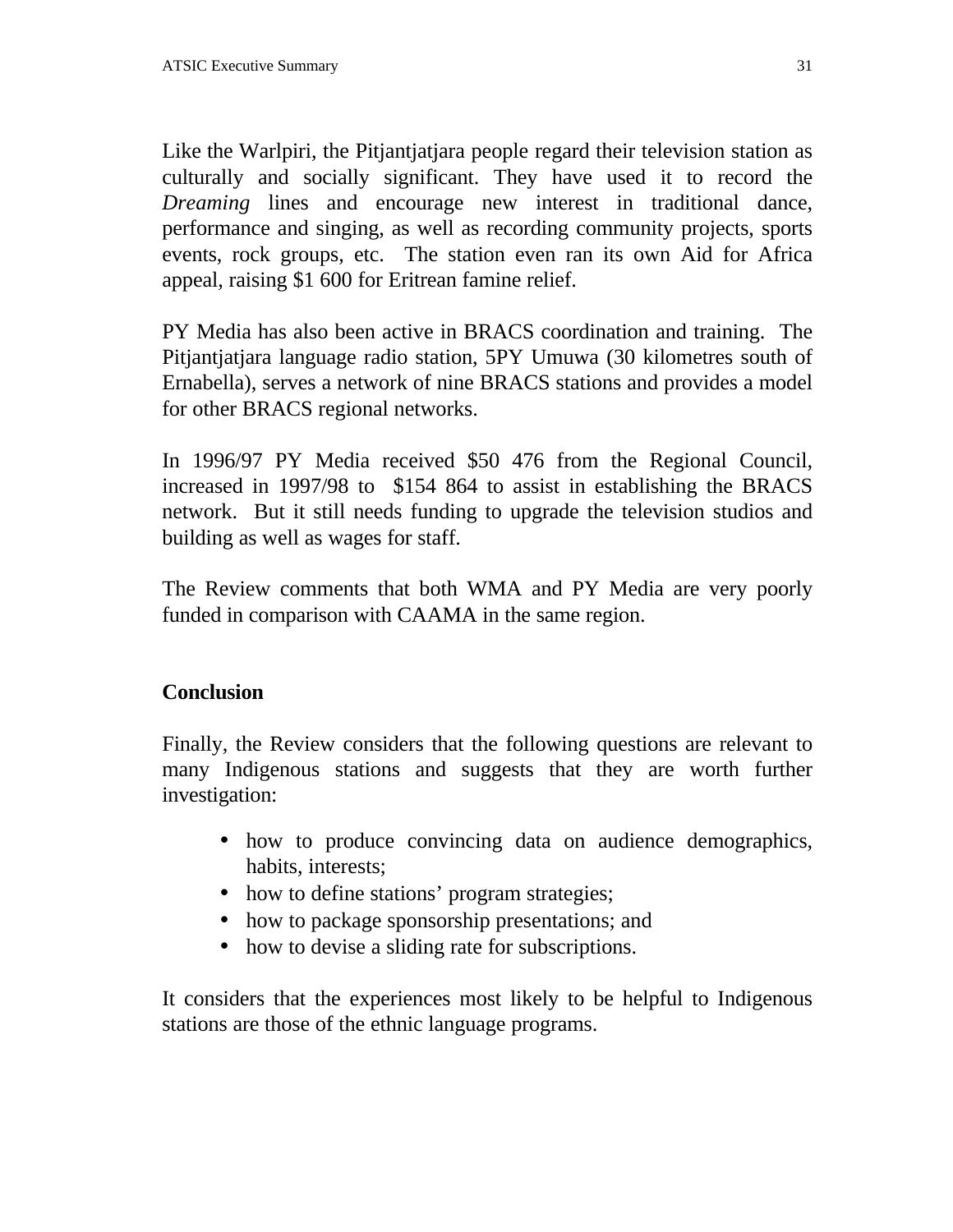Like the Warlpiri, the Pitjantjatjara people regard their television station as culturally and socially significant. They have used it to record the *Dreaming* lines and encourage new interest in traditional dance, performance and singing, as well as recording community projects, sports events, rock groups, etc. The station even ran its own Aid for Africa appeal, raising $1 600 for Eritrean famine relief.

PY Media has also been active in BRACS coordination and training. The Pitjantjatjara language radio station, 5PY Umuwa (30 kilometres south of Ernabella), serves a network of nine BRACS stations and provides a model for other BRACS regional networks.

In 1996/97 PY Media received $50 476 from the Regional Council, increased in 1997/98 to $154 864 to assist in establishing the BRACS network. But it still needs funding to upgrade the television studios and building as well as wages for staff.

The Review comments that both WMA and PY Media are very poorly funded in comparison with CAAMA in the same region.

## Conclusion

Finally, the Review considers that the following questions are relevant to many Indigenous stations and suggests that they are worth further investigation:

- how to produce convincing data on audience demographics, habits, interests;
- how to define stations' program strategies;
- how to package sponsorship presentations; and
- how to devise a sliding rate for subscriptions.

It considers that the experiences most likely to be helpful to Indigenous stations are those of the ethnic language programs.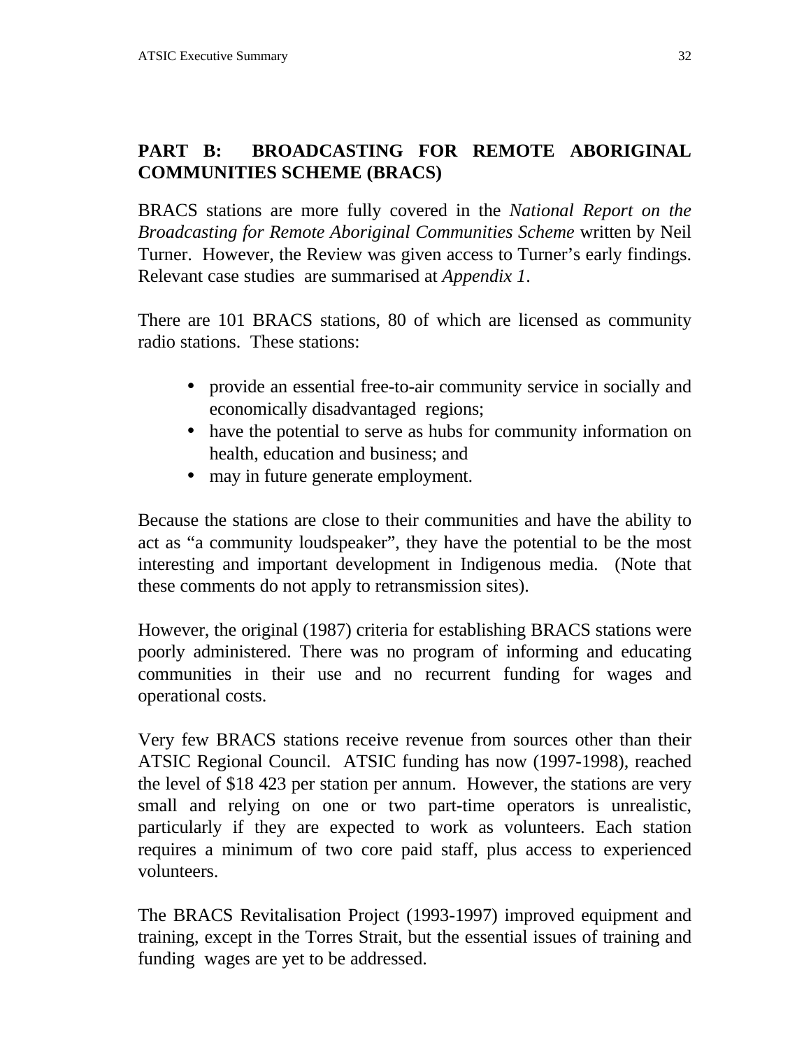## PART B: BROADCASTING FOR REMOTE ABORIGINAL COMMUNITIES SCHEME (BRACS)

BRACS stations are more fully covered in the *National Report on the Broadcasting for Remote Aboriginal Communities Scheme* written by Neil Turner. However, the Review was given access to Turner's early findings. Relevant case studies are summarised at *Appendix 1*.

There are 101 BRACS stations, 80 of which are licensed as community radio stations. These stations:

- provide an essential free-to-air community service in socially and economically disadvantaged regions;
- have the potential to serve as hubs for community information on health, education and business; and
- may in future generate employment.

Because the stations are close to their communities and have the ability to act as "a community loudspeaker", they have the potential to be the most interesting and important development in Indigenous media. (Note that these comments do not apply to retransmission sites).

However, the original (1987) criteria for establishing BRACS stations were poorly administered. There was no program of informing and educating communities in their use and no recurrent funding for wages and operational costs.

Very few BRACS stations receive revenue from sources other than their ATSIC Regional Council. ATSIC funding has now (1997-1998), reached the level of $18 423 per station per annum. However, the stations are very small and relying on one or two part-time operators is unrealistic, particularly if they are expected to work as volunteers. Each station requires a minimum of two core paid staff, plus access to experienced volunteers.

The BRACS Revitalisation Project (1993-1997) improved equipment and training, except in the Torres Strait, but the essential issues of training and funding wages are yet to be addressed.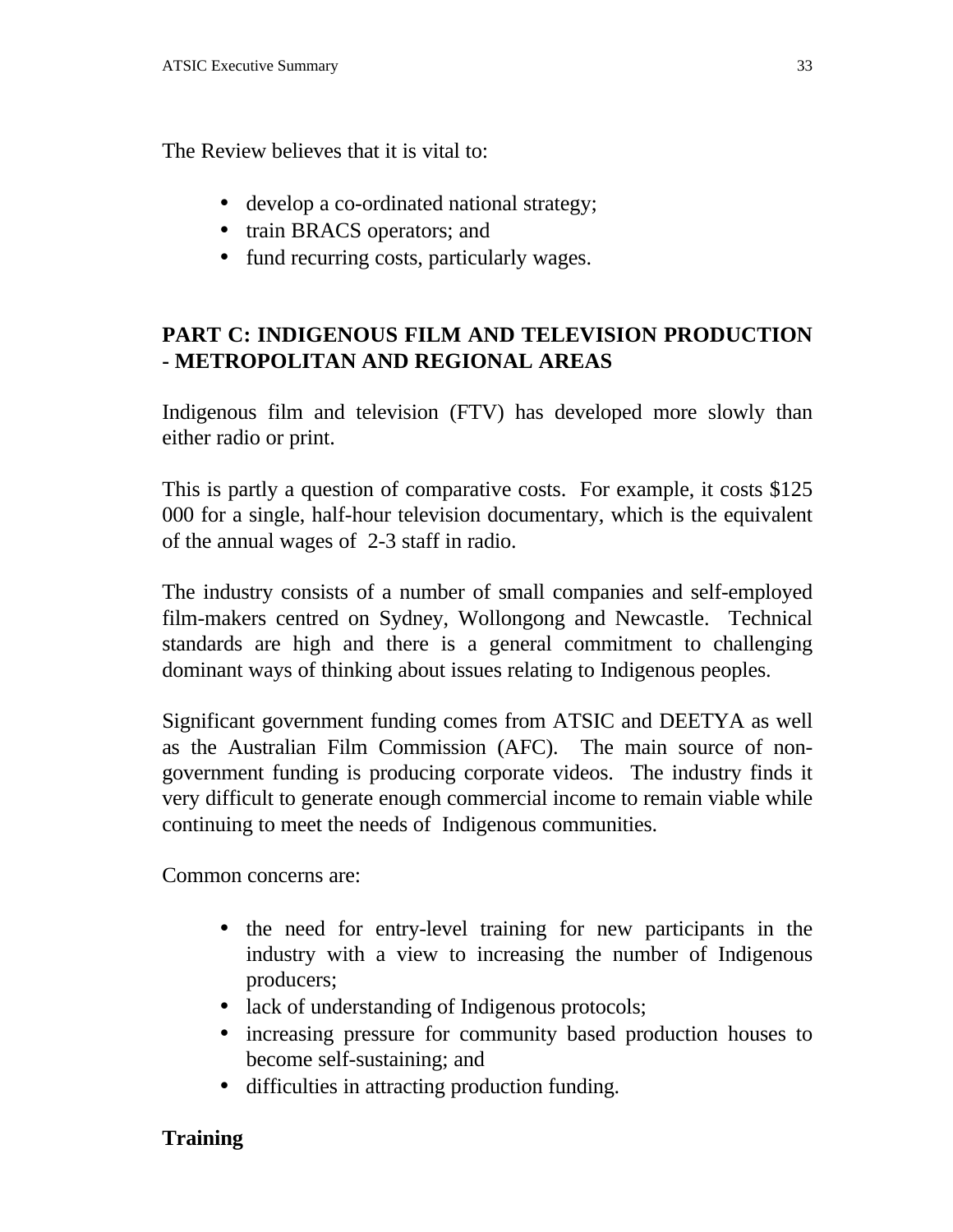The Review believes that it is vital to:

- develop a co-ordinated national strategy;
- train BRACS operators; and
- fund recurring costs, particularly wages.

## PART C: INDIGENOUS FILM AND TELEVISION PRODUCTION - METROPOLITAN AND REGIONAL AREAS

Indigenous film and television (FTV) has developed more slowly than either radio or print.

This is partly a question of comparative costs. For example, it costs $125 000 for a single, half-hour television documentary, which is the equivalent of the annual wages of 2-3 staff in radio.

The industry consists of a number of small companies and self-employed film-makers centred on Sydney, Wollongong and Newcastle. Technical standards are high and there is a general commitment to challenging dominant ways of thinking about issues relating to Indigenous peoples.

Significant government funding comes from ATSIC and DEETYA as well as the Australian Film Commission (AFC). The main source of non-government funding is producing corporate videos. The industry finds it very difficult to generate enough commercial income to remain viable while continuing to meet the needs of Indigenous communities.

Common concerns are:

- the need for entry-level training for new participants in the industry with a view to increasing the number of Indigenous producers;
- lack of understanding of Indigenous protocols;
- increasing pressure for community based production houses to become self-sustaining; and
- difficulties in attracting production funding.

### Training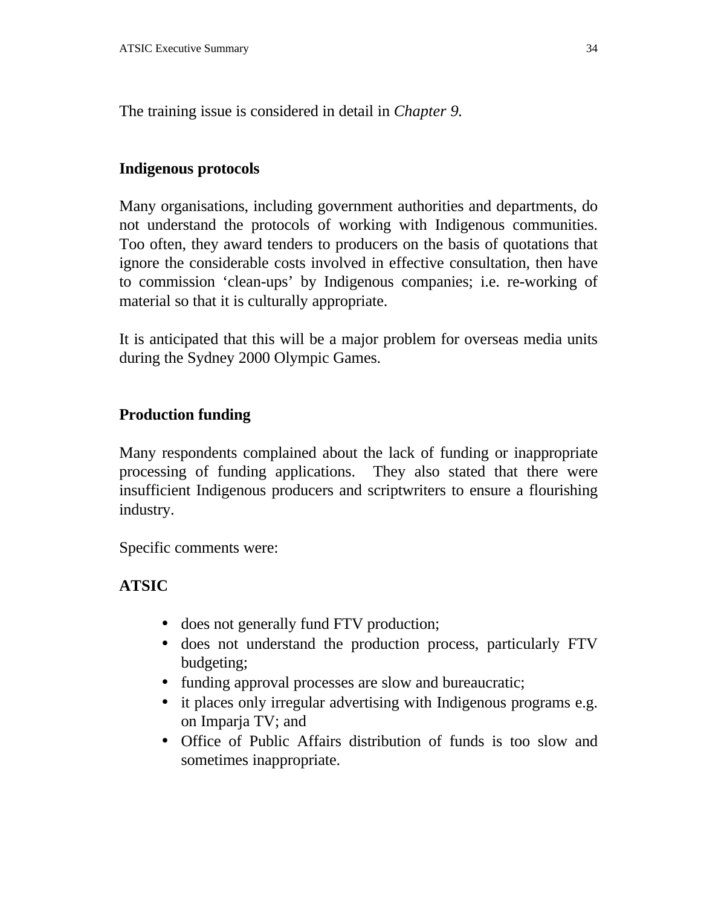The training issue is considered in detail in *Chapter 9.*

## Indigenous protocols

Many organisations, including government authorities and departments, do not understand the protocols of working with Indigenous communities. Too often, they award tenders to producers on the basis of quotations that ignore the considerable costs involved in effective consultation, then have to commission 'clean-ups' by Indigenous companies; i.e. re-working of material so that it is culturally appropriate.

It is anticipated that this will be a major problem for overseas media units during the Sydney 2000 Olympic Games.

## Production funding

Many respondents complained about the lack of funding or inappropriate processing of funding applications. They also stated that there were insufficient Indigenous producers and scriptwriters to ensure a flourishing industry.

Specific comments were:

### ATSIC

- does not generally fund FTV production;
- does not understand the production process, particularly FTV budgeting;
- funding approval processes are slow and bureaucratic;
- it places only irregular advertising with Indigenous programs e.g. on Imparja TV; and
- Office of Public Affairs distribution of funds is too slow and sometimes inappropriate.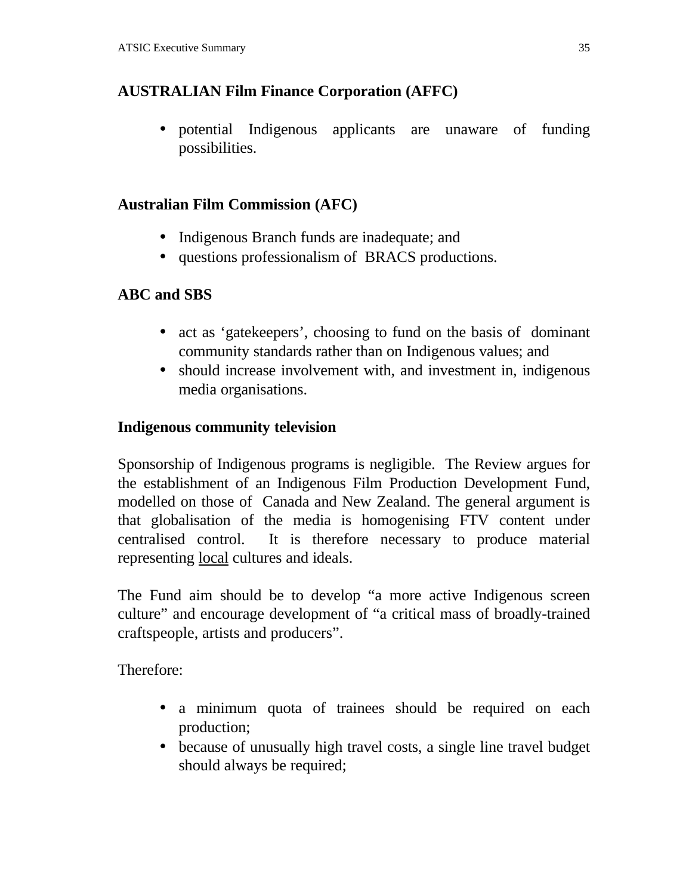**AUSTRALIAN Film Finance Corporation (AFFC)**

- potential Indigenous applicants are unaware of funding possibilities.

**Australian Film Commission (AFC)**

- Indigenous Branch funds are inadequate; and
- questions professionalism of BRACS productions.

**ABC and SBS**

- act as 'gatekeepers', choosing to fund on the basis of dominant community standards rather than on Indigenous values; and
- should increase involvement with, and investment in, indigenous media organisations.

**Indigenous community television**

Sponsorship of Indigenous programs is negligible. The Review argues for the establishment of an Indigenous Film Production Development Fund, modelled on those of Canada and New Zealand. The general argument is that globalisation of the media is homogenising FTV content under centralised control. It is therefore necessary to produce material representing <u>local</u> cultures and ideals.

The Fund aim should be to develop "a more active Indigenous screen culture" and encourage development of "a critical mass of broadly-trained craftspeople, artists and producers".

Therefore:

- a minimum quota of trainees should be required on each production;
- because of unusually high travel costs, a single line travel budget should always be required;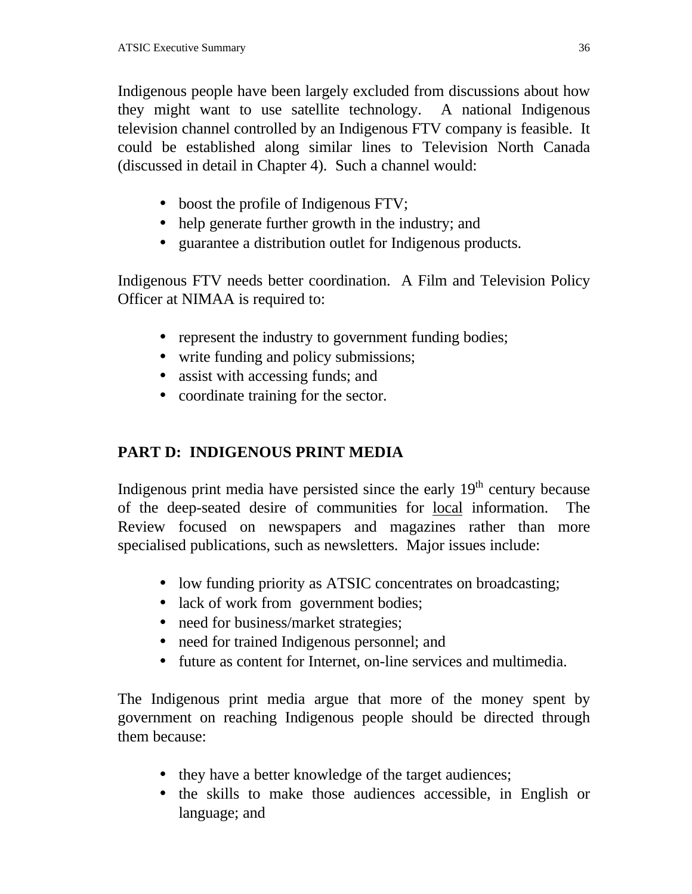Indigenous people have been largely excluded from discussions about how they might want to use satellite technology. A national Indigenous television channel controlled by an Indigenous FTV company is feasible. It could be established along similar lines to Television North Canada (discussed in detail in Chapter 4). Such a channel would:

- boost the profile of Indigenous FTV;
- help generate further growth in the industry; and
- guarantee a distribution outlet for Indigenous products.

Indigenous FTV needs better coordination. A Film and Television Policy Officer at NIMAA is required to:

- represent the industry to government funding bodies;
- write funding and policy submissions;
- assist with accessing funds; and
- coordinate training for the sector.

## PART D: INDIGENOUS PRINT MEDIA

Indigenous print media have persisted since the early 19th century because of the deep-seated desire of communities for <u>local</u> information. The Review focused on newspapers and magazines rather than more specialised publications, such as newsletters. Major issues include:

- low funding priority as ATSIC concentrates on broadcasting;
- lack of work from government bodies;
- need for business/market strategies;
- need for trained Indigenous personnel; and
- future as content for Internet, on-line services and multimedia.

The Indigenous print media argue that more of the money spent by government on reaching Indigenous people should be directed through them because:

- they have a better knowledge of the target audiences;
- the skills to make those audiences accessible, in English or language; and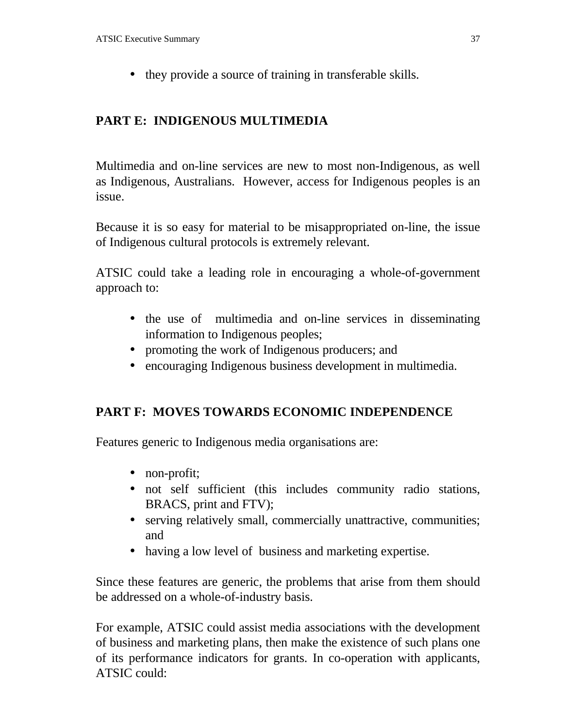- they provide a source of training in transferable skills.

## PART E: INDIGENOUS MULTIMEDIA

Multimedia and on-line services are new to most non-Indigenous, as well as Indigenous, Australians. However, access for Indigenous peoples is an issue.

Because it is so easy for material to be misappropriated on-line, the issue of Indigenous cultural protocols is extremely relevant.

ATSIC could take a leading role in encouraging a whole-of-government approach to:

- the use of multimedia and on-line services in disseminating information to Indigenous peoples;
- promoting the work of Indigenous producers; and
- encouraging Indigenous business development in multimedia.

## PART F: MOVES TOWARDS ECONOMIC INDEPENDENCE

Features generic to Indigenous media organisations are:

- non-profit;
- not self sufficient (this includes community radio stations, BRACS, print and FTV);
- serving relatively small, commercially unattractive, communities; and
- having a low level of business and marketing expertise.

Since these features are generic, the problems that arise from them should be addressed on a whole-of-industry basis.

For example, ATSIC could assist media associations with the development of business and marketing plans, then make the existence of such plans one of its performance indicators for grants. In co-operation with applicants, ATSIC could: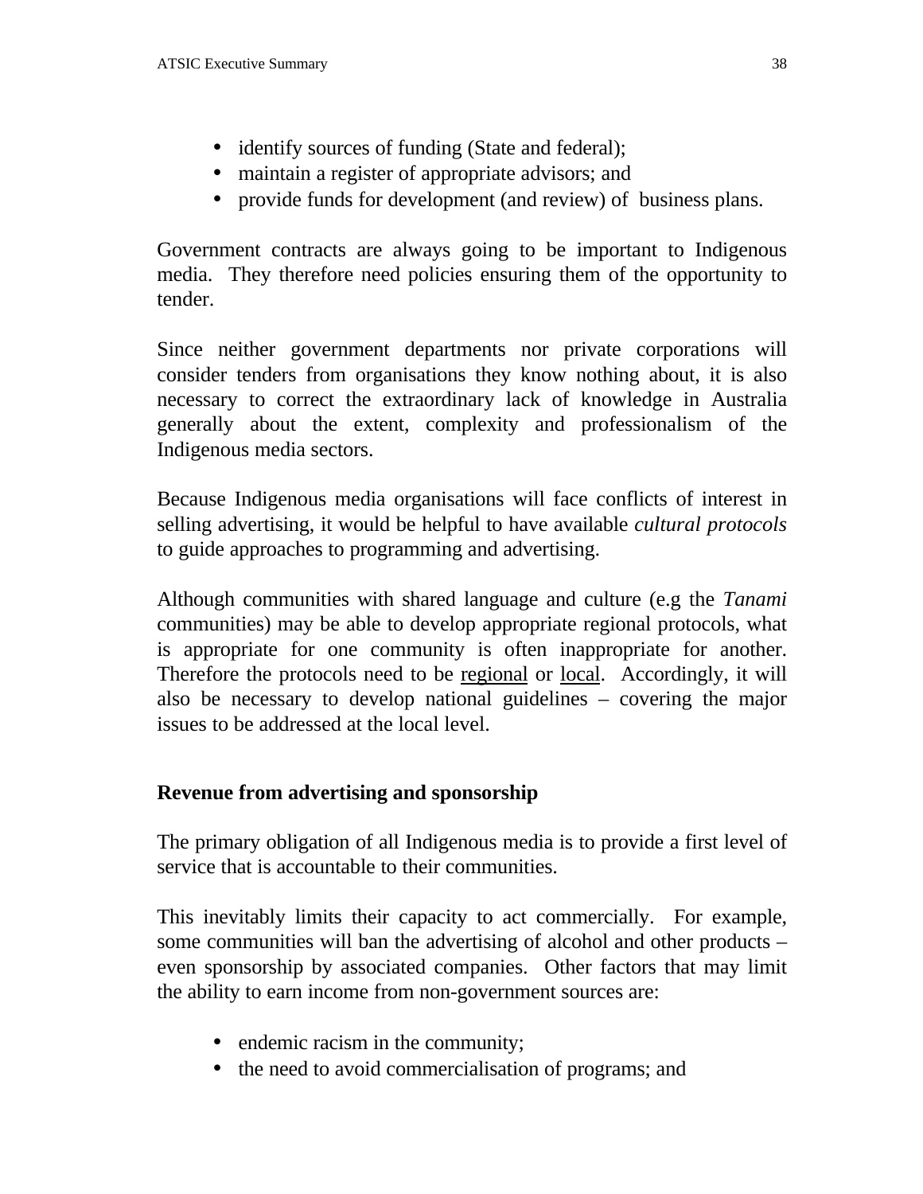- identify sources of funding (State and federal);
- maintain a register of appropriate advisors; and
- provide funds for development (and review) of business plans.

Government contracts are always going to be important to Indigenous media. They therefore need policies ensuring them of the opportunity to tender.

Since neither government departments nor private corporations will consider tenders from organisations they know nothing about, it is also necessary to correct the extraordinary lack of knowledge in Australia generally about the extent, complexity and professionalism of the Indigenous media sectors.

Because Indigenous media organisations will face conflicts of interest in selling advertising, it would be helpful to have available *cultural protocols* to guide approaches to programming and advertising.

Although communities with shared language and culture (e.g the *Tanami* communities) may be able to develop appropriate regional protocols, what is appropriate for one community is often inappropriate for another. Therefore the protocols need to be <u>regional</u> or <u>local</u>. Accordingly, it will also be necessary to develop national guidelines – covering the major issues to be addressed at the local level.

**Revenue from advertising and sponsorship**

The primary obligation of all Indigenous media is to provide a first level of service that is accountable to their communities.

This inevitably limits their capacity to act commercially. For example, some communities will ban the advertising of alcohol and other products – even sponsorship by associated companies. Other factors that may limit the ability to earn income from non-government sources are:

- endemic racism in the community;
- the need to avoid commercialisation of programs; and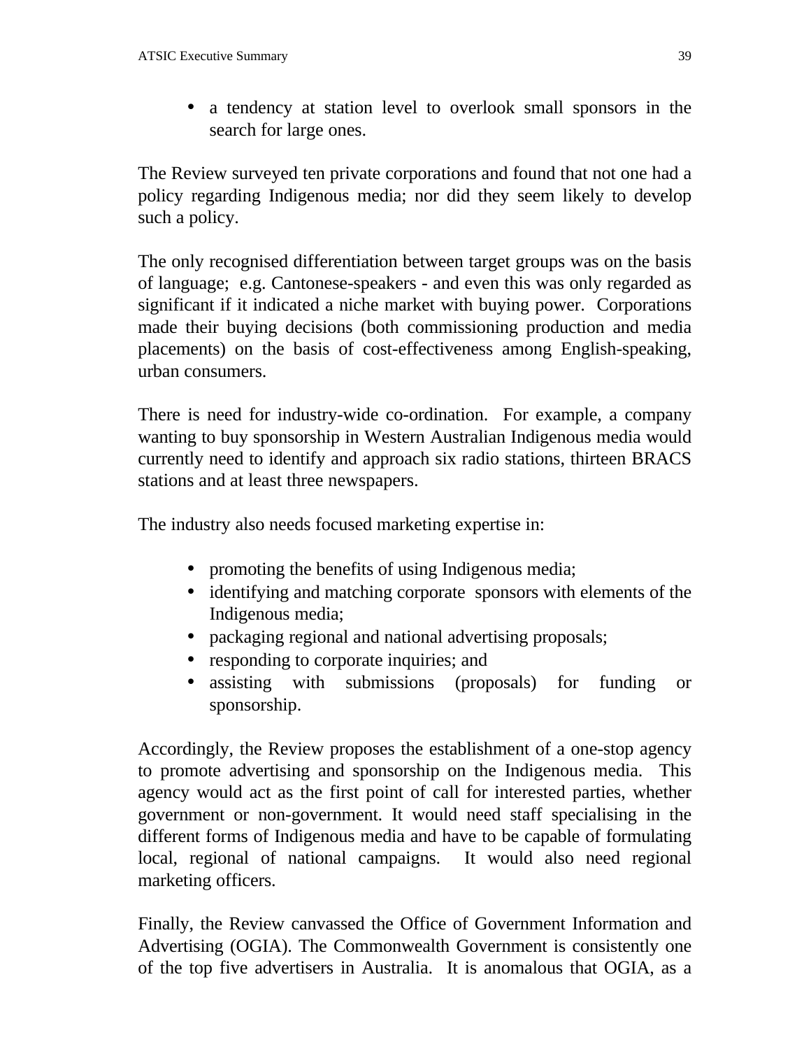- a tendency at station level to overlook small sponsors in the search for large ones.

The Review surveyed ten private corporations and found that not one had a policy regarding Indigenous media; nor did they seem likely to develop such a policy.

The only recognised differentiation between target groups was on the basis of language; e.g. Cantonese-speakers - and even this was only regarded as significant if it indicated a niche market with buying power. Corporations made their buying decisions (both commissioning production and media placements) on the basis of cost-effectiveness among English-speaking, urban consumers.

There is need for industry-wide co-ordination. For example, a company wanting to buy sponsorship in Western Australian Indigenous media would currently need to identify and approach six radio stations, thirteen BRACS stations and at least three newspapers.

The industry also needs focused marketing expertise in:

- promoting the benefits of using Indigenous media;
- identifying and matching corporate sponsors with elements of the Indigenous media;
- packaging regional and national advertising proposals;
- responding to corporate inquiries; and
- assisting with submissions (proposals) for funding or sponsorship.

Accordingly, the Review proposes the establishment of a one-stop agency to promote advertising and sponsorship on the Indigenous media. This agency would act as the first point of call for interested parties, whether government or non-government. It would need staff specialising in the different forms of Indigenous media and have to be capable of formulating local, regional of national campaigns. It would also need regional marketing officers.

Finally, the Review canvassed the Office of Government Information and Advertising (OGIA). The Commonwealth Government is consistently one of the top five advertisers in Australia. It is anomalous that OGIA, as a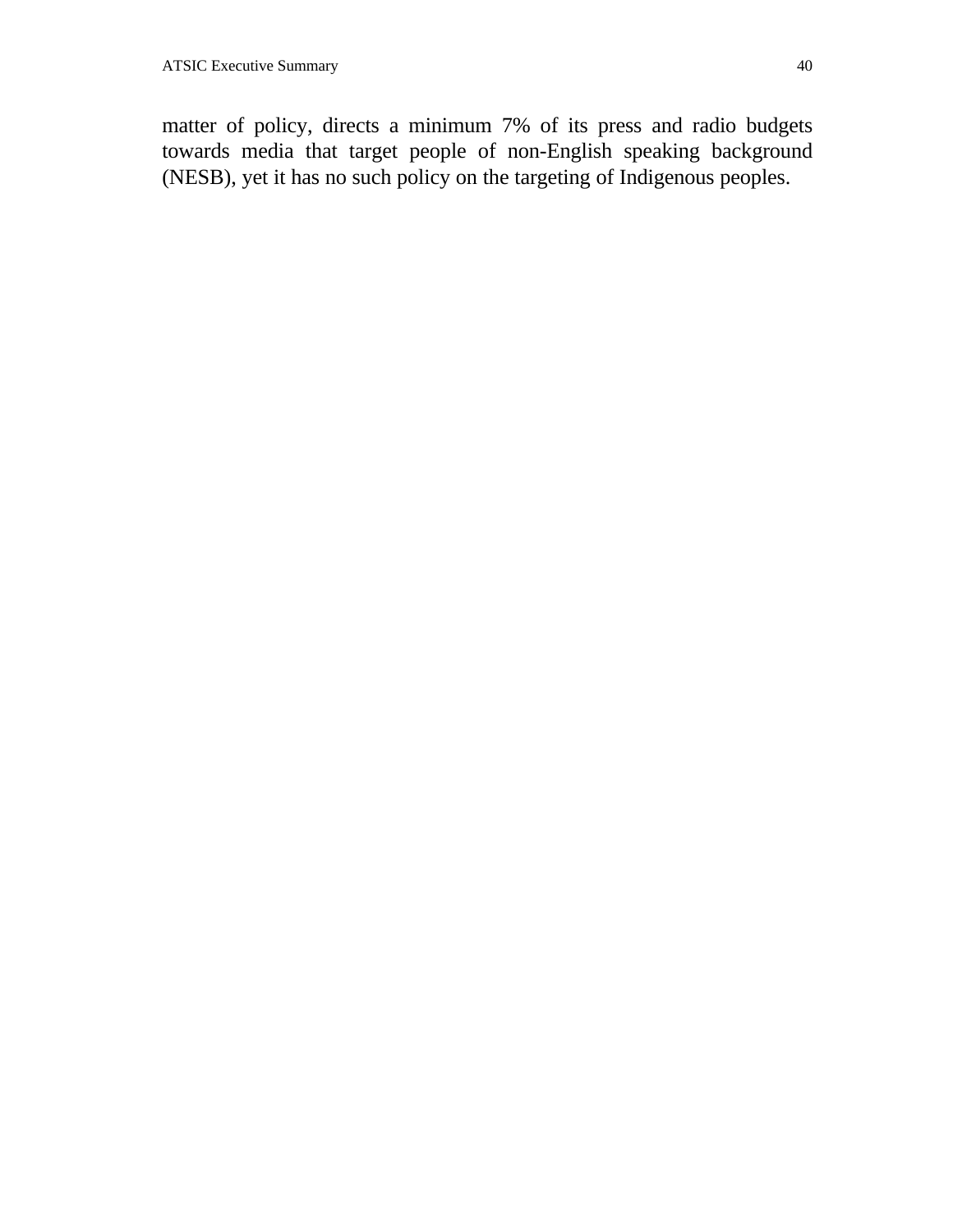matter of policy, directs a minimum 7% of its press and radio budgets towards media that target people of non-English speaking background (NESB), yet it has no such policy on the targeting of Indigenous peoples.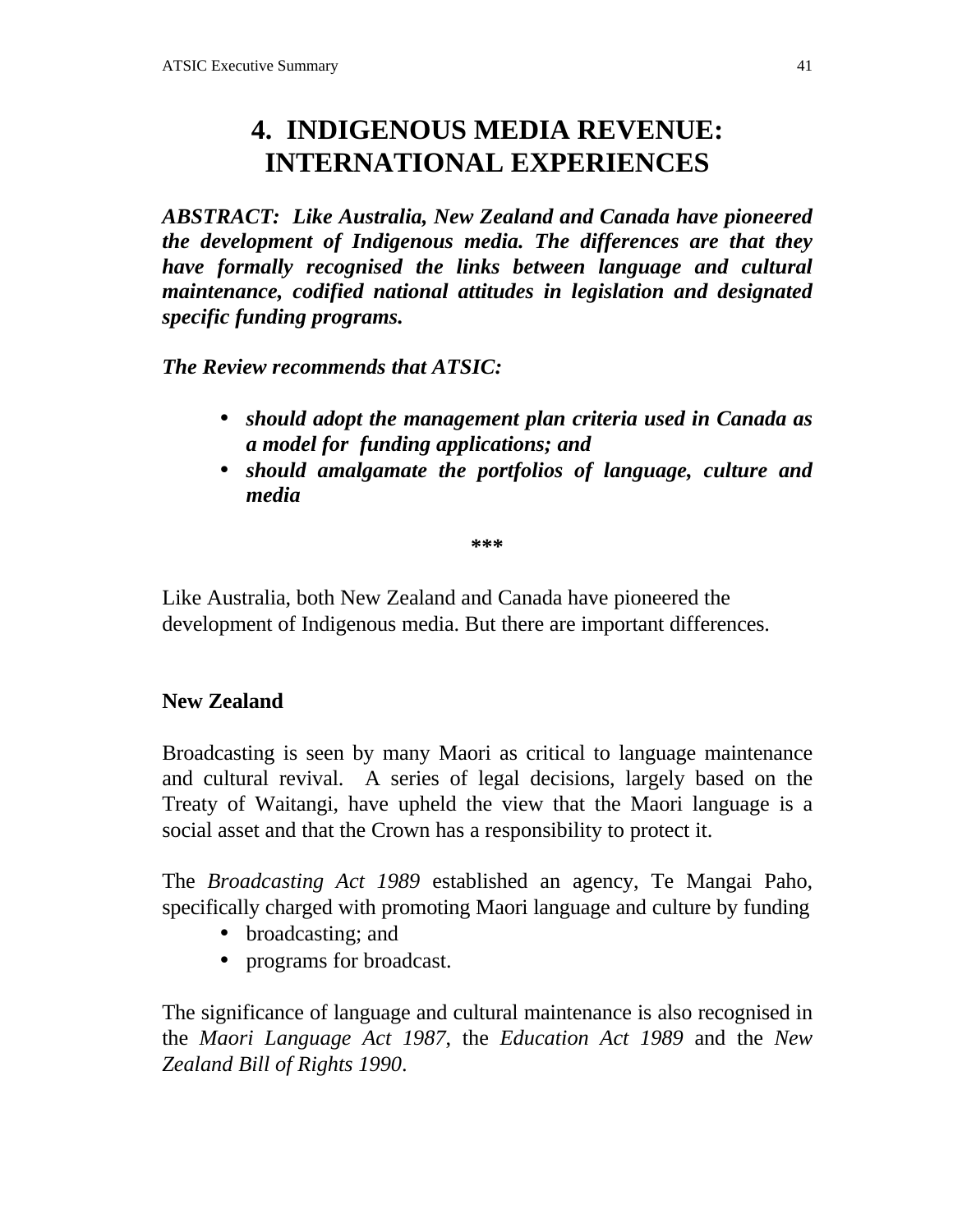# 4. INDIGENOUS MEDIA REVENUE: INTERNATIONAL EXPERIENCES

***ABSTRACT: Like Australia, New Zealand and Canada have pioneered the development of Indigenous media. The differences are that they have formally recognised the links between language and cultural maintenance, codified national attitudes in legislation and designated specific funding programs.***

***The Review recommends that ATSIC:***

- ***should adopt the management plan criteria used in Canada as a model for funding applications; and***
- ***should amalgamate the portfolios of language, culture and media***

***

Like Australia, both New Zealand and Canada have pioneered the development of Indigenous media. But there are important differences.

**New Zealand**

Broadcasting is seen by many Maori as critical to language maintenance and cultural revival. A series of legal decisions, largely based on the Treaty of Waitangi, have upheld the view that the Maori language is a social asset and that the Crown has a responsibility to protect it.

The *Broadcasting Act 1989* established an agency, Te Mangai Paho, specifically charged with promoting Maori language and culture by funding

- broadcasting; and
- programs for broadcast.

The significance of language and cultural maintenance is also recognised in the *Maori Language Act 1987*, the *Education Act 1989* and the *New Zealand Bill of Rights 1990*.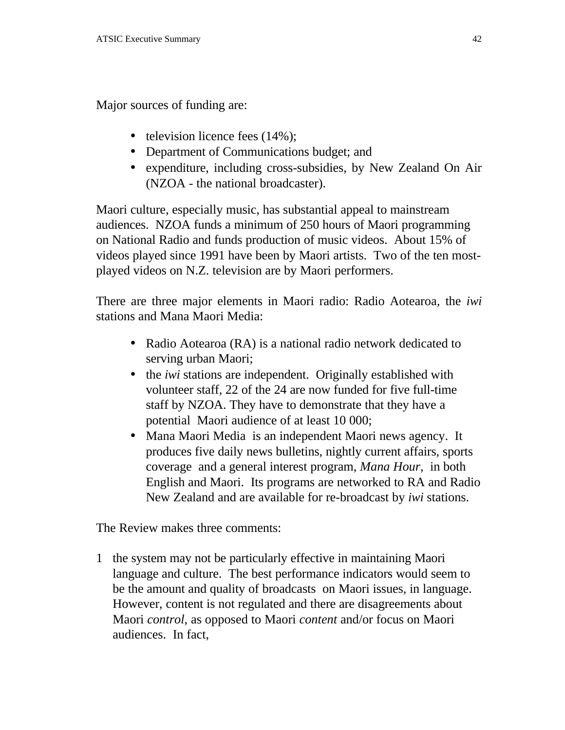Major sources of funding are:

- television licence fees (14%);
- Department of Communications budget; and
- expenditure, including cross-subsidies, by New Zealand On Air (NZOA - the national broadcaster).

Maori culture, especially music, has substantial appeal to mainstream audiences. NZOA funds a minimum of 250 hours of Maori programming on National Radio and funds production of music videos. About 15% of videos played since 1991 have been by Maori artists. Two of the ten most-played videos on N.Z. television are by Maori performers.

There are three major elements in Maori radio: Radio Aotearoa, the *iwi* stations and Mana Maori Media:

- Radio Aotearoa (RA) is a national radio network dedicated to serving urban Maori;
- the *iwi* stations are independent. Originally established with volunteer staff, 22 of the 24 are now funded for five full-time staff by NZOA. They have to demonstrate that they have a potential Maori audience of at least 10 000;
- Mana Maori Media is an independent Maori news agency. It produces five daily news bulletins, nightly current affairs, sports coverage and a general interest program, *Mana Hour*, in both English and Maori. Its programs are networked to RA and Radio New Zealand and are available for re-broadcast by *iwi* stations.

The Review makes three comments:

1. the system may not be particularly effective in maintaining Maori language and culture. The best performance indicators would seem to be the amount and quality of broadcasts on Maori issues, in language. However, content is not regulated and there are disagreements about Maori *control*, as opposed to Maori *content* and/or focus on Maori audiences. In fact,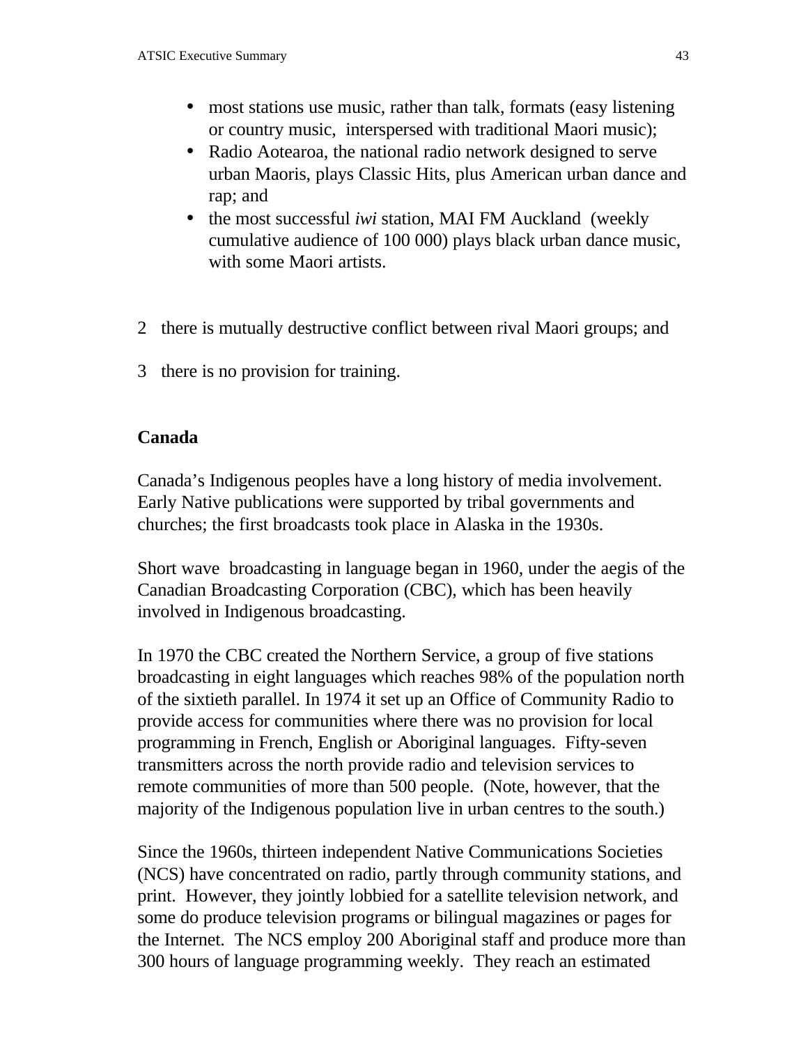- most stations use music, rather than talk, formats (easy listening or country music, interspersed with traditional Maori music);
- Radio Aotearoa, the national radio network designed to serve urban Maoris, plays Classic Hits, plus American urban dance and rap; and
- the most successful *iwi* station, MAI FM Auckland (weekly cumulative audience of 100 000) plays black urban dance music, with some Maori artists.

2 there is mutually destructive conflict between rival Maori groups; and

3 there is no provision for training.

**Canada**

Canada's Indigenous peoples have a long history of media involvement. Early Native publications were supported by tribal governments and churches; the first broadcasts took place in Alaska in the 1930s.

Short wave broadcasting in language began in 1960, under the aegis of the Canadian Broadcasting Corporation (CBC), which has been heavily involved in Indigenous broadcasting.

In 1970 the CBC created the Northern Service, a group of five stations broadcasting in eight languages which reaches 98% of the population north of the sixtieth parallel. In 1974 it set up an Office of Community Radio to provide access for communities where there was no provision for local programming in French, English or Aboriginal languages. Fifty-seven transmitters across the north provide radio and television services to remote communities of more than 500 people. (Note, however, that the majority of the Indigenous population live in urban centres to the south.)

Since the 1960s, thirteen independent Native Communications Societies (NCS) have concentrated on radio, partly through community stations, and print. However, they jointly lobbied for a satellite television network, and some do produce television programs or bilingual magazines or pages for the Internet. The NCS employ 200 Aboriginal staff and produce more than 300 hours of language programming weekly. They reach an estimated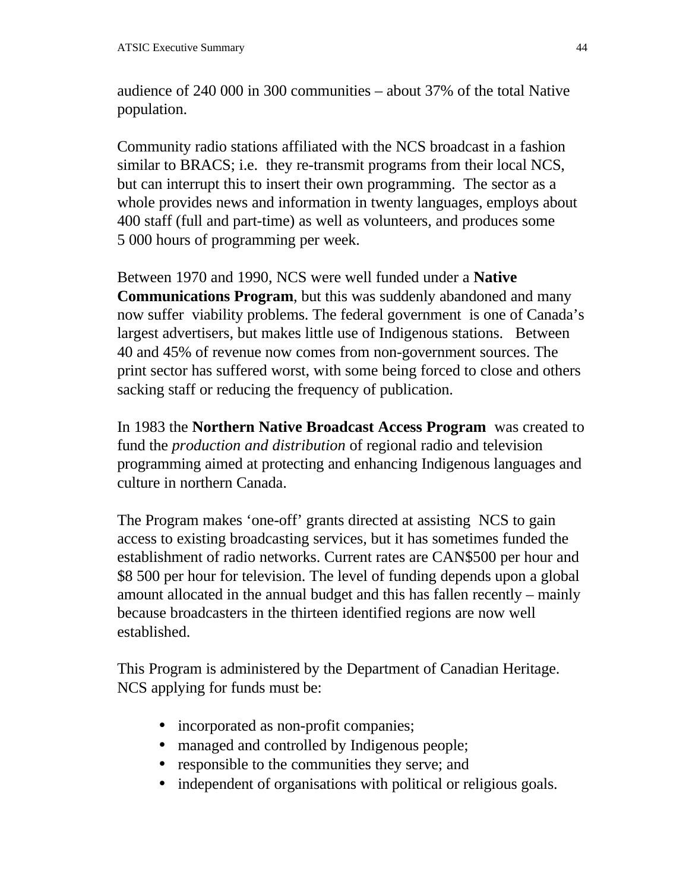audience of 240 000 in 300 communities – about 37% of the total Native population.

Community radio stations affiliated with the NCS broadcast in a fashion similar to BRACS; i.e. they re-transmit programs from their local NCS, but can interrupt this to insert their own programming. The sector as a whole provides news and information in twenty languages, employs about 400 staff (full and part-time) as well as volunteers, and produces some 5 000 hours of programming per week.

Between 1970 and 1990, NCS were well funded under a **Native Communications Program**, but this was suddenly abandoned and many now suffer viability problems. The federal government is one of Canada's largest advertisers, but makes little use of Indigenous stations. Between 40 and 45% of revenue now comes from non-government sources. The print sector has suffered worst, with some being forced to close and others sacking staff or reducing the frequency of publication.

In 1983 the **Northern Native Broadcast Access Program** was created to fund the *production and distribution* of regional radio and television programming aimed at protecting and enhancing Indigenous languages and culture in northern Canada.

The Program makes 'one-off' grants directed at assisting NCS to gain access to existing broadcasting services, but it has sometimes funded the establishment of radio networks. Current rates are CAN$500 per hour and $8 500 per hour for television. The level of funding depends upon a global amount allocated in the annual budget and this has fallen recently – mainly because broadcasters in the thirteen identified regions are now well established.

This Program is administered by the Department of Canadian Heritage. NCS applying for funds must be:

- incorporated as non-profit companies;
- managed and controlled by Indigenous people;
- responsible to the communities they serve; and
- independent of organisations with political or religious goals.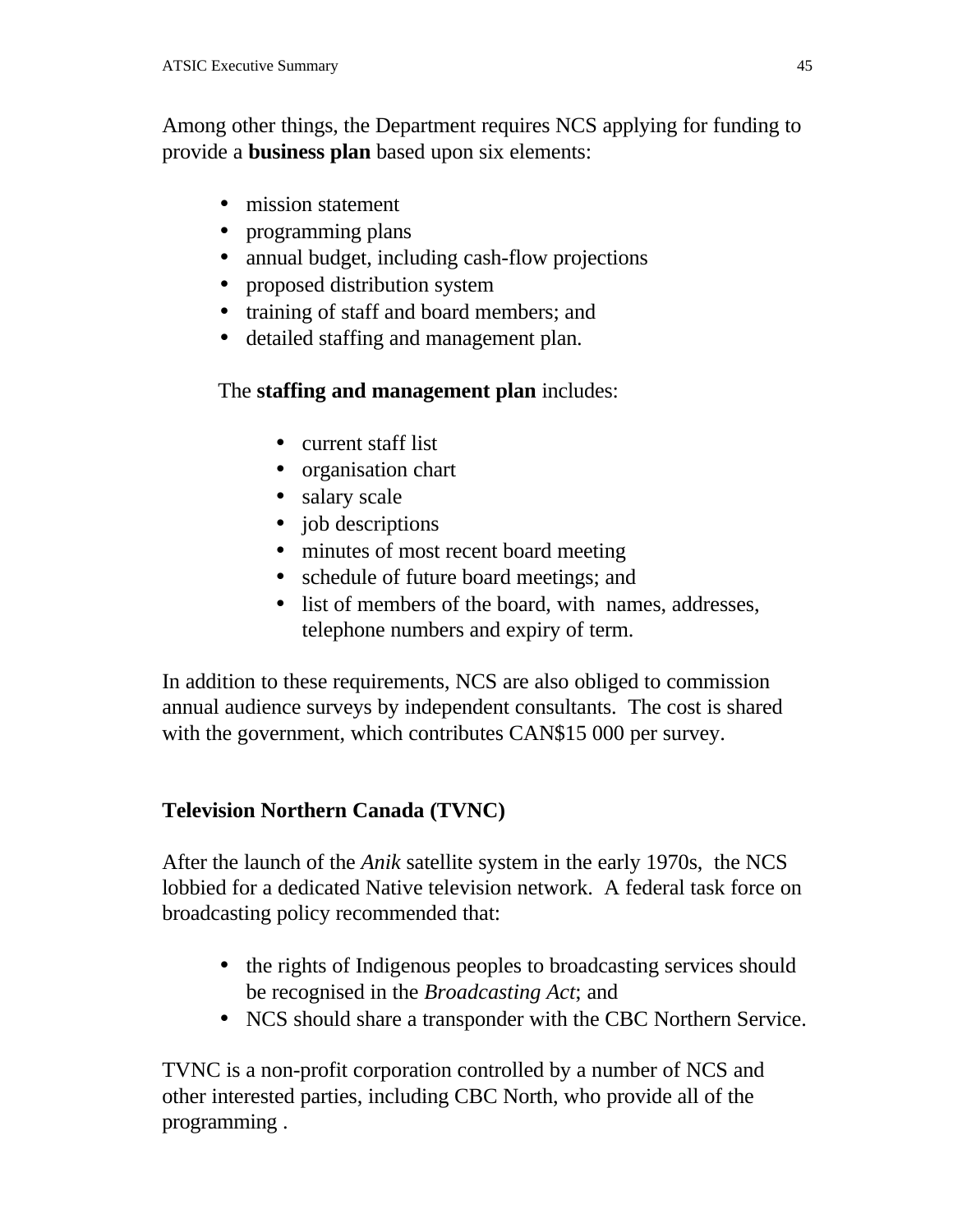Among other things, the Department requires NCS applying for funding to provide a **business plan** based upon six elements:

- mission statement
- programming plans
- annual budget, including cash-flow projections
- proposed distribution system
- training of staff and board members; and
- detailed staffing and management plan.

The **staffing and management plan** includes:

- current staff list
- organisation chart
- salary scale
- job descriptions
- minutes of most recent board meeting
- schedule of future board meetings; and
- list of members of the board, with names, addresses, telephone numbers and expiry of term.

In addition to these requirements, NCS are also obliged to commission annual audience surveys by independent consultants. The cost is shared with the government, which contributes CAN$15 000 per survey.

### Television Northern Canada (TVNC)

After the launch of the *Anik* satellite system in the early 1970s, the NCS lobbied for a dedicated Native television network. A federal task force on broadcasting policy recommended that:

- the rights of Indigenous peoples to broadcasting services should be recognised in the *Broadcasting Act*; and
- NCS should share a transponder with the CBC Northern Service.

TVNC is a non-profit corporation controlled by a number of NCS and other interested parties, including CBC North, who provide all of the programming .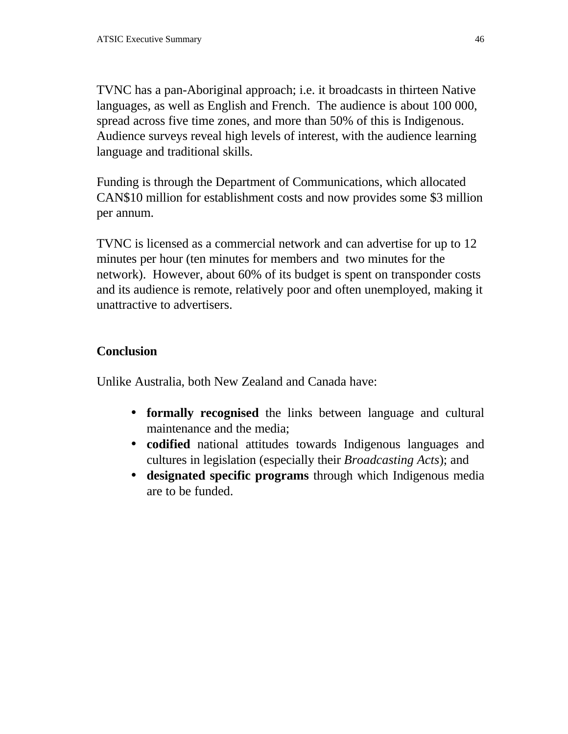TVNC has a pan-Aboriginal approach; i.e. it broadcasts in thirteen Native languages, as well as English and French. The audience is about 100 000, spread across five time zones, and more than 50% of this is Indigenous. Audience surveys reveal high levels of interest, with the audience learning language and traditional skills.

Funding is through the Department of Communications, which allocated CAN$10 million for establishment costs and now provides some $3 million per annum.

TVNC is licensed as a commercial network and can advertise for up to 12 minutes per hour (ten minutes for members and two minutes for the network). However, about 60% of its budget is spent on transponder costs and its audience is remote, relatively poor and often unemployed, making it unattractive to advertisers.

**Conclusion**

Unlike Australia, both New Zealand and Canada have:

- **formally recognised** the links between language and cultural maintenance and the media;
- **codified** national attitudes towards Indigenous languages and cultures in legislation (especially their *Broadcasting Acts*); and
- **designated specific programs** through which Indigenous media are to be funded.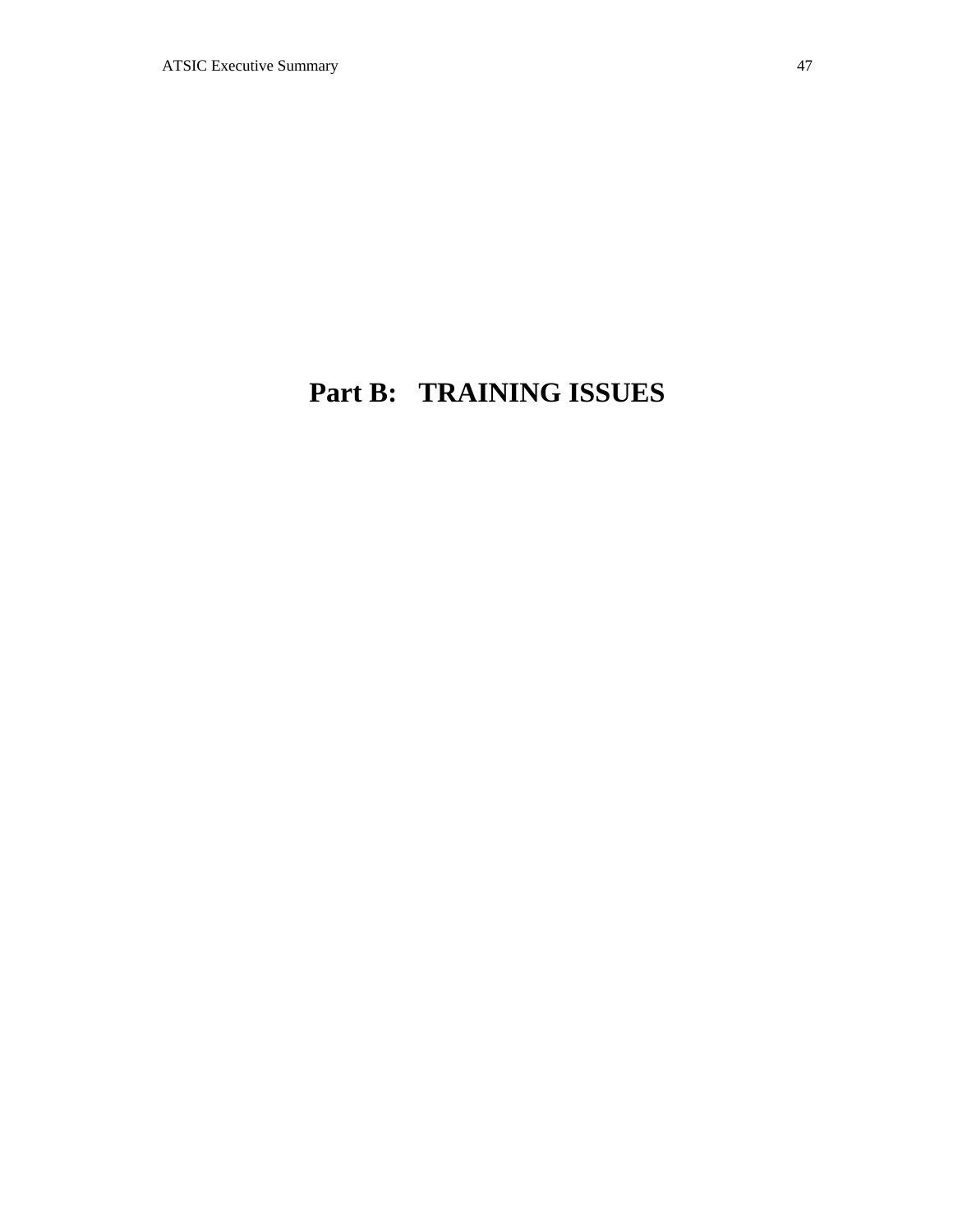# Part B: TRAINING ISSUES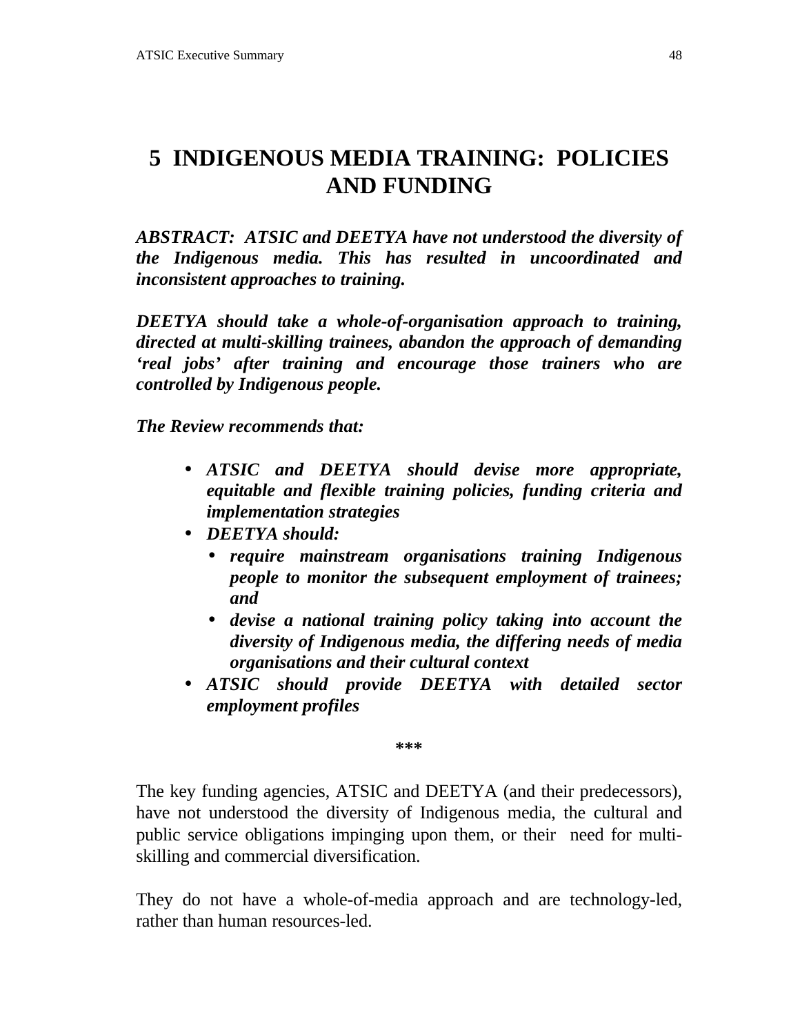# 5 INDIGENOUS MEDIA TRAINING: POLICIES AND FUNDING

***ABSTRACT: ATSIC and DEETYA have not understood the diversity of the Indigenous media. This has resulted in uncoordinated and inconsistent approaches to training.***

***DEETYA should take a whole-of-organisation approach to training, directed at multi-skilling trainees, abandon the approach of demanding 'real jobs' after training and encourage those trainers who are controlled by Indigenous people.***

***The Review recommends that:***

- ***ATSIC and DEETYA should devise more appropriate, equitable and flexible training policies, funding criteria and implementation strategies***
- ***DEETYA should:***
  - ***require mainstream organisations training Indigenous people to monitor the subsequent employment of trainees; and***
  - ***devise a national training policy taking into account the diversity of Indigenous media, the differing needs of media organisations and their cultural context***
- ***ATSIC should provide DEETYA with detailed sector employment profiles***

**\*\*\***

The key funding agencies, ATSIC and DEETYA (and their predecessors), have not understood the diversity of Indigenous media, the cultural and public service obligations impinging upon them, or their need for multi-skilling and commercial diversification.

They do not have a whole-of-media approach and are technology-led, rather than human resources-led.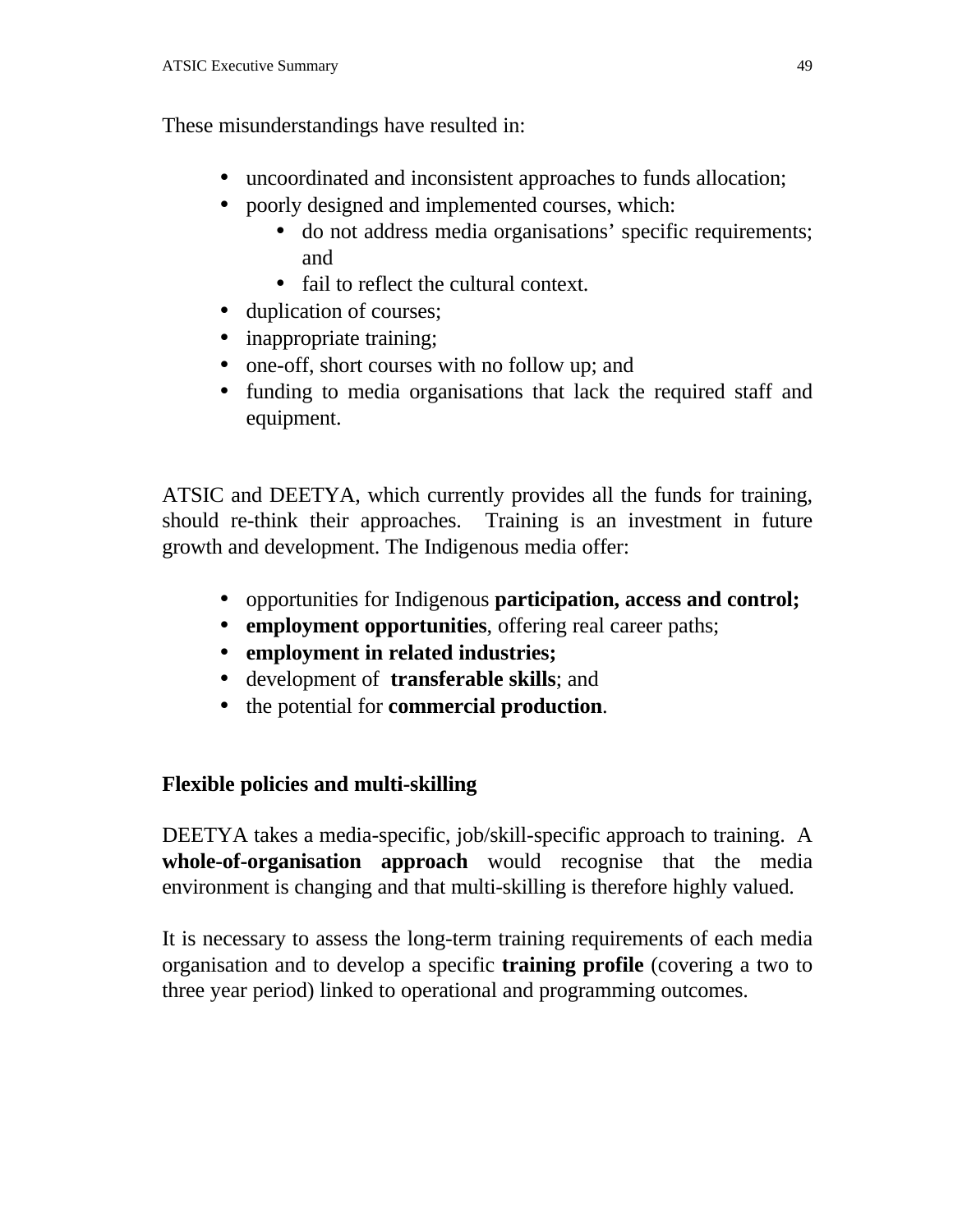These misunderstandings have resulted in:

- uncoordinated and inconsistent approaches to funds allocation;
- poorly designed and implemented courses, which:
  - do not address media organisations' specific requirements; and
  - fail to reflect the cultural context.
- duplication of courses;
- inappropriate training;
- one-off, short courses with no follow up; and
- funding to media organisations that lack the required staff and equipment.

ATSIC and DEETYA, which currently provides all the funds for training, should re-think their approaches. Training is an investment in future growth and development. The Indigenous media offer:

- opportunities for Indigenous **participation, access and control;**
- **employment opportunities**, offering real career paths;
- **employment in related industries;**
- development of **transferable skills**; and
- the potential for **commercial production**.

**Flexible policies and multi-skilling**

DEETYA takes a media-specific, job/skill-specific approach to training. A **whole-of-organisation approach** would recognise that the media environment is changing and that multi-skilling is therefore highly valued.

It is necessary to assess the long-term training requirements of each media organisation and to develop a specific **training profile** (covering a two to three year period) linked to operational and programming outcomes.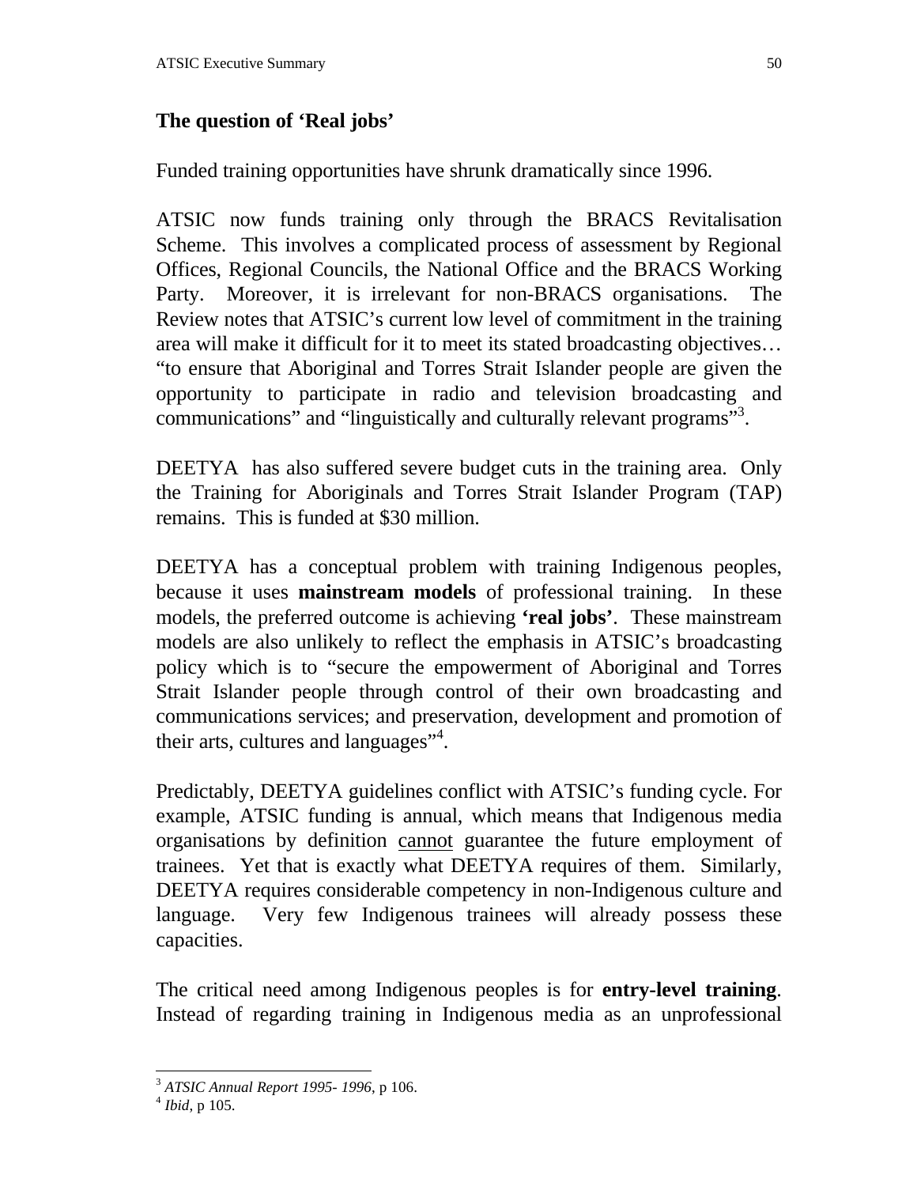## The question of 'Real jobs'

Funded training opportunities have shrunk dramatically since 1996.

ATSIC now funds training only through the BRACS Revitalisation Scheme. This involves a complicated process of assessment by Regional Offices, Regional Councils, the National Office and the BRACS Working Party. Moreover, it is irrelevant for non-BRACS organisations. The Review notes that ATSIC's current low level of commitment in the training area will make it difficult for it to meet its stated broadcasting objectives… "to ensure that Aboriginal and Torres Strait Islander people are given the opportunity to participate in radio and television broadcasting and communications" and "linguistically and culturally relevant programs"[3].

DEETYA has also suffered severe budget cuts in the training area. Only the Training for Aboriginals and Torres Strait Islander Program (TAP) remains. This is funded at $30 million.

DEETYA has a conceptual problem with training Indigenous peoples, because it uses **mainstream models** of professional training. In these models, the preferred outcome is achieving **'real jobs'**. These mainstream models are also unlikely to reflect the emphasis in ATSIC's broadcasting policy which is to "secure the empowerment of Aboriginal and Torres Strait Islander people through control of their own broadcasting and communications services; and preservation, development and promotion of their arts, cultures and languages"[4].

Predictably, DEETYA guidelines conflict with ATSIC's funding cycle. For example, ATSIC funding is annual, which means that Indigenous media organisations by definition <u>cannot</u> guarantee the future employment of trainees. Yet that is exactly what DEETYA requires of them. Similarly, DEETYA requires considerable competency in non-Indigenous culture and language. Very few Indigenous trainees will already possess these capacities.

The critical need among Indigenous peoples is for **entry-level training**. Instead of regarding training in Indigenous media as an unprofessional

---

[3] *ATSIC Annual Report 1995- 1996*, p 106.

[4] *Ibid*, p 105.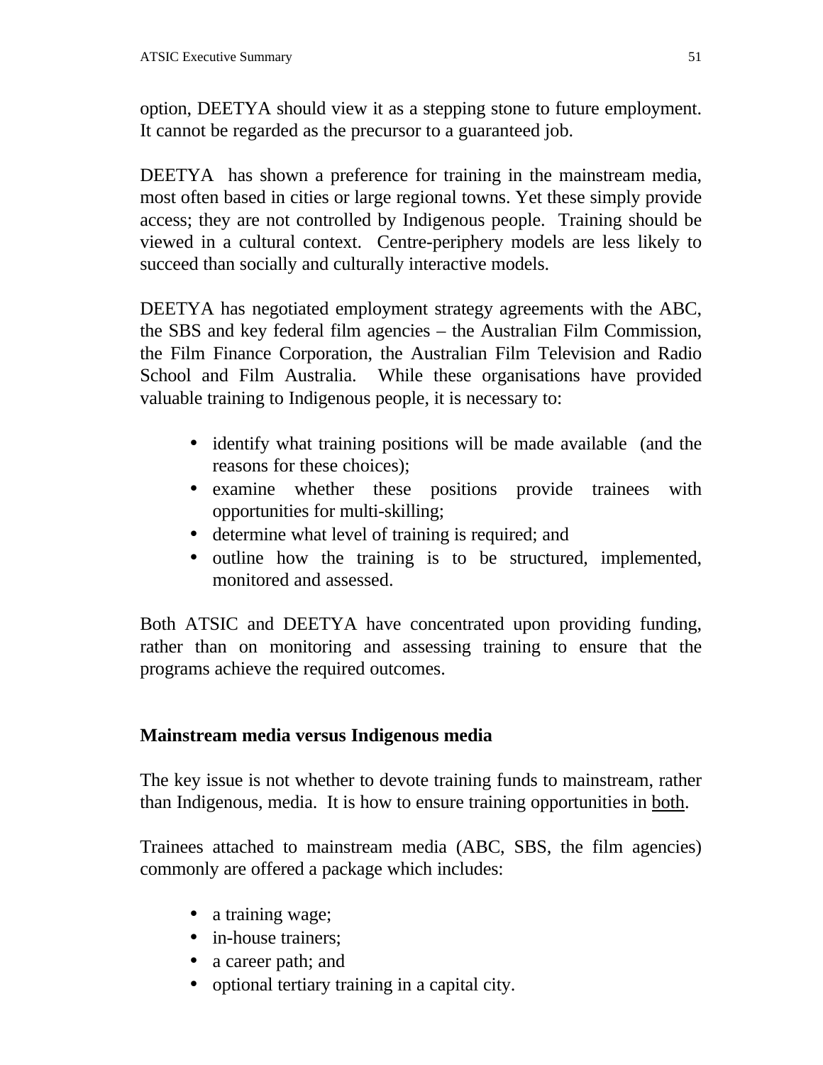option, DEETYA should view it as a stepping stone to future employment. It cannot be regarded as the precursor to a guaranteed job.

DEETYA has shown a preference for training in the mainstream media, most often based in cities or large regional towns. Yet these simply provide access; they are not controlled by Indigenous people. Training should be viewed in a cultural context. Centre-periphery models are less likely to succeed than socially and culturally interactive models.

DEETYA has negotiated employment strategy agreements with the ABC, the SBS and key federal film agencies – the Australian Film Commission, the Film Finance Corporation, the Australian Film Television and Radio School and Film Australia. While these organisations have provided valuable training to Indigenous people, it is necessary to:

- identify what training positions will be made available (and the reasons for these choices);
- examine whether these positions provide trainees with opportunities for multi-skilling;
- determine what level of training is required; and
- outline how the training is to be structured, implemented, monitored and assessed.

Both ATSIC and DEETYA have concentrated upon providing funding, rather than on monitoring and assessing training to ensure that the programs achieve the required outcomes.

## Mainstream media versus Indigenous media

The key issue is not whether to devote training funds to mainstream, rather than Indigenous, media. It is how to ensure training opportunities in both.

Trainees attached to mainstream media (ABC, SBS, the film agencies) commonly are offered a package which includes:

- a training wage;
- in-house trainers;
- a career path; and
- optional tertiary training in a capital city.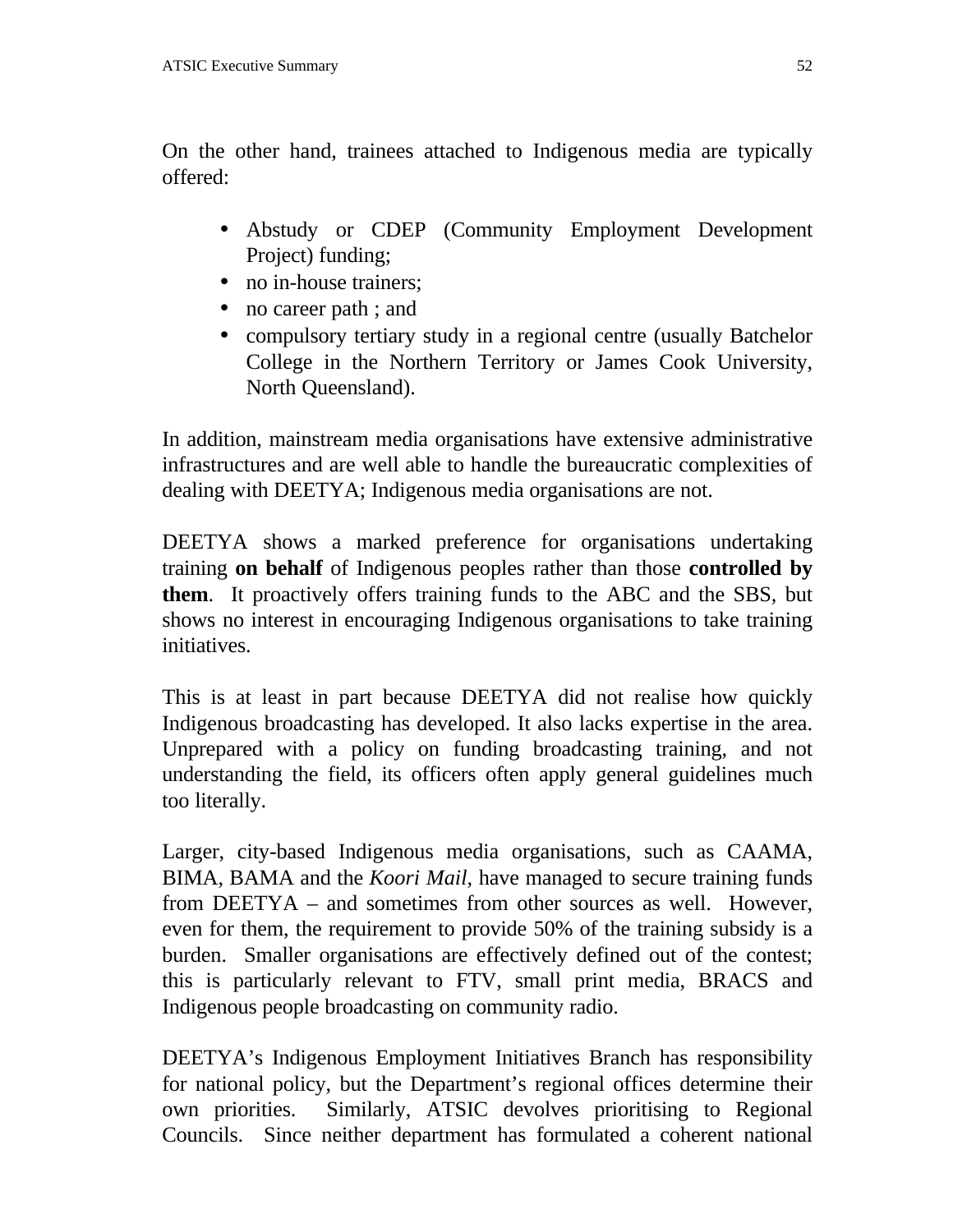On the other hand, trainees attached to Indigenous media are typically offered:

- Abstudy or CDEP (Community Employment Development Project) funding;
- no in-house trainers;
- no career path ; and
- compulsory tertiary study in a regional centre (usually Batchelor College in the Northern Territory or James Cook University, North Queensland).

In addition, mainstream media organisations have extensive administrative infrastructures and are well able to handle the bureaucratic complexities of dealing with DEETYA; Indigenous media organisations are not.

DEETYA shows a marked preference for organisations undertaking training **on behalf** of Indigenous peoples rather than those **controlled by them**. It proactively offers training funds to the ABC and the SBS, but shows no interest in encouraging Indigenous organisations to take training initiatives.

This is at least in part because DEETYA did not realise how quickly Indigenous broadcasting has developed. It also lacks expertise in the area. Unprepared with a policy on funding broadcasting training, and not understanding the field, its officers often apply general guidelines much too literally.

Larger, city-based Indigenous media organisations, such as CAAMA, BIMA, BAMA and the *Koori Mail*, have managed to secure training funds from DEETYA – and sometimes from other sources as well. However, even for them, the requirement to provide 50% of the training subsidy is a burden. Smaller organisations are effectively defined out of the contest; this is particularly relevant to FTV, small print media, BRACS and Indigenous people broadcasting on community radio.

DEETYA's Indigenous Employment Initiatives Branch has responsibility for national policy, but the Department's regional offices determine their own priorities. Similarly, ATSIC devolves prioritising to Regional Councils. Since neither department has formulated a coherent national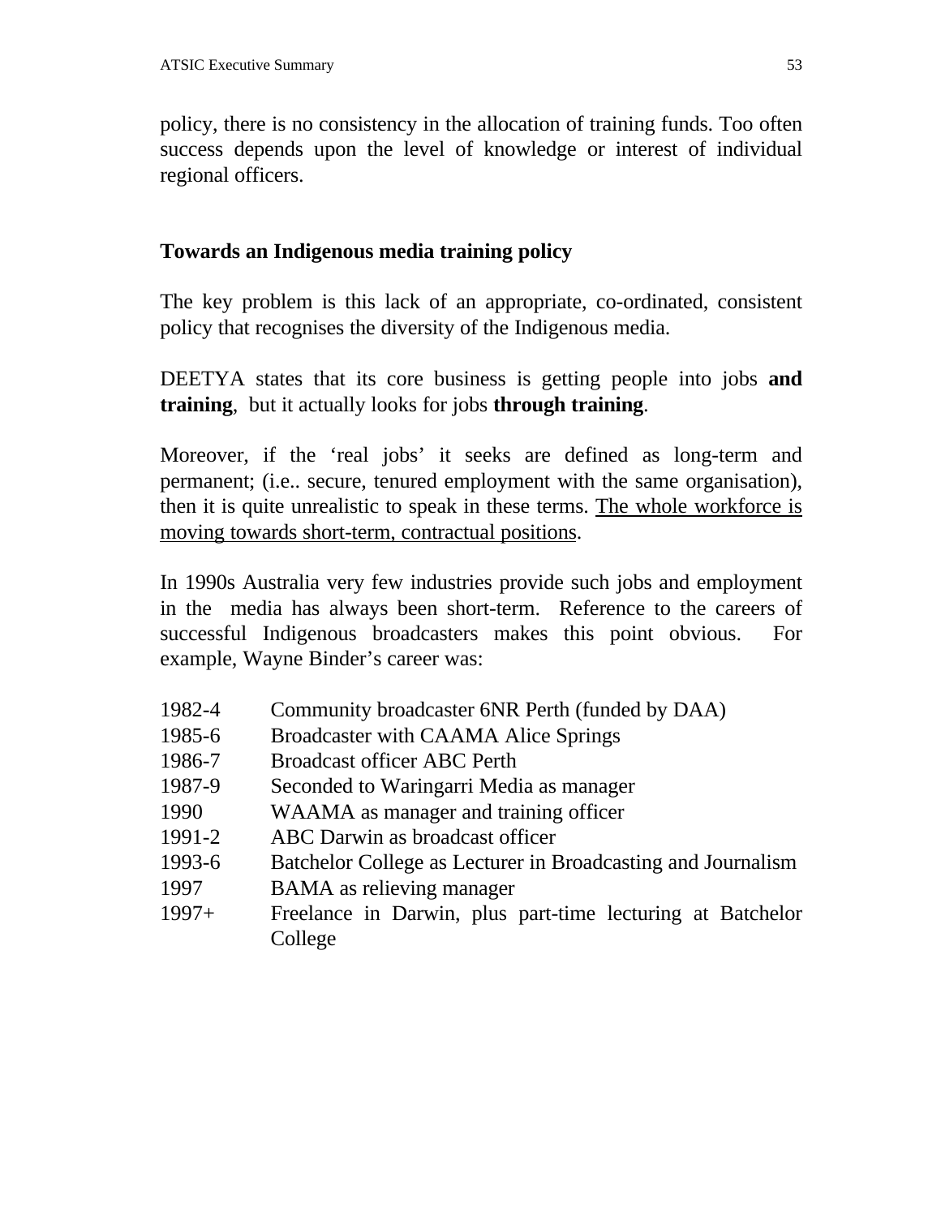policy, there is no consistency in the allocation of training funds. Too often success depends upon the level of knowledge or interest of individual regional officers.

## Towards an Indigenous media training policy

The key problem is this lack of an appropriate, co-ordinated, consistent policy that recognises the diversity of the Indigenous media.

DEETYA states that its core business is getting people into jobs **and training**, but it actually looks for jobs **through training**.

Moreover, if the 'real jobs' it seeks are defined as long-term and permanent; (i.e.. secure, tenured employment with the same organisation), then it is quite unrealistic to speak in these terms. <u>The whole workforce is moving towards short-term, contractual positions</u>.

In 1990s Australia very few industries provide such jobs and employment in the media has always been short-term. Reference to the careers of successful Indigenous broadcasters makes this point obvious. For example, Wayne Binder's career was:

| | |
|---|---|
| 1982-4 | Community broadcaster 6NR Perth (funded by DAA) |
| 1985-6 | Broadcaster with CAAMA Alice Springs |
| 1986-7 | Broadcast officer ABC Perth |
| 1987-9 | Seconded to Waringarri Media as manager |
| 1990 | WAAMA as manager and training officer |
| 1991-2 | ABC Darwin as broadcast officer |
| 1993-6 | Batchelor College as Lecturer in Broadcasting and Journalism |
| 1997 | BAMA as relieving manager |
| 1997+ | Freelance in Darwin, plus part-time lecturing at Batchelor College |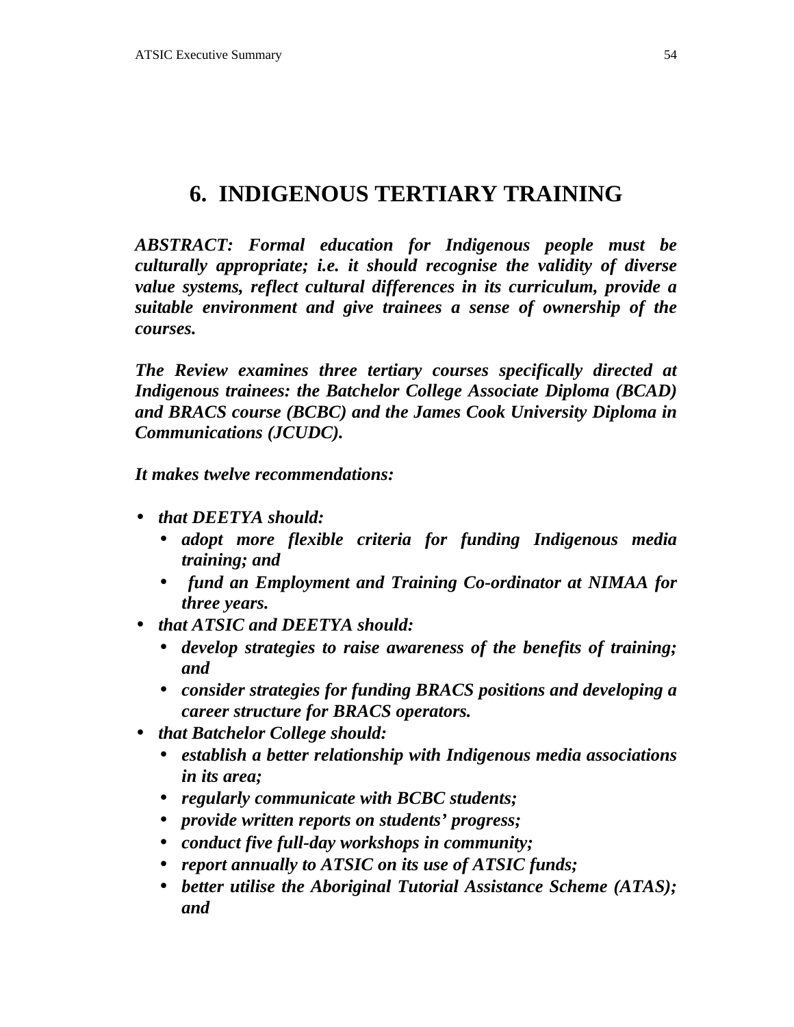# 6. INDIGENOUS TERTIARY TRAINING

***ABSTRACT: Formal education for Indigenous people must be culturally appropriate; i.e. it should recognise the validity of diverse value systems, reflect cultural differences in its curriculum, provide a suitable environment and give trainees a sense of ownership of the courses.***

***The Review examines three tertiary courses specifically directed at Indigenous trainees: the Batchelor College Associate Diploma (BCAD) and BRACS course (BCBC) and the James Cook University Diploma in Communications (JCUDC).***

***It makes twelve recommendations:***

- ***that DEETYA should:***
  - ***adopt more flexible criteria for funding Indigenous media training; and***
  - ***fund an Employment and Training Co-ordinator at NIMAA for three years.***
- ***that ATSIC and DEETYA should:***
  - ***develop strategies to raise awareness of the benefits of training; and***
  - ***consider strategies for funding BRACS positions and developing a career structure for BRACS operators.***
- ***that Batchelor College should:***
  - ***establish a better relationship with Indigenous media associations in its area;***
  - ***regularly communicate with BCBC students;***
  - ***provide written reports on students' progress;***
  - ***conduct five full-day workshops in community;***
  - ***report annually to ATSIC on its use of ATSIC funds;***
  - ***better utilise the Aboriginal Tutorial Assistance Scheme (ATAS); and***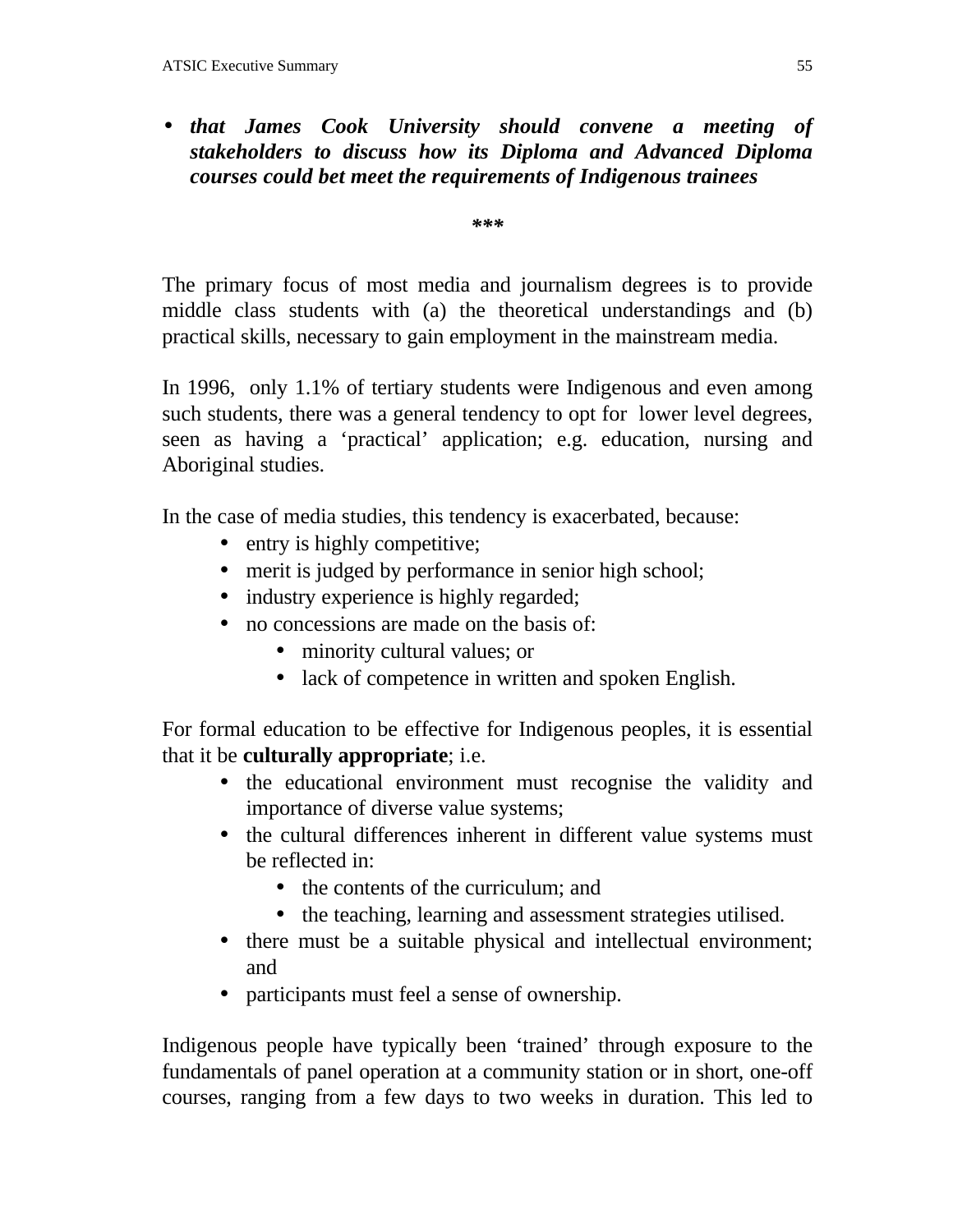- ***that James Cook University should convene a meeting of stakeholders to discuss how its Diploma and Advanced Diploma courses could bet meet the requirements of Indigenous trainees***

***

The primary focus of most media and journalism degrees is to provide middle class students with (a) the theoretical understandings and (b) practical skills, necessary to gain employment in the mainstream media.

In 1996, only 1.1% of tertiary students were Indigenous and even among such students, there was a general tendency to opt for lower level degrees, seen as having a 'practical' application; e.g. education, nursing and Aboriginal studies.

In the case of media studies, this tendency is exacerbated, because:

- entry is highly competitive;
- merit is judged by performance in senior high school;
- industry experience is highly regarded;
- no concessions are made on the basis of:
  - minority cultural values; or
  - lack of competence in written and spoken English.

For formal education to be effective for Indigenous peoples, it is essential that it be **culturally appropriate**; i.e.

- the educational environment must recognise the validity and importance of diverse value systems;
- the cultural differences inherent in different value systems must be reflected in:
  - the contents of the curriculum; and
  - the teaching, learning and assessment strategies utilised.
- there must be a suitable physical and intellectual environment; and
- participants must feel a sense of ownership.

Indigenous people have typically been 'trained' through exposure to the fundamentals of panel operation at a community station or in short, one-off courses, ranging from a few days to two weeks in duration. This led to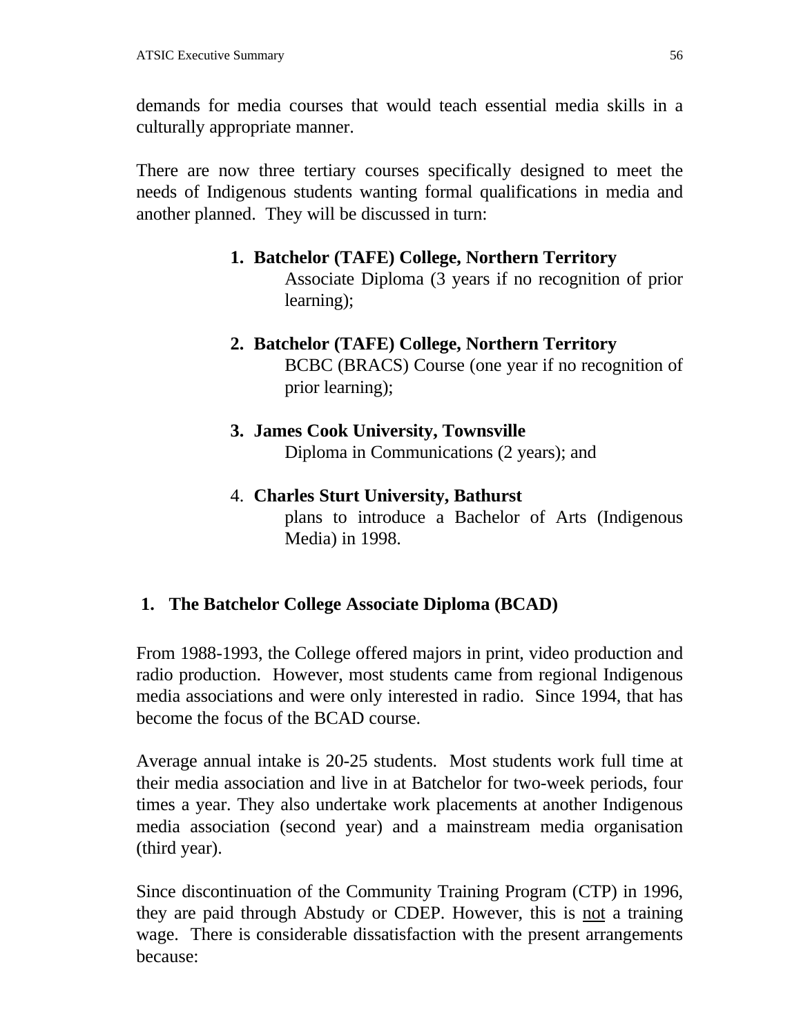demands for media courses that would teach essential media skills in a culturally appropriate manner.

There are now three tertiary courses specifically designed to meet the needs of Indigenous students wanting formal qualifications in media and another planned. They will be discussed in turn:

1. **Batchelor (TAFE) College, Northern Territory**
   Associate Diploma (3 years if no recognition of prior learning);

2. **Batchelor (TAFE) College, Northern Territory**
   BCBC (BRACS) Course (one year if no recognition of prior learning);

3. **James Cook University, Townsville**
   Diploma in Communications (2 years); and

4. **Charles Sturt University, Bathurst**
   plans to introduce a Bachelor of Arts (Indigenous Media) in 1998.

## 1. The Batchelor College Associate Diploma (BCAD)

From 1988-1993, the College offered majors in print, video production and radio production. However, most students came from regional Indigenous media associations and were only interested in radio. Since 1994, that has become the focus of the BCAD course.

Average annual intake is 20-25 students. Most students work full time at their media association and live in at Batchelor for two-week periods, four times a year. They also undertake work placements at another Indigenous media association (second year) and a mainstream media organisation (third year).

Since discontinuation of the Community Training Program (CTP) in 1996, they are paid through Abstudy or CDEP. However, this is <u>not</u> a training wage. There is considerable dissatisfaction with the present arrangements because: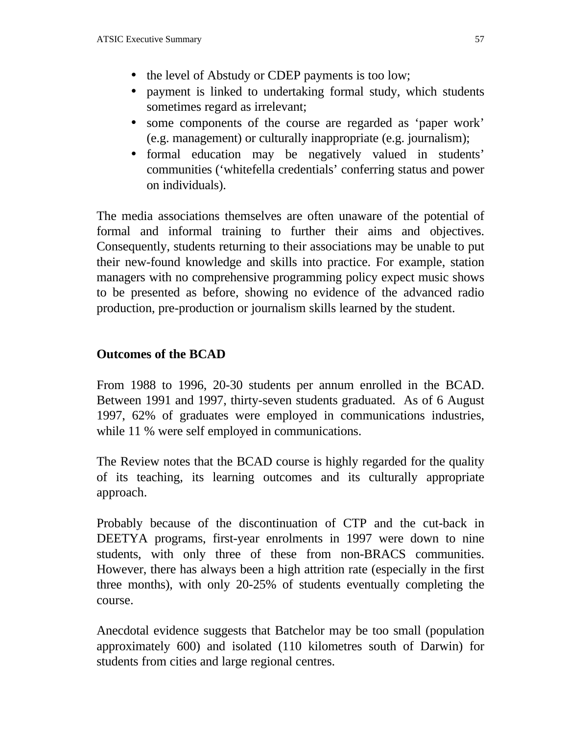- the level of Abstudy or CDEP payments is too low;
- payment is linked to undertaking formal study, which students sometimes regard as irrelevant;
- some components of the course are regarded as ‘paper work’ (e.g. management) or culturally inappropriate (e.g. journalism);
- formal education may be negatively valued in students’ communities (‘whitefella credentials’ conferring status and power on individuals).

The media associations themselves are often unaware of the potential of formal and informal training to further their aims and objectives. Consequently, students returning to their associations may be unable to put their new-found knowledge and skills into practice. For example, station managers with no comprehensive programming policy expect music shows to be presented as before, showing no evidence of the advanced radio production, pre-production or journalism skills learned by the student.

**Outcomes of the BCAD**

From 1988 to 1996, 20-30 students per annum enrolled in the BCAD. Between 1991 and 1997, thirty-seven students graduated. As of 6 August 1997, 62% of graduates were employed in communications industries, while 11 % were self employed in communications.

The Review notes that the BCAD course is highly regarded for the quality of its teaching, its learning outcomes and its culturally appropriate approach.

Probably because of the discontinuation of CTP and the cut-back in DEETYA programs, first-year enrolments in 1997 were down to nine students, with only three of these from non-BRACS communities. However, there has always been a high attrition rate (especially in the first three months), with only 20-25% of students eventually completing the course.

Anecdotal evidence suggests that Batchelor may be too small (population approximately 600) and isolated (110 kilometres south of Darwin) for students from cities and large regional centres.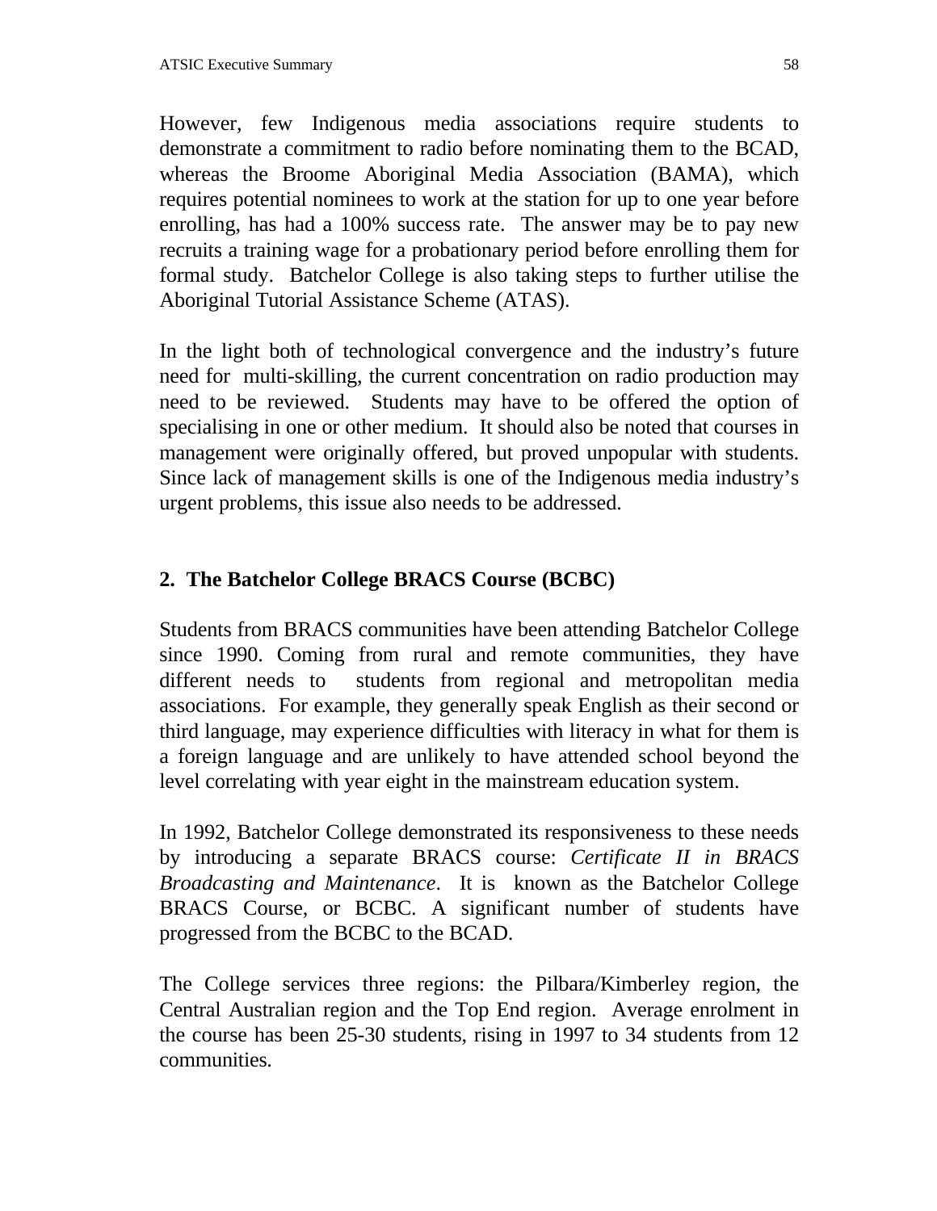However, few Indigenous media associations require students to demonstrate a commitment to radio before nominating them to the BCAD, whereas the Broome Aboriginal Media Association (BAMA), which requires potential nominees to work at the station for up to one year before enrolling, has had a 100% success rate. The answer may be to pay new recruits a training wage for a probationary period before enrolling them for formal study. Batchelor College is also taking steps to further utilise the Aboriginal Tutorial Assistance Scheme (ATAS).

In the light both of technological convergence and the industry's future need for multi-skilling, the current concentration on radio production may need to be reviewed. Students may have to be offered the option of specialising in one or other medium. It should also be noted that courses in management were originally offered, but proved unpopular with students. Since lack of management skills is one of the Indigenous media industry's urgent problems, this issue also needs to be addressed.

## 2. The Batchelor College BRACS Course (BCBC)

Students from BRACS communities have been attending Batchelor College since 1990. Coming from rural and remote communities, they have different needs to students from regional and metropolitan media associations. For example, they generally speak English as their second or third language, may experience difficulties with literacy in what for them is a foreign language and are unlikely to have attended school beyond the level correlating with year eight in the mainstream education system.

In 1992, Batchelor College demonstrated its responsiveness to these needs by introducing a separate BRACS course: *Certificate II in BRACS Broadcasting and Maintenance*. It is known as the Batchelor College BRACS Course, or BCBC. A significant number of students have progressed from the BCBC to the BCAD.

The College services three regions: the Pilbara/Kimberley region, the Central Australian region and the Top End region. Average enrolment in the course has been 25-30 students, rising in 1997 to 34 students from 12 communities.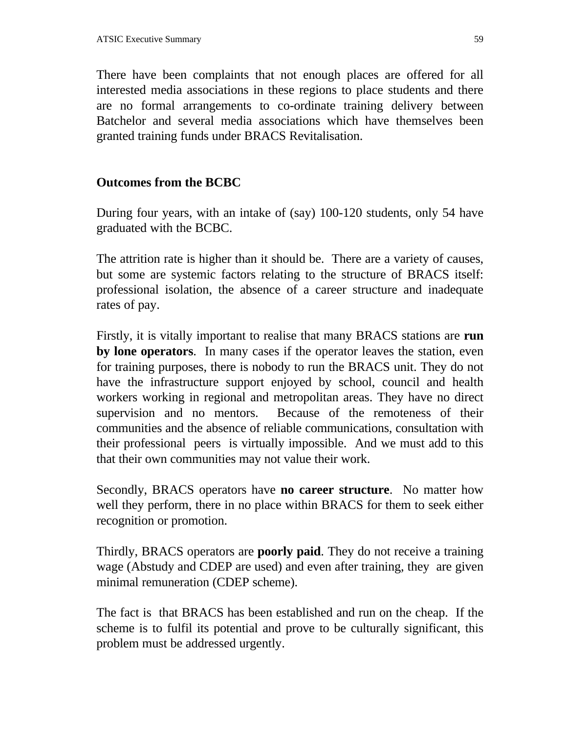There have been complaints that not enough places are offered for all interested media associations in these regions to place students and there are no formal arrangements to co-ordinate training delivery between Batchelor and several media associations which have themselves been granted training funds under BRACS Revitalisation.

**Outcomes from the BCBC**

During four years, with an intake of (say) 100-120 students, only 54 have graduated with the BCBC.

The attrition rate is higher than it should be. There are a variety of causes, but some are systemic factors relating to the structure of BRACS itself: professional isolation, the absence of a career structure and inadequate rates of pay.

Firstly, it is vitally important to realise that many BRACS stations are **run by lone operators**. In many cases if the operator leaves the station, even for training purposes, there is nobody to run the BRACS unit. They do not have the infrastructure support enjoyed by school, council and health workers working in regional and metropolitan areas. They have no direct supervision and no mentors. Because of the remoteness of their communities and the absence of reliable communications, consultation with their professional peers is virtually impossible. And we must add to this that their own communities may not value their work.

Secondly, BRACS operators have **no career structure**. No matter how well they perform, there in no place within BRACS for them to seek either recognition or promotion.

Thirdly, BRACS operators are **poorly paid**. They do not receive a training wage (Abstudy and CDEP are used) and even after training, they are given minimal remuneration (CDEP scheme).

The fact is that BRACS has been established and run on the cheap. If the scheme is to fulfil its potential and prove to be culturally significant, this problem must be addressed urgently.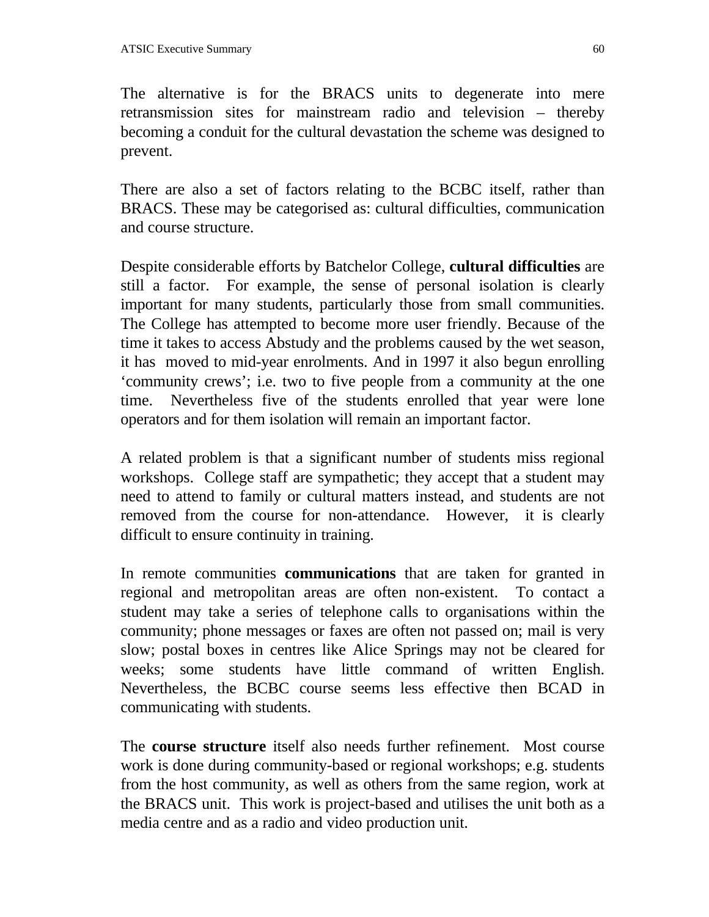The alternative is for the BRACS units to degenerate into mere retransmission sites for mainstream radio and television – thereby becoming a conduit for the cultural devastation the scheme was designed to prevent.

There are also a set of factors relating to the BCBC itself, rather than BRACS. These may be categorised as: cultural difficulties, communication and course structure.

Despite considerable efforts by Batchelor College, **cultural difficulties** are still a factor. For example, the sense of personal isolation is clearly important for many students, particularly those from small communities. The College has attempted to become more user friendly. Because of the time it takes to access Abstudy and the problems caused by the wet season, it has moved to mid-year enrolments. And in 1997 it also begun enrolling 'community crews'; i.e. two to five people from a community at the one time. Nevertheless five of the students enrolled that year were lone operators and for them isolation will remain an important factor.

A related problem is that a significant number of students miss regional workshops. College staff are sympathetic; they accept that a student may need to attend to family or cultural matters instead, and students are not removed from the course for non-attendance. However, it is clearly difficult to ensure continuity in training.

In remote communities **communications** that are taken for granted in regional and metropolitan areas are often non-existent. To contact a student may take a series of telephone calls to organisations within the community; phone messages or faxes are often not passed on; mail is very slow; postal boxes in centres like Alice Springs may not be cleared for weeks; some students have little command of written English. Nevertheless, the BCBC course seems less effective then BCAD in communicating with students.

The **course structure** itself also needs further refinement. Most course work is done during community-based or regional workshops; e.g. students from the host community, as well as others from the same region, work at the BRACS unit. This work is project-based and utilises the unit both as a media centre and as a radio and video production unit.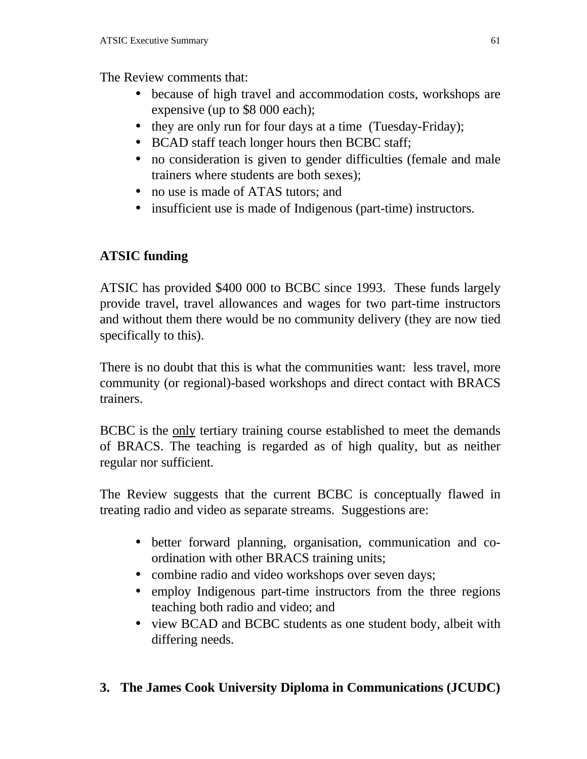The Review comments that:

- because of high travel and accommodation costs, workshops are expensive (up to $8 000 each);
- they are only run for four days at a time (Tuesday-Friday);
- BCAD staff teach longer hours then BCBC staff;
- no consideration is given to gender difficulties (female and male trainers where students are both sexes);
- no use is made of ATAS tutors; and
- insufficient use is made of Indigenous (part-time) instructors.

**ATSIC funding**

ATSIC has provided $400 000 to BCBC since 1993. These funds largely provide travel, travel allowances and wages for two part-time instructors and without them there would be no community delivery (they are now tied specifically to this).

There is no doubt that this is what the communities want: less travel, more community (or regional)-based workshops and direct contact with BRACS trainers.

BCBC is the <u>only</u> tertiary training course established to meet the demands of BRACS. The teaching is regarded as of high quality, but as neither regular nor sufficient.

The Review suggests that the current BCBC is conceptually flawed in treating radio and video as separate streams. Suggestions are:

- better forward planning, organisation, communication and co-ordination with other BRACS training units;
- combine radio and video workshops over seven days;
- employ Indigenous part-time instructors from the three regions teaching both radio and video; and
- view BCAD and BCBC students as one student body, albeit with differing needs.

**3. The James Cook University Diploma in Communications (JCUDC)**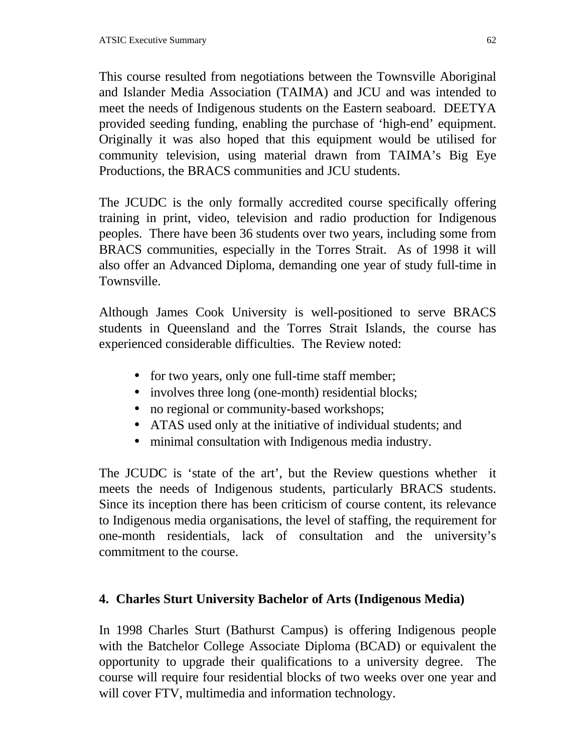This course resulted from negotiations between the Townsville Aboriginal and Islander Media Association (TAIMA) and JCU and was intended to meet the needs of Indigenous students on the Eastern seaboard. DEETYA provided seeding funding, enabling the purchase of 'high-end' equipment. Originally it was also hoped that this equipment would be utilised for community television, using material drawn from TAIMA's Big Eye Productions, the BRACS communities and JCU students.

The JCUDC is the only formally accredited course specifically offering training in print, video, television and radio production for Indigenous peoples. There have been 36 students over two years, including some from BRACS communities, especially in the Torres Strait. As of 1998 it will also offer an Advanced Diploma, demanding one year of study full-time in Townsville.

Although James Cook University is well-positioned to serve BRACS students in Queensland and the Torres Strait Islands, the course has experienced considerable difficulties. The Review noted:

- for two years, only one full-time staff member;
- involves three long (one-month) residential blocks;
- no regional or community-based workshops;
- ATAS used only at the initiative of individual students; and
- minimal consultation with Indigenous media industry.

The JCUDC is 'state of the art', but the Review questions whether it meets the needs of Indigenous students, particularly BRACS students. Since its inception there has been criticism of course content, its relevance to Indigenous media organisations, the level of staffing, the requirement for one-month residentials, lack of consultation and the university's commitment to the course.

### 4. Charles Sturt University Bachelor of Arts (Indigenous Media)

In 1998 Charles Sturt (Bathurst Campus) is offering Indigenous people with the Batchelor College Associate Diploma (BCAD) or equivalent the opportunity to upgrade their qualifications to a university degree. The course will require four residential blocks of two weeks over one year and will cover FTV, multimedia and information technology.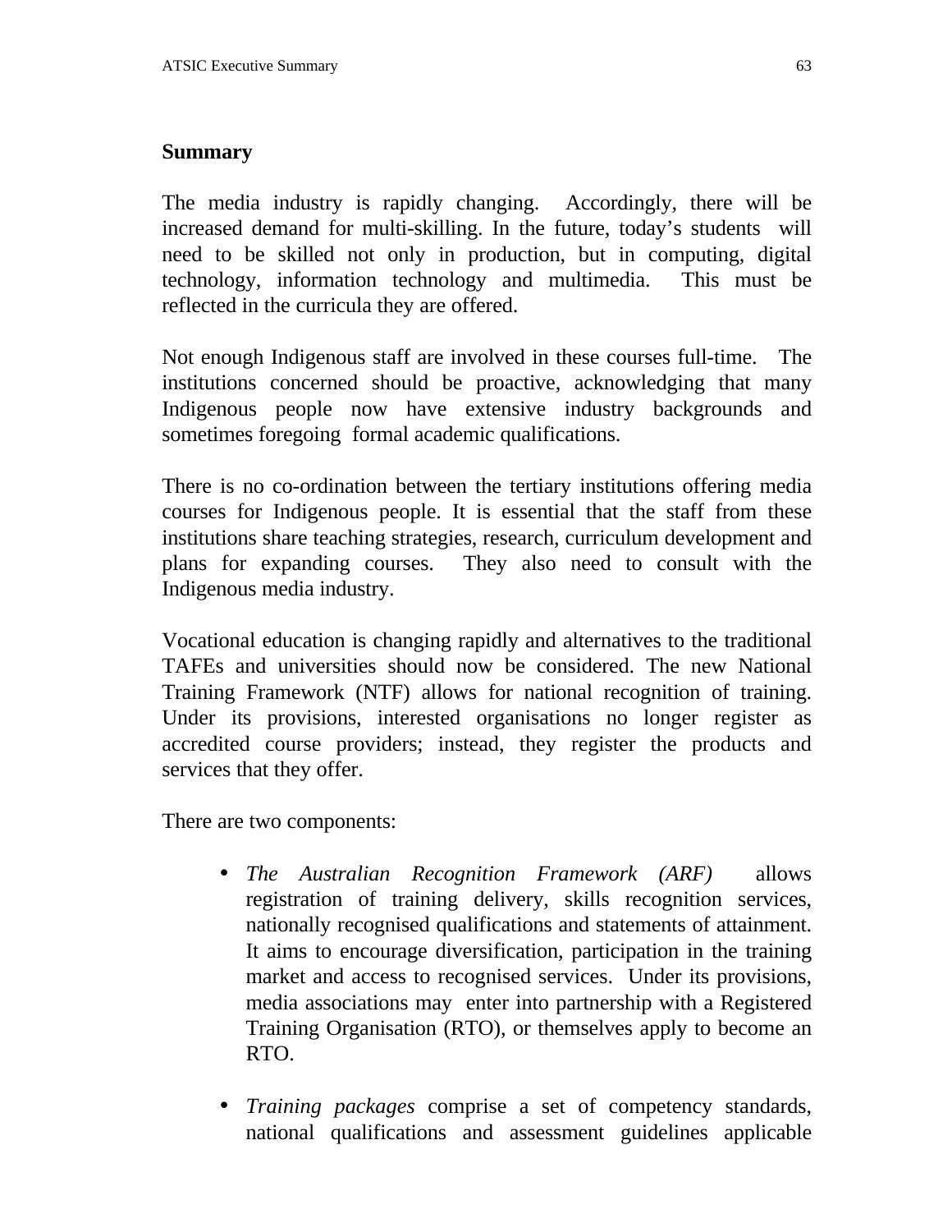## Summary

The media industry is rapidly changing. Accordingly, there will be increased demand for multi-skilling. In the future, today's students will need to be skilled not only in production, but in computing, digital technology, information technology and multimedia. This must be reflected in the curricula they are offered.

Not enough Indigenous staff are involved in these courses full-time. The institutions concerned should be proactive, acknowledging that many Indigenous people now have extensive industry backgrounds and sometimes foregoing formal academic qualifications.

There is no co-ordination between the tertiary institutions offering media courses for Indigenous people. It is essential that the staff from these institutions share teaching strategies, research, curriculum development and plans for expanding courses. They also need to consult with the Indigenous media industry.

Vocational education is changing rapidly and alternatives to the traditional TAFEs and universities should now be considered. The new National Training Framework (NTF) allows for national recognition of training. Under its provisions, interested organisations no longer register as accredited course providers; instead, they register the products and services that they offer.

There are two components:

- *The Australian Recognition Framework (ARF)* allows registration of training delivery, skills recognition services, nationally recognised qualifications and statements of attainment. It aims to encourage diversification, participation in the training market and access to recognised services. Under its provisions, media associations may enter into partnership with a Registered Training Organisation (RTO), or themselves apply to become an RTO.

- *Training packages* comprise a set of competency standards, national qualifications and assessment guidelines applicable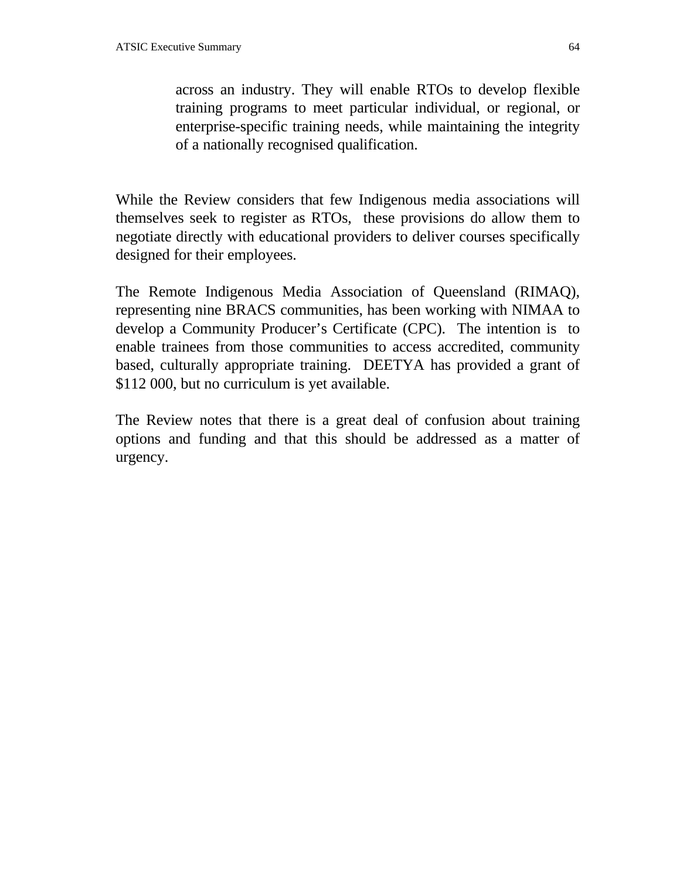> across an industry. They will enable RTOs to develop flexible training programs to meet particular individual, or regional, or enterprise-specific training needs, while maintaining the integrity of a nationally recognised qualification.

While the Review considers that few Indigenous media associations will themselves seek to register as RTOs, these provisions do allow them to negotiate directly with educational providers to deliver courses specifically designed for their employees.

The Remote Indigenous Media Association of Queensland (RIMAQ), representing nine BRACS communities, has been working with NIMAA to develop a Community Producer's Certificate (CPC). The intention is to enable trainees from those communities to access accredited, community based, culturally appropriate training. DEETYA has provided a grant of $112 000, but no curriculum is yet available.

The Review notes that there is a great deal of confusion about training options and funding and that this should be addressed as a matter of urgency.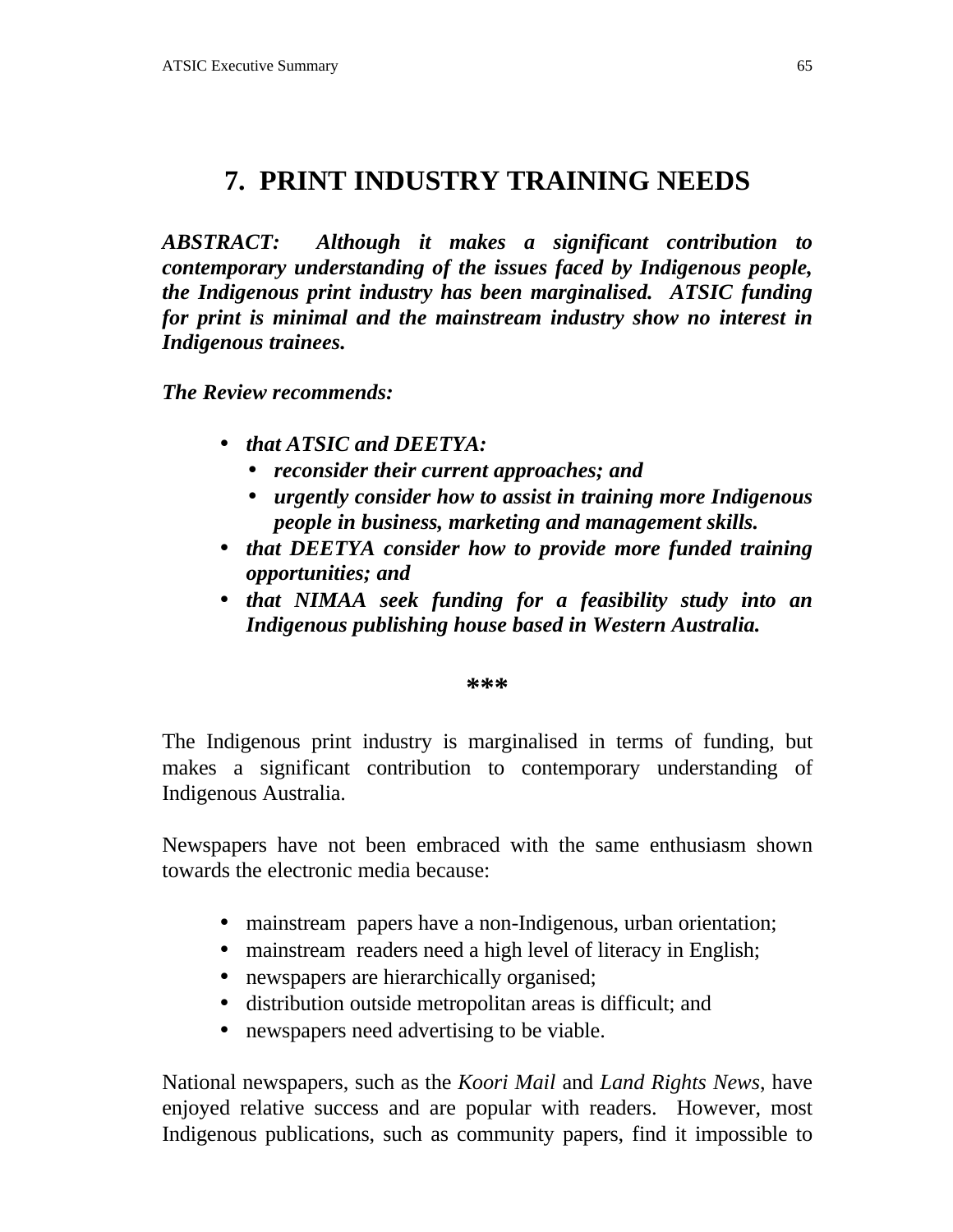# 7. PRINT INDUSTRY TRAINING NEEDS

***ABSTRACT: Although it makes a significant contribution to contemporary understanding of the issues faced by Indigenous people, the Indigenous print industry has been marginalised. ATSIC funding for print is minimal and the mainstream industry show no interest in Indigenous trainees.***

***The Review recommends:***

- ***that ATSIC and DEETYA:***
  - ***reconsider their current approaches; and***
  - ***urgently consider how to assist in training more Indigenous people in business, marketing and management skills.***
- ***that DEETYA consider how to provide more funded training opportunities; and***
- ***that NIMAA seek funding for a feasibility study into an Indigenous publishing house based in Western Australia.***

***

The Indigenous print industry is marginalised in terms of funding, but makes a significant contribution to contemporary understanding of Indigenous Australia.

Newspapers have not been embraced with the same enthusiasm shown towards the electronic media because:

- mainstream papers have a non-Indigenous, urban orientation;
- mainstream readers need a high level of literacy in English;
- newspapers are hierarchically organised;
- distribution outside metropolitan areas is difficult; and
- newspapers need advertising to be viable.

National newspapers, such as the *Koori Mail* and *Land Rights News*, have enjoyed relative success and are popular with readers. However, most Indigenous publications, such as community papers, find it impossible to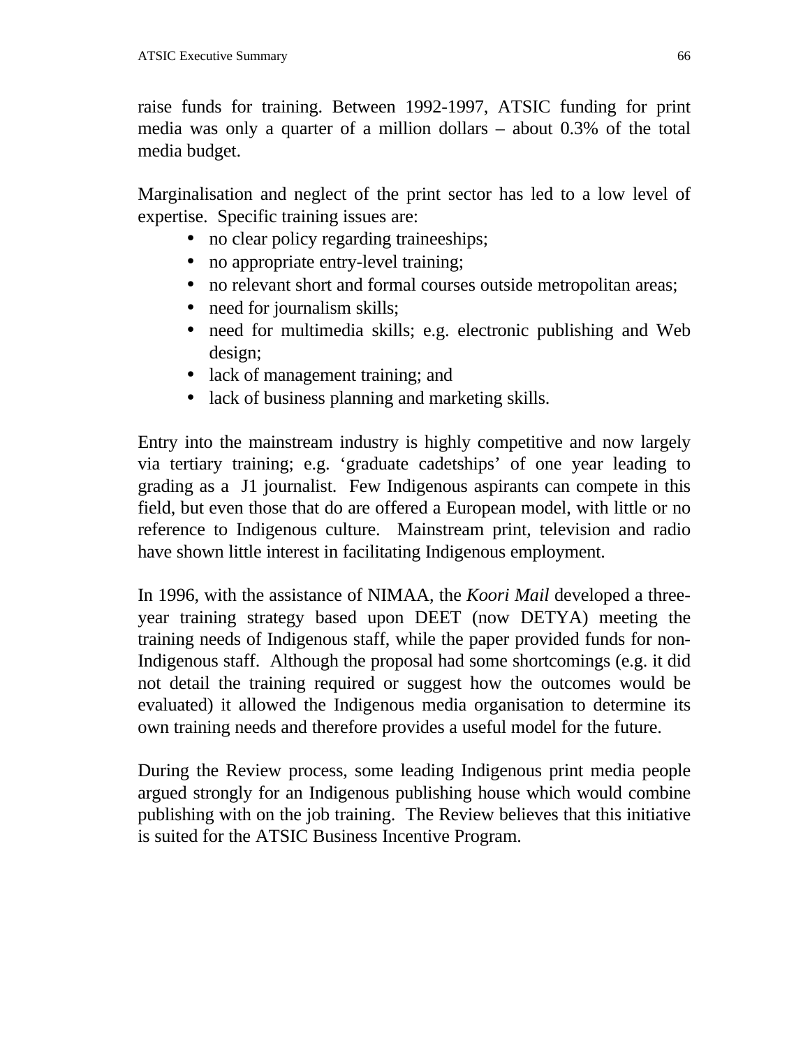raise funds for training. Between 1992-1997, ATSIC funding for print media was only a quarter of a million dollars – about 0.3% of the total media budget.

Marginalisation and neglect of the print sector has led to a low level of expertise. Specific training issues are:

- no clear policy regarding traineeships;
- no appropriate entry-level training;
- no relevant short and formal courses outside metropolitan areas;
- need for journalism skills;
- need for multimedia skills; e.g. electronic publishing and Web design;
- lack of management training; and
- lack of business planning and marketing skills.

Entry into the mainstream industry is highly competitive and now largely via tertiary training; e.g. 'graduate cadetships' of one year leading to grading as a J1 journalist. Few Indigenous aspirants can compete in this field, but even those that do are offered a European model, with little or no reference to Indigenous culture. Mainstream print, television and radio have shown little interest in facilitating Indigenous employment.

In 1996, with the assistance of NIMAA, the *Koori Mail* developed a three-year training strategy based upon DEET (now DETYA) meeting the training needs of Indigenous staff, while the paper provided funds for non-Indigenous staff. Although the proposal had some shortcomings (e.g. it did not detail the training required or suggest how the outcomes would be evaluated) it allowed the Indigenous media organisation to determine its own training needs and therefore provides a useful model for the future.

During the Review process, some leading Indigenous print media people argued strongly for an Indigenous publishing house which would combine publishing with on the job training. The Review believes that this initiative is suited for the ATSIC Business Incentive Program.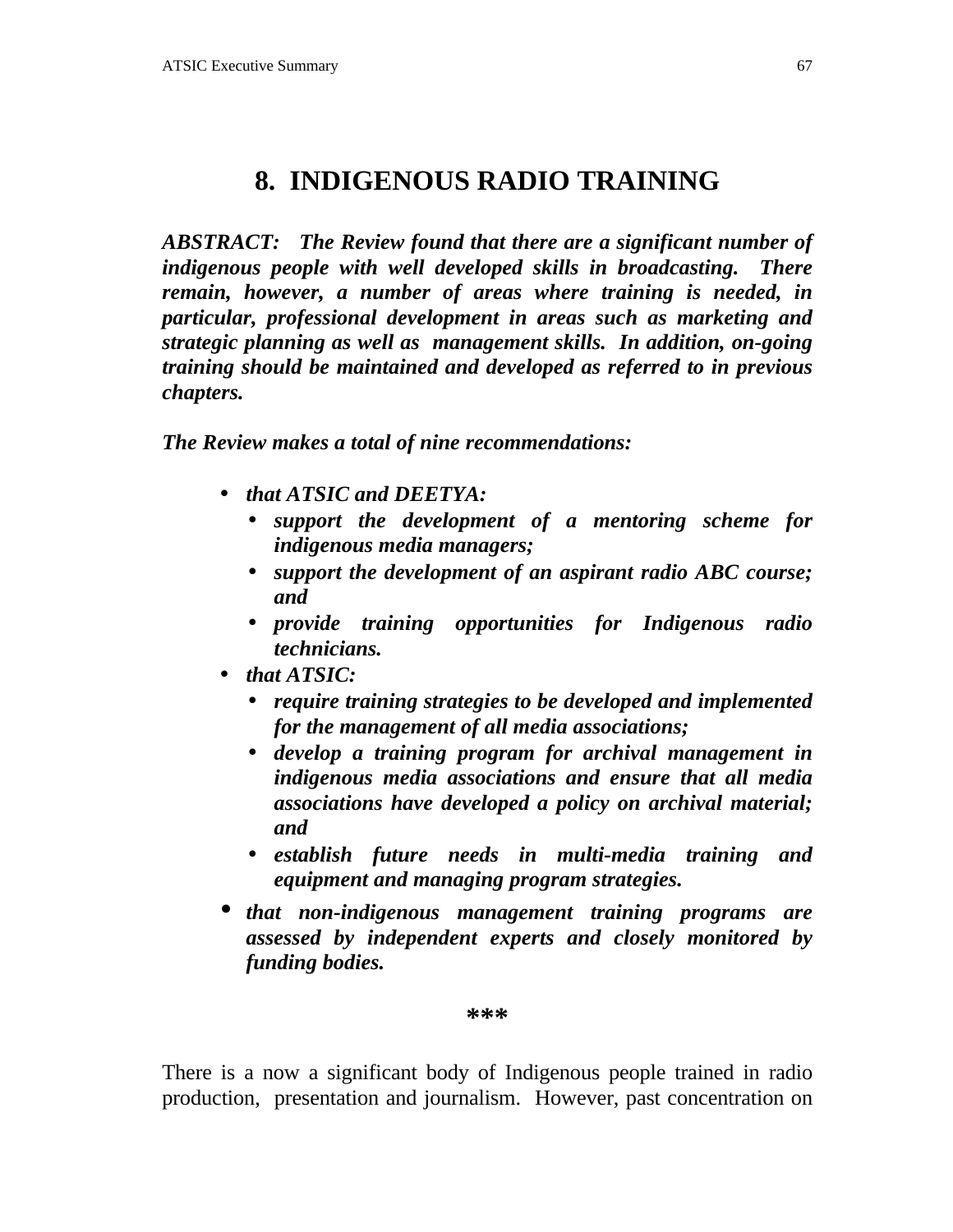# 8. INDIGENOUS RADIO TRAINING

***ABSTRACT: The Review found that there are a significant number of indigenous people with well developed skills in broadcasting. There remain, however, a number of areas where training is needed, in particular, professional development in areas such as marketing and strategic planning as well as management skills. In addition, on-going training should be maintained and developed as referred to in previous chapters.***

***The Review makes a total of nine recommendations:***

- ***that ATSIC and DEETYA:***
  - ***support the development of a mentoring scheme for indigenous media managers;***
  - ***support the development of an aspirant radio ABC course; and***
  - ***provide training opportunities for Indigenous radio technicians.***
- ***that ATSIC:***
  - ***require training strategies to be developed and implemented for the management of all media associations;***
  - ***develop a training program for archival management in indigenous media associations and ensure that all media associations have developed a policy on archival material; and***
  - ***establish future needs in multi-media training and equipment and managing program strategies.***
- ***that non-indigenous management training programs are assessed by independent experts and closely monitored by funding bodies.***

***

There is a now a significant body of Indigenous people trained in radio production, presentation and journalism. However, past concentration on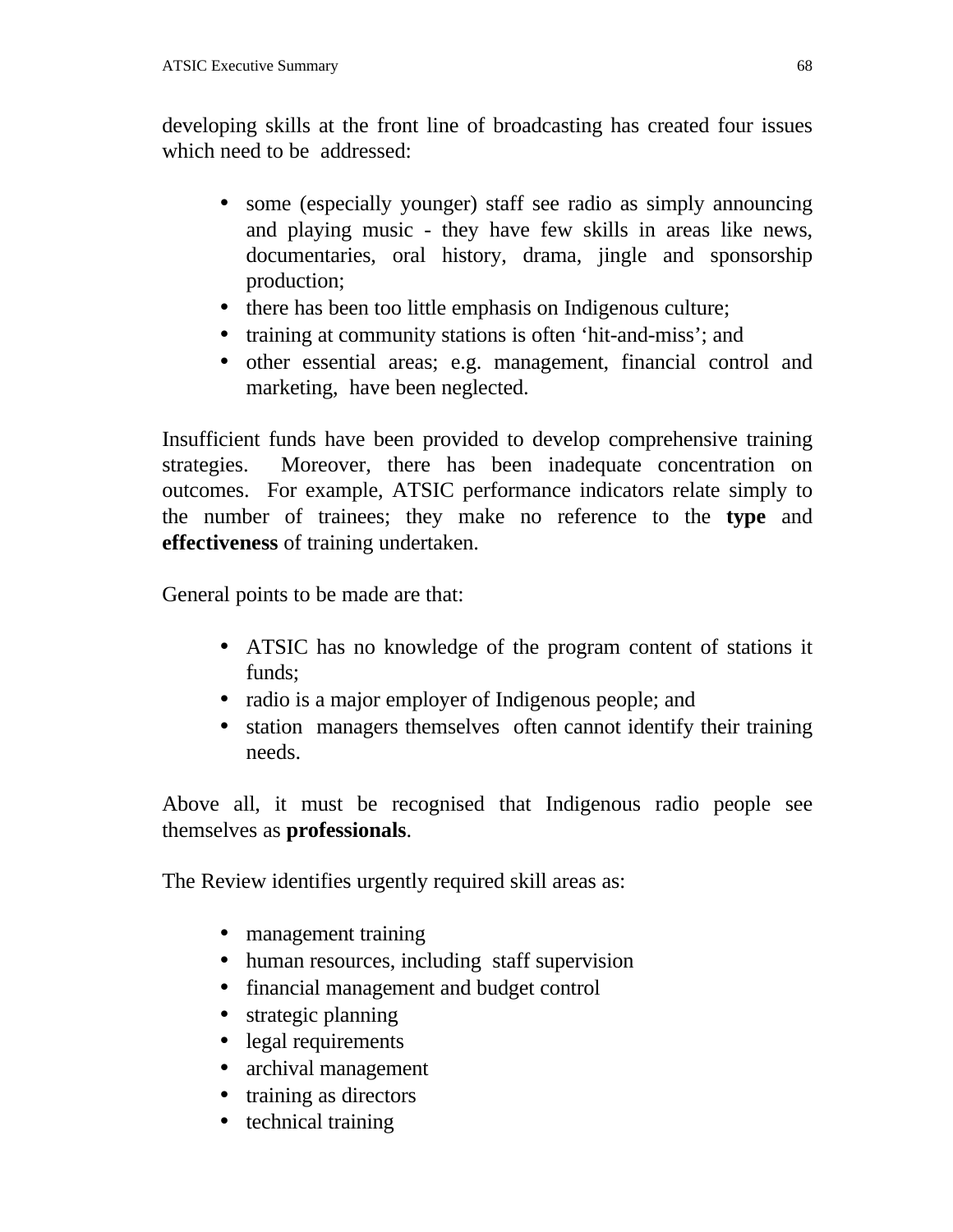developing skills at the front line of broadcasting has created four issues which need to be addressed:

- some (especially younger) staff see radio as simply announcing and playing music - they have few skills in areas like news, documentaries, oral history, drama, jingle and sponsorship production;
- there has been too little emphasis on Indigenous culture;
- training at community stations is often ‘hit-and-miss’; and
- other essential areas; e.g. management, financial control and marketing, have been neglected.

Insufficient funds have been provided to develop comprehensive training strategies. Moreover, there has been inadequate concentration on outcomes. For example, ATSIC performance indicators relate simply to the number of trainees; they make no reference to the **type** and **effectiveness** of training undertaken.

General points to be made are that:

- ATSIC has no knowledge of the program content of stations it funds;
- radio is a major employer of Indigenous people; and
- station managers themselves often cannot identify their training needs.

Above all, it must be recognised that Indigenous radio people see themselves as **professionals**.

The Review identifies urgently required skill areas as:

- management training
- human resources, including staff supervision
- financial management and budget control
- strategic planning
- legal requirements
- archival management
- training as directors
- technical training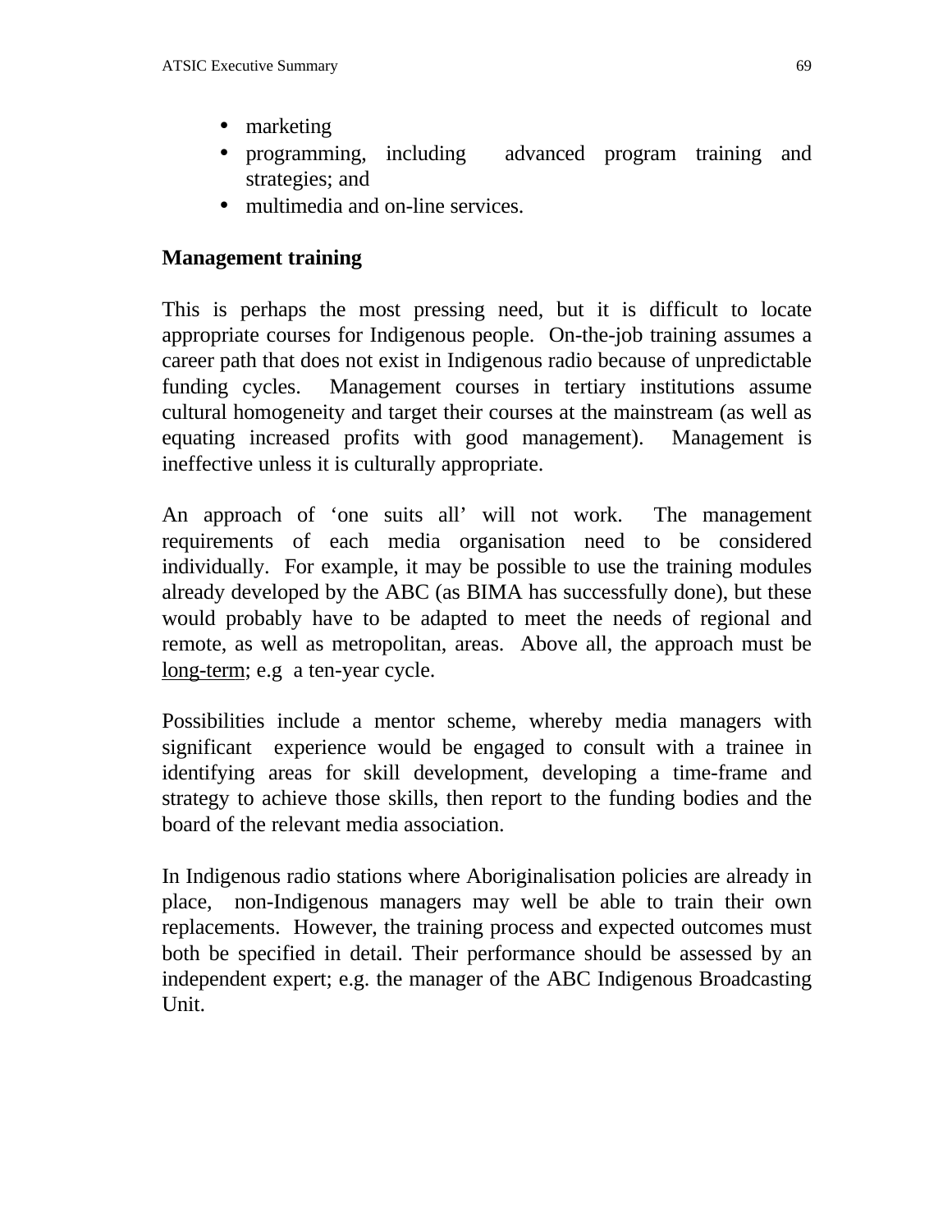- marketing
- programming, including advanced program training and strategies; and
- multimedia and on-line services.

**Management training**

This is perhaps the most pressing need, but it is difficult to locate appropriate courses for Indigenous people. On-the-job training assumes a career path that does not exist in Indigenous radio because of unpredictable funding cycles. Management courses in tertiary institutions assume cultural homogeneity and target their courses at the mainstream (as well as equating increased profits with good management). Management is ineffective unless it is culturally appropriate.

An approach of 'one suits all' will not work. The management requirements of each media organisation need to be considered individually. For example, it may be possible to use the training modules already developed by the ABC (as BIMA has successfully done), but these would probably have to be adapted to meet the needs of regional and remote, as well as metropolitan, areas. Above all, the approach must be <u>long-term</u>; e.g a ten-year cycle.

Possibilities include a mentor scheme, whereby media managers with significant experience would be engaged to consult with a trainee in identifying areas for skill development, developing a time-frame and strategy to achieve those skills, then report to the funding bodies and the board of the relevant media association.

In Indigenous radio stations where Aboriginalisation policies are already in place, non-Indigenous managers may well be able to train their own replacements. However, the training process and expected outcomes must both be specified in detail. Their performance should be assessed by an independent expert; e.g. the manager of the ABC Indigenous Broadcasting Unit.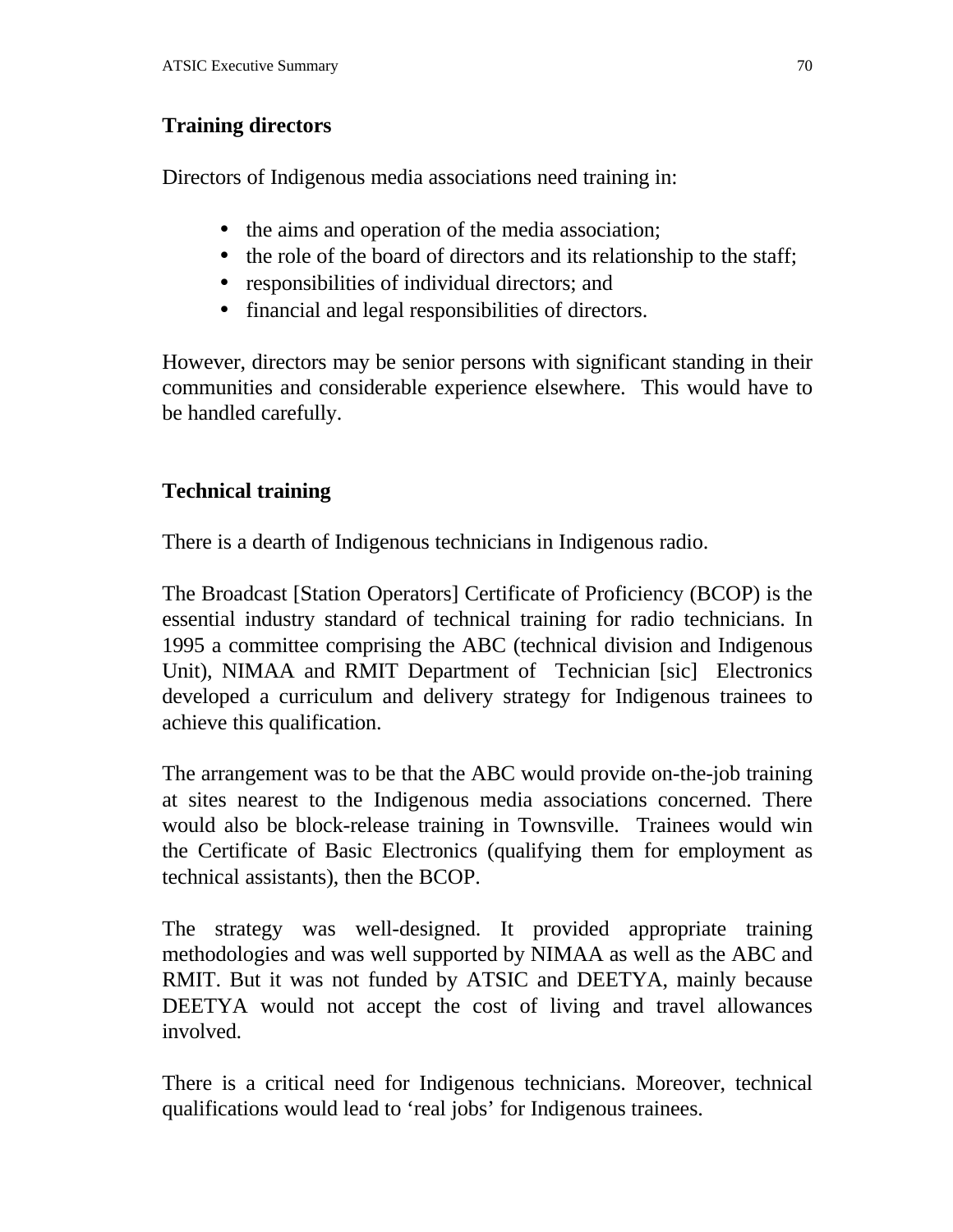**Training directors**

Directors of Indigenous media associations need training in:

- the aims and operation of the media association;
- the role of the board of directors and its relationship to the staff;
- responsibilities of individual directors; and
- financial and legal responsibilities of directors.

However, directors may be senior persons with significant standing in their communities and considerable experience elsewhere. This would have to be handled carefully.

**Technical training**

There is a dearth of Indigenous technicians in Indigenous radio.

The Broadcast [Station Operators] Certificate of Proficiency (BCOP) is the essential industry standard of technical training for radio technicians. In 1995 a committee comprising the ABC (technical division and Indigenous Unit), NIMAA and RMIT Department of Technician [sic] Electronics developed a curriculum and delivery strategy for Indigenous trainees to achieve this qualification.

The arrangement was to be that the ABC would provide on-the-job training at sites nearest to the Indigenous media associations concerned. There would also be block-release training in Townsville. Trainees would win the Certificate of Basic Electronics (qualifying them for employment as technical assistants), then the BCOP.

The strategy was well-designed. It provided appropriate training methodologies and was well supported by NIMAA as well as the ABC and RMIT. But it was not funded by ATSIC and DEETYA, mainly because DEETYA would not accept the cost of living and travel allowances involved.

There is a critical need for Indigenous technicians. Moreover, technical qualifications would lead to 'real jobs' for Indigenous trainees.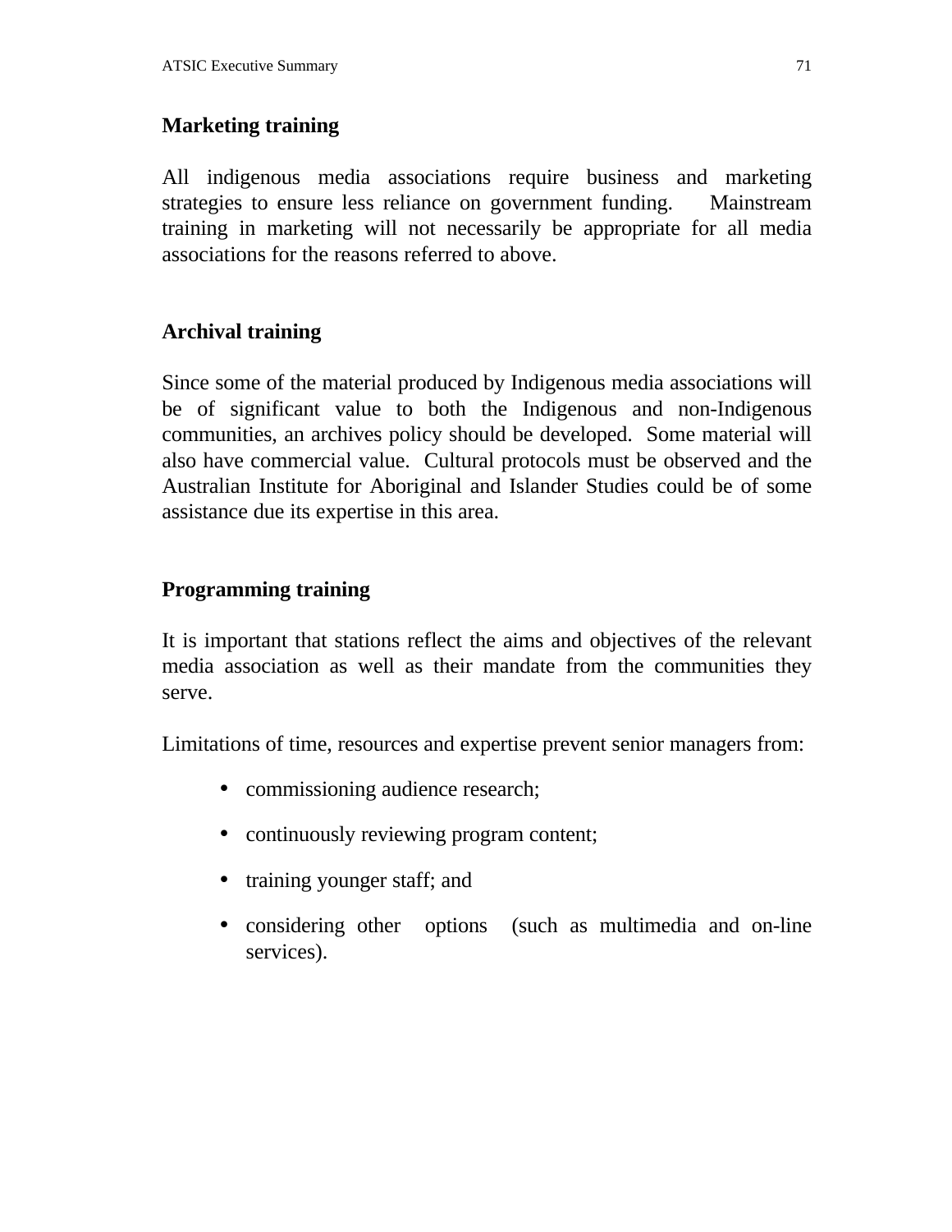### Marketing training

All indigenous media associations require business and marketing strategies to ensure less reliance on government funding. Mainstream training in marketing will not necessarily be appropriate for all media associations for the reasons referred to above.

### Archival training

Since some of the material produced by Indigenous media associations will be of significant value to both the Indigenous and non-Indigenous communities, an archives policy should be developed. Some material will also have commercial value. Cultural protocols must be observed and the Australian Institute for Aboriginal and Islander Studies could be of some assistance due its expertise in this area.

### Programming training

It is important that stations reflect the aims and objectives of the relevant media association as well as their mandate from the communities they serve.

Limitations of time, resources and expertise prevent senior managers from:

- commissioning audience research;
- continuously reviewing program content;
- training younger staff; and
- considering other options (such as multimedia and on-line services).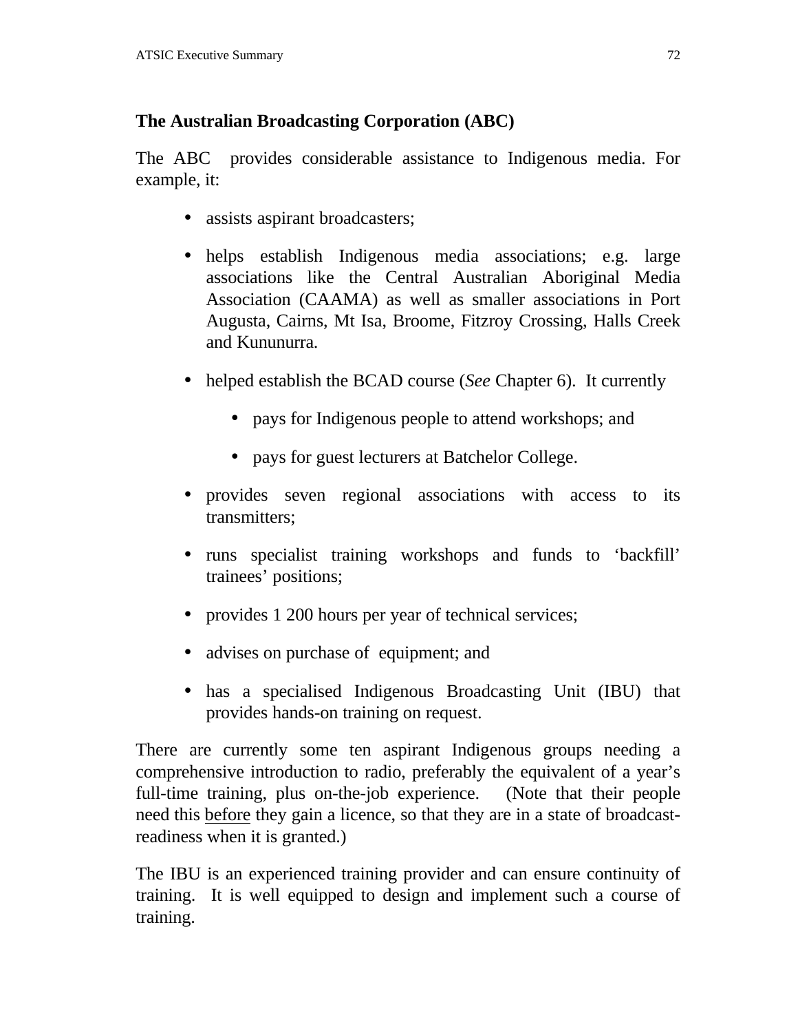## The Australian Broadcasting Corporation (ABC)

The ABC provides considerable assistance to Indigenous media. For example, it:

- assists aspirant broadcasters;
- helps establish Indigenous media associations; e.g. large associations like the Central Australian Aboriginal Media Association (CAAMA) as well as smaller associations in Port Augusta, Cairns, Mt Isa, Broome, Fitzroy Crossing, Halls Creek and Kununurra.
- helped establish the BCAD course (*See* Chapter 6). It currently
  - pays for Indigenous people to attend workshops; and
  - pays for guest lecturers at Batchelor College.
- provides seven regional associations with access to its transmitters;
- runs specialist training workshops and funds to 'backfill' trainees' positions;
- provides 1 200 hours per year of technical services;
- advises on purchase of equipment; and
- has a specialised Indigenous Broadcasting Unit (IBU) that provides hands-on training on request.

There are currently some ten aspirant Indigenous groups needing a comprehensive introduction to radio, preferably the equivalent of a year's full-time training, plus on-the-job experience. (Note that their people need this <u>before</u> they gain a licence, so that they are in a state of broadcast-readiness when it is granted.)

The IBU is an experienced training provider and can ensure continuity of training. It is well equipped to design and implement such a course of training.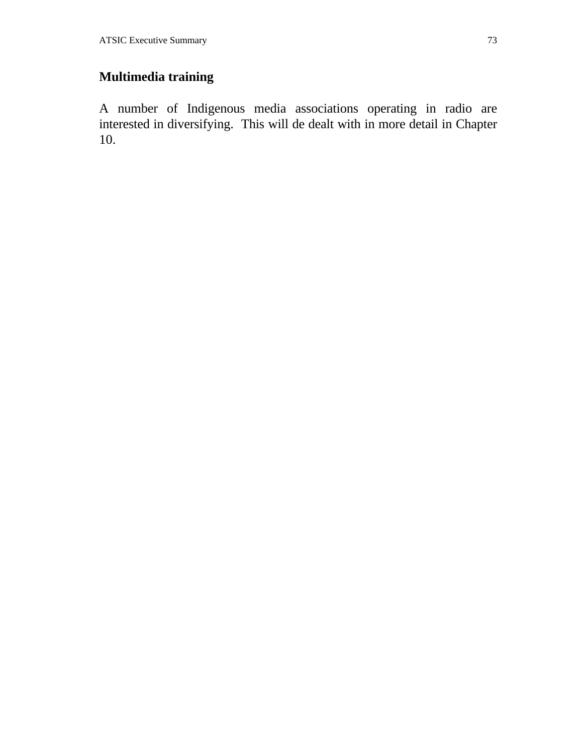## Multimedia training

A number of Indigenous media associations operating in radio are interested in diversifying. This will de dealt with in more detail in Chapter 10.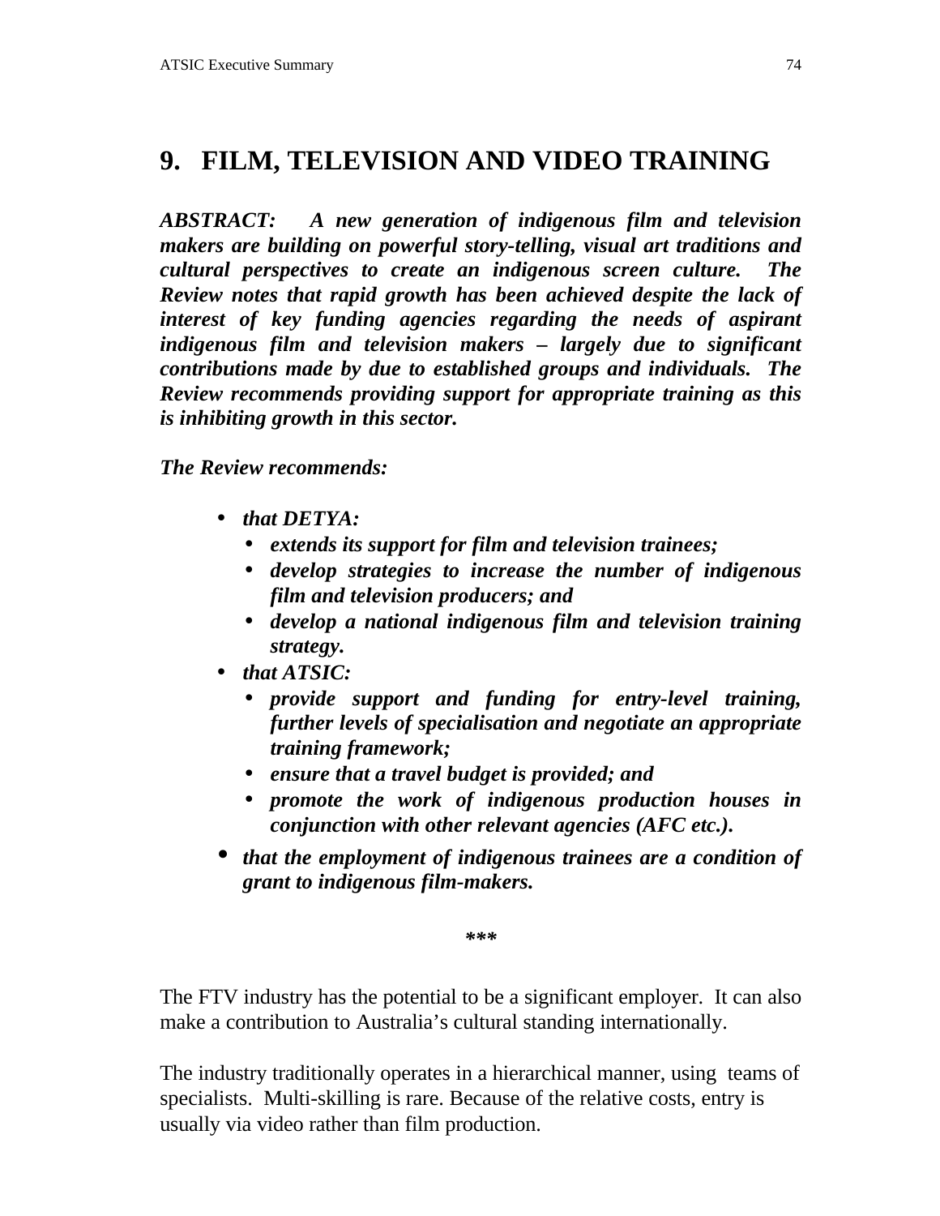# 9. FILM, TELEVISION AND VIDEO TRAINING

***ABSTRACT:** A new generation of indigenous film and television makers are building on powerful story-telling, visual art traditions and cultural perspectives to create an indigenous screen culture. The Review notes that rapid growth has been achieved despite the lack of interest of key funding agencies regarding the needs of aspirant indigenous film and television makers – largely due to significant contributions made by due to established groups and individuals. The Review recommends providing support for appropriate training as this is inhibiting growth in this sector.*

***The Review recommends:***

- ***that DETYA:***
  - ***extends its support for film and television trainees;***
  - ***develop strategies to increase the number of indigenous film and television producers; and***
  - ***develop a national indigenous film and television training strategy.***
- ***that ATSIC:***
  - ***provide support and funding for entry-level training, further levels of specialisation and negotiate an appropriate training framework;***
  - ***ensure that a travel budget is provided; and***
  - ***promote the work of indigenous production houses in conjunction with other relevant agencies (AFC etc.).***
- ***that the employment of indigenous trainees are a condition of grant to indigenous film-makers.***

***

The FTV industry has the potential to be a significant employer. It can also make a contribution to Australia's cultural standing internationally.

The industry traditionally operates in a hierarchical manner, using teams of specialists. Multi-skilling is rare. Because of the relative costs, entry is usually via video rather than film production.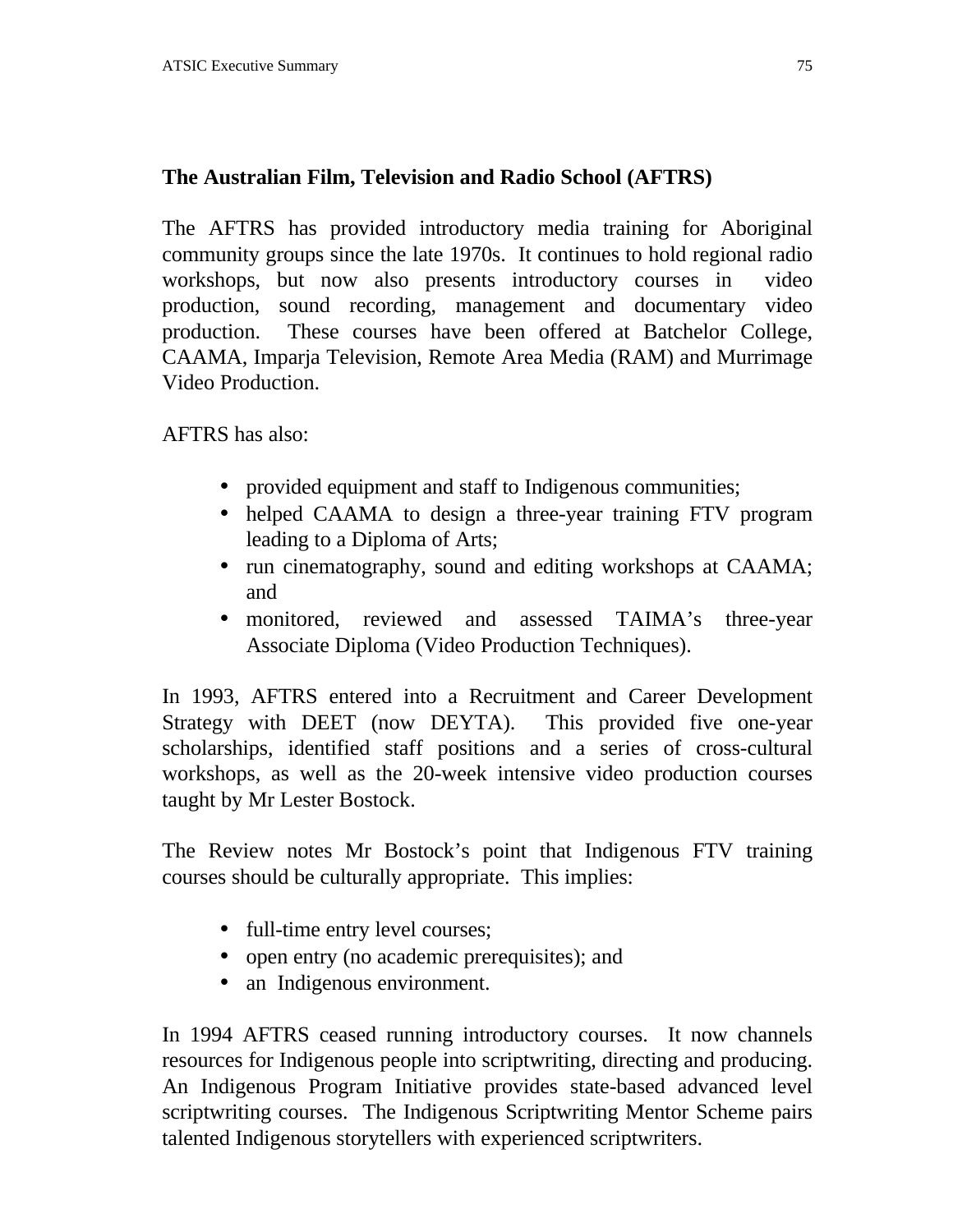**The Australian Film, Television and Radio School (AFTRS)**

The AFTRS has provided introductory media training for Aboriginal community groups since the late 1970s. It continues to hold regional radio workshops, but now also presents introductory courses in video production, sound recording, management and documentary video production. These courses have been offered at Batchelor College, CAAMA, Imparja Television, Remote Area Media (RAM) and Murrimage Video Production.

AFTRS has also:

- provided equipment and staff to Indigenous communities;
- helped CAAMA to design a three-year training FTV program leading to a Diploma of Arts;
- run cinematography, sound and editing workshops at CAAMA; and
- monitored, reviewed and assessed TAIMA's three-year Associate Diploma (Video Production Techniques).

In 1993, AFTRS entered into a Recruitment and Career Development Strategy with DEET (now DEYTA). This provided five one-year scholarships, identified staff positions and a series of cross-cultural workshops, as well as the 20-week intensive video production courses taught by Mr Lester Bostock.

The Review notes Mr Bostock's point that Indigenous FTV training courses should be culturally appropriate. This implies:

- full-time entry level courses;
- open entry (no academic prerequisites); and
- an Indigenous environment.

In 1994 AFTRS ceased running introductory courses. It now channels resources for Indigenous people into scriptwriting, directing and producing. An Indigenous Program Initiative provides state-based advanced level scriptwriting courses. The Indigenous Scriptwriting Mentor Scheme pairs talented Indigenous storytellers with experienced scriptwriters.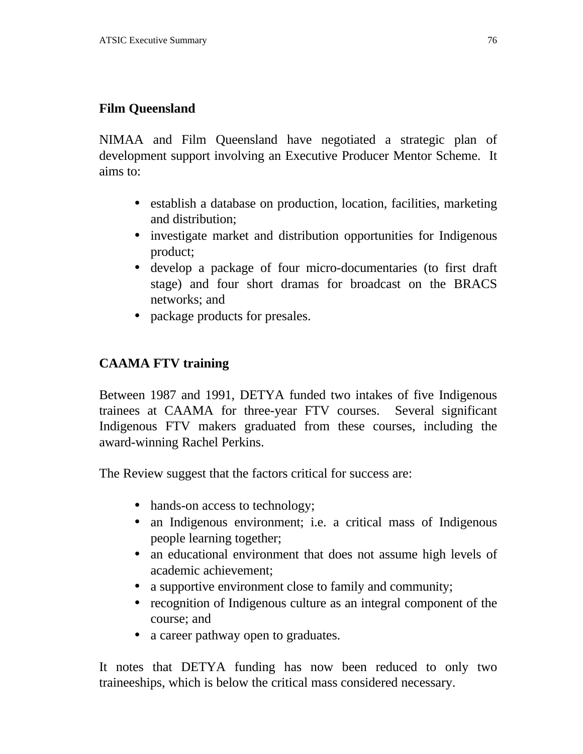## Film Queensland

NIMAA and Film Queensland have negotiated a strategic plan of development support involving an Executive Producer Mentor Scheme. It aims to:

- establish a database on production, location, facilities, marketing and distribution;
- investigate market and distribution opportunities for Indigenous product;
- develop a package of four micro-documentaries (to first draft stage) and four short dramas for broadcast on the BRACS networks; and
- package products for presales.

## CAAMA FTV training

Between 1987 and 1991, DETYA funded two intakes of five Indigenous trainees at CAAMA for three-year FTV courses. Several significant Indigenous FTV makers graduated from these courses, including the award-winning Rachel Perkins.

The Review suggest that the factors critical for success are:

- hands-on access to technology;
- an Indigenous environment; i.e. a critical mass of Indigenous people learning together;
- an educational environment that does not assume high levels of academic achievement;
- a supportive environment close to family and community;
- recognition of Indigenous culture as an integral component of the course; and
- a career pathway open to graduates.

It notes that DETYA funding has now been reduced to only two traineeships, which is below the critical mass considered necessary.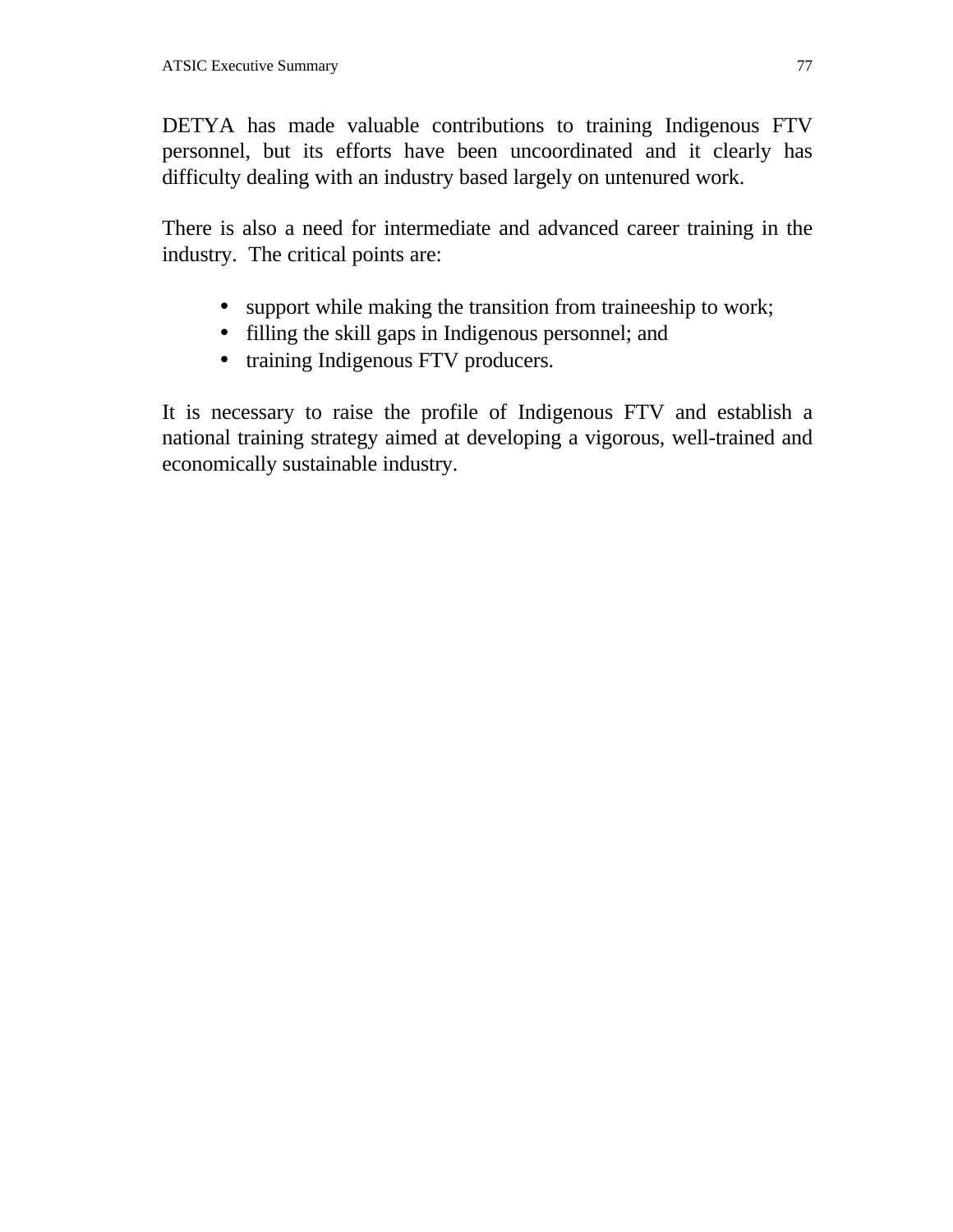DETYA has made valuable contributions to training Indigenous FTV personnel, but its efforts have been uncoordinated and it clearly has difficulty dealing with an industry based largely on untenured work.

There is also a need for intermediate and advanced career training in the industry. The critical points are:

- support while making the transition from traineeship to work;
- filling the skill gaps in Indigenous personnel; and
- training Indigenous FTV producers.

It is necessary to raise the profile of Indigenous FTV and establish a national training strategy aimed at developing a vigorous, well-trained and economically sustainable industry.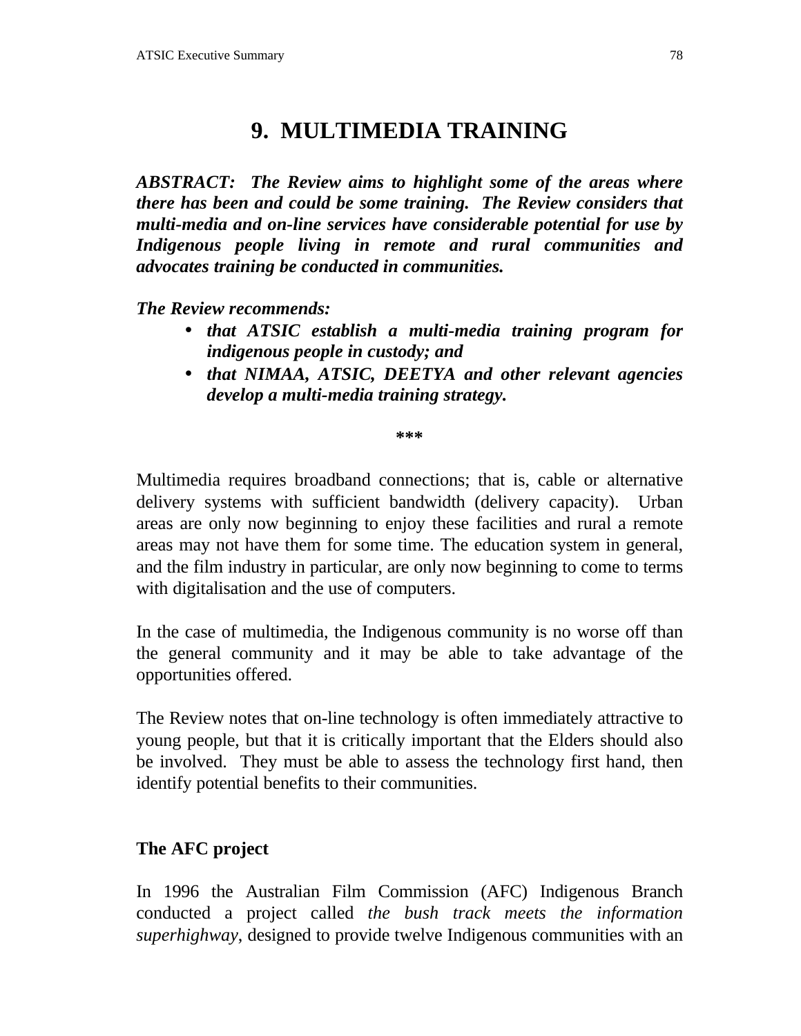# 9. MULTIMEDIA TRAINING

***ABSTRACT: The Review aims to highlight some of the areas where there has been and could be some training. The Review considers that multi-media and on-line services have considerable potential for use by Indigenous people living in remote and rural communities and advocates training be conducted in communities.***

***The Review recommends:***

- ***that ATSIC establish a multi-media training program for indigenous people in custody; and***
- ***that NIMAA, ATSIC, DEETYA and other relevant agencies develop a multi-media training strategy.***

**\*\*\***

Multimedia requires broadband connections; that is, cable or alternative delivery systems with sufficient bandwidth (delivery capacity). Urban areas are only now beginning to enjoy these facilities and rural a remote areas may not have them for some time. The education system in general, and the film industry in particular, are only now beginning to come to terms with digitalisation and the use of computers.

In the case of multimedia, the Indigenous community is no worse off than the general community and it may be able to take advantage of the opportunities offered.

The Review notes that on-line technology is often immediately attractive to young people, but that it is critically important that the Elders should also be involved. They must be able to assess the technology first hand, then identify potential benefits to their communities.

## The AFC project

In 1996 the Australian Film Commission (AFC) Indigenous Branch conducted a project called *the bush track meets the information superhighway*, designed to provide twelve Indigenous communities with an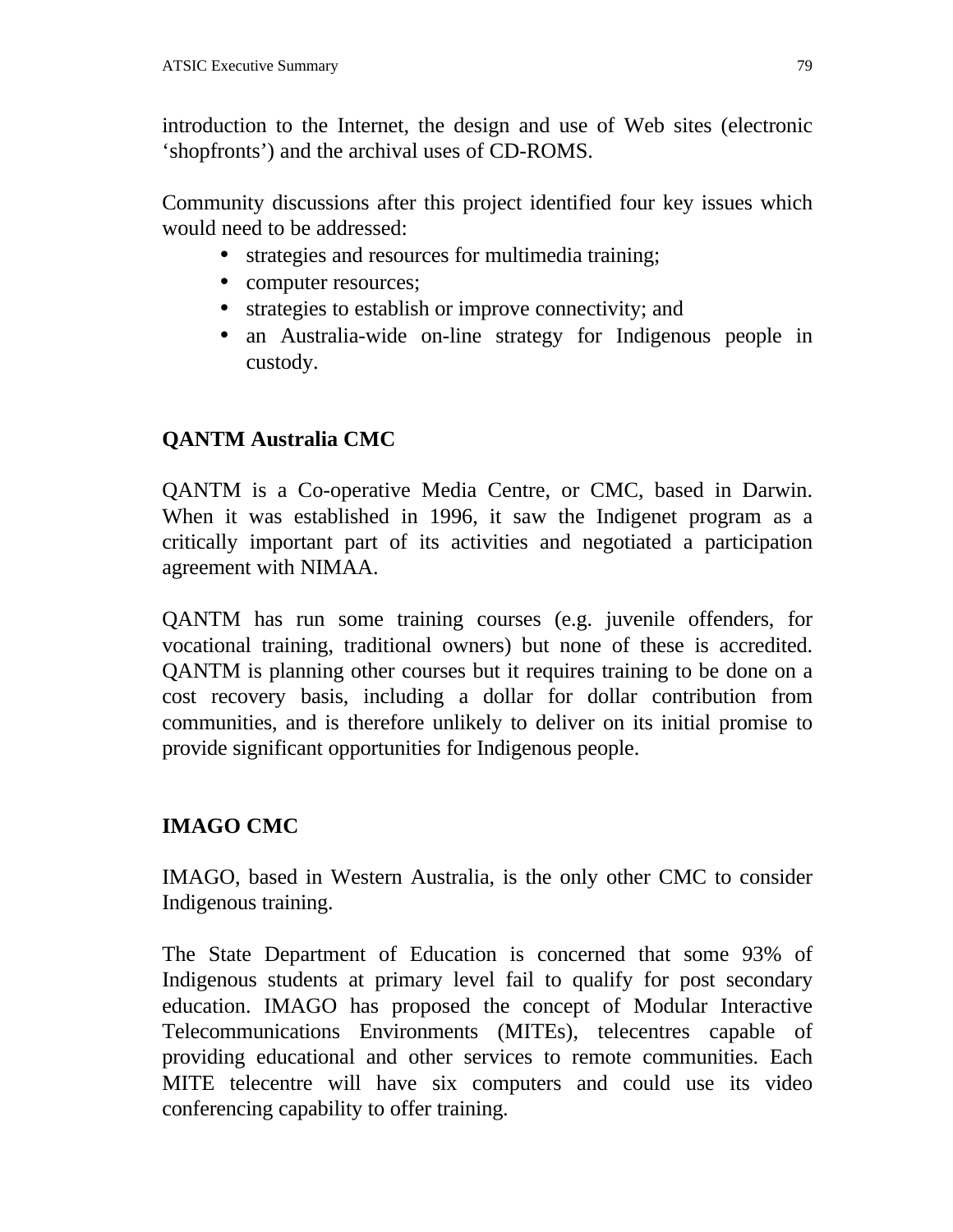introduction to the Internet, the design and use of Web sites (electronic ‘shopfronts’) and the archival uses of CD-ROMS.

Community discussions after this project identified four key issues which would need to be addressed:

- strategies and resources for multimedia training;
- computer resources;
- strategies to establish or improve connectivity; and
- an Australia-wide on-line strategy for Indigenous people in custody.

### QANTM Australia CMC

QANTM is a Co-operative Media Centre, or CMC, based in Darwin. When it was established in 1996, it saw the Indigenet program as a critically important part of its activities and negotiated a participation agreement with NIMAA.

QANTM has run some training courses (e.g. juvenile offenders, for vocational training, traditional owners) but none of these is accredited. QANTM is planning other courses but it requires training to be done on a cost recovery basis, including a dollar for dollar contribution from communities, and is therefore unlikely to deliver on its initial promise to provide significant opportunities for Indigenous people.

### IMAGO CMC

IMAGO, based in Western Australia, is the only other CMC to consider Indigenous training.

The State Department of Education is concerned that some 93% of Indigenous students at primary level fail to qualify for post secondary education. IMAGO has proposed the concept of Modular Interactive Telecommunications Environments (MITEs), telecentres capable of providing educational and other services to remote communities. Each MITE telecentre will have six computers and could use its video conferencing capability to offer training.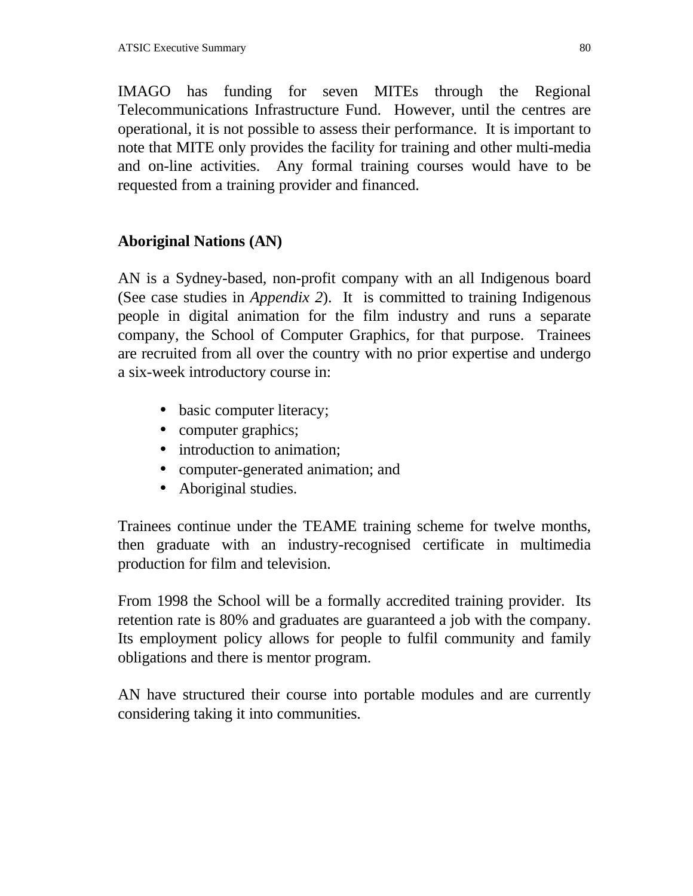IMAGO has funding for seven MITEs through the Regional Telecommunications Infrastructure Fund. However, until the centres are operational, it is not possible to assess their performance. It is important to note that MITE only provides the facility for training and other multi-media and on-line activities. Any formal training courses would have to be requested from a training provider and financed.

## Aboriginal Nations (AN)

AN is a Sydney-based, non-profit company with an all Indigenous board (See case studies in *Appendix 2*). It is committed to training Indigenous people in digital animation for the film industry and runs a separate company, the School of Computer Graphics, for that purpose. Trainees are recruited from all over the country with no prior expertise and undergo a six-week introductory course in:

- basic computer literacy;
- computer graphics;
- introduction to animation;
- computer-generated animation; and
- Aboriginal studies.

Trainees continue under the TEAME training scheme for twelve months, then graduate with an industry-recognised certificate in multimedia production for film and television.

From 1998 the School will be a formally accredited training provider. Its retention rate is 80% and graduates are guaranteed a job with the company. Its employment policy allows for people to fulfil community and family obligations and there is mentor program.

AN have structured their course into portable modules and are currently considering taking it into communities.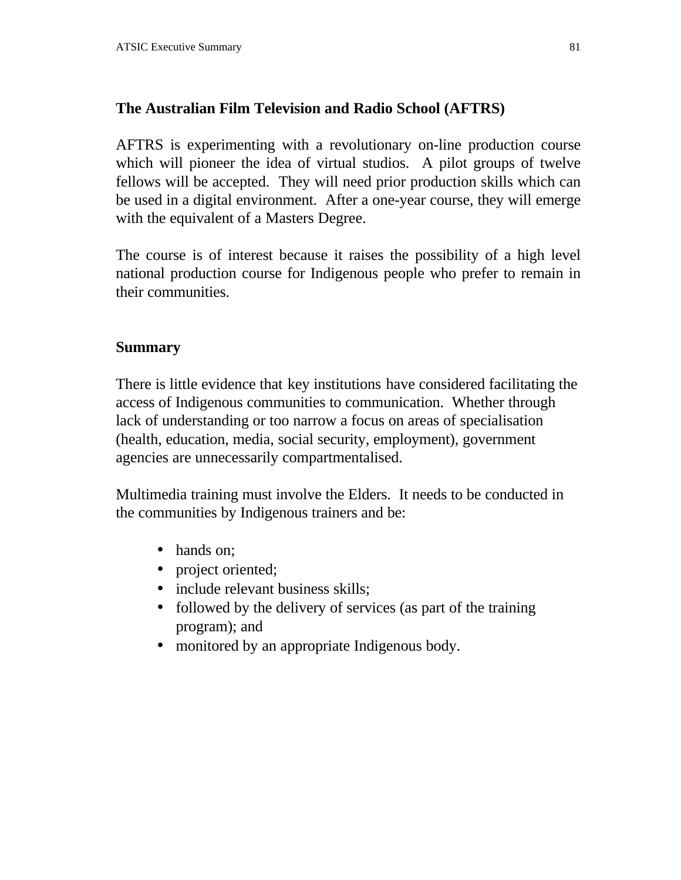### The Australian Film Television and Radio School (AFTRS)

AFTRS is experimenting with a revolutionary on-line production course which will pioneer the idea of virtual studios. A pilot groups of twelve fellows will be accepted. They will need prior production skills which can be used in a digital environment. After a one-year course, they will emerge with the equivalent of a Masters Degree.

The course is of interest because it raises the possibility of a high level national production course for Indigenous people who prefer to remain in their communities.

### Summary

There is little evidence that key institutions have considered facilitating the access of Indigenous communities to communication. Whether through lack of understanding or too narrow a focus on areas of specialisation (health, education, media, social security, employment), government agencies are unnecessarily compartmentalised.

Multimedia training must involve the Elders. It needs to be conducted in the communities by Indigenous trainers and be:

- hands on;
- project oriented;
- include relevant business skills;
- followed by the delivery of services (as part of the training program); and
- monitored by an appropriate Indigenous body.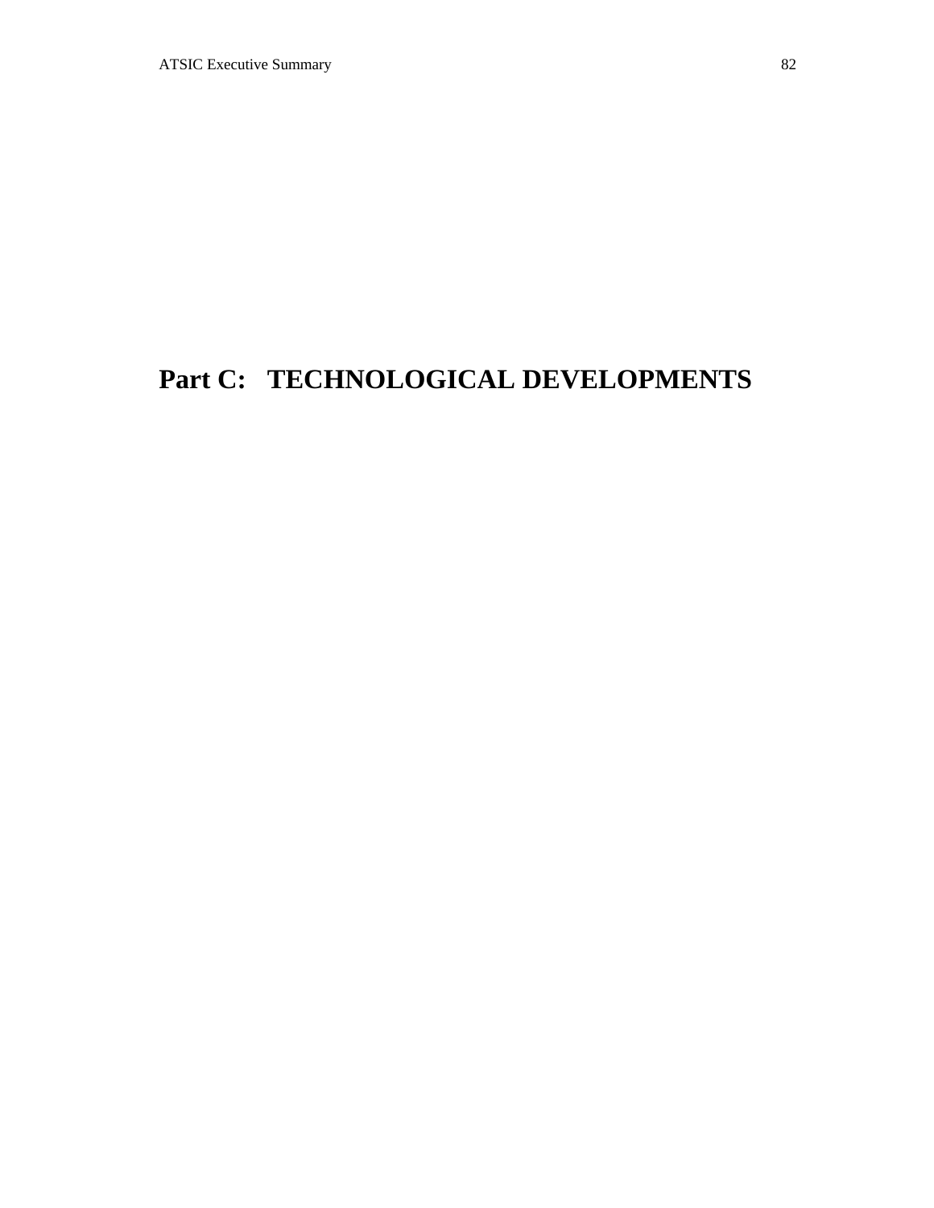# Part C: TECHNOLOGICAL DEVELOPMENTS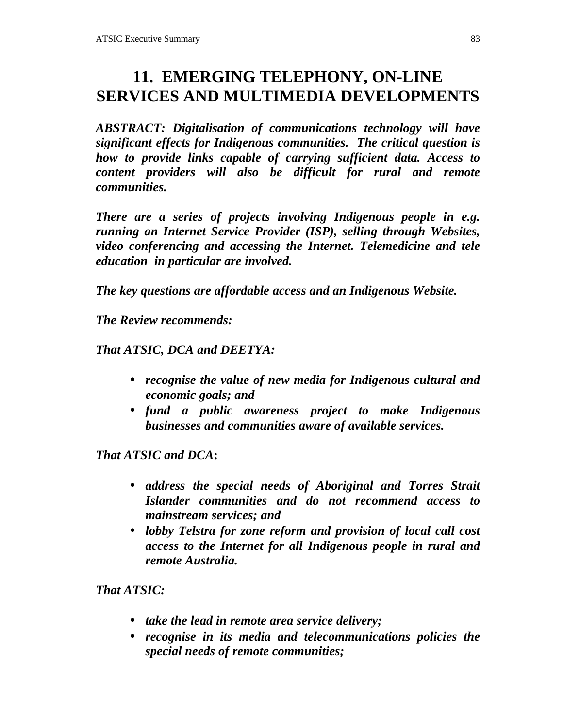# 11. EMERGING TELEPHONY, ON-LINE SERVICES AND MULTIMEDIA DEVELOPMENTS

***ABSTRACT: Digitalisation of communications technology will have significant effects for Indigenous communities. The critical question is how to provide links capable of carrying sufficient data. Access to content providers will also be difficult for rural and remote communities.***

***There are a series of projects involving Indigenous people in e.g. running an Internet Service Provider (ISP), selling through Websites, video conferencing and accessing the Internet. Telemedicine and tele education in particular are involved.***

***The key questions are affordable access and an Indigenous Website.***

***The Review recommends:***

***That ATSIC, DCA and DEETYA:***

- ***recognise the value of new media for Indigenous cultural and economic goals; and***
- ***fund a public awareness project to make Indigenous businesses and communities aware of available services.***

***That ATSIC and DCA*:**

- ***address the special needs of Aboriginal and Torres Strait Islander communities and do not recommend access to mainstream services; and***
- ***lobby Telstra for zone reform and provision of local call cost access to the Internet for all Indigenous people in rural and remote Australia.***

***That ATSIC:***

- ***take the lead in remote area service delivery;***
- ***recognise in its media and telecommunications policies the special needs of remote communities;***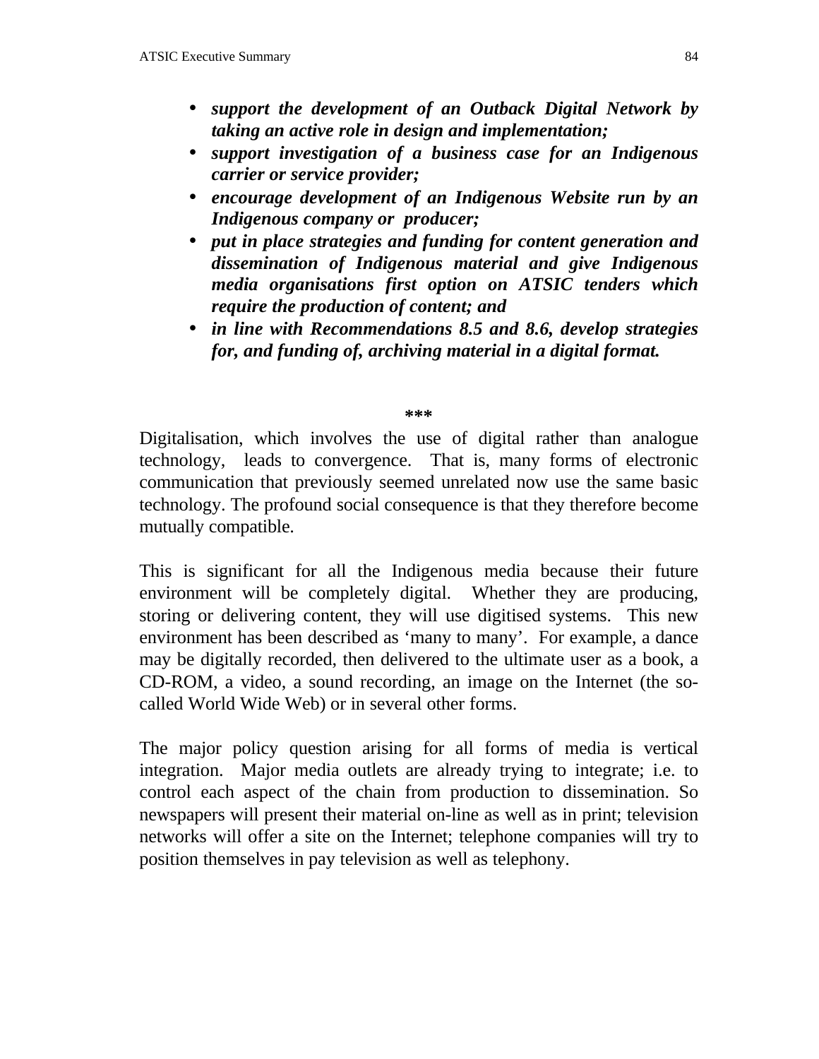- ***support the development of an Outback Digital Network by taking an active role in design and implementation;***
- ***support investigation of a business case for an Indigenous carrier or service provider;***
- ***encourage development of an Indigenous Website run by an Indigenous company or producer;***
- ***put in place strategies and funding for content generation and dissemination of Indigenous material and give Indigenous media organisations first option on ATSIC tenders which require the production of content; and***
- ***in line with Recommendations 8.5 and 8.6, develop strategies for, and funding of, archiving material in a digital format.***

**\*\*\***

Digitalisation, which involves the use of digital rather than analogue technology, leads to convergence. That is, many forms of electronic communication that previously seemed unrelated now use the same basic technology. The profound social consequence is that they therefore become mutually compatible.

This is significant for all the Indigenous media because their future environment will be completely digital. Whether they are producing, storing or delivering content, they will use digitised systems. This new environment has been described as ‘many to many’. For example, a dance may be digitally recorded, then delivered to the ultimate user as a book, a CD-ROM, a video, a sound recording, an image on the Internet (the so-called World Wide Web) or in several other forms.

The major policy question arising for all forms of media is vertical integration. Major media outlets are already trying to integrate; i.e. to control each aspect of the chain from production to dissemination. So newspapers will present their material on-line as well as in print; television networks will offer a site on the Internet; telephone companies will try to position themselves in pay television as well as telephony.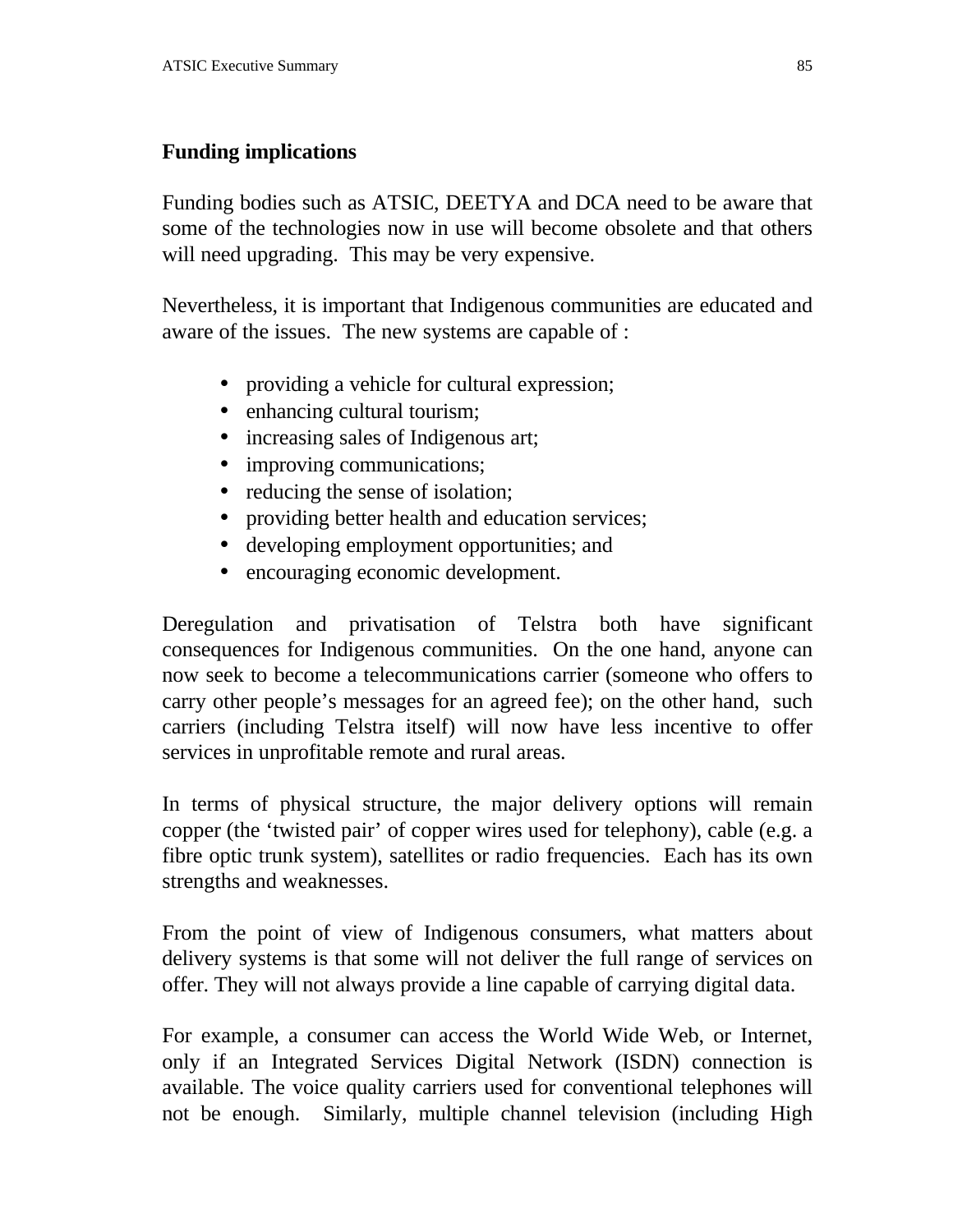**Funding implications**

Funding bodies such as ATSIC, DEETYA and DCA need to be aware that some of the technologies now in use will become obsolete and that others will need upgrading. This may be very expensive.

Nevertheless, it is important that Indigenous communities are educated and aware of the issues. The new systems are capable of :

- providing a vehicle for cultural expression;
- enhancing cultural tourism;
- increasing sales of Indigenous art;
- improving communications;
- reducing the sense of isolation;
- providing better health and education services;
- developing employment opportunities; and
- encouraging economic development.

Deregulation and privatisation of Telstra both have significant consequences for Indigenous communities. On the one hand, anyone can now seek to become a telecommunications carrier (someone who offers to carry other people's messages for an agreed fee); on the other hand, such carriers (including Telstra itself) will now have less incentive to offer services in unprofitable remote and rural areas.

In terms of physical structure, the major delivery options will remain copper (the 'twisted pair' of copper wires used for telephony), cable (e.g. a fibre optic trunk system), satellites or radio frequencies. Each has its own strengths and weaknesses.

From the point of view of Indigenous consumers, what matters about delivery systems is that some will not deliver the full range of services on offer. They will not always provide a line capable of carrying digital data.

For example, a consumer can access the World Wide Web, or Internet, only if an Integrated Services Digital Network (ISDN) connection is available. The voice quality carriers used for conventional telephones will not be enough. Similarly, multiple channel television (including High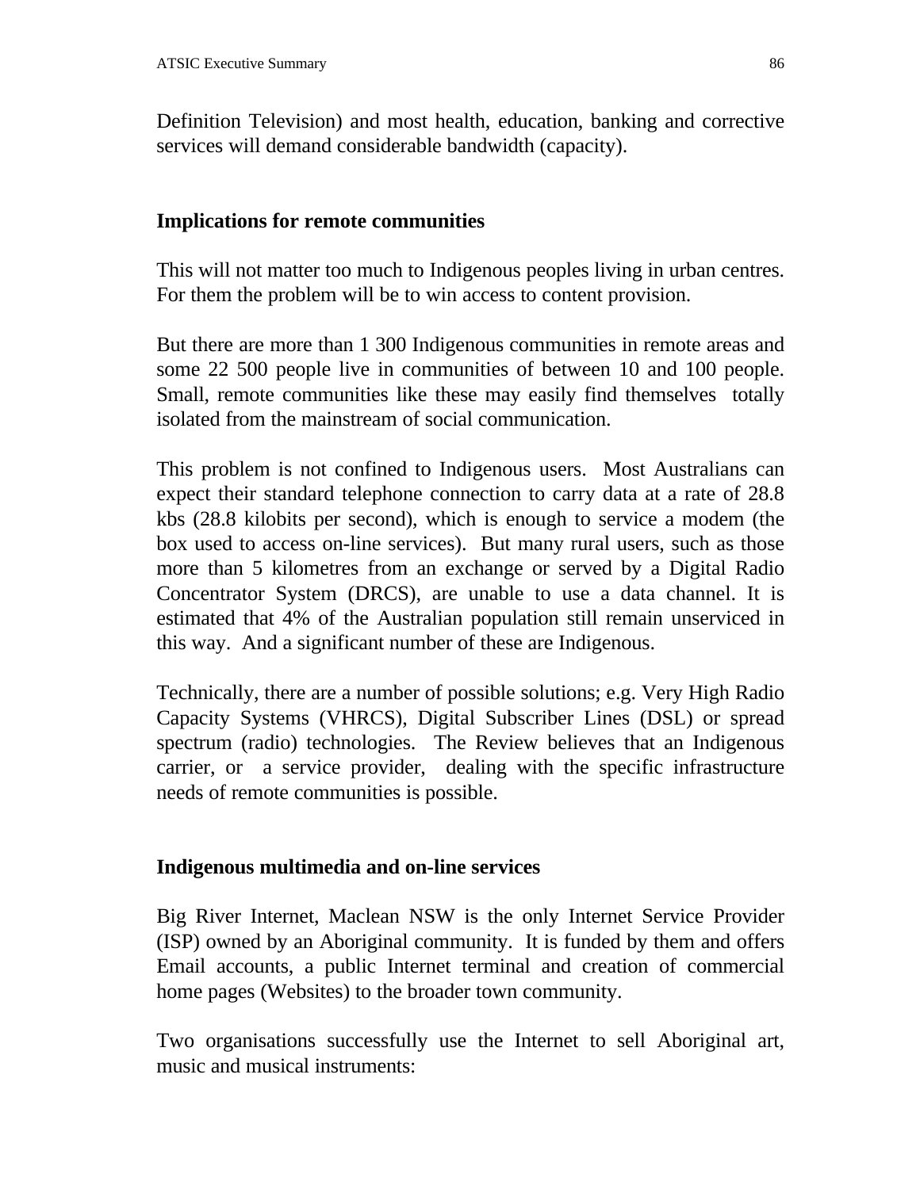Definition Television) and most health, education, banking and corrective services will demand considerable bandwidth (capacity).

### Implications for remote communities

This will not matter too much to Indigenous peoples living in urban centres. For them the problem will be to win access to content provision.

But there are more than 1 300 Indigenous communities in remote areas and some 22 500 people live in communities of between 10 and 100 people. Small, remote communities like these may easily find themselves totally isolated from the mainstream of social communication.

This problem is not confined to Indigenous users. Most Australians can expect their standard telephone connection to carry data at a rate of 28.8 kbs (28.8 kilobits per second), which is enough to service a modem (the box used to access on-line services). But many rural users, such as those more than 5 kilometres from an exchange or served by a Digital Radio Concentrator System (DRCS), are unable to use a data channel. It is estimated that 4% of the Australian population still remain unserviced in this way. And a significant number of these are Indigenous.

Technically, there are a number of possible solutions; e.g. Very High Radio Capacity Systems (VHRCS), Digital Subscriber Lines (DSL) or spread spectrum (radio) technologies. The Review believes that an Indigenous carrier, or a service provider, dealing with the specific infrastructure needs of remote communities is possible.

### Indigenous multimedia and on-line services

Big River Internet, Maclean NSW is the only Internet Service Provider (ISP) owned by an Aboriginal community. It is funded by them and offers Email accounts, a public Internet terminal and creation of commercial home pages (Websites) to the broader town community.

Two organisations successfully use the Internet to sell Aboriginal art, music and musical instruments: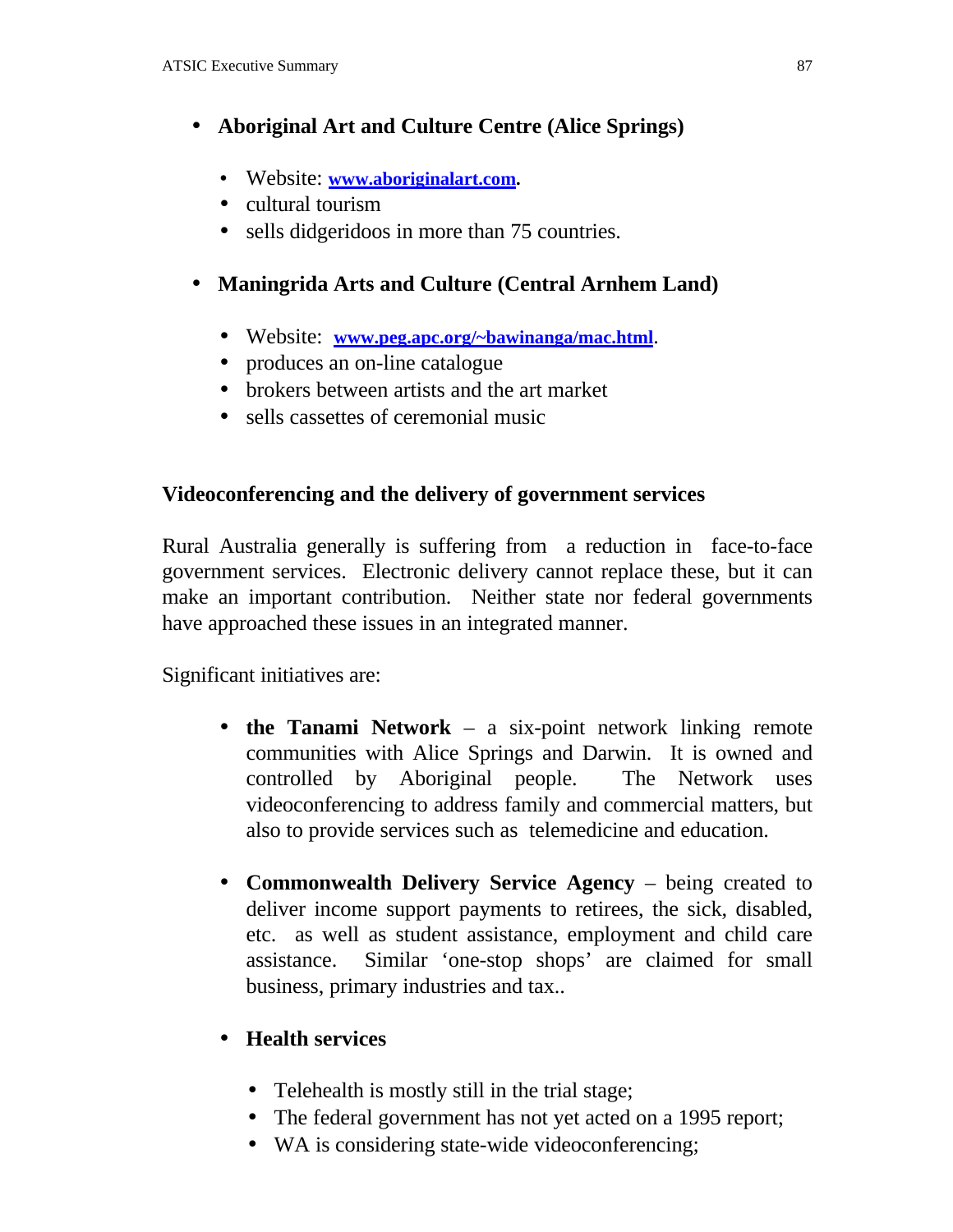- **Aboriginal Art and Culture Centre (Alice Springs)**

  - Website: **www.aboriginalart.com.**
  - cultural tourism
  - sells didgeridoos in more than 75 countries.

- **Maningrida Arts and Culture (Central Arnhem Land)**

  - Website: **www.peg.apc.org/~bawinanga/mac.html**.
  - produces an on-line catalogue
  - brokers between artists and the art market
  - sells cassettes of ceremonial music

**Videoconferencing and the delivery of government services**

Rural Australia generally is suffering from a reduction in face-to-face government services. Electronic delivery cannot replace these, but it can make an important contribution. Neither state nor federal governments have approached these issues in an integrated manner.

Significant initiatives are:

- **the Tanami Network** – a six-point network linking remote communities with Alice Springs and Darwin. It is owned and controlled by Aboriginal people. The Network uses videoconferencing to address family and commercial matters, but also to provide services such as telemedicine and education.

- **Commonwealth Delivery Service Agency** – being created to deliver income support payments to retirees, the sick, disabled, etc. as well as student assistance, employment and child care assistance. Similar 'one-stop shops' are claimed for small business, primary industries and tax..

- **Health services**

  - Telehealth is mostly still in the trial stage;
  - The federal government has not yet acted on a 1995 report;
  - WA is considering state-wide videoconferencing;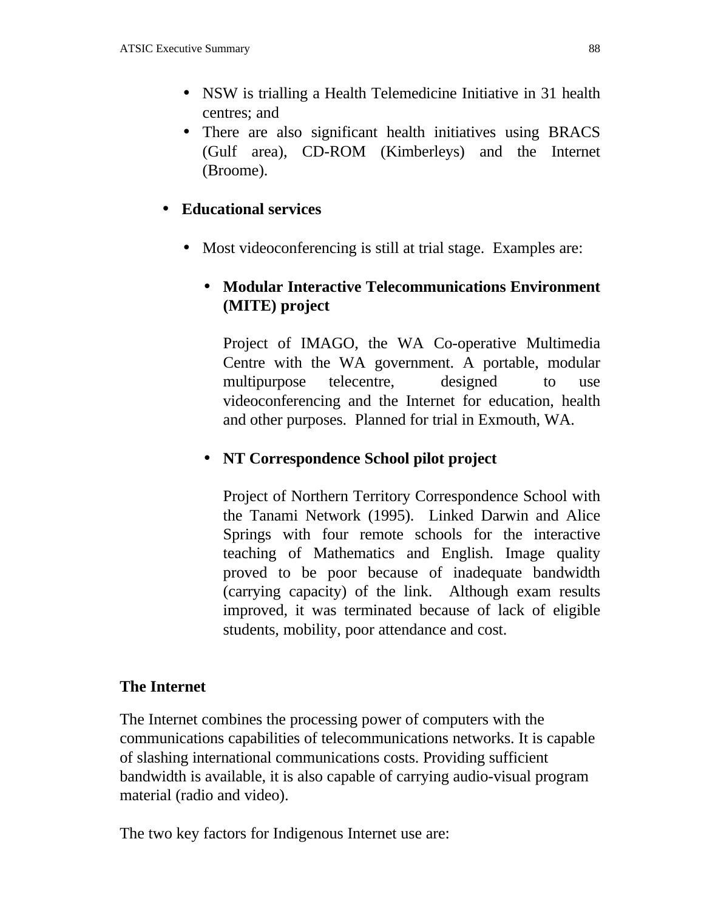- NSW is trialling a Health Telemedicine Initiative in 31 health centres; and
- There are also significant health initiatives using BRACS (Gulf area), CD-ROM (Kimberleys) and the Internet (Broome).

- **Educational services**

  - Most videoconferencing is still at trial stage. Examples are:

    - **Modular Interactive Telecommunications Environment (MITE) project**

      Project of IMAGO, the WA Co-operative Multimedia Centre with the WA government. A portable, modular multipurpose telecentre, designed to use videoconferencing and the Internet for education, health and other purposes. Planned for trial in Exmouth, WA.

    - **NT Correspondence School pilot project**

      Project of Northern Territory Correspondence School with the Tanami Network (1995). Linked Darwin and Alice Springs with four remote schools for the interactive teaching of Mathematics and English. Image quality proved to be poor because of inadequate bandwidth (carrying capacity) of the link. Although exam results improved, it was terminated because of lack of eligible students, mobility, poor attendance and cost.

### The Internet

The Internet combines the processing power of computers with the communications capabilities of telecommunications networks. It is capable of slashing international communications costs. Providing sufficient bandwidth is available, it is also capable of carrying audio-visual program material (radio and video).

The two key factors for Indigenous Internet use are: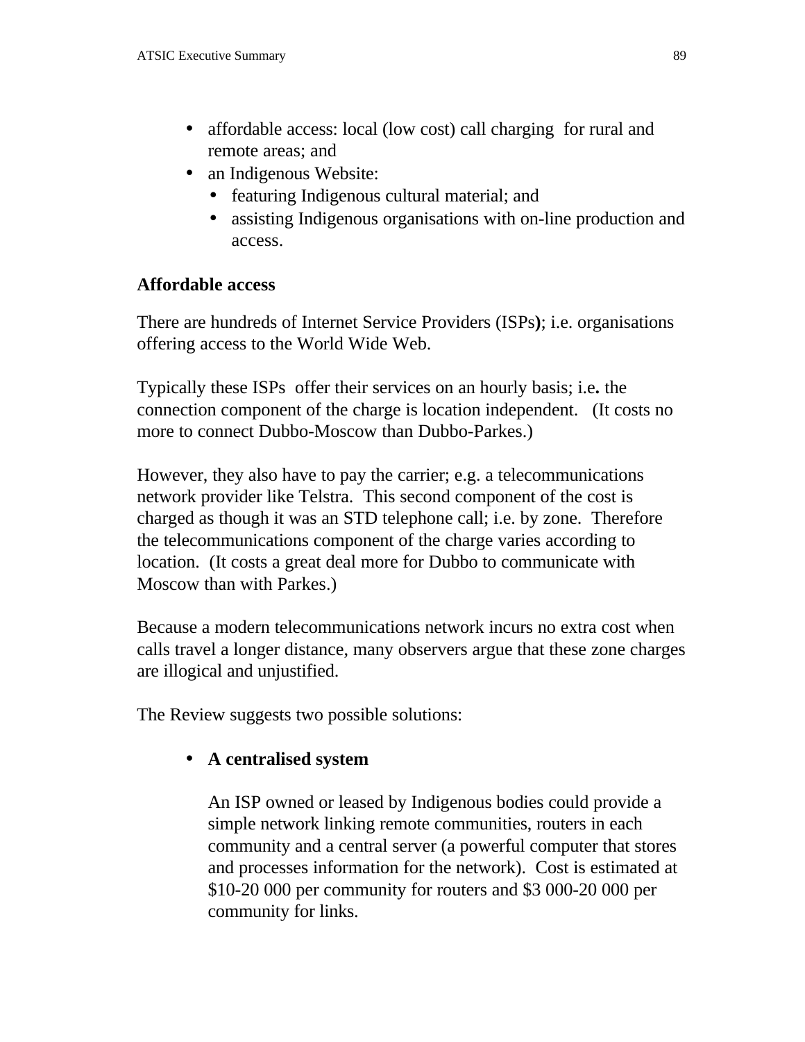- affordable access: local (low cost) call charging for rural and remote areas; and
- an Indigenous Website:
  - featuring Indigenous cultural material; and
  - assisting Indigenous organisations with on-line production and access.

**Affordable access**

There are hundreds of Internet Service Providers (ISPs**)**; i.e. organisations offering access to the World Wide Web.

Typically these ISPs offer their services on an hourly basis; i.e**.** the connection component of the charge is location independent. (It costs no more to connect Dubbo-Moscow than Dubbo-Parkes.)

However, they also have to pay the carrier; e.g. a telecommunications network provider like Telstra. This second component of the cost is charged as though it was an STD telephone call; i.e. by zone. Therefore the telecommunications component of the charge varies according to location. (It costs a great deal more for Dubbo to communicate with Moscow than with Parkes.)

Because a modern telecommunications network incurs no extra cost when calls travel a longer distance, many observers argue that these zone charges are illogical and unjustified.

The Review suggests two possible solutions:

- **A centralised system**

  An ISP owned or leased by Indigenous bodies could provide a simple network linking remote communities, routers in each community and a central server (a powerful computer that stores and processes information for the network). Cost is estimated at $10-20 000 per community for routers and $3 000-20 000 per community for links.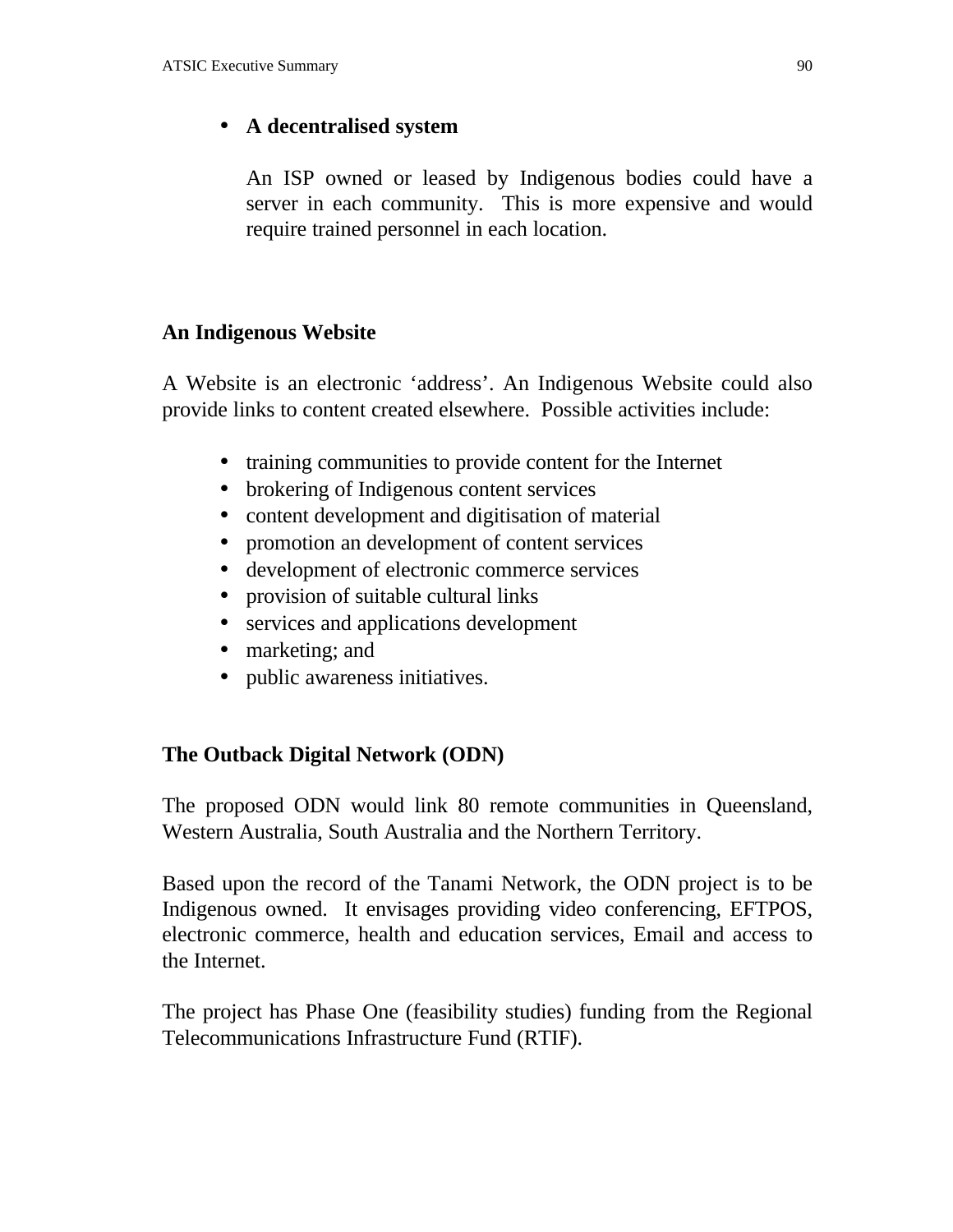- **A decentralised system**

  An ISP owned or leased by Indigenous bodies could have a server in each community. This is more expensive and would require trained personnel in each location.

## An Indigenous Website

A Website is an electronic 'address'. An Indigenous Website could also provide links to content created elsewhere. Possible activities include:

- training communities to provide content for the Internet
- brokering of Indigenous content services
- content development and digitisation of material
- promotion an development of content services
- development of electronic commerce services
- provision of suitable cultural links
- services and applications development
- marketing; and
- public awareness initiatives.

## The Outback Digital Network (ODN)

The proposed ODN would link 80 remote communities in Queensland, Western Australia, South Australia and the Northern Territory.

Based upon the record of the Tanami Network, the ODN project is to be Indigenous owned. It envisages providing video conferencing, EFTPOS, electronic commerce, health and education services, Email and access to the Internet.

The project has Phase One (feasibility studies) funding from the Regional Telecommunications Infrastructure Fund (RTIF).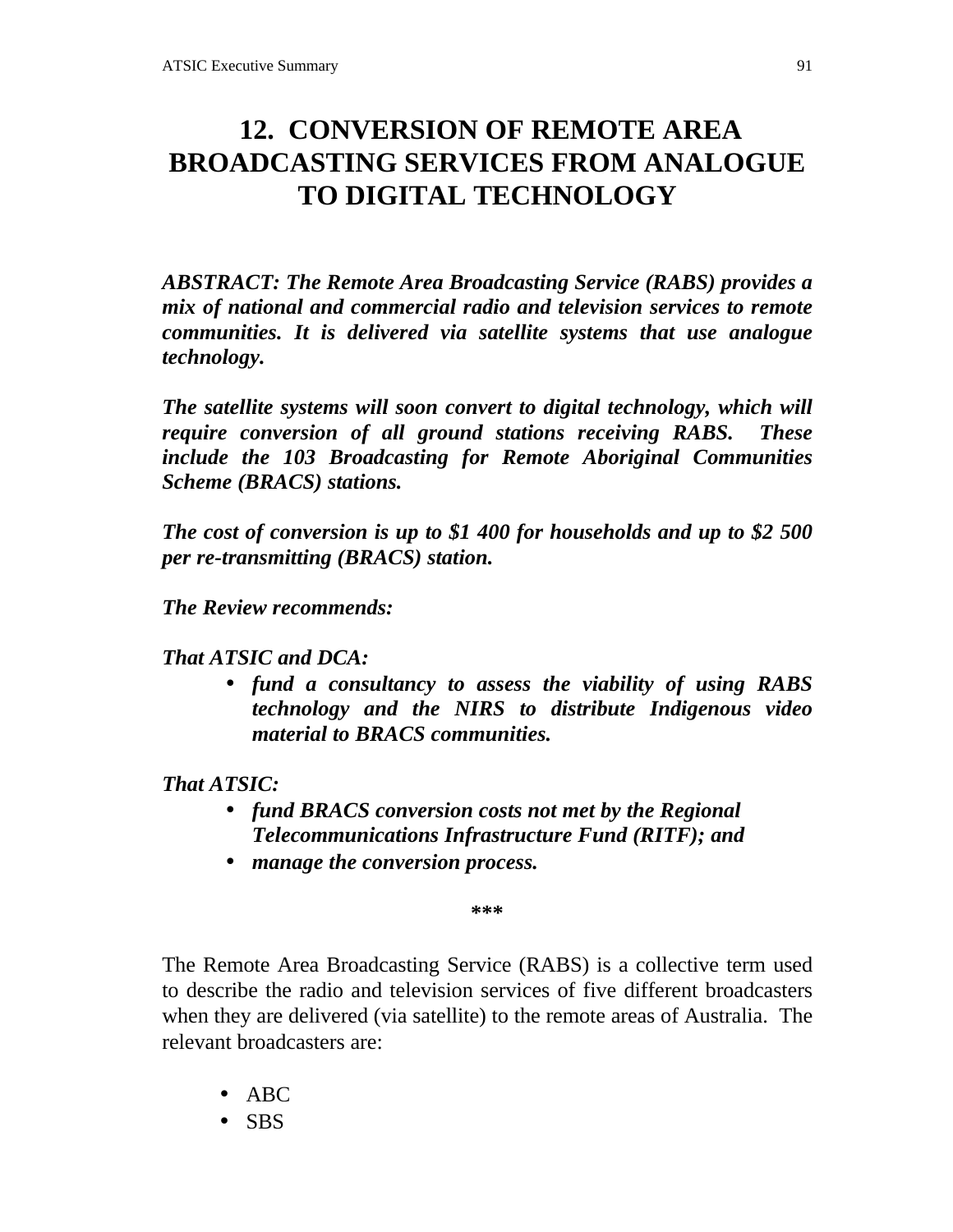# 12. CONVERSION OF REMOTE AREA BROADCASTING SERVICES FROM ANALOGUE TO DIGITAL TECHNOLOGY

***ABSTRACT: The Remote Area Broadcasting Service (RABS) provides a mix of national and commercial radio and television services to remote communities. It is delivered via satellite systems that use analogue technology.***

***The satellite systems will soon convert to digital technology, which will require conversion of all ground stations receiving RABS. These include the 103 Broadcasting for Remote Aboriginal Communities Scheme (BRACS) stations.***

***The cost of conversion is up to $1 400 for households and up to $2 500 per re-transmitting (BRACS) station.***

***The Review recommends:***

***That ATSIC and DCA:***

- ***fund a consultancy to assess the viability of using RABS technology and the NIRS to distribute Indigenous video material to BRACS communities.***

***That ATSIC:***

- ***fund BRACS conversion costs not met by the Regional Telecommunications Infrastructure Fund (RITF); and***
- ***manage the conversion process.***

***

The Remote Area Broadcasting Service (RABS) is a collective term used to describe the radio and television services of five different broadcasters when they are delivered (via satellite) to the remote areas of Australia. The relevant broadcasters are:

- ABC
- SBS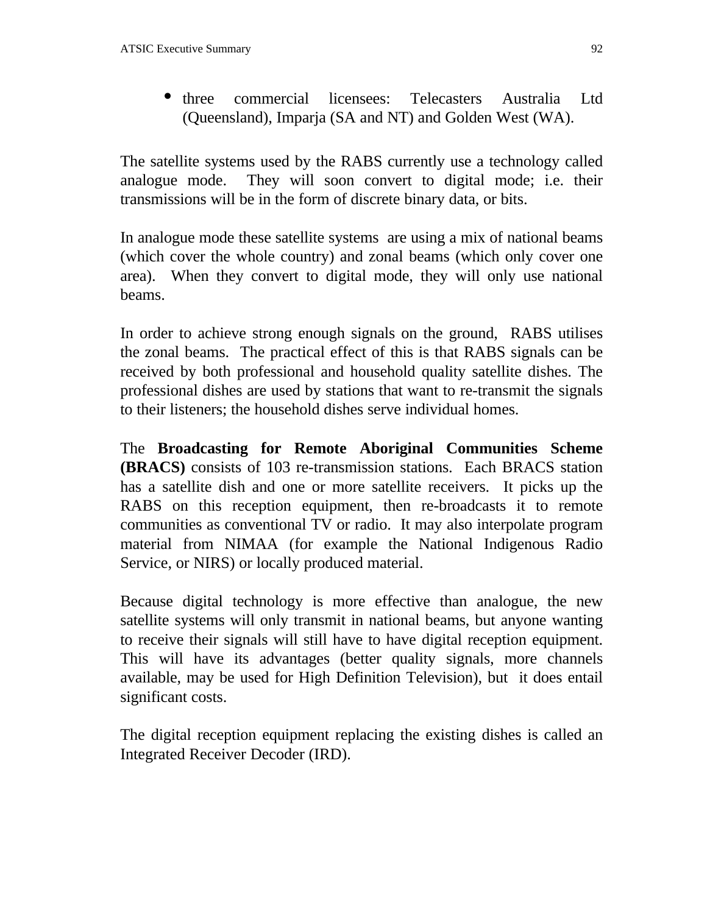- three commercial licensees: Telecasters Australia Ltd (Queensland), Imparja (SA and NT) and Golden West (WA).

The satellite systems used by the RABS currently use a technology called analogue mode. They will soon convert to digital mode; i.e. their transmissions will be in the form of discrete binary data, or bits.

In analogue mode these satellite systems are using a mix of national beams (which cover the whole country) and zonal beams (which only cover one area). When they convert to digital mode, they will only use national beams.

In order to achieve strong enough signals on the ground, RABS utilises the zonal beams. The practical effect of this is that RABS signals can be received by both professional and household quality satellite dishes. The professional dishes are used by stations that want to re-transmit the signals to their listeners; the household dishes serve individual homes.

The **Broadcasting for Remote Aboriginal Communities Scheme (BRACS)** consists of 103 re-transmission stations. Each BRACS station has a satellite dish and one or more satellite receivers. It picks up the RABS on this reception equipment, then re-broadcasts it to remote communities as conventional TV or radio. It may also interpolate program material from NIMAA (for example the National Indigenous Radio Service, or NIRS) or locally produced material.

Because digital technology is more effective than analogue, the new satellite systems will only transmit in national beams, but anyone wanting to receive their signals will still have to have digital reception equipment. This will have its advantages (better quality signals, more channels available, may be used for High Definition Television), but it does entail significant costs.

The digital reception equipment replacing the existing dishes is called an Integrated Receiver Decoder (IRD).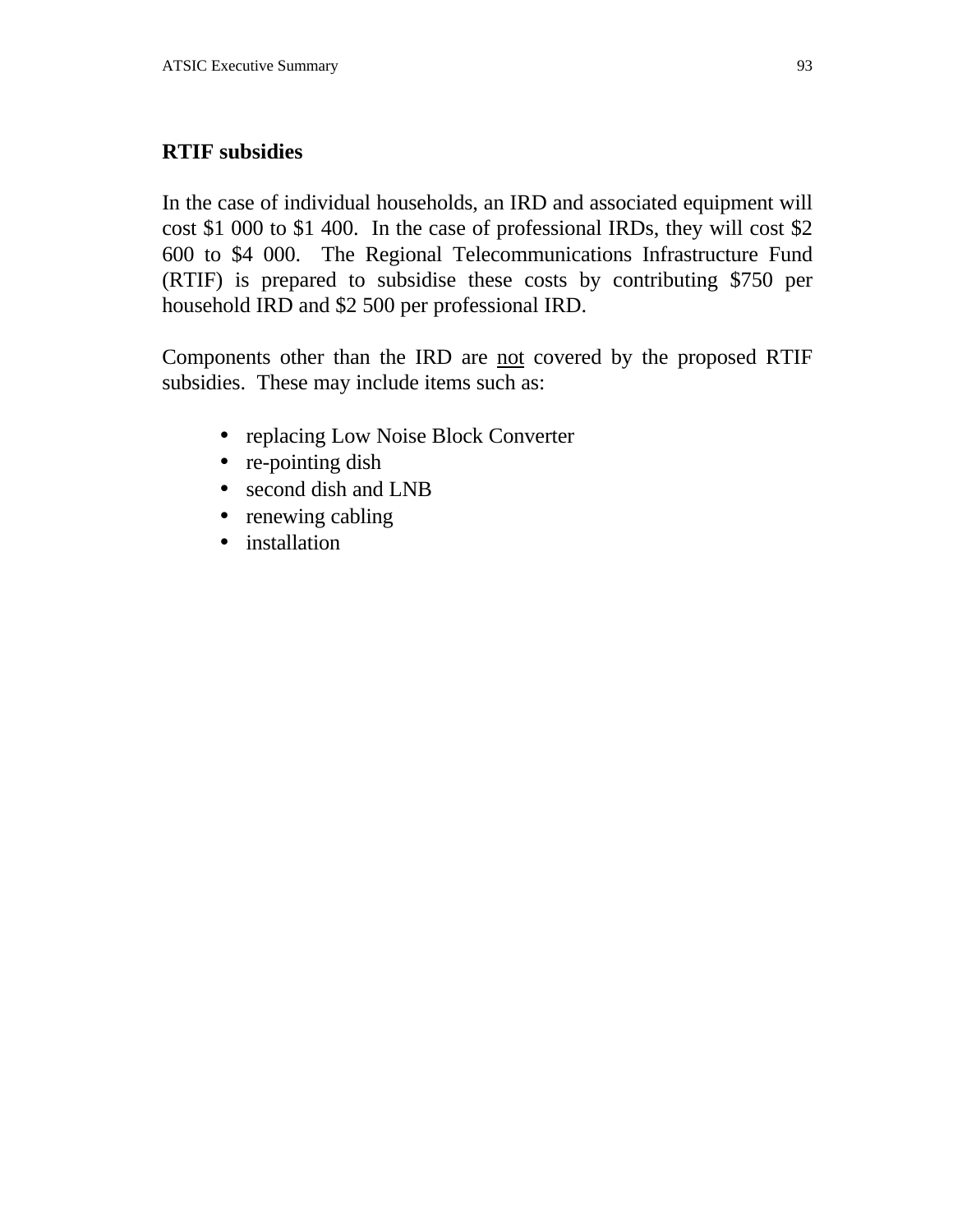## RTIF subsidies

In the case of individual households, an IRD and associated equipment will cost $1 000 to $1 400. In the case of professional IRDs, they will cost $2 600 to $4 000. The Regional Telecommunications Infrastructure Fund (RTIF) is prepared to subsidise these costs by contributing $750 per household IRD and $2 500 per professional IRD.

Components other than the IRD are <u>not</u> covered by the proposed RTIF subsidies. These may include items such as:

- replacing Low Noise Block Converter
- re-pointing dish
- second dish and LNB
- renewing cabling
- installation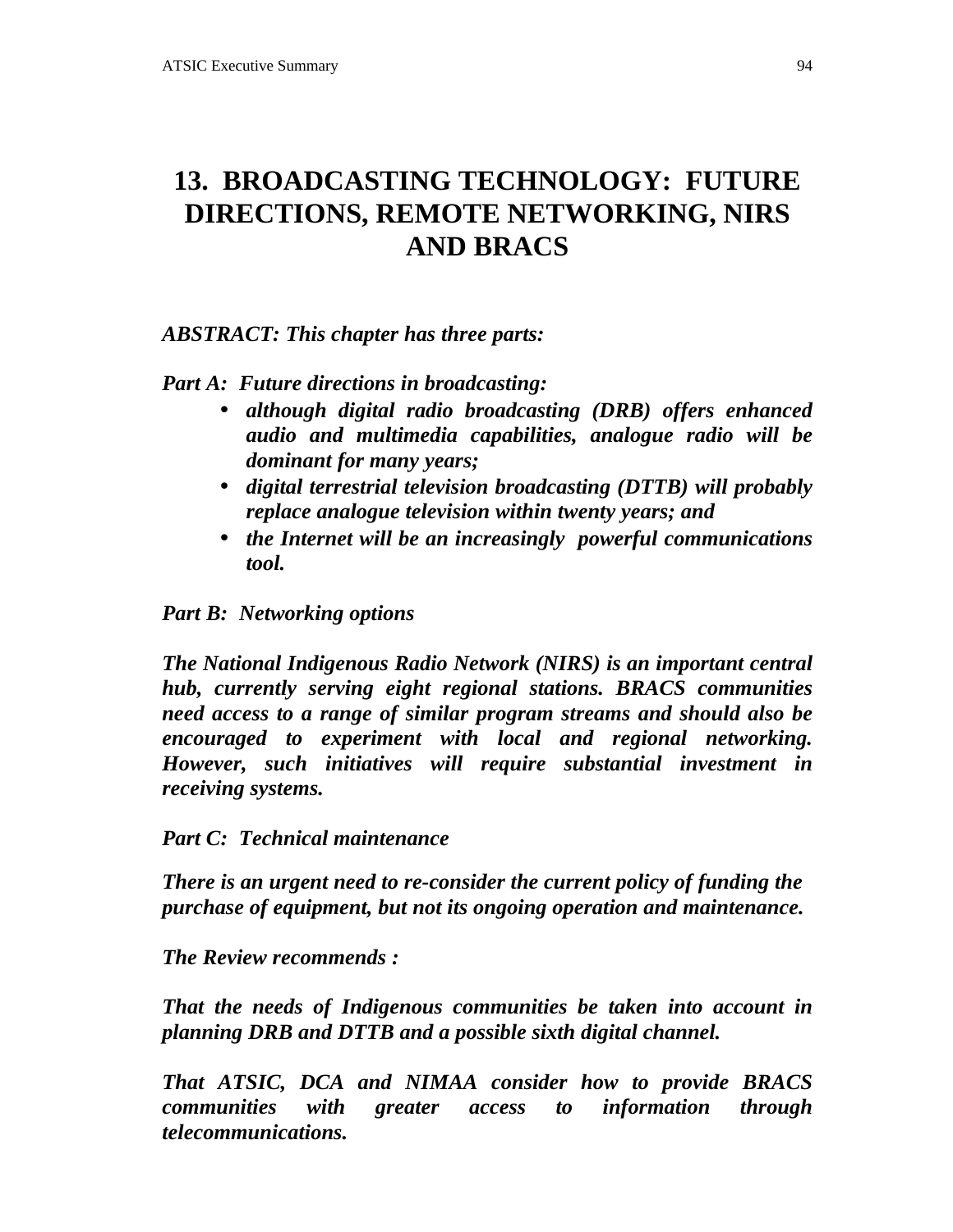# 13. BROADCASTING TECHNOLOGY: FUTURE DIRECTIONS, REMOTE NETWORKING, NIRS AND BRACS

***ABSTRACT: This chapter has three parts:***

***Part A: Future directions in broadcasting:***

- ***although digital radio broadcasting (DRB) offers enhanced audio and multimedia capabilities, analogue radio will be dominant for many years;***
- ***digital terrestrial television broadcasting (DTTB) will probably replace analogue television within twenty years; and***
- ***the Internet will be an increasingly powerful communications tool.***

***Part B: Networking options***

***The National Indigenous Radio Network (NIRS) is an important central hub, currently serving eight regional stations. BRACS communities need access to a range of similar program streams and should also be encouraged to experiment with local and regional networking. However, such initiatives will require substantial investment in receiving systems.***

***Part C: Technical maintenance***

***There is an urgent need to re-consider the current policy of funding the purchase of equipment, but not its ongoing operation and maintenance.***

***The Review recommends :***

***That the needs of Indigenous communities be taken into account in planning DRB and DTTB and a possible sixth digital channel.***

***That ATSIC, DCA and NIMAA consider how to provide BRACS communities with greater access to information through telecommunications.***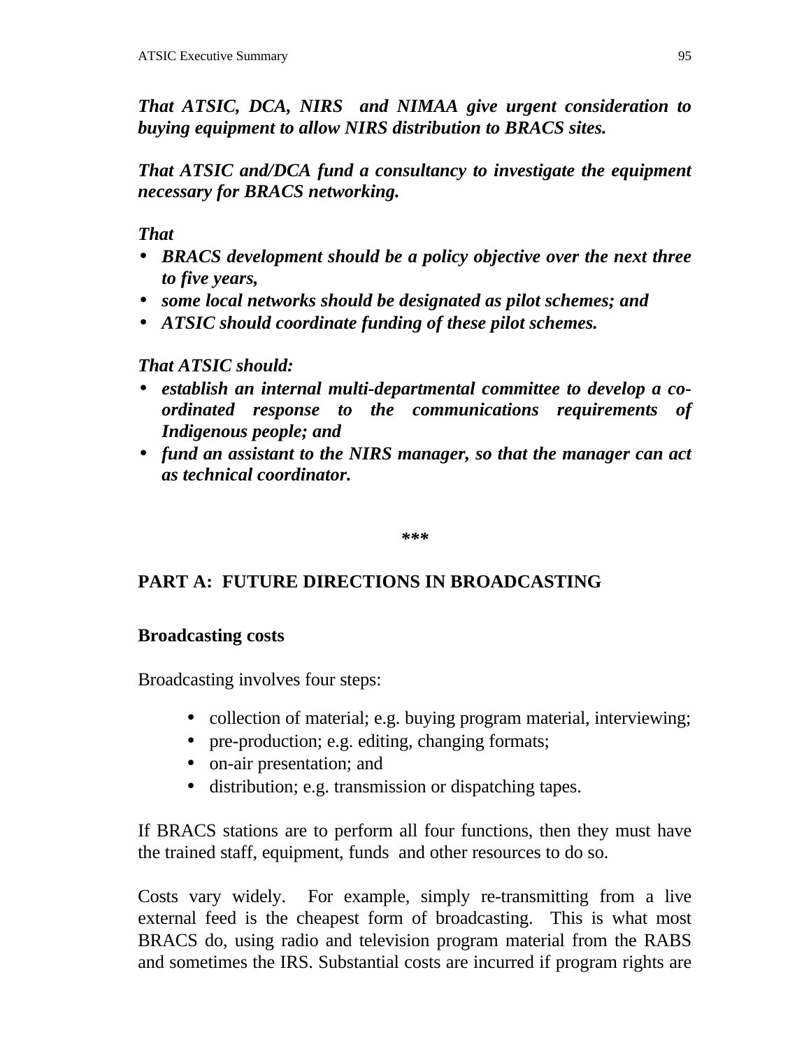***That ATSIC, DCA, NIRS  and NIMAA give urgent consideration to buying equipment to allow NIRS distribution to BRACS sites.***

***That ATSIC and/DCA fund a consultancy to investigate the equipment necessary for BRACS networking.***

***That***

- ***BRACS development should be a policy objective over the next three to five years,***
- ***some local networks should be designated as pilot schemes; and***
- ***ATSIC should coordinate funding of these pilot schemes.***

***That ATSIC should:***

- ***establish an internal multi-departmental committee to develop a co-ordinated response to the communications requirements of Indigenous people; and***
- ***fund an assistant to the NIRS manager, so that the manager can act as technical coordinator.***

***

## PART A:  FUTURE DIRECTIONS IN BROADCASTING

### Broadcasting costs

Broadcasting involves four steps:

- collection of material; e.g. buying program material, interviewing;
- pre-production; e.g. editing, changing formats;
- on-air presentation; and
- distribution; e.g. transmission or dispatching tapes.

If BRACS stations are to perform all four functions, then they must have the trained staff, equipment, funds  and other resources to do so.

Costs vary widely.  For example, simply re-transmitting from a live external feed is the cheapest form of broadcasting.  This is what most BRACS do, using radio and television program material from the RABS and sometimes the IRS. Substantial costs are incurred if program rights are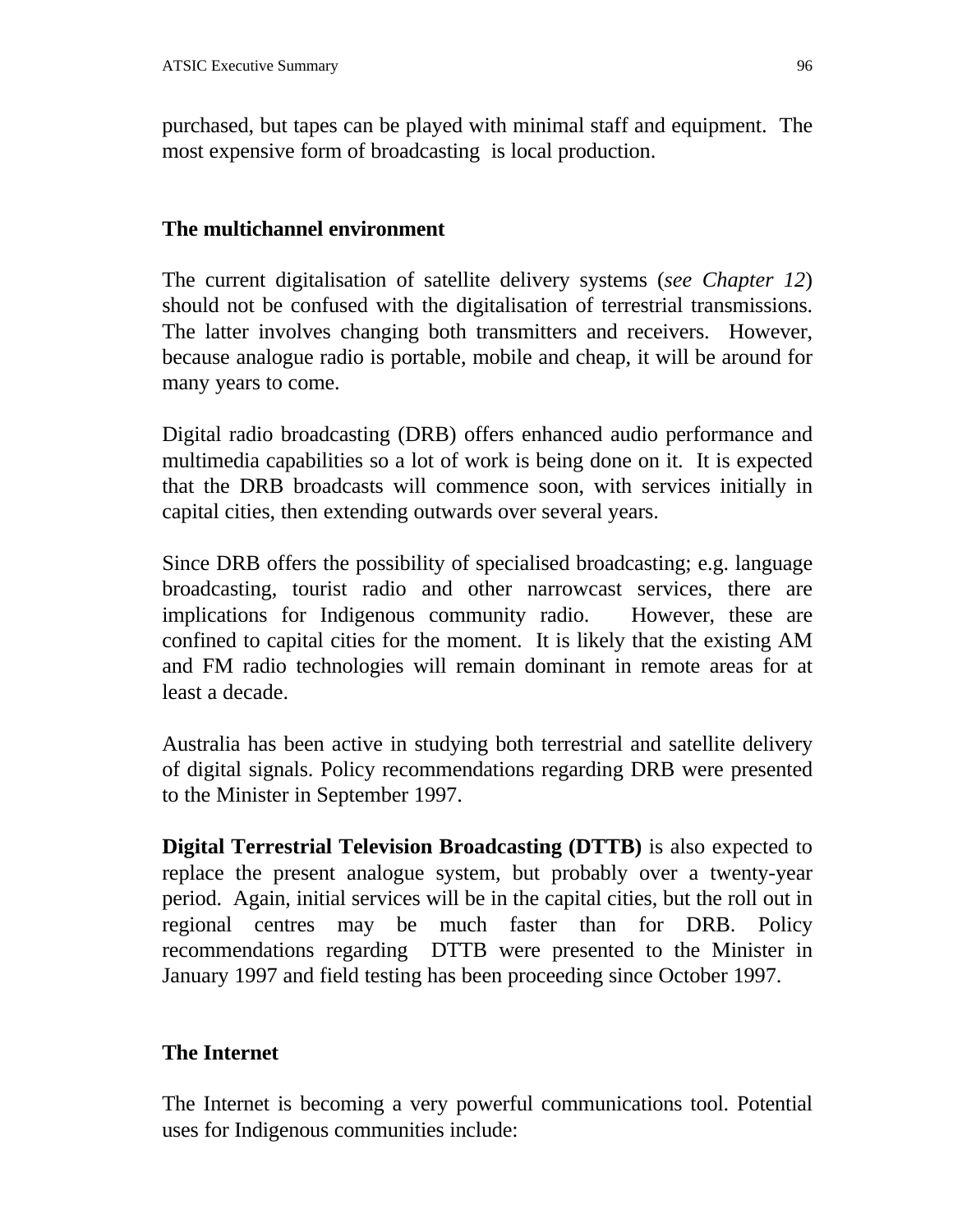purchased, but tapes can be played with minimal staff and equipment. The most expensive form of broadcasting is local production.

## The multichannel environment

The current digitalisation of satellite delivery systems (*see Chapter 12*) should not be confused with the digitalisation of terrestrial transmissions. The latter involves changing both transmitters and receivers. However, because analogue radio is portable, mobile and cheap, it will be around for many years to come.

Digital radio broadcasting (DRB) offers enhanced audio performance and multimedia capabilities so a lot of work is being done on it. It is expected that the DRB broadcasts will commence soon, with services initially in capital cities, then extending outwards over several years.

Since DRB offers the possibility of specialised broadcasting; e.g. language broadcasting, tourist radio and other narrowcast services, there are implications for Indigenous community radio. However, these are confined to capital cities for the moment. It is likely that the existing AM and FM radio technologies will remain dominant in remote areas for at least a decade.

Australia has been active in studying both terrestrial and satellite delivery of digital signals. Policy recommendations regarding DRB were presented to the Minister in September 1997.

**Digital Terrestrial Television Broadcasting (DTTB)** is also expected to replace the present analogue system, but probably over a twenty-year period. Again, initial services will be in the capital cities, but the roll out in regional centres may be much faster than for DRB. Policy recommendations regarding DTTB were presented to the Minister in January 1997 and field testing has been proceeding since October 1997.

## The Internet

The Internet is becoming a very powerful communications tool. Potential uses for Indigenous communities include: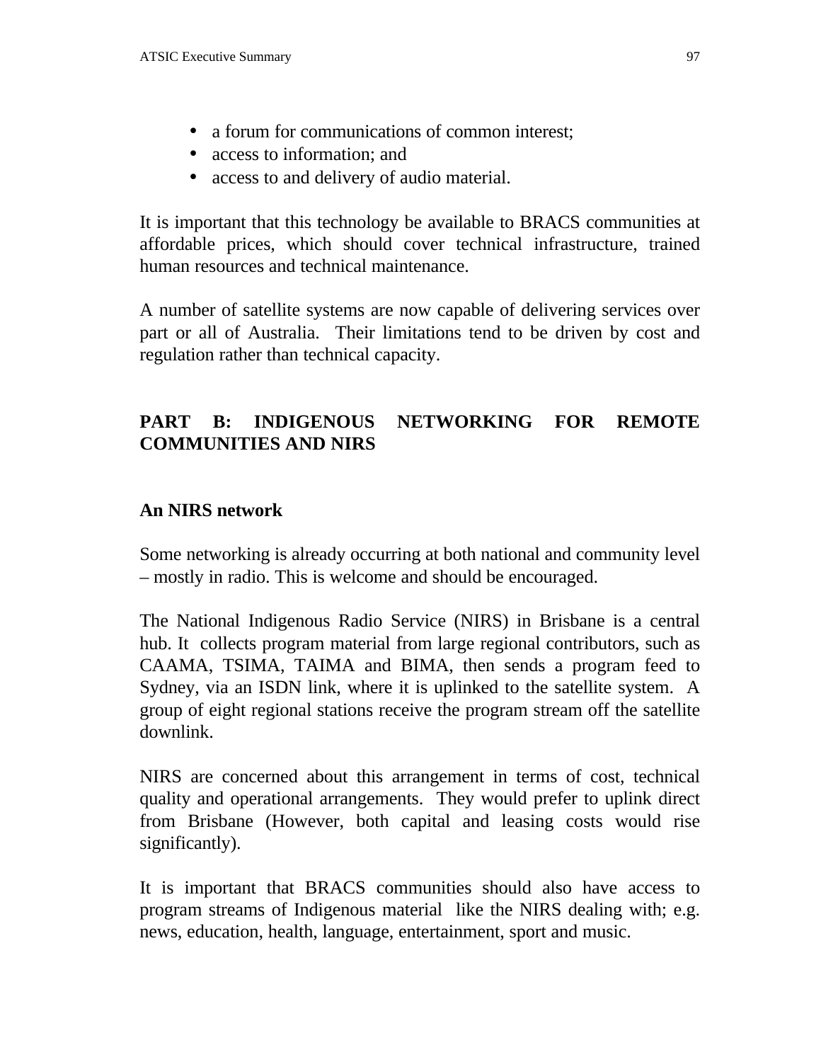- a forum for communications of common interest;
- access to information; and
- access to and delivery of audio material.

It is important that this technology be available to BRACS communities at affordable prices, which should cover technical infrastructure, trained human resources and technical maintenance.

A number of satellite systems are now capable of delivering services over part or all of Australia. Their limitations tend to be driven by cost and regulation rather than technical capacity.

## PART B: INDIGENOUS NETWORKING FOR REMOTE COMMUNITIES AND NIRS

### An NIRS network

Some networking is already occurring at both national and community level – mostly in radio. This is welcome and should be encouraged.

The National Indigenous Radio Service (NIRS) in Brisbane is a central hub. It collects program material from large regional contributors, such as CAAMA, TSIMA, TAIMA and BIMA, then sends a program feed to Sydney, via an ISDN link, where it is uplinked to the satellite system. A group of eight regional stations receive the program stream off the satellite downlink.

NIRS are concerned about this arrangement in terms of cost, technical quality and operational arrangements. They would prefer to uplink direct from Brisbane (However, both capital and leasing costs would rise significantly).

It is important that BRACS communities should also have access to program streams of Indigenous material like the NIRS dealing with; e.g. news, education, health, language, entertainment, sport and music.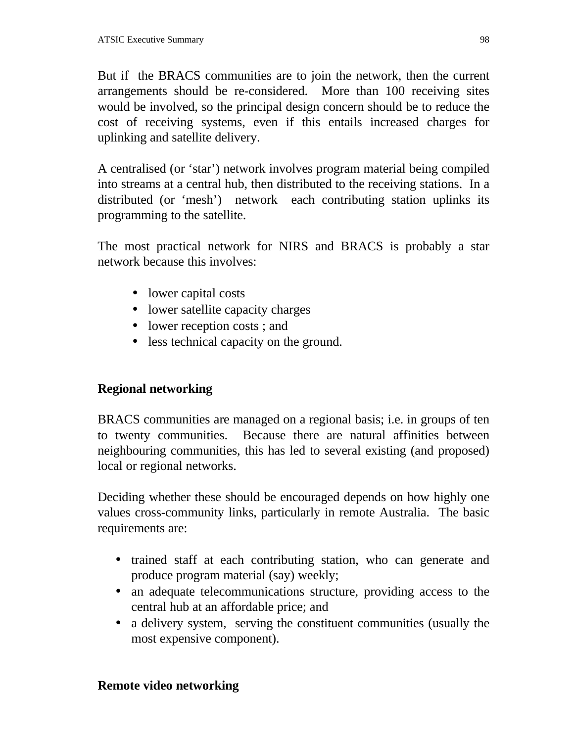But if the BRACS communities are to join the network, then the current arrangements should be re-considered. More than 100 receiving sites would be involved, so the principal design concern should be to reduce the cost of receiving systems, even if this entails increased charges for uplinking and satellite delivery.

A centralised (or 'star') network involves program material being compiled into streams at a central hub, then distributed to the receiving stations. In a distributed (or 'mesh') network each contributing station uplinks its programming to the satellite.

The most practical network for NIRS and BRACS is probably a star network because this involves:

- lower capital costs
- lower satellite capacity charges
- lower reception costs ; and
- less technical capacity on the ground.

## Regional networking

BRACS communities are managed on a regional basis; i.e. in groups of ten to twenty communities. Because there are natural affinities between neighbouring communities, this has led to several existing (and proposed) local or regional networks.

Deciding whether these should be encouraged depends on how highly one values cross-community links, particularly in remote Australia. The basic requirements are:

- trained staff at each contributing station, who can generate and produce program material (say) weekly;
- an adequate telecommunications structure, providing access to the central hub at an affordable price; and
- a delivery system, serving the constituent communities (usually the most expensive component).

## Remote video networking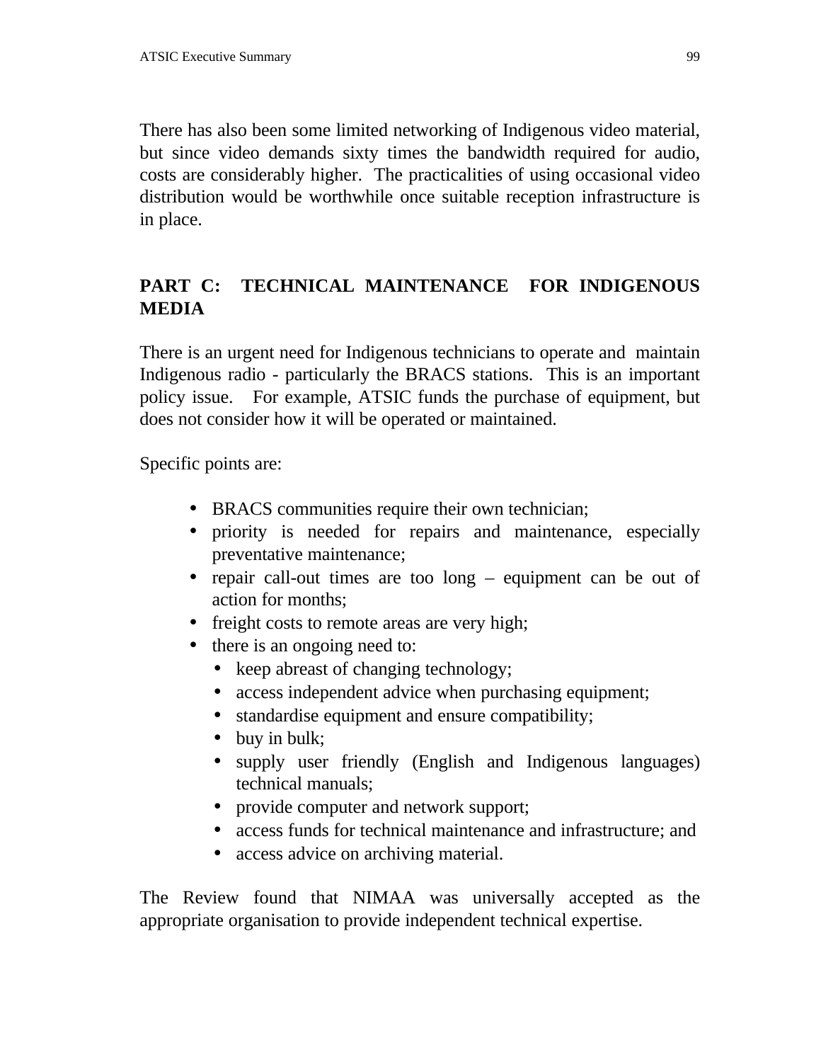There has also been some limited networking of Indigenous video material, but since video demands sixty times the bandwidth required for audio, costs are considerably higher. The practicalities of using occasional video distribution would be worthwhile once suitable reception infrastructure is in place.

## PART C: TECHNICAL MAINTENANCE FOR INDIGENOUS MEDIA

There is an urgent need for Indigenous technicians to operate and maintain Indigenous radio - particularly the BRACS stations. This is an important policy issue. For example, ATSIC funds the purchase of equipment, but does not consider how it will be operated or maintained.

Specific points are:

- BRACS communities require their own technician;
- priority is needed for repairs and maintenance, especially preventative maintenance;
- repair call-out times are too long – equipment can be out of action for months;
- freight costs to remote areas are very high;
- there is an ongoing need to:
  - keep abreast of changing technology;
  - access independent advice when purchasing equipment;
  - standardise equipment and ensure compatibility;
  - buy in bulk;
  - supply user friendly (English and Indigenous languages) technical manuals;
  - provide computer and network support;
  - access funds for technical maintenance and infrastructure; and
  - access advice on archiving material.

The Review found that NIMAA was universally accepted as the appropriate organisation to provide independent technical expertise.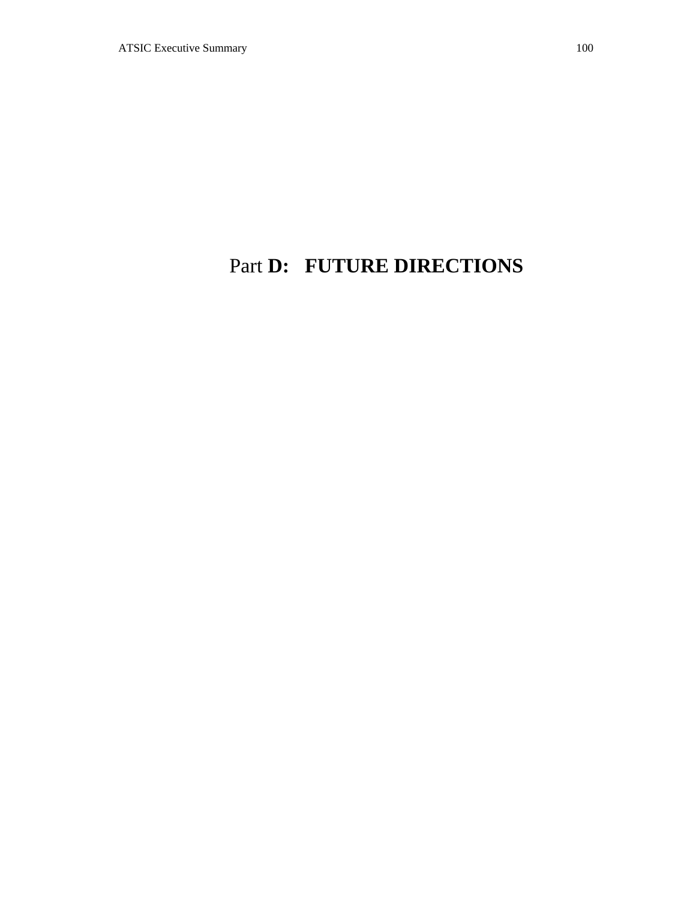# Part **D: FUTURE DIRECTIONS**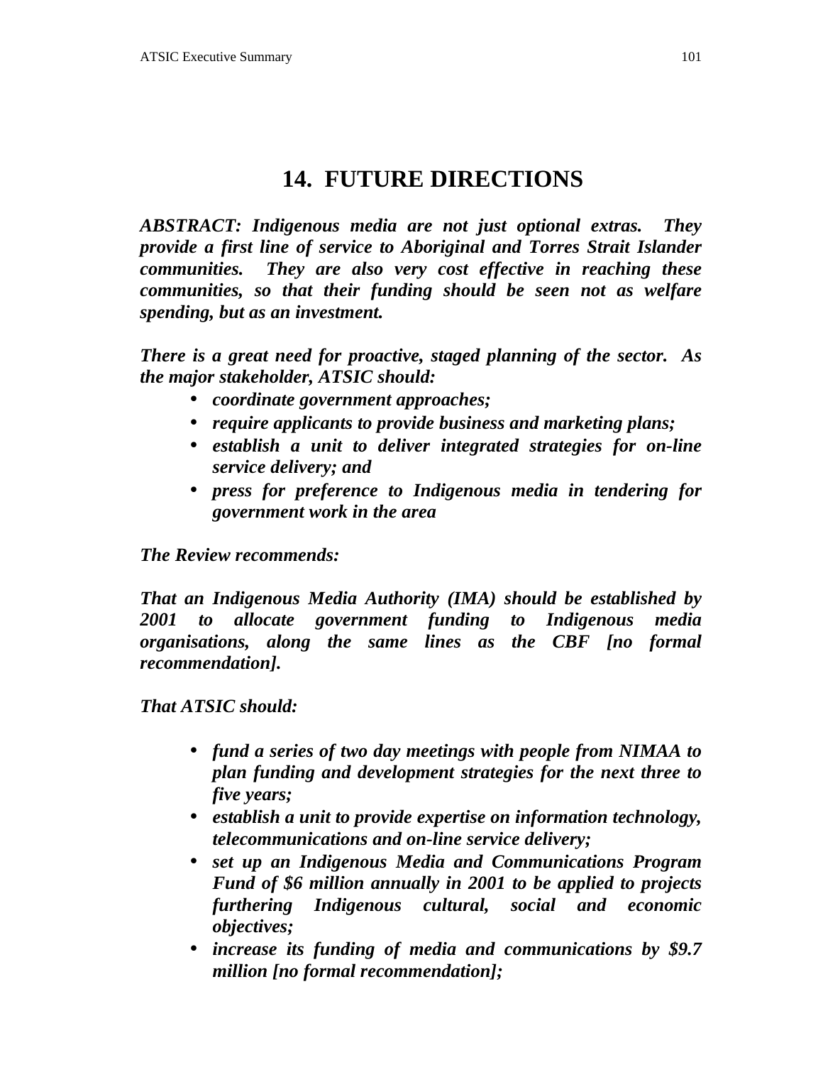# 14. FUTURE DIRECTIONS

***ABSTRACT: Indigenous media are not just optional extras. They provide a first line of service to Aboriginal and Torres Strait Islander communities. They are also very cost effective in reaching these communities, so that their funding should be seen not as welfare spending, but as an investment.***

***There is a great need for proactive, staged planning of the sector. As the major stakeholder, ATSIC should:***

- ***coordinate government approaches;***
- ***require applicants to provide business and marketing plans;***
- ***establish a unit to deliver integrated strategies for on-line service delivery; and***
- ***press for preference to Indigenous media in tendering for government work in the area***

***The Review recommends:***

***That an Indigenous Media Authority (IMA) should be established by 2001 to allocate government funding to Indigenous media organisations, along the same lines as the CBF [no formal recommendation].***

***That ATSIC should:***

- ***fund a series of two day meetings with people from NIMAA to plan funding and development strategies for the next three to five years;***
- ***establish a unit to provide expertise on information technology, telecommunications and on-line service delivery;***
- ***set up an Indigenous Media and Communications Program Fund of $6 million annually in 2001 to be applied to projects furthering Indigenous cultural, social and economic objectives;***
- ***increase its funding of media and communications by $9.7 million [no formal recommendation];***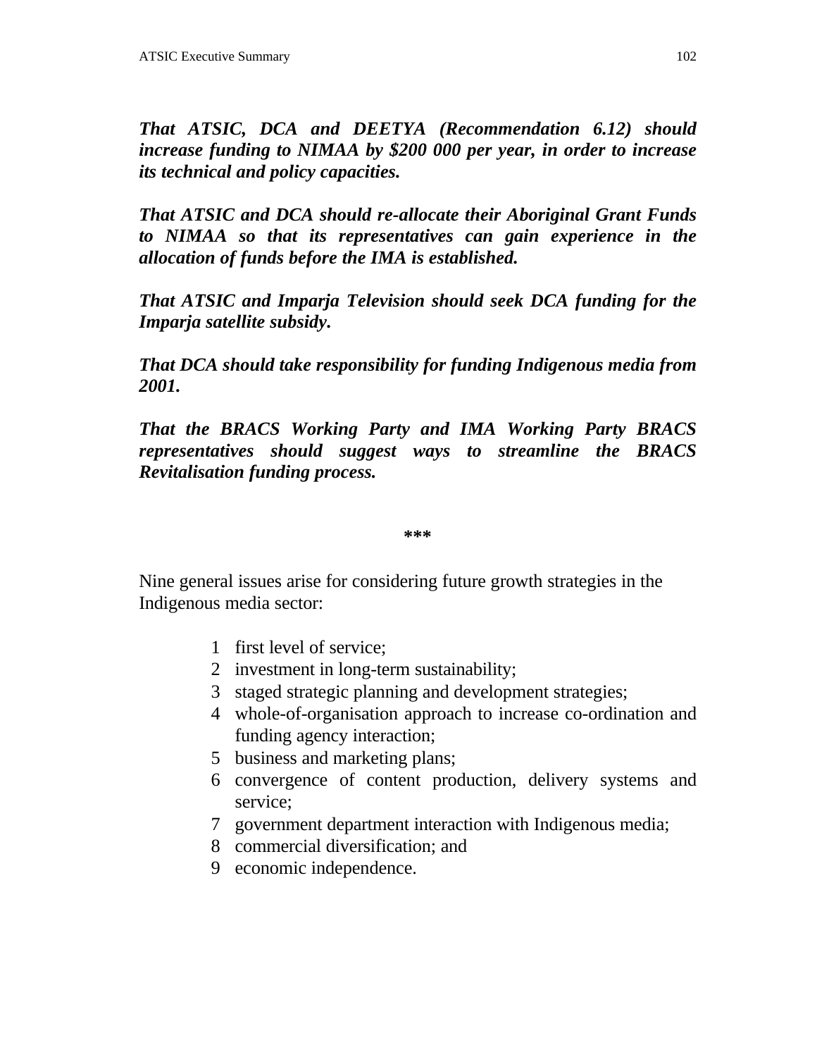***That ATSIC, DCA and DEETYA (Recommendation 6.12) should increase funding to NIMAA by $200 000 per year, in order to increase its technical and policy capacities.***

***That ATSIC and DCA should re-allocate their Aboriginal Grant Funds to NIMAA so that its representatives can gain experience in the allocation of funds before the IMA is established.***

***That ATSIC and Imparja Television should seek DCA funding for the Imparja satellite subsidy.***

***That DCA should take responsibility for funding Indigenous media from 2001.***

***That the BRACS Working Party and IMA Working Party BRACS representatives should suggest ways to streamline the BRACS Revitalisation funding process.***

**\*\*\***

Nine general issues arise for considering future growth strategies in the Indigenous media sector:

1. first level of service;
2. investment in long-term sustainability;
3. staged strategic planning and development strategies;
4. whole-of-organisation approach to increase co-ordination and funding agency interaction;
5. business and marketing plans;
6. convergence of content production, delivery systems and service;
7. government department interaction with Indigenous media;
8. commercial diversification; and
9. economic independence.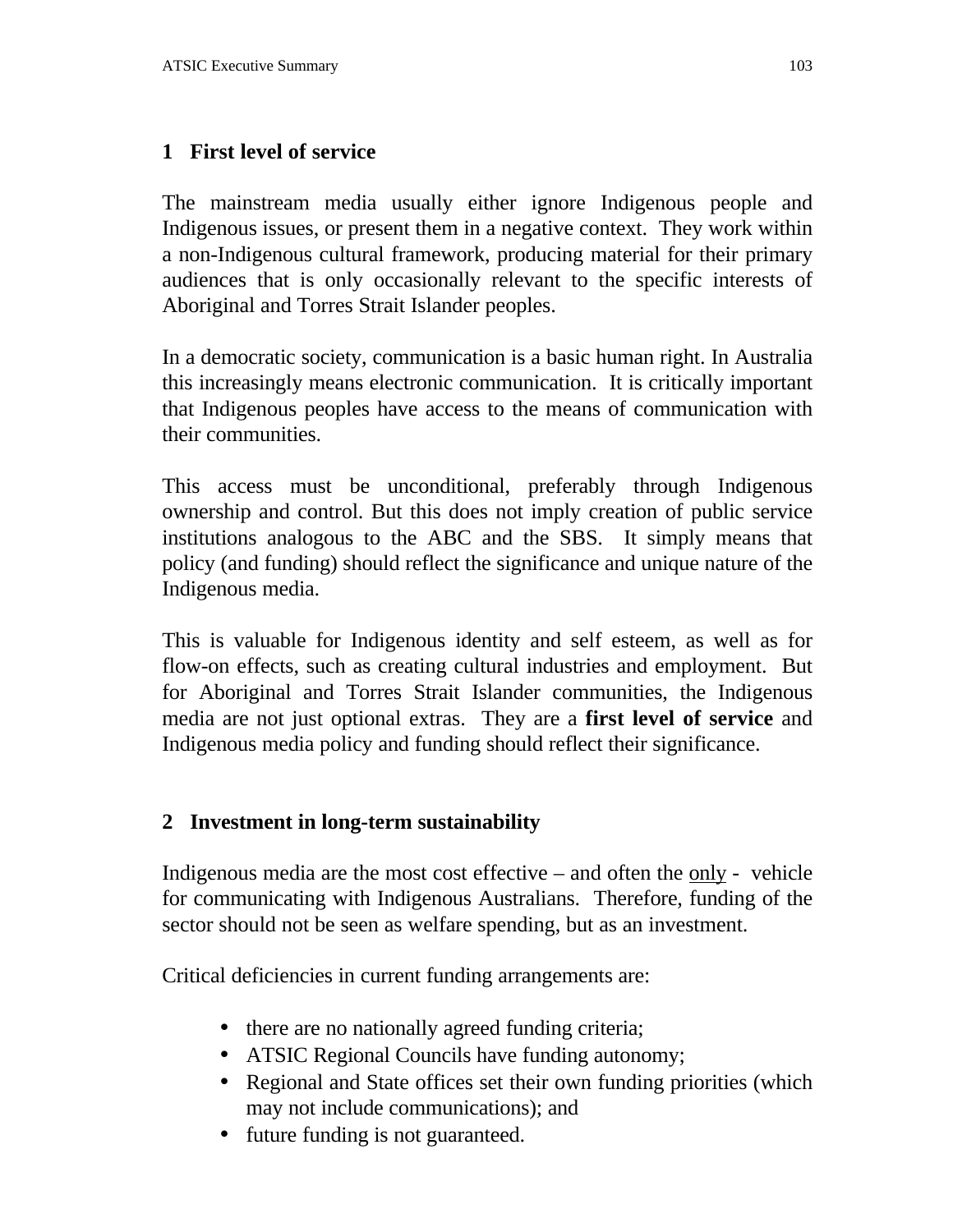## 1 First level of service

The mainstream media usually either ignore Indigenous people and Indigenous issues, or present them in a negative context. They work within a non-Indigenous cultural framework, producing material for their primary audiences that is only occasionally relevant to the specific interests of Aboriginal and Torres Strait Islander peoples.

In a democratic society, communication is a basic human right. In Australia this increasingly means electronic communication. It is critically important that Indigenous peoples have access to the means of communication with their communities.

This access must be unconditional, preferably through Indigenous ownership and control. But this does not imply creation of public service institutions analogous to the ABC and the SBS. It simply means that policy (and funding) should reflect the significance and unique nature of the Indigenous media.

This is valuable for Indigenous identity and self esteem, as well as for flow-on effects, such as creating cultural industries and employment. But for Aboriginal and Torres Strait Islander communities, the Indigenous media are not just optional extras. They are a **first level of service** and Indigenous media policy and funding should reflect their significance.

## 2 Investment in long-term sustainability

Indigenous media are the most cost effective – and often the <u>only</u> - vehicle for communicating with Indigenous Australians. Therefore, funding of the sector should not be seen as welfare spending, but as an investment.

Critical deficiencies in current funding arrangements are:

- there are no nationally agreed funding criteria;
- ATSIC Regional Councils have funding autonomy;
- Regional and State offices set their own funding priorities (which may not include communications); and
- future funding is not guaranteed.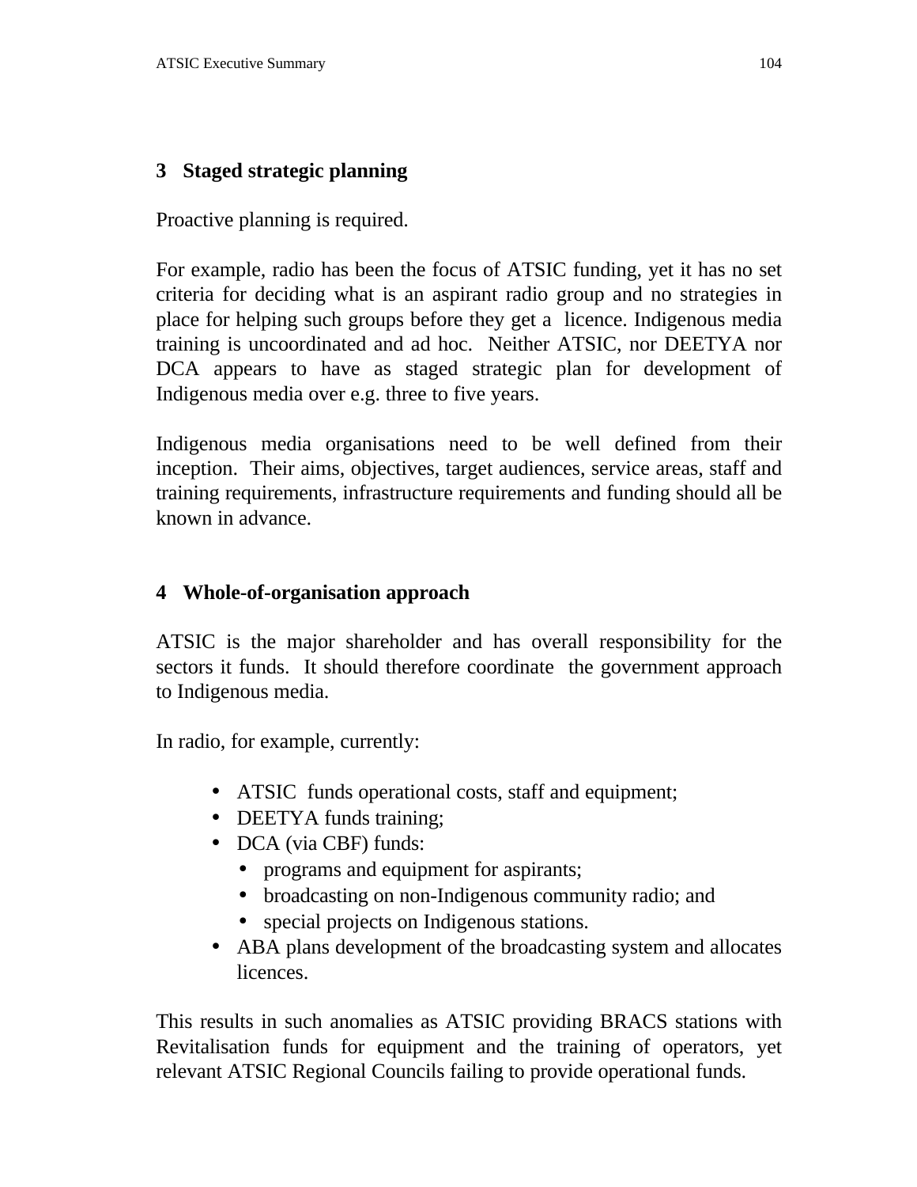## 3 Staged strategic planning

Proactive planning is required.

For example, radio has been the focus of ATSIC funding, yet it has no set criteria for deciding what is an aspirant radio group and no strategies in place for helping such groups before they get a licence. Indigenous media training is uncoordinated and ad hoc. Neither ATSIC, nor DEETYA nor DCA appears to have as staged strategic plan for development of Indigenous media over e.g. three to five years.

Indigenous media organisations need to be well defined from their inception. Their aims, objectives, target audiences, service areas, staff and training requirements, infrastructure requirements and funding should all be known in advance.

## 4 Whole-of-organisation approach

ATSIC is the major shareholder and has overall responsibility for the sectors it funds. It should therefore coordinate the government approach to Indigenous media.

In radio, for example, currently:

- ATSIC funds operational costs, staff and equipment;
- DEETYA funds training;
- DCA (via CBF) funds:
  - programs and equipment for aspirants;
  - broadcasting on non-Indigenous community radio; and
  - special projects on Indigenous stations.
- ABA plans development of the broadcasting system and allocates licences.

This results in such anomalies as ATSIC providing BRACS stations with Revitalisation funds for equipment and the training of operators, yet relevant ATSIC Regional Councils failing to provide operational funds.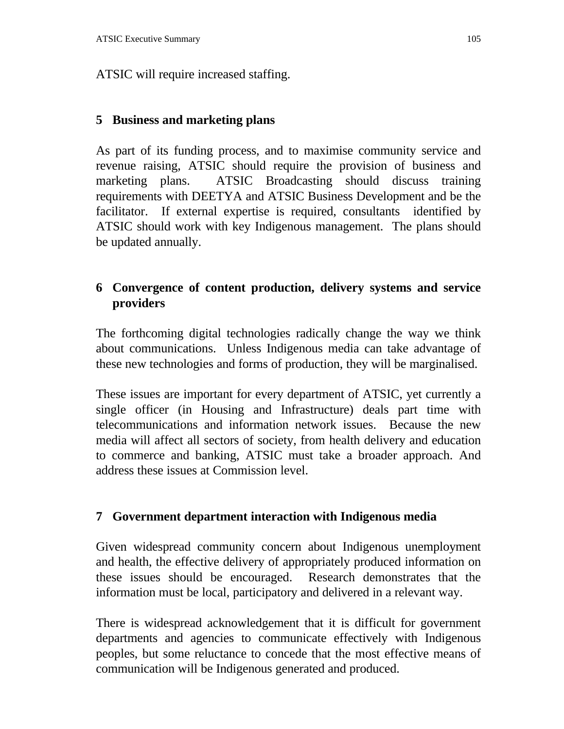ATSIC will require increased staffing.

## 5 Business and marketing plans

As part of its funding process, and to maximise community service and revenue raising, ATSIC should require the provision of business and marketing plans. ATSIC Broadcasting should discuss training requirements with DEETYA and ATSIC Business Development and be the facilitator. If external expertise is required, consultants identified by ATSIC should work with key Indigenous management. The plans should be updated annually.

## 6 Convergence of content production, delivery systems and service providers

The forthcoming digital technologies radically change the way we think about communications. Unless Indigenous media can take advantage of these new technologies and forms of production, they will be marginalised.

These issues are important for every department of ATSIC, yet currently a single officer (in Housing and Infrastructure) deals part time with telecommunications and information network issues. Because the new media will affect all sectors of society, from health delivery and education to commerce and banking, ATSIC must take a broader approach. And address these issues at Commission level.

## 7 Government department interaction with Indigenous media

Given widespread community concern about Indigenous unemployment and health, the effective delivery of appropriately produced information on these issues should be encouraged. Research demonstrates that the information must be local, participatory and delivered in a relevant way.

There is widespread acknowledgement that it is difficult for government departments and agencies to communicate effectively with Indigenous peoples, but some reluctance to concede that the most effective means of communication will be Indigenous generated and produced.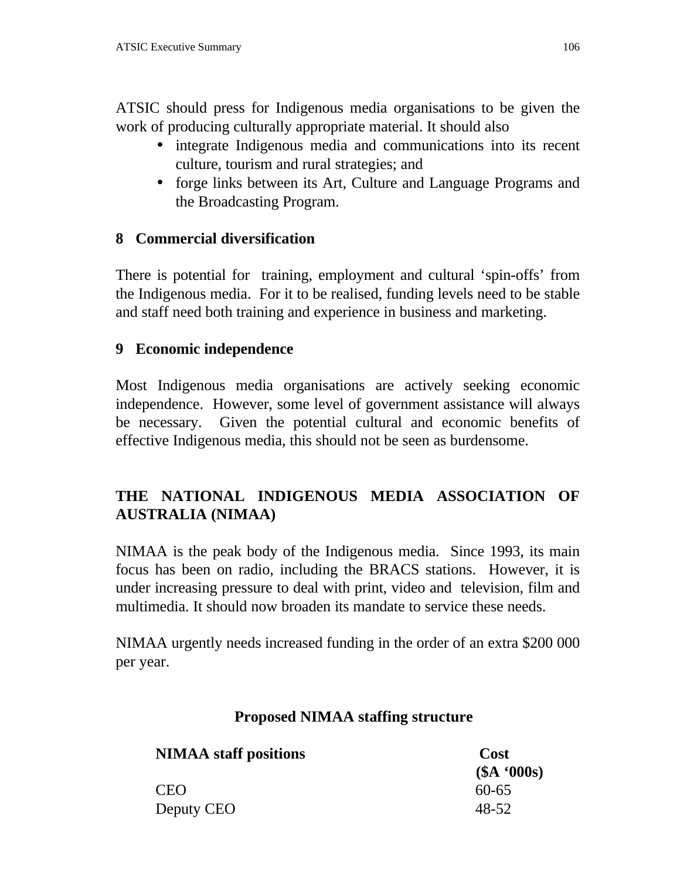ATSIC should press for Indigenous media organisations to be given the work of producing culturally appropriate material. It should also

- integrate Indigenous media and communications into its recent culture, tourism and rural strategies; and
- forge links between its Art, Culture and Language Programs and the Broadcasting Program.

### 8 Commercial diversification

There is potential for training, employment and cultural 'spin-offs' from the Indigenous media. For it to be realised, funding levels need to be stable and staff need both training and experience in business and marketing.

### 9 Economic independence

Most Indigenous media organisations are actively seeking economic independence. However, some level of government assistance will always be necessary. Given the potential cultural and economic benefits of effective Indigenous media, this should not be seen as burdensome.

## THE NATIONAL INDIGENOUS MEDIA ASSOCIATION OF AUSTRALIA (NIMAA)

NIMAA is the peak body of the Indigenous media. Since 1993, its main focus has been on radio, including the BRACS stations. However, it is under increasing pressure to deal with print, video and television, film and multimedia. It should now broaden its mandate to service these needs.

NIMAA urgently needs increased funding in the order of an extra $200 000 per year.

**Proposed NIMAA staffing structure**

| NIMAA staff positions | Cost ($A '000s) |
|---|---|
| CEO | 60-65 |
| Deputy CEO | 48-52 |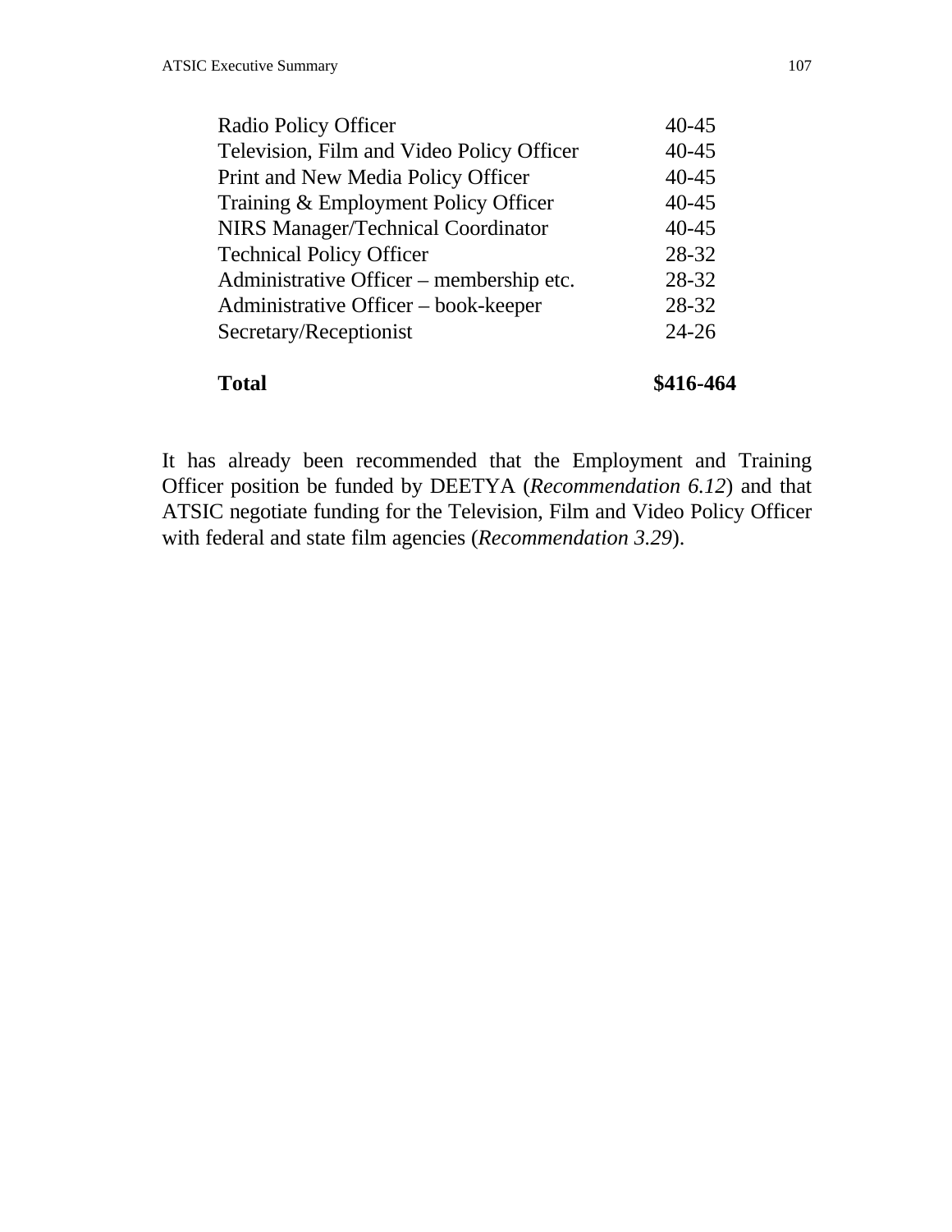| | |
|---|---|
| Radio Policy Officer | 40-45 |
| Television, Film and Video Policy Officer | 40-45 |
| Print and New Media Policy Officer | 40-45 |
| Training & Employment Policy Officer | 40-45 |
| NIRS Manager/Technical Coordinator | 40-45 |
| Technical Policy Officer | 28-32 |
| Administrative Officer – membership etc. | 28-32 |
| Administrative Officer – book-keeper | 28-32 |
| Secretary/Receptionist | 24-26 |
| **Total** | **$416-464** |

It has already been recommended that the Employment and Training Officer position be funded by DEETYA (*Recommendation 6.12*) and that ATSIC negotiate funding for the Television, Film and Video Policy Officer with federal and state film agencies (*Recommendation 3.29*).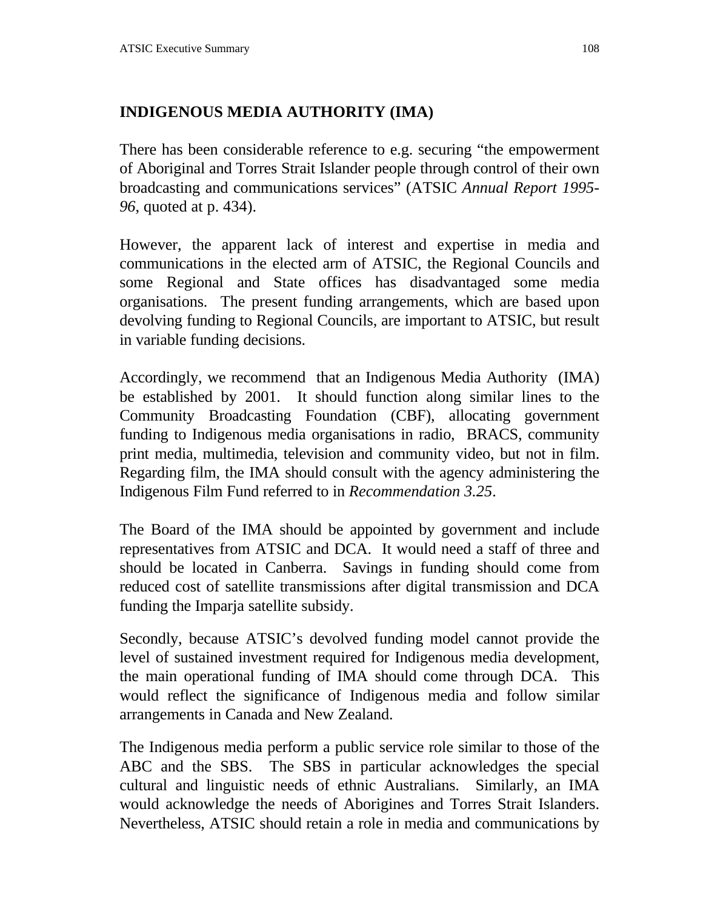## INDIGENOUS MEDIA AUTHORITY (IMA)

There has been considerable reference to e.g. securing "the empowerment of Aboriginal and Torres Strait Islander people through control of their own broadcasting and communications services" (ATSIC *Annual Report 1995-96*, quoted at p. 434).

However, the apparent lack of interest and expertise in media and communications in the elected arm of ATSIC, the Regional Councils and some Regional and State offices has disadvantaged some media organisations. The present funding arrangements, which are based upon devolving funding to Regional Councils, are important to ATSIC, but result in variable funding decisions.

Accordingly, we recommend that an Indigenous Media Authority (IMA) be established by 2001. It should function along similar lines to the Community Broadcasting Foundation (CBF), allocating government funding to Indigenous media organisations in radio, BRACS, community print media, multimedia, television and community video, but not in film. Regarding film, the IMA should consult with the agency administering the Indigenous Film Fund referred to in *Recommendation 3.25*.

The Board of the IMA should be appointed by government and include representatives from ATSIC and DCA. It would need a staff of three and should be located in Canberra. Savings in funding should come from reduced cost of satellite transmissions after digital transmission and DCA funding the Imparja satellite subsidy.

Secondly, because ATSIC's devolved funding model cannot provide the level of sustained investment required for Indigenous media development, the main operational funding of IMA should come through DCA. This would reflect the significance of Indigenous media and follow similar arrangements in Canada and New Zealand.

The Indigenous media perform a public service role similar to those of the ABC and the SBS. The SBS in particular acknowledges the special cultural and linguistic needs of ethnic Australians. Similarly, an IMA would acknowledge the needs of Aborigines and Torres Strait Islanders. Nevertheless, ATSIC should retain a role in media and communications by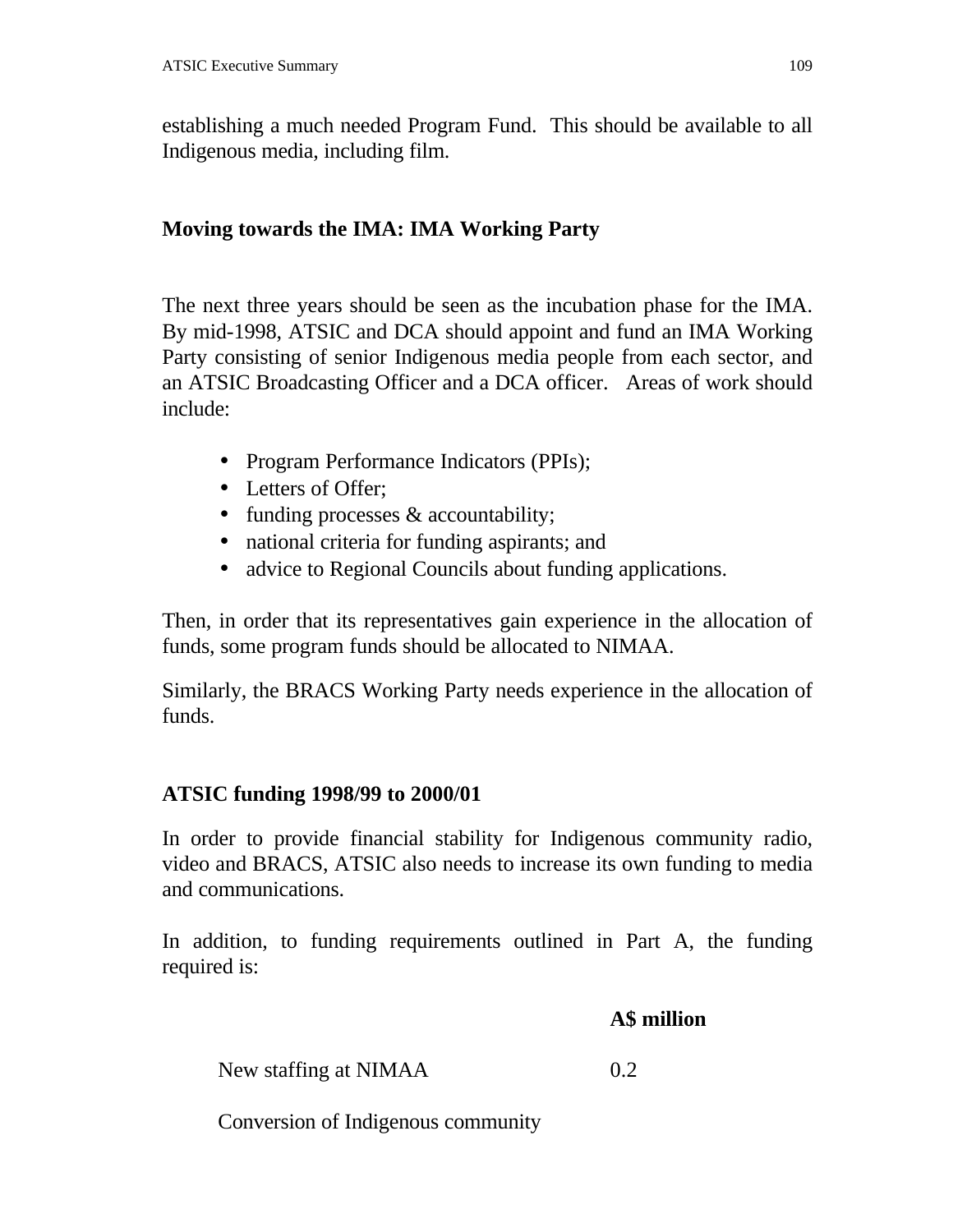establishing a much needed Program Fund. This should be available to all Indigenous media, including film.

## Moving towards the IMA: IMA Working Party

The next three years should be seen as the incubation phase for the IMA. By mid-1998, ATSIC and DCA should appoint and fund an IMA Working Party consisting of senior Indigenous media people from each sector, and an ATSIC Broadcasting Officer and a DCA officer. Areas of work should include:

- Program Performance Indicators (PPIs);
- Letters of Offer;
- funding processes & accountability;
- national criteria for funding aspirants; and
- advice to Regional Councils about funding applications.

Then, in order that its representatives gain experience in the allocation of funds, some program funds should be allocated to NIMAA.

Similarly, the BRACS Working Party needs experience in the allocation of funds.

## ATSIC funding 1998/99 to 2000/01

In order to provide financial stability for Indigenous community radio, video and BRACS, ATSIC also needs to increase its own funding to media and communications.

In addition, to funding requirements outlined in Part A, the funding required is:

| | A$ million |
|---|---|
| New staffing at NIMAA | 0.2 |
| Conversion of Indigenous community | |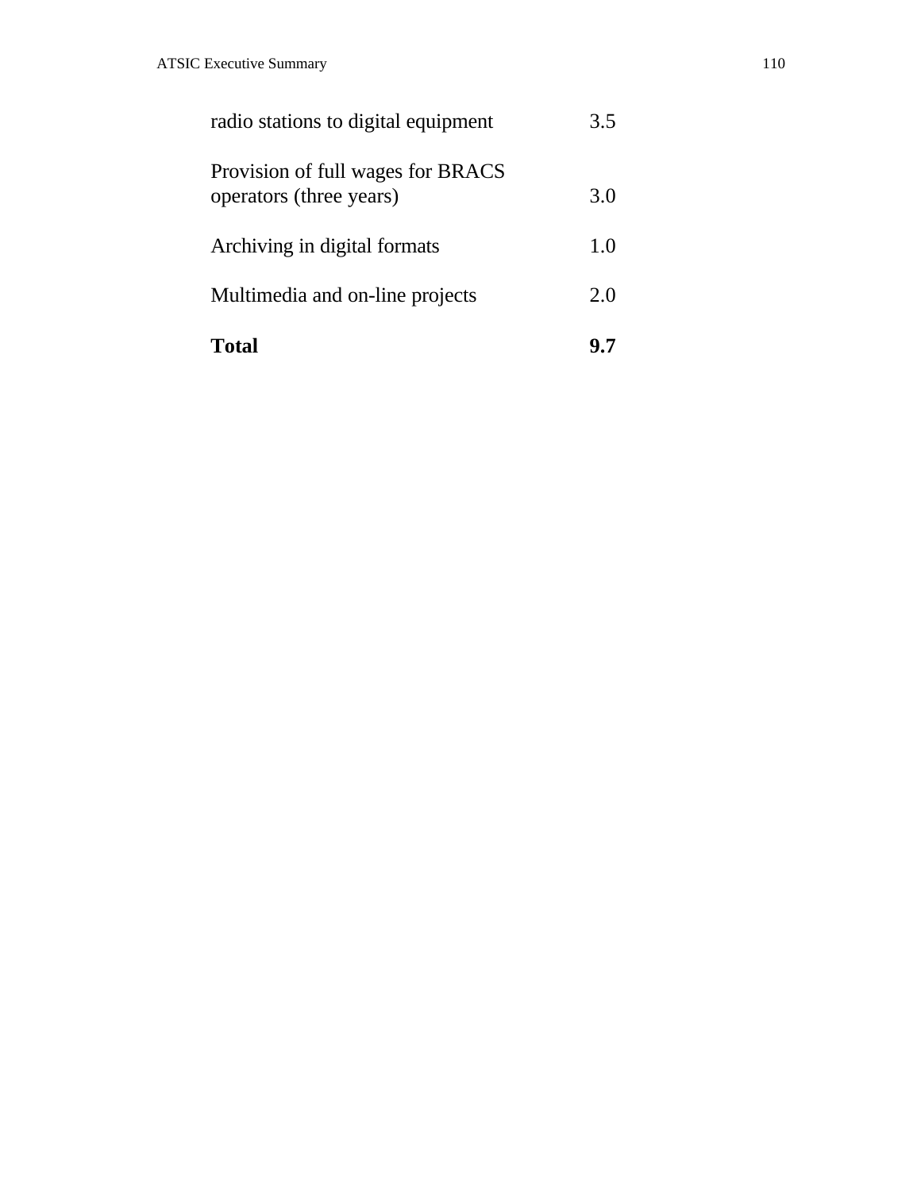| | |
|---|---|
| radio stations to digital equipment | 3.5 |
| Provision of full wages for BRACS operators (three years) | 3.0 |
| Archiving in digital formats | 1.0 |
| Multimedia and on-line projects | 2.0 |
| **Total** | **9.7** |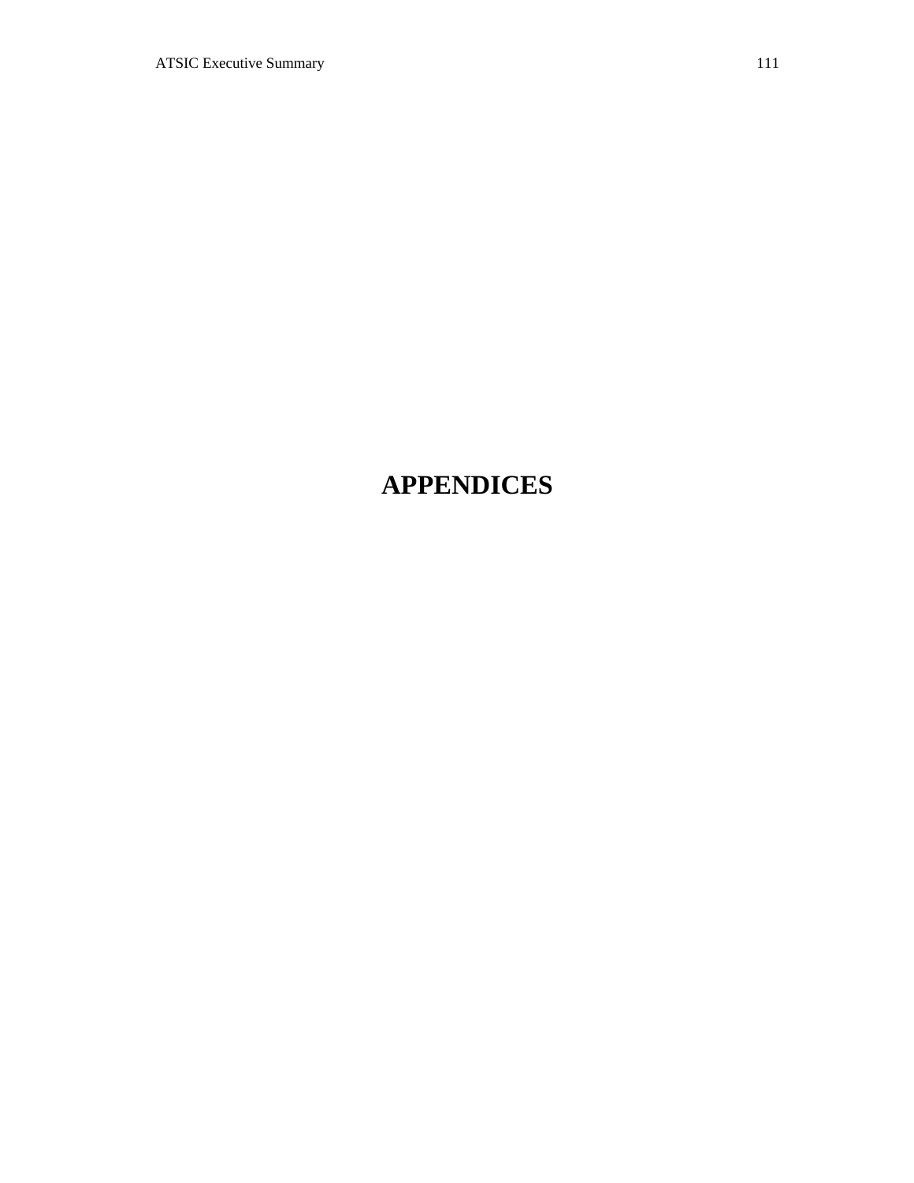# APPENDICES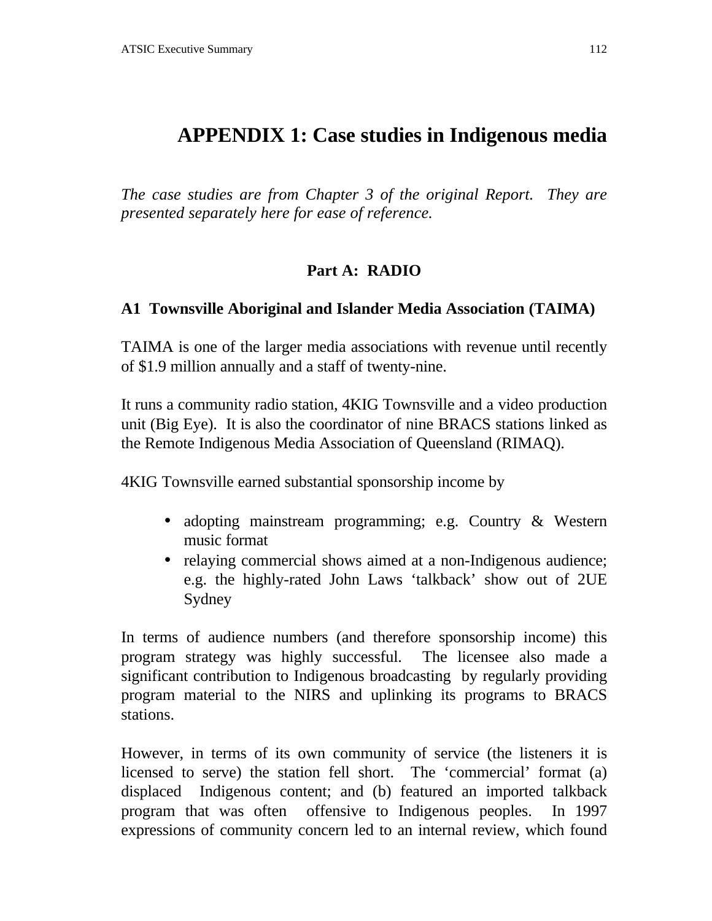# APPENDIX 1: Case studies in Indigenous media

*The case studies are from Chapter 3 of the original Report. They are presented separately here for ease of reference.*

## Part A: RADIO

### A1 Townsville Aboriginal and Islander Media Association (TAIMA)

TAIMA is one of the larger media associations with revenue until recently of $1.9 million annually and a staff of twenty-nine.

It runs a community radio station, 4KIG Townsville and a video production unit (Big Eye). It is also the coordinator of nine BRACS stations linked as the Remote Indigenous Media Association of Queensland (RIMAQ).

4KIG Townsville earned substantial sponsorship income by

- adopting mainstream programming; e.g. Country & Western music format
- relaying commercial shows aimed at a non-Indigenous audience; e.g. the highly-rated John Laws 'talkback' show out of 2UE Sydney

In terms of audience numbers (and therefore sponsorship income) this program strategy was highly successful. The licensee also made a significant contribution to Indigenous broadcasting by regularly providing program material to the NIRS and uplinking its programs to BRACS stations.

However, in terms of its own community of service (the listeners it is licensed to serve) the station fell short. The 'commercial' format (a) displaced Indigenous content; and (b) featured an imported talkback program that was often offensive to Indigenous peoples. In 1997 expressions of community concern led to an internal review, which found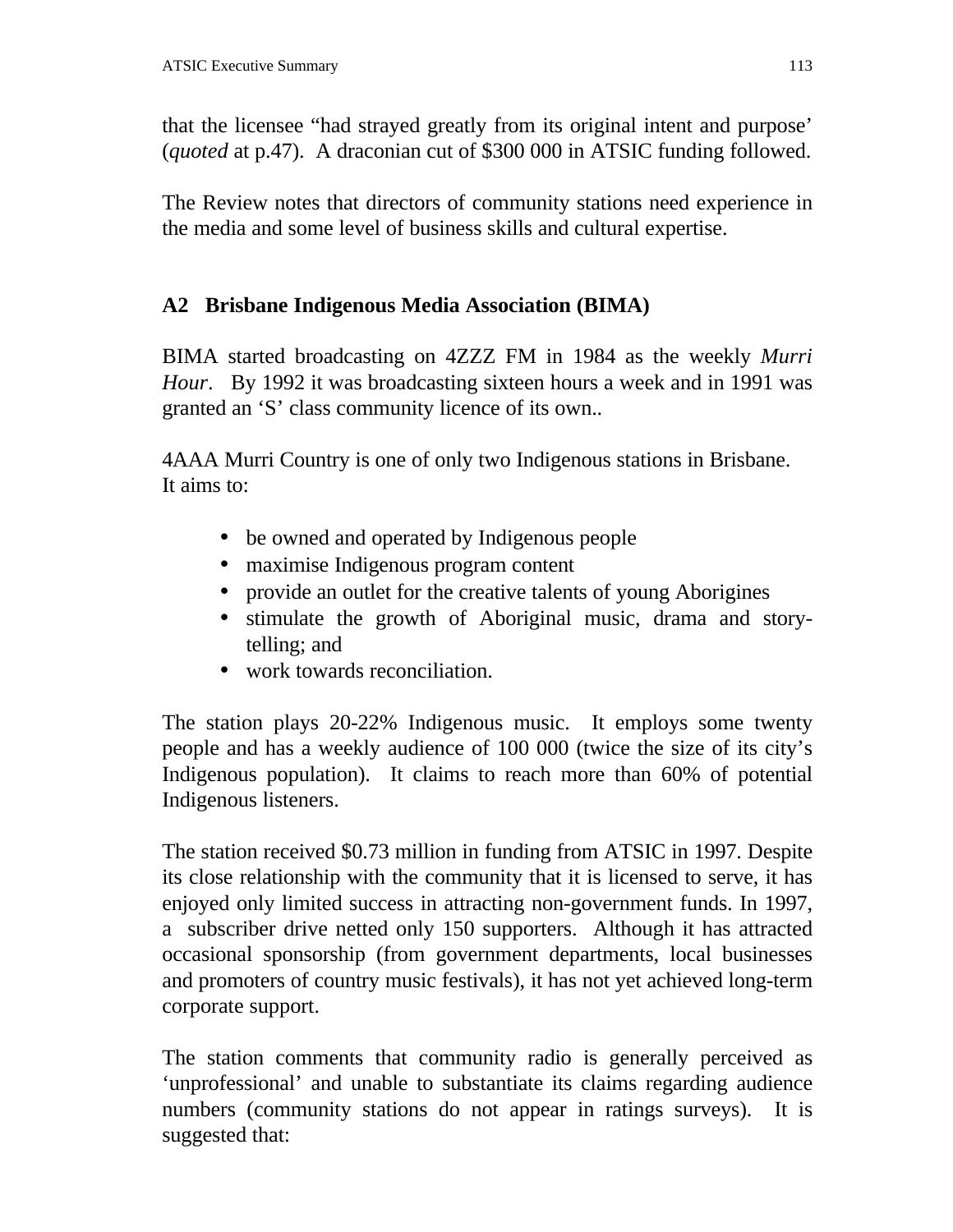that the licensee "had strayed greatly from its original intent and purpose' (*quoted* at p.47). A draconian cut of $300 000 in ATSIC funding followed.

The Review notes that directors of community stations need experience in the media and some level of business skills and cultural expertise.

## A2 Brisbane Indigenous Media Association (BIMA)

BIMA started broadcasting on 4ZZZ FM in 1984 as the weekly *Murri Hour*. By 1992 it was broadcasting sixteen hours a week and in 1991 was granted an 'S' class community licence of its own..

4AAA Murri Country is one of only two Indigenous stations in Brisbane. It aims to:

- be owned and operated by Indigenous people
- maximise Indigenous program content
- provide an outlet for the creative talents of young Aborigines
- stimulate the growth of Aboriginal music, drama and story-telling; and
- work towards reconciliation.

The station plays 20-22% Indigenous music. It employs some twenty people and has a weekly audience of 100 000 (twice the size of its city's Indigenous population). It claims to reach more than 60% of potential Indigenous listeners.

The station received $0.73 million in funding from ATSIC in 1997. Despite its close relationship with the community that it is licensed to serve, it has enjoyed only limited success in attracting non-government funds. In 1997, a subscriber drive netted only 150 supporters. Although it has attracted occasional sponsorship (from government departments, local businesses and promoters of country music festivals), it has not yet achieved long-term corporate support.

The station comments that community radio is generally perceived as 'unprofessional' and unable to substantiate its claims regarding audience numbers (community stations do not appear in ratings surveys). It is suggested that: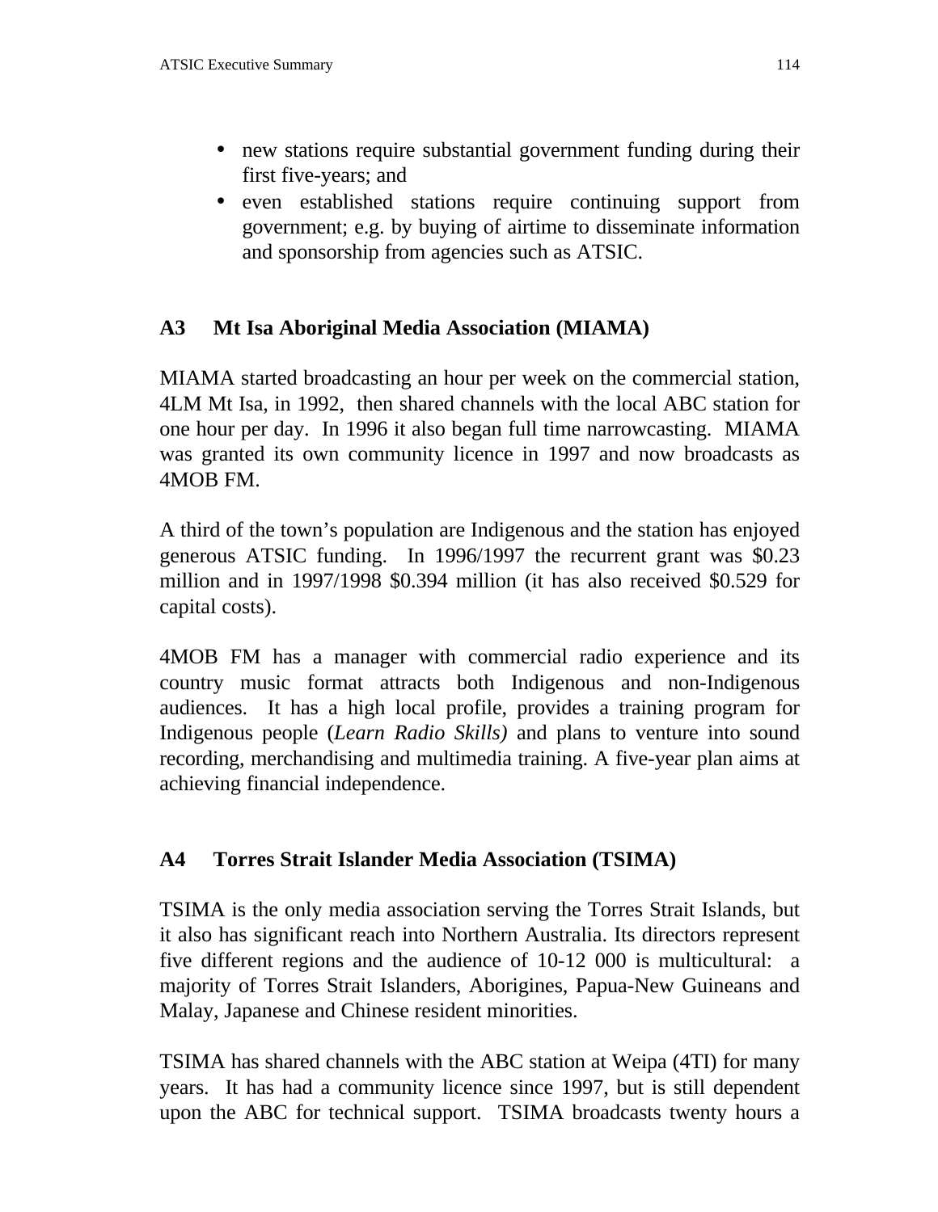- new stations require substantial government funding during their first five-years; and
- even established stations require continuing support from government; e.g. by buying of airtime to disseminate information and sponsorship from agencies such as ATSIC.

## A3 Mt Isa Aboriginal Media Association (MIAMA)

MIAMA started broadcasting an hour per week on the commercial station, 4LM Mt Isa, in 1992, then shared channels with the local ABC station for one hour per day. In 1996 it also began full time narrowcasting. MIAMA was granted its own community licence in 1997 and now broadcasts as 4MOB FM.

A third of the town's population are Indigenous and the station has enjoyed generous ATSIC funding. In 1996/1997 the recurrent grant was $0.23 million and in 1997/1998 $0.394 million (it has also received $0.529 for capital costs).

4MOB FM has a manager with commercial radio experience and its country music format attracts both Indigenous and non-Indigenous audiences. It has a high local profile, provides a training program for Indigenous people (*Learn Radio Skills)* and plans to venture into sound recording, merchandising and multimedia training. A five-year plan aims at achieving financial independence.

## A4 Torres Strait Islander Media Association (TSIMA)

TSIMA is the only media association serving the Torres Strait Islands, but it also has significant reach into Northern Australia. Its directors represent five different regions and the audience of 10-12 000 is multicultural: a majority of Torres Strait Islanders, Aborigines, Papua-New Guineans and Malay, Japanese and Chinese resident minorities.

TSIMA has shared channels with the ABC station at Weipa (4TI) for many years. It has had a community licence since 1997, but is still dependent upon the ABC for technical support. TSIMA broadcasts twenty hours a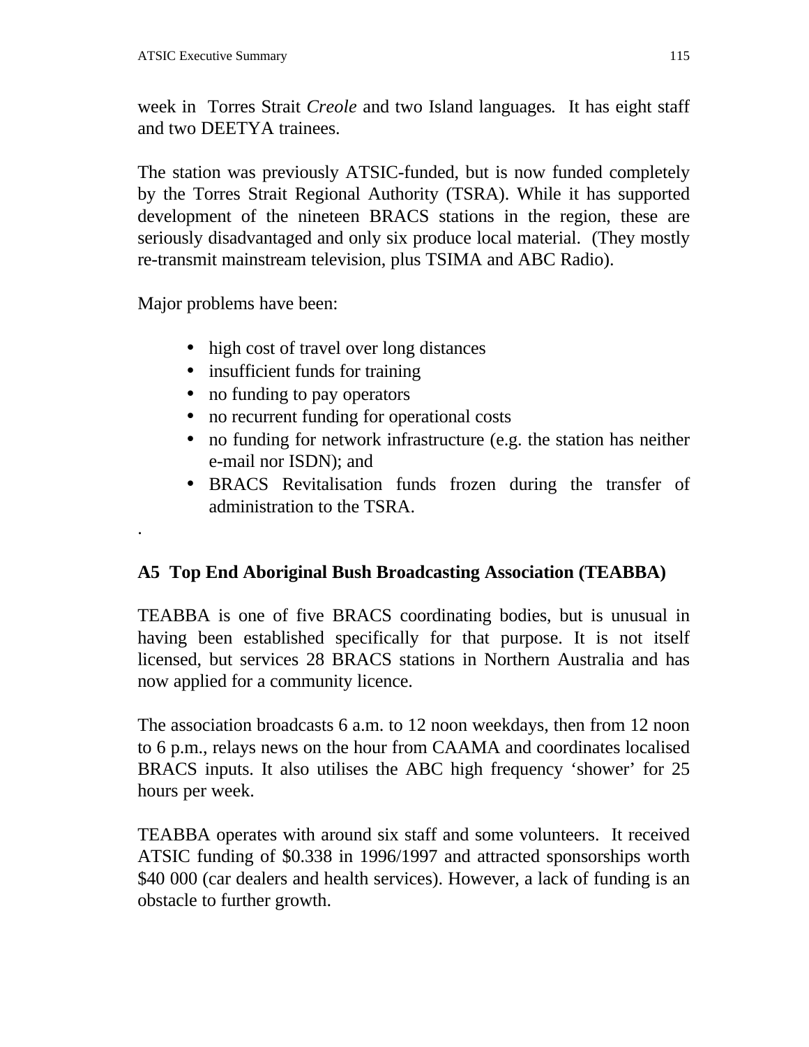week in Torres Strait *Creole* and two Island languages. It has eight staff and two DEETYA trainees.

The station was previously ATSIC-funded, but is now funded completely by the Torres Strait Regional Authority (TSRA). While it has supported development of the nineteen BRACS stations in the region, these are seriously disadvantaged and only six produce local material. (They mostly re-transmit mainstream television, plus TSIMA and ABC Radio).

Major problems have been:

- high cost of travel over long distances
- insufficient funds for training
- no funding to pay operators
- no recurrent funding for operational costs
- no funding for network infrastructure (e.g. the station has neither e-mail nor ISDN); and
- BRACS Revitalisation funds frozen during the transfer of administration to the TSRA.

.

**A5 Top End Aboriginal Bush Broadcasting Association (TEABBA)**

TEABBA is one of five BRACS coordinating bodies, but is unusual in having been established specifically for that purpose. It is not itself licensed, but services 28 BRACS stations in Northern Australia and has now applied for a community licence.

The association broadcasts 6 a.m. to 12 noon weekdays, then from 12 noon to 6 p.m., relays news on the hour from CAAMA and coordinates localised BRACS inputs. It also utilises the ABC high frequency 'shower' for 25 hours per week.

TEABBA operates with around six staff and some volunteers. It received ATSIC funding of $0.338 in 1996/1997 and attracted sponsorships worth $40 000 (car dealers and health services). However, a lack of funding is an obstacle to further growth.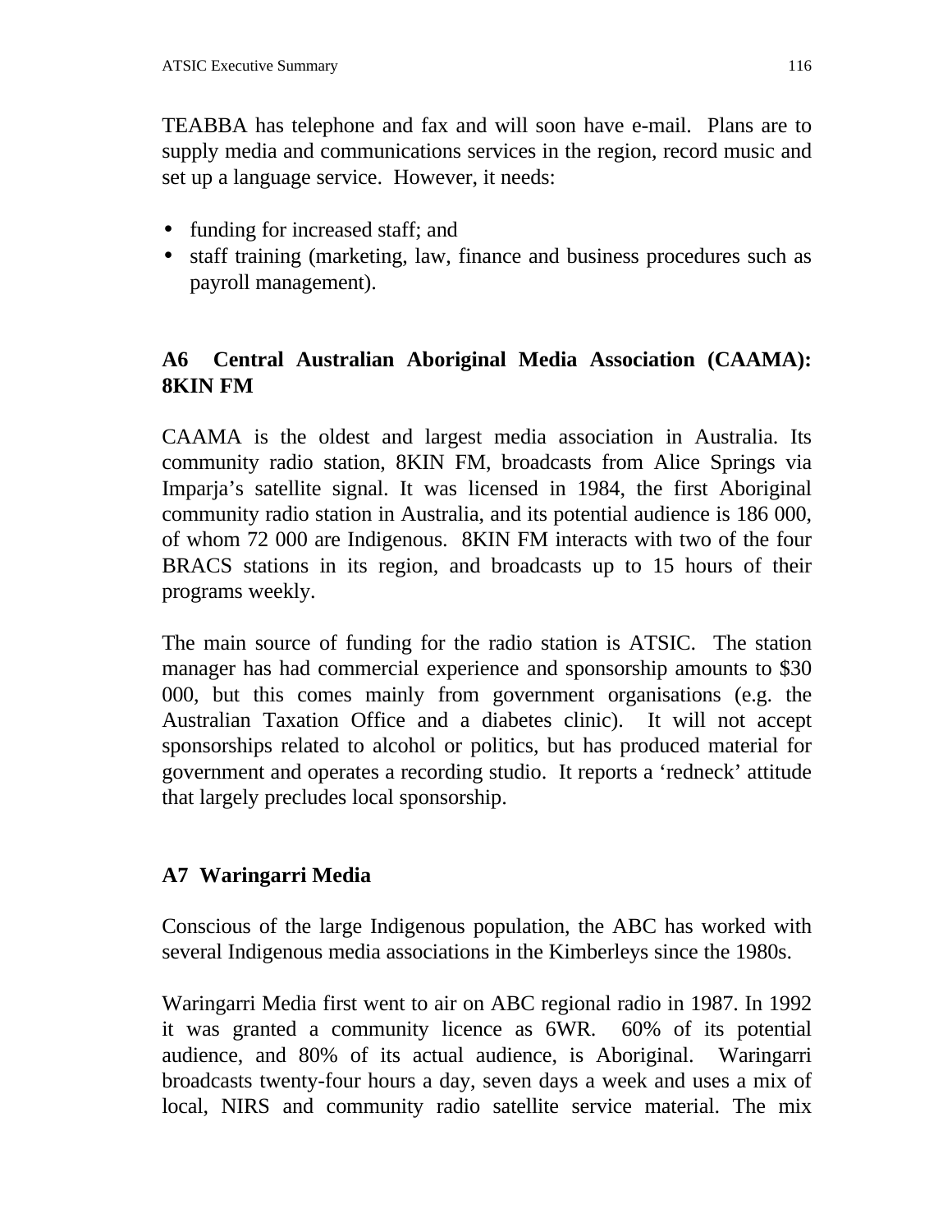TEABBA has telephone and fax and will soon have e-mail. Plans are to supply media and communications services in the region, record music and set up a language service. However, it needs:

- funding for increased staff; and
- staff training (marketing, law, finance and business procedures such as payroll management).

## A6 Central Australian Aboriginal Media Association (CAAMA): 8KIN FM

CAAMA is the oldest and largest media association in Australia. Its community radio station, 8KIN FM, broadcasts from Alice Springs via Imparja's satellite signal. It was licensed in 1984, the first Aboriginal community radio station in Australia, and its potential audience is 186 000, of whom 72 000 are Indigenous. 8KIN FM interacts with two of the four BRACS stations in its region, and broadcasts up to 15 hours of their programs weekly.

The main source of funding for the radio station is ATSIC. The station manager has had commercial experience and sponsorship amounts to $30 000, but this comes mainly from government organisations (e.g. the Australian Taxation Office and a diabetes clinic). It will not accept sponsorships related to alcohol or politics, but has produced material for government and operates a recording studio. It reports a 'redneck' attitude that largely precludes local sponsorship.

## A7 Waringarri Media

Conscious of the large Indigenous population, the ABC has worked with several Indigenous media associations in the Kimberleys since the 1980s.

Waringarri Media first went to air on ABC regional radio in 1987. In 1992 it was granted a community licence as 6WR. 60% of its potential audience, and 80% of its actual audience, is Aboriginal. Waringarri broadcasts twenty-four hours a day, seven days a week and uses a mix of local, NIRS and community radio satellite service material. The mix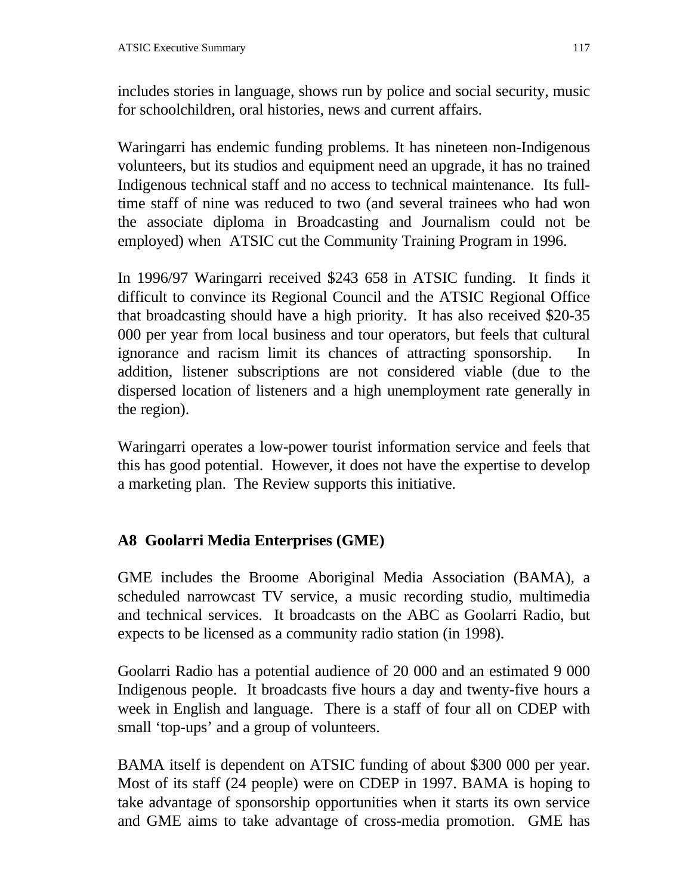includes stories in language, shows run by police and social security, music for schoolchildren, oral histories, news and current affairs.

Waringarri has endemic funding problems. It has nineteen non-Indigenous volunteers, but its studios and equipment need an upgrade, it has no trained Indigenous technical staff and no access to technical maintenance. Its full-time staff of nine was reduced to two (and several trainees who had won the associate diploma in Broadcasting and Journalism could not be employed) when ATSIC cut the Community Training Program in 1996.

In 1996/97 Waringarri received $243 658 in ATSIC funding. It finds it difficult to convince its Regional Council and the ATSIC Regional Office that broadcasting should have a high priority. It has also received $20-35 000 per year from local business and tour operators, but feels that cultural ignorance and racism limit its chances of attracting sponsorship. In addition, listener subscriptions are not considered viable (due to the dispersed location of listeners and a high unemployment rate generally in the region).

Waringarri operates a low-power tourist information service and feels that this has good potential. However, it does not have the expertise to develop a marketing plan. The Review supports this initiative.

## A8 Goolarri Media Enterprises (GME)

GME includes the Broome Aboriginal Media Association (BAMA), a scheduled narrowcast TV service, a music recording studio, multimedia and technical services. It broadcasts on the ABC as Goolarri Radio, but expects to be licensed as a community radio station (in 1998).

Goolarri Radio has a potential audience of 20 000 and an estimated 9 000 Indigenous people. It broadcasts five hours a day and twenty-five hours a week in English and language. There is a staff of four all on CDEP with small 'top-ups' and a group of volunteers.

BAMA itself is dependent on ATSIC funding of about $300 000 per year. Most of its staff (24 people) were on CDEP in 1997. BAMA is hoping to take advantage of sponsorship opportunities when it starts its own service and GME aims to take advantage of cross-media promotion. GME has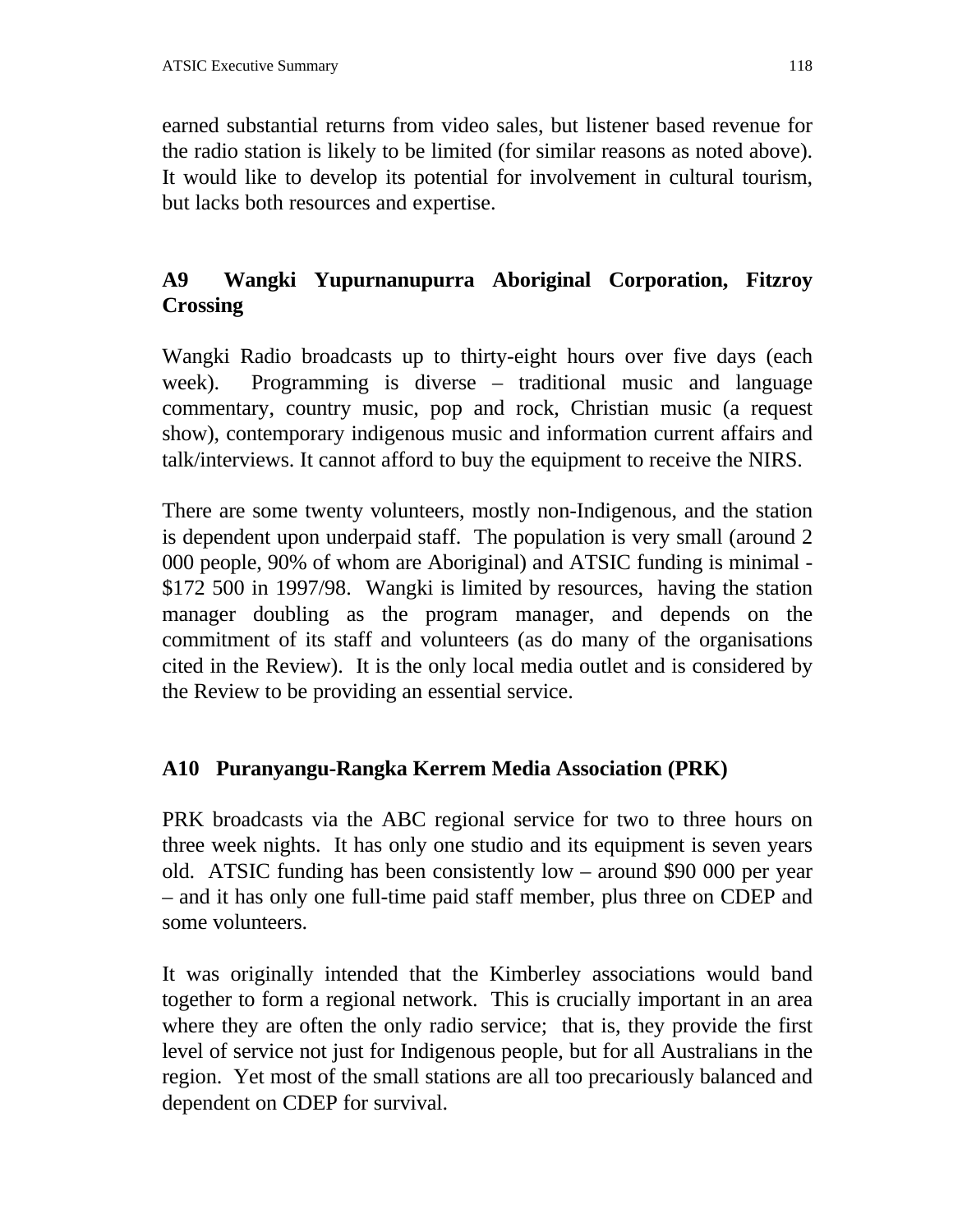earned substantial returns from video sales, but listener based revenue for the radio station is likely to be limited (for similar reasons as noted above). It would like to develop its potential for involvement in cultural tourism, but lacks both resources and expertise.

### A9 Wangki Yupurnanupurra Aboriginal Corporation, Fitzroy Crossing

Wangki Radio broadcasts up to thirty-eight hours over five days (each week). Programming is diverse – traditional music and language commentary, country music, pop and rock, Christian music (a request show), contemporary indigenous music and information current affairs and talk/interviews. It cannot afford to buy the equipment to receive the NIRS.

There are some twenty volunteers, mostly non-Indigenous, and the station is dependent upon underpaid staff. The population is very small (around 2 000 people, 90% of whom are Aboriginal) and ATSIC funding is minimal - $172 500 in 1997/98. Wangki is limited by resources, having the station manager doubling as the program manager, and depends on the commitment of its staff and volunteers (as do many of the organisations cited in the Review). It is the only local media outlet and is considered by the Review to be providing an essential service.

### A10 Puranyangu-Rangka Kerrem Media Association (PRK)

PRK broadcasts via the ABC regional service for two to three hours on three week nights. It has only one studio and its equipment is seven years old. ATSIC funding has been consistently low – around $90 000 per year – and it has only one full-time paid staff member, plus three on CDEP and some volunteers.

It was originally intended that the Kimberley associations would band together to form a regional network. This is crucially important in an area where they are often the only radio service; that is, they provide the first level of service not just for Indigenous people, but for all Australians in the region. Yet most of the small stations are all too precariously balanced and dependent on CDEP for survival.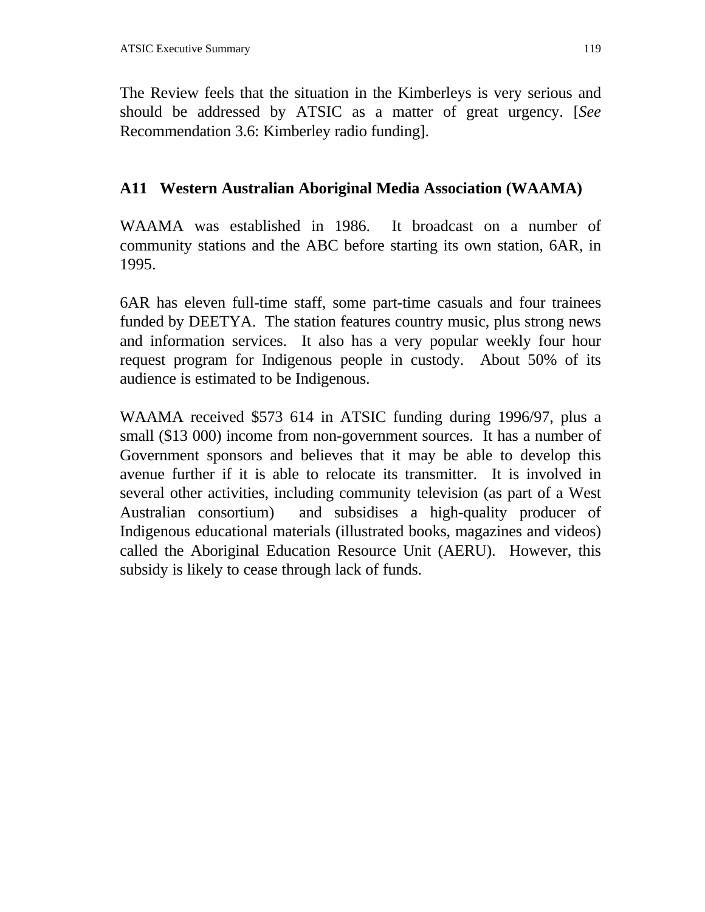The Review feels that the situation in the Kimberleys is very serious and should be addressed by ATSIC as a matter of great urgency. [*See* Recommendation 3.6: Kimberley radio funding].

## A11 Western Australian Aboriginal Media Association (WAAMA)

WAAMA was established in 1986. It broadcast on a number of community stations and the ABC before starting its own station, 6AR, in 1995.

6AR has eleven full-time staff, some part-time casuals and four trainees funded by DEETYA. The station features country music, plus strong news and information services. It also has a very popular weekly four hour request program for Indigenous people in custody. About 50% of its audience is estimated to be Indigenous.

WAAMA received $573 614 in ATSIC funding during 1996/97, plus a small ($13 000) income from non-government sources. It has a number of Government sponsors and believes that it may be able to develop this avenue further if it is able to relocate its transmitter. It is involved in several other activities, including community television (as part of a West Australian consortium) and subsidises a high-quality producer of Indigenous educational materials (illustrated books, magazines and videos) called the Aboriginal Education Resource Unit (AERU). However, this subsidy is likely to cease through lack of funds.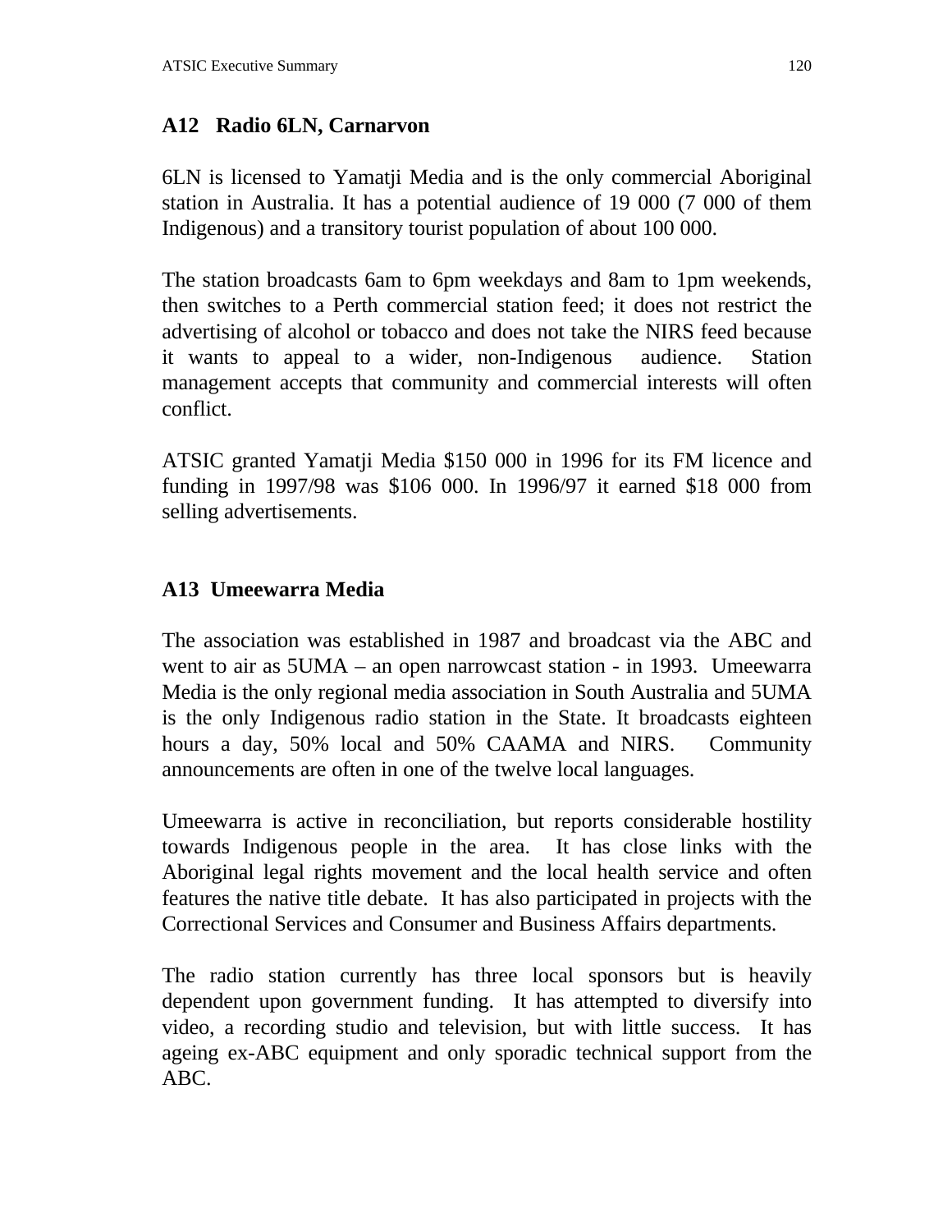## A12 Radio 6LN, Carnarvon

6LN is licensed to Yamatji Media and is the only commercial Aboriginal station in Australia. It has a potential audience of 19 000 (7 000 of them Indigenous) and a transitory tourist population of about 100 000.

The station broadcasts 6am to 6pm weekdays and 8am to 1pm weekends, then switches to a Perth commercial station feed; it does not restrict the advertising of alcohol or tobacco and does not take the NIRS feed because it wants to appeal to a wider, non-Indigenous audience. Station management accepts that community and commercial interests will often conflict.

ATSIC granted Yamatji Media $150 000 in 1996 for its FM licence and funding in 1997/98 was $106 000. In 1996/97 it earned $18 000 from selling advertisements.

## A13 Umeewarra Media

The association was established in 1987 and broadcast via the ABC and went to air as 5UMA – an open narrowcast station - in 1993. Umeewarra Media is the only regional media association in South Australia and 5UMA is the only Indigenous radio station in the State. It broadcasts eighteen hours a day, 50% local and 50% CAAMA and NIRS. Community announcements are often in one of the twelve local languages.

Umeewarra is active in reconciliation, but reports considerable hostility towards Indigenous people in the area. It has close links with the Aboriginal legal rights movement and the local health service and often features the native title debate. It has also participated in projects with the Correctional Services and Consumer and Business Affairs departments.

The radio station currently has three local sponsors but is heavily dependent upon government funding. It has attempted to diversify into video, a recording studio and television, but with little success. It has ageing ex-ABC equipment and only sporadic technical support from the ABC.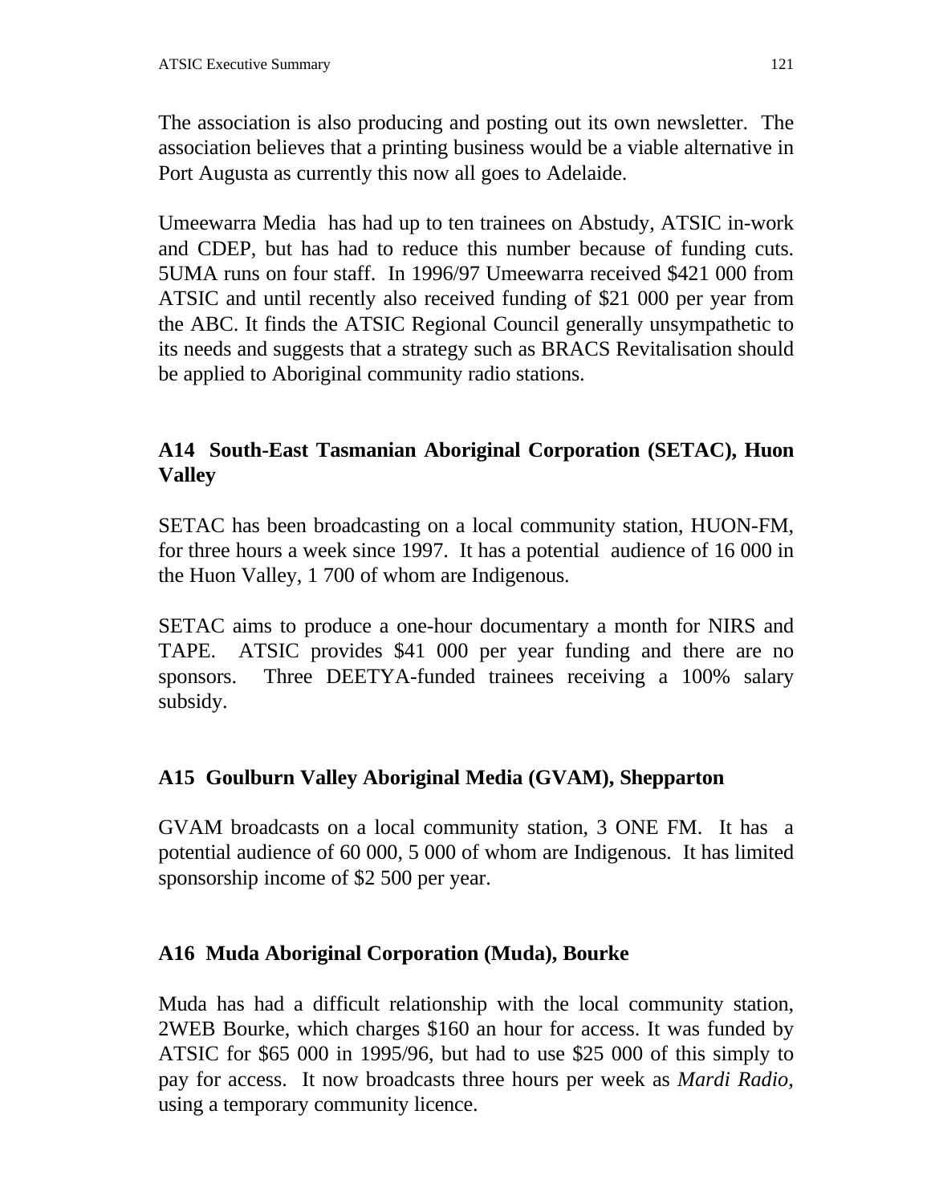The association is also producing and posting out its own newsletter. The association believes that a printing business would be a viable alternative in Port Augusta as currently this now all goes to Adelaide.

Umeewarra Media has had up to ten trainees on Abstudy, ATSIC in-work and CDEP, but has had to reduce this number because of funding cuts. 5UMA runs on four staff. In 1996/97 Umeewarra received $421 000 from ATSIC and until recently also received funding of $21 000 per year from the ABC. It finds the ATSIC Regional Council generally unsympathetic to its needs and suggests that a strategy such as BRACS Revitalisation should be applied to Aboriginal community radio stations.

### A14 South-East Tasmanian Aboriginal Corporation (SETAC), Huon Valley

SETAC has been broadcasting on a local community station, HUON-FM, for three hours a week since 1997. It has a potential audience of 16 000 in the Huon Valley, 1 700 of whom are Indigenous.

SETAC aims to produce a one-hour documentary a month for NIRS and TAPE. ATSIC provides $41 000 per year funding and there are no sponsors. Three DEETYA-funded trainees receiving a 100% salary subsidy.

### A15 Goulburn Valley Aboriginal Media (GVAM), Shepparton

GVAM broadcasts on a local community station, 3 ONE FM. It has a potential audience of 60 000, 5 000 of whom are Indigenous. It has limited sponsorship income of $2 500 per year.

### A16 Muda Aboriginal Corporation (Muda), Bourke

Muda has had a difficult relationship with the local community station, 2WEB Bourke, which charges $160 an hour for access. It was funded by ATSIC for $65 000 in 1995/96, but had to use $25 000 of this simply to pay for access. It now broadcasts three hours per week as *Mardi Radio*, using a temporary community licence.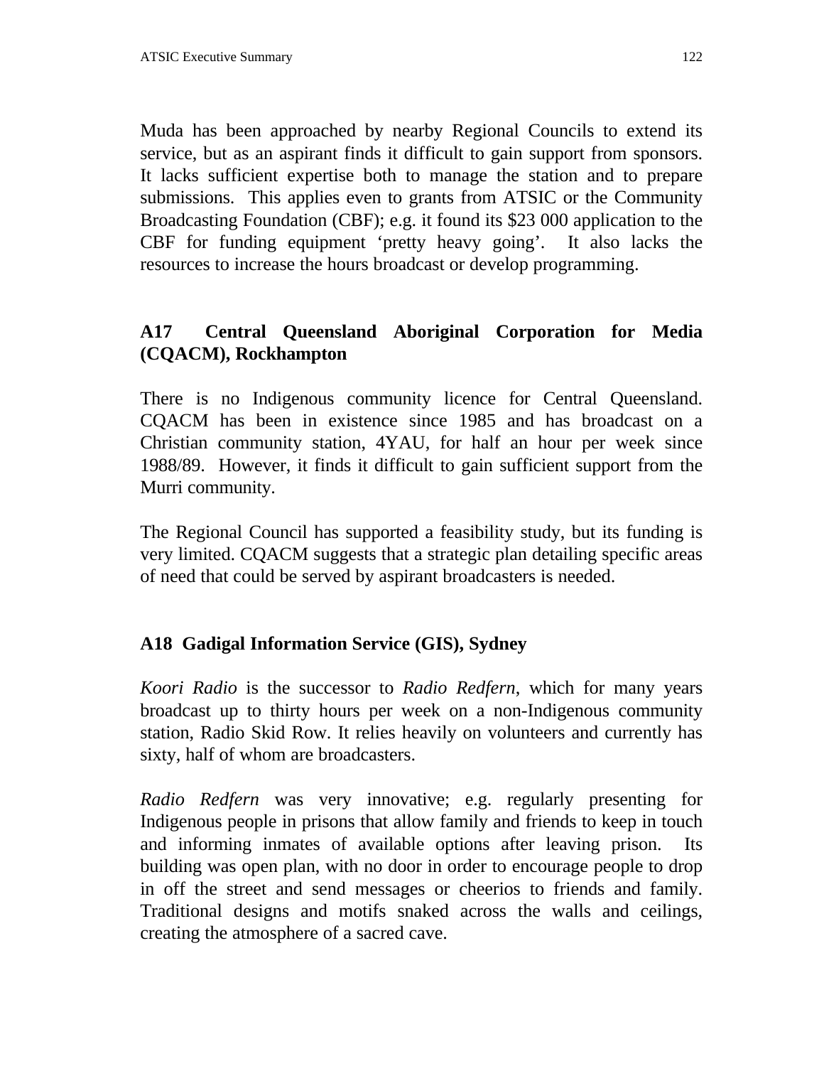Muda has been approached by nearby Regional Councils to extend its service, but as an aspirant finds it difficult to gain support from sponsors. It lacks sufficient expertise both to manage the station and to prepare submissions. This applies even to grants from ATSIC or the Community Broadcasting Foundation (CBF); e.g. it found its $23 000 application to the CBF for funding equipment 'pretty heavy going'. It also lacks the resources to increase the hours broadcast or develop programming.

### A17 Central Queensland Aboriginal Corporation for Media (CQACM), Rockhampton

There is no Indigenous community licence for Central Queensland. CQACM has been in existence since 1985 and has broadcast on a Christian community station, 4YAU, for half an hour per week since 1988/89. However, it finds it difficult to gain sufficient support from the Murri community.

The Regional Council has supported a feasibility study, but its funding is very limited. CQACM suggests that a strategic plan detailing specific areas of need that could be served by aspirant broadcasters is needed.

### A18 Gadigal Information Service (GIS), Sydney

*Koori Radio* is the successor to *Radio Redfern*, which for many years broadcast up to thirty hours per week on a non-Indigenous community station, Radio Skid Row. It relies heavily on volunteers and currently has sixty, half of whom are broadcasters.

*Radio Redfern* was very innovative; e.g. regularly presenting for Indigenous people in prisons that allow family and friends to keep in touch and informing inmates of available options after leaving prison. Its building was open plan, with no door in order to encourage people to drop in off the street and send messages or cheerios to friends and family. Traditional designs and motifs snaked across the walls and ceilings, creating the atmosphere of a sacred cave.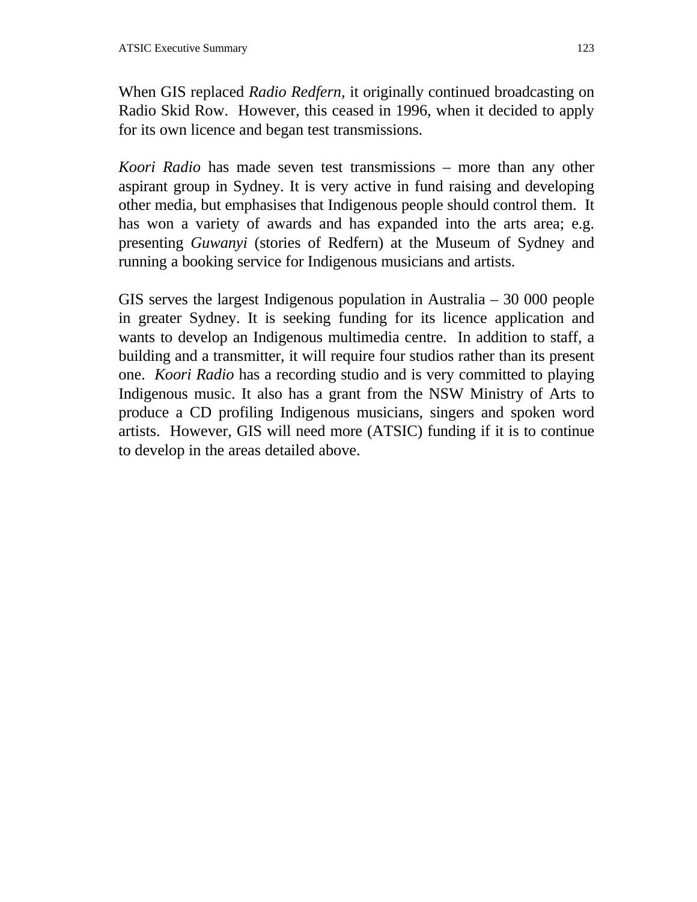When GIS replaced *Radio Redfern*, it originally continued broadcasting on Radio Skid Row. However, this ceased in 1996, when it decided to apply for its own licence and began test transmissions.

*Koori Radio* has made seven test transmissions – more than any other aspirant group in Sydney. It is very active in fund raising and developing other media, but emphasises that Indigenous people should control them. It has won a variety of awards and has expanded into the arts area; e.g. presenting *Guwanyi* (stories of Redfern) at the Museum of Sydney and running a booking service for Indigenous musicians and artists.

GIS serves the largest Indigenous population in Australia – 30 000 people in greater Sydney. It is seeking funding for its licence application and wants to develop an Indigenous multimedia centre. In addition to staff, a building and a transmitter, it will require four studios rather than its present one. *Koori Radio* has a recording studio and is very committed to playing Indigenous music. It also has a grant from the NSW Ministry of Arts to produce a CD profiling Indigenous musicians, singers and spoken word artists. However, GIS will need more (ATSIC) funding if it is to continue to develop in the areas detailed above.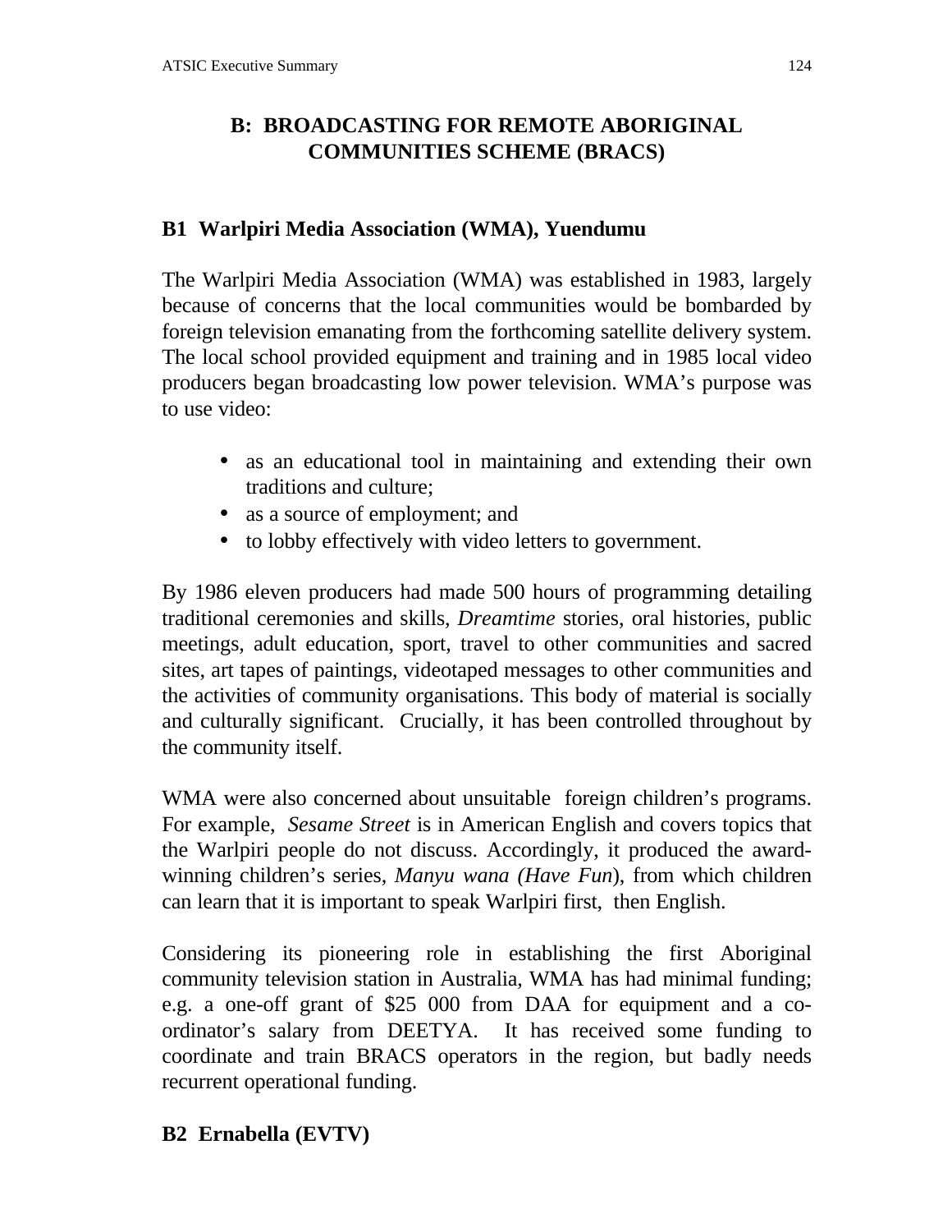## B: BROADCASTING FOR REMOTE ABORIGINAL COMMUNITIES SCHEME (BRACS)

### B1 Warlpiri Media Association (WMA), Yuendumu

The Warlpiri Media Association (WMA) was established in 1983, largely because of concerns that the local communities would be bombarded by foreign television emanating from the forthcoming satellite delivery system. The local school provided equipment and training and in 1985 local video producers began broadcasting low power television. WMA's purpose was to use video:

- as an educational tool in maintaining and extending their own traditions and culture;
- as a source of employment; and
- to lobby effectively with video letters to government.

By 1986 eleven producers had made 500 hours of programming detailing traditional ceremonies and skills, *Dreamtime* stories, oral histories, public meetings, adult education, sport, travel to other communities and sacred sites, art tapes of paintings, videotaped messages to other communities and the activities of community organisations. This body of material is socially and culturally significant. Crucially, it has been controlled throughout by the community itself.

WMA were also concerned about unsuitable foreign children's programs. For example, *Sesame Street* is in American English and covers topics that the Warlpiri people do not discuss. Accordingly, it produced the award-winning children's series, *Manyu wana (Have Fun*), from which children can learn that it is important to speak Warlpiri first, then English.

Considering its pioneering role in establishing the first Aboriginal community television station in Australia, WMA has had minimal funding; e.g. a one-off grant of $25 000 from DAA for equipment and a co-ordinator's salary from DEETYA. It has received some funding to coordinate and train BRACS operators in the region, but badly needs recurrent operational funding.

### B2 Ernabella (EVTV)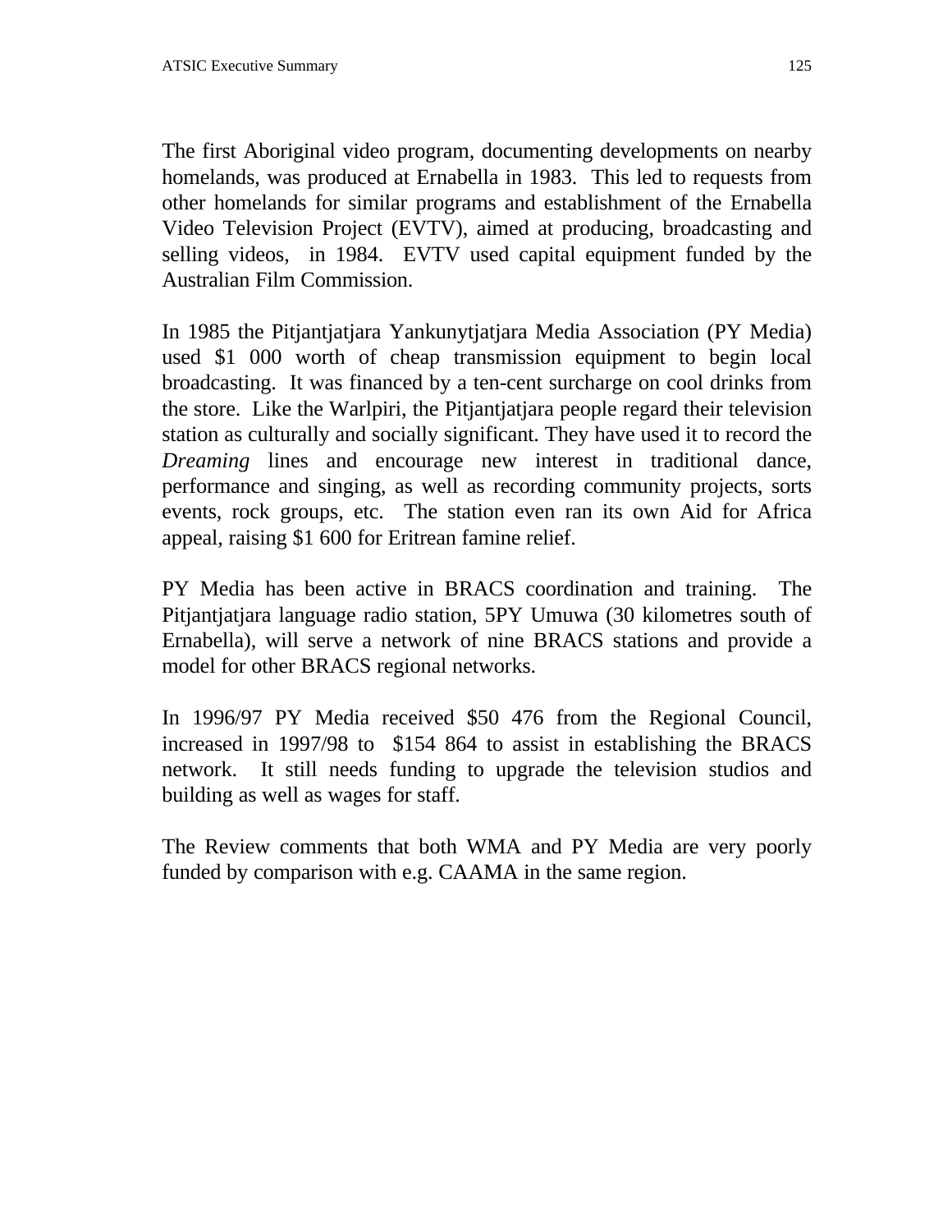The first Aboriginal video program, documenting developments on nearby homelands, was produced at Ernabella in 1983. This led to requests from other homelands for similar programs and establishment of the Ernabella Video Television Project (EVTV), aimed at producing, broadcasting and selling videos, in 1984. EVTV used capital equipment funded by the Australian Film Commission.

In 1985 the Pitjantjatjara Yankunytjatjara Media Association (PY Media) used $1 000 worth of cheap transmission equipment to begin local broadcasting. It was financed by a ten-cent surcharge on cool drinks from the store. Like the Warlpiri, the Pitjantjatjara people regard their television station as culturally and socially significant. They have used it to record the *Dreaming* lines and encourage new interest in traditional dance, performance and singing, as well as recording community projects, sorts events, rock groups, etc. The station even ran its own Aid for Africa appeal, raising $1 600 for Eritrean famine relief.

PY Media has been active in BRACS coordination and training. The Pitjantjatjara language radio station, 5PY Umuwa (30 kilometres south of Ernabella), will serve a network of nine BRACS stations and provide a model for other BRACS regional networks.

In 1996/97 PY Media received $50 476 from the Regional Council, increased in 1997/98 to $154 864 to assist in establishing the BRACS network. It still needs funding to upgrade the television studios and building as well as wages for staff.

The Review comments that both WMA and PY Media are very poorly funded by comparison with e.g. CAAMA in the same region.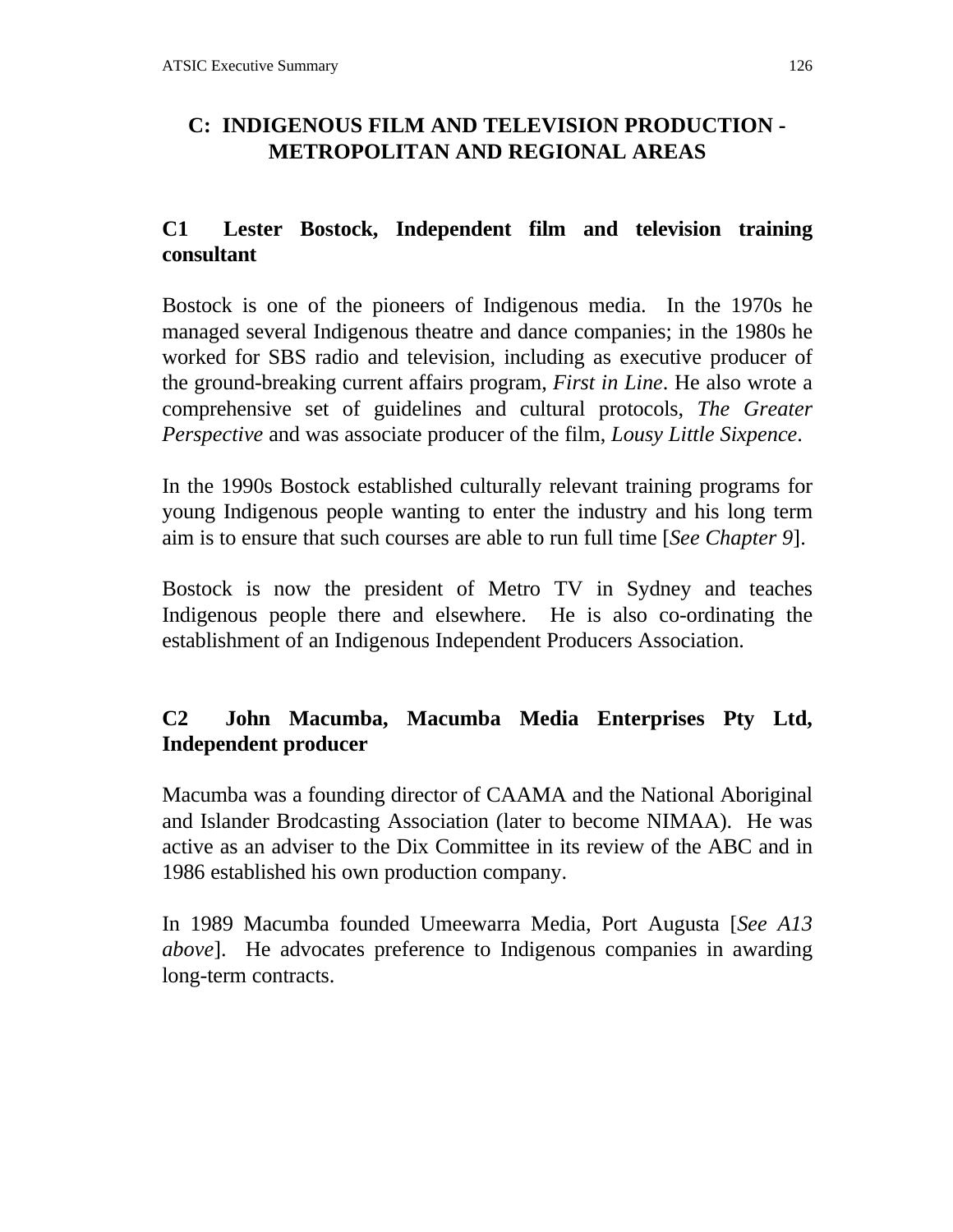## C: INDIGENOUS FILM AND TELEVISION PRODUCTION - METROPOLITAN AND REGIONAL AREAS

### C1 Lester Bostock, Independent film and television training consultant

Bostock is one of the pioneers of Indigenous media. In the 1970s he managed several Indigenous theatre and dance companies; in the 1980s he worked for SBS radio and television, including as executive producer of the ground-breaking current affairs program, *First in Line*. He also wrote a comprehensive set of guidelines and cultural protocols, *The Greater Perspective* and was associate producer of the film, *Lousy Little Sixpence*.

In the 1990s Bostock established culturally relevant training programs for young Indigenous people wanting to enter the industry and his long term aim is to ensure that such courses are able to run full time [*See Chapter 9*].

Bostock is now the president of Metro TV in Sydney and teaches Indigenous people there and elsewhere. He is also co-ordinating the establishment of an Indigenous Independent Producers Association.

### C2 John Macumba, Macumba Media Enterprises Pty Ltd, Independent producer

Macumba was a founding director of CAAMA and the National Aboriginal and Islander Brodcasting Association (later to become NIMAA). He was active as an adviser to the Dix Committee in its review of the ABC and in 1986 established his own production company.

In 1989 Macumba founded Umeewarra Media, Port Augusta [*See A13 above*]. He advocates preference to Indigenous companies in awarding long-term contracts.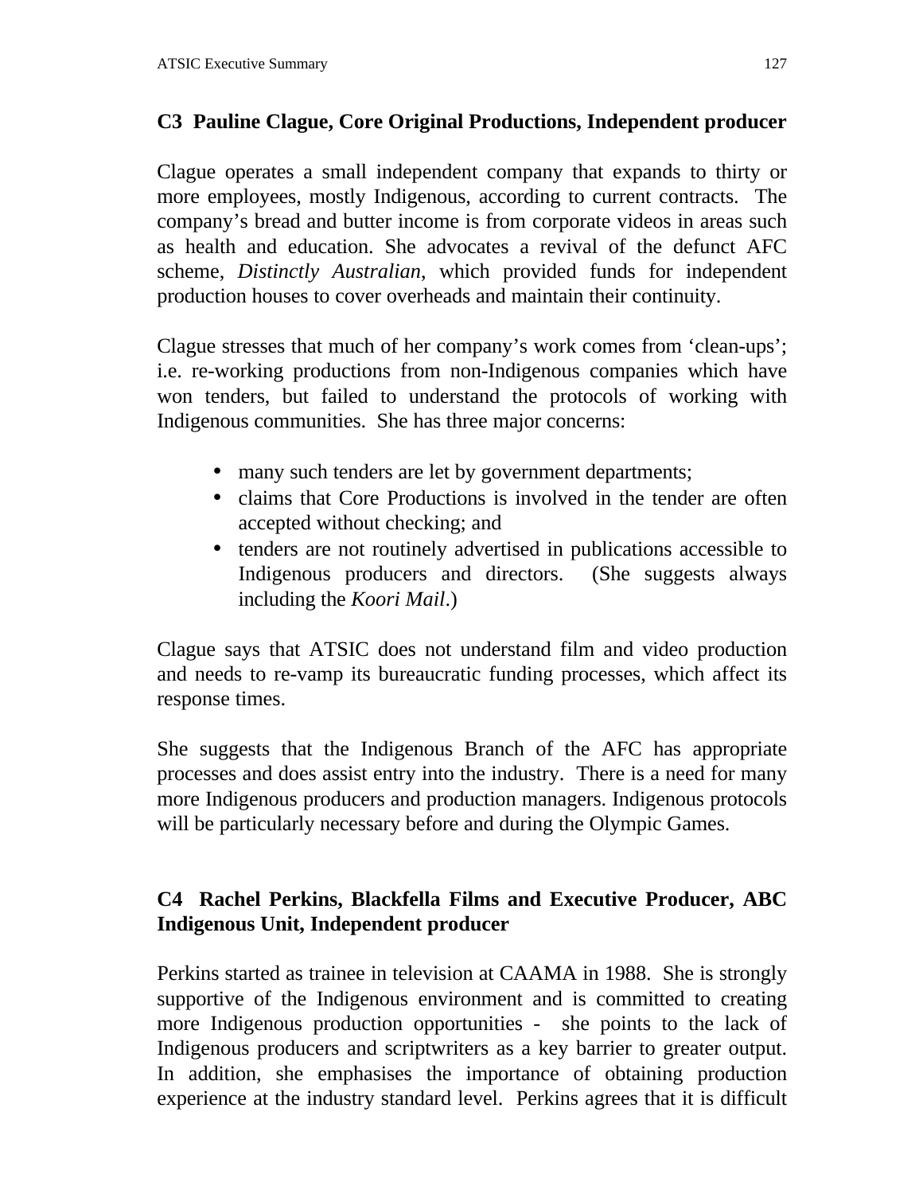### C3 Pauline Clague, Core Original Productions, Independent producer

Clague operates a small independent company that expands to thirty or more employees, mostly Indigenous, according to current contracts. The company's bread and butter income is from corporate videos in areas such as health and education. She advocates a revival of the defunct AFC scheme, *Distinctly Australian*, which provided funds for independent production houses to cover overheads and maintain their continuity.

Clague stresses that much of her company's work comes from 'clean-ups'; i.e. re-working productions from non-Indigenous companies which have won tenders, but failed to understand the protocols of working with Indigenous communities. She has three major concerns:

- many such tenders are let by government departments;
- claims that Core Productions is involved in the tender are often accepted without checking; and
- tenders are not routinely advertised in publications accessible to Indigenous producers and directors. (She suggests always including the *Koori Mail*.)

Clague says that ATSIC does not understand film and video production and needs to re-vamp its bureaucratic funding processes, which affect its response times.

She suggests that the Indigenous Branch of the AFC has appropriate processes and does assist entry into the industry. There is a need for many more Indigenous producers and production managers. Indigenous protocols will be particularly necessary before and during the Olympic Games.

### C4 Rachel Perkins, Blackfella Films and Executive Producer, ABC Indigenous Unit, Independent producer

Perkins started as trainee in television at CAAMA in 1988. She is strongly supportive of the Indigenous environment and is committed to creating more Indigenous production opportunities - she points to the lack of Indigenous producers and scriptwriters as a key barrier to greater output. In addition, she emphasises the importance of obtaining production experience at the industry standard level. Perkins agrees that it is difficult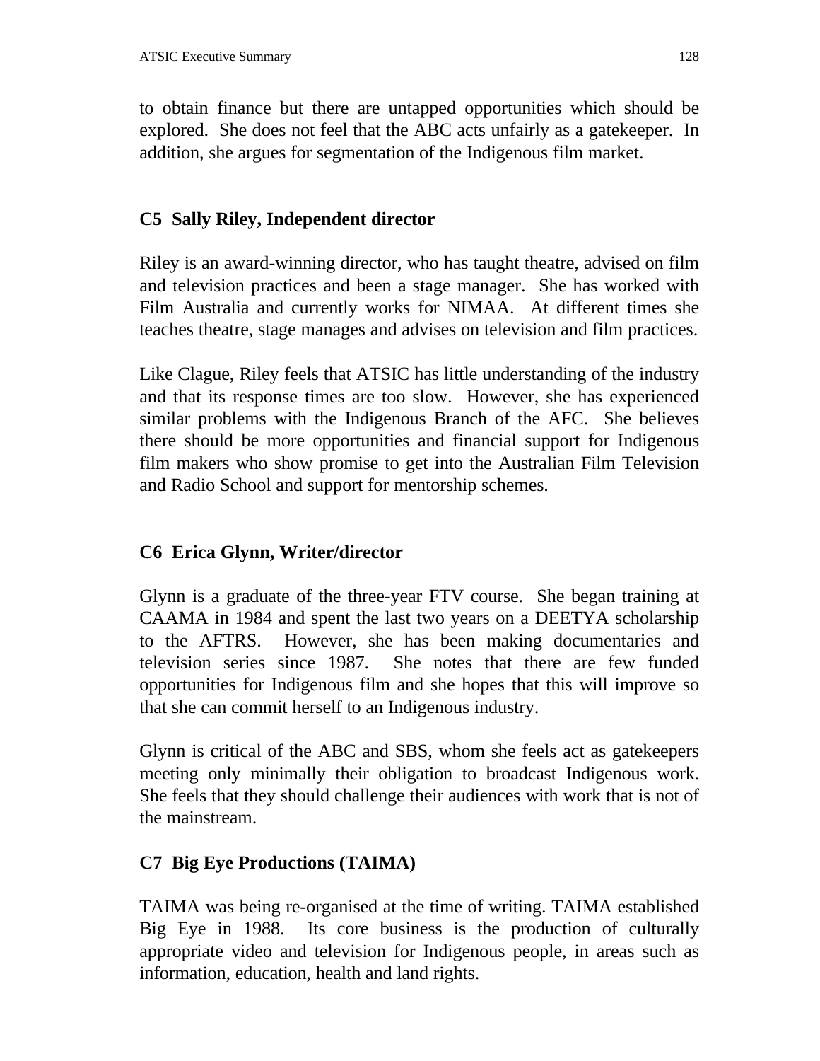to obtain finance but there are untapped opportunities which should be explored. She does not feel that the ABC acts unfairly as a gatekeeper. In addition, she argues for segmentation of the Indigenous film market.

### C5 Sally Riley, Independent director

Riley is an award-winning director, who has taught theatre, advised on film and television practices and been a stage manager. She has worked with Film Australia and currently works for NIMAA. At different times she teaches theatre, stage manages and advises on television and film practices.

Like Clague, Riley feels that ATSIC has little understanding of the industry and that its response times are too slow. However, she has experienced similar problems with the Indigenous Branch of the AFC. She believes there should be more opportunities and financial support for Indigenous film makers who show promise to get into the Australian Film Television and Radio School and support for mentorship schemes.

### C6 Erica Glynn, Writer/director

Glynn is a graduate of the three-year FTV course. She began training at CAAMA in 1984 and spent the last two years on a DEETYA scholarship to the AFTRS. However, she has been making documentaries and television series since 1987. She notes that there are few funded opportunities for Indigenous film and she hopes that this will improve so that she can commit herself to an Indigenous industry.

Glynn is critical of the ABC and SBS, whom she feels act as gatekeepers meeting only minimally their obligation to broadcast Indigenous work. She feels that they should challenge their audiences with work that is not of the mainstream.

### C7 Big Eye Productions (TAIMA)

TAIMA was being re-organised at the time of writing. TAIMA established Big Eye in 1988. Its core business is the production of culturally appropriate video and television for Indigenous people, in areas such as information, education, health and land rights.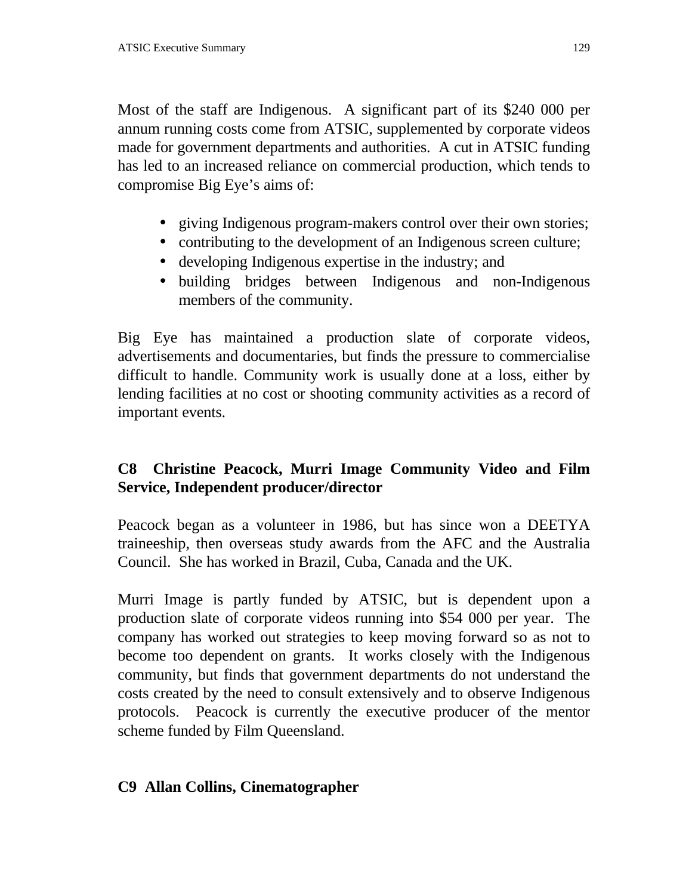Most of the staff are Indigenous. A significant part of its $240 000 per annum running costs come from ATSIC, supplemented by corporate videos made for government departments and authorities. A cut in ATSIC funding has led to an increased reliance on commercial production, which tends to compromise Big Eye's aims of:

- giving Indigenous program-makers control over their own stories;
- contributing to the development of an Indigenous screen culture;
- developing Indigenous expertise in the industry; and
- building bridges between Indigenous and non-Indigenous members of the community.

Big Eye has maintained a production slate of corporate videos, advertisements and documentaries, but finds the pressure to commercialise difficult to handle. Community work is usually done at a loss, either by lending facilities at no cost or shooting community activities as a record of important events.

### C8 Christine Peacock, Murri Image Community Video and Film Service, Independent producer/director

Peacock began as a volunteer in 1986, but has since won a DEETYA traineeship, then overseas study awards from the AFC and the Australia Council. She has worked in Brazil, Cuba, Canada and the UK.

Murri Image is partly funded by ATSIC, but is dependent upon a production slate of corporate videos running into $54 000 per year. The company has worked out strategies to keep moving forward so as not to become too dependent on grants. It works closely with the Indigenous community, but finds that government departments do not understand the costs created by the need to consult extensively and to observe Indigenous protocols. Peacock is currently the executive producer of the mentor scheme funded by Film Queensland.

### C9 Allan Collins, Cinematographer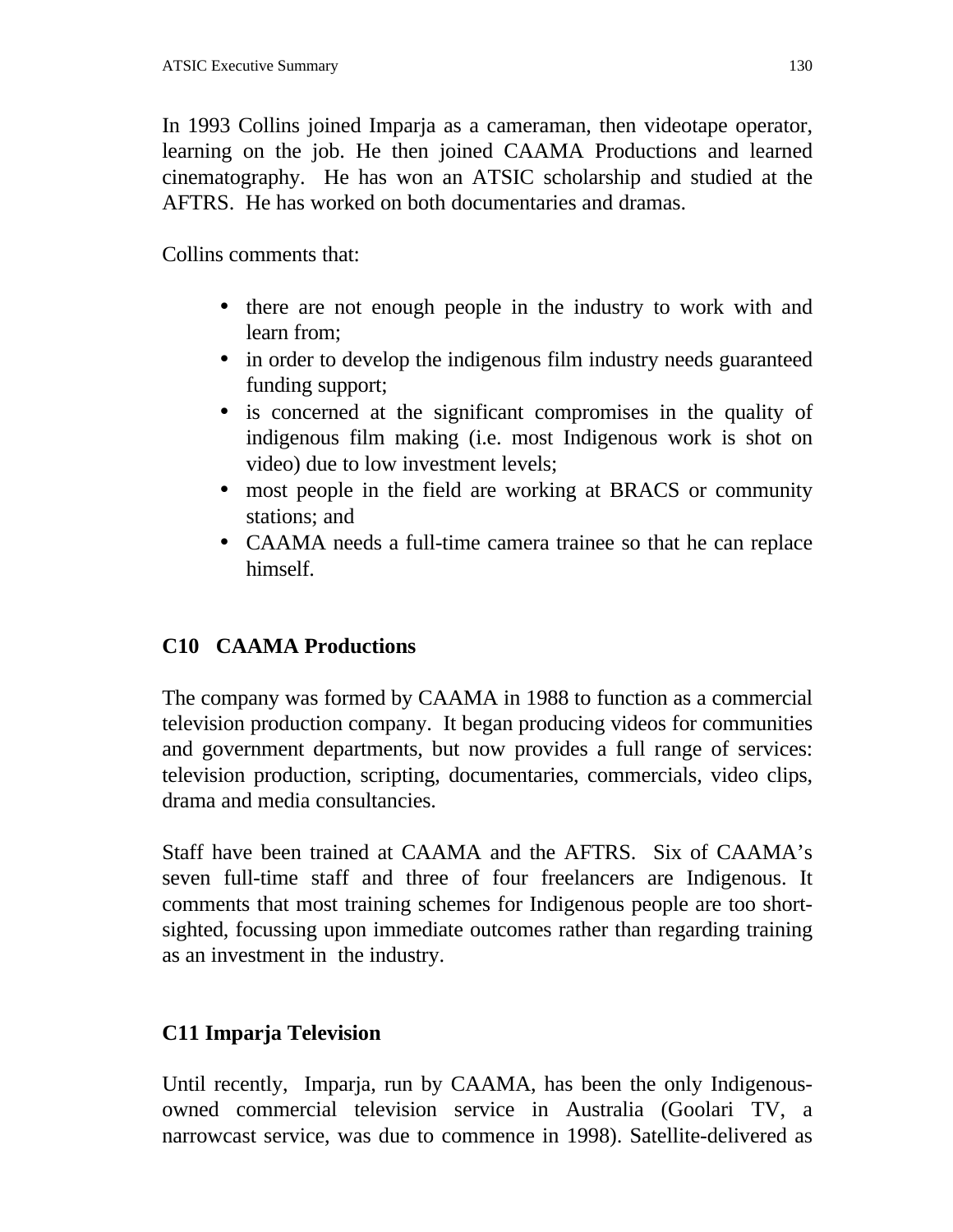In 1993 Collins joined Imparja as a cameraman, then videotape operator, learning on the job. He then joined CAAMA Productions and learned cinematography. He has won an ATSIC scholarship and studied at the AFTRS. He has worked on both documentaries and dramas.

Collins comments that:

- there are not enough people in the industry to work with and learn from;
- in order to develop the indigenous film industry needs guaranteed funding support;
- is concerned at the significant compromises in the quality of indigenous film making (i.e. most Indigenous work is shot on video) due to low investment levels;
- most people in the field are working at BRACS or community stations; and
- CAAMA needs a full-time camera trainee so that he can replace himself.

## C10 CAAMA Productions

The company was formed by CAAMA in 1988 to function as a commercial television production company. It began producing videos for communities and government departments, but now provides a full range of services: television production, scripting, documentaries, commercials, video clips, drama and media consultancies.

Staff have been trained at CAAMA and the AFTRS. Six of CAAMA's seven full-time staff and three of four freelancers are Indigenous. It comments that most training schemes for Indigenous people are too short-sighted, focussing upon immediate outcomes rather than regarding training as an investment in the industry.

## C11 Imparja Television

Until recently, Imparja, run by CAAMA, has been the only Indigenous-owned commercial television service in Australia (Goolari TV, a narrowcast service, was due to commence in 1998). Satellite-delivered as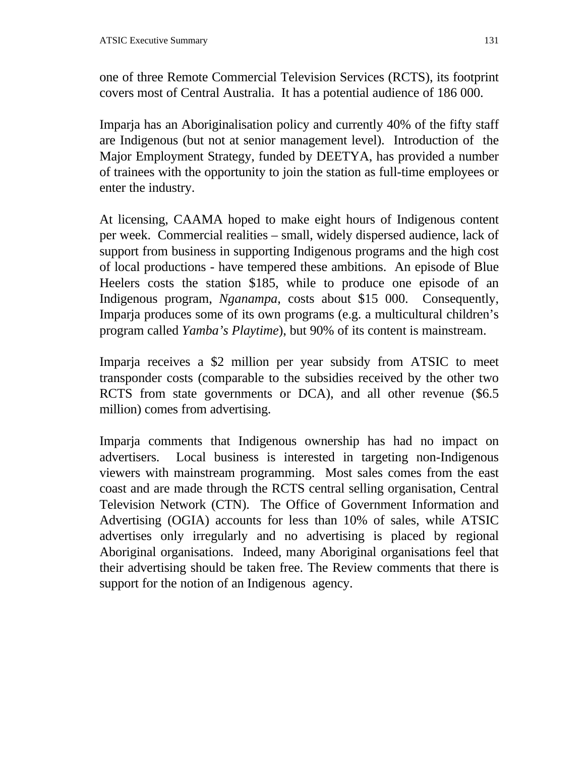one of three Remote Commercial Television Services (RCTS), its footprint covers most of Central Australia. It has a potential audience of 186 000.

Imparja has an Aboriginalisation policy and currently 40% of the fifty staff are Indigenous (but not at senior management level). Introduction of the Major Employment Strategy, funded by DEETYA, has provided a number of trainees with the opportunity to join the station as full-time employees or enter the industry.

At licensing, CAAMA hoped to make eight hours of Indigenous content per week. Commercial realities – small, widely dispersed audience, lack of support from business in supporting Indigenous programs and the high cost of local productions - have tempered these ambitions. An episode of Blue Heelers costs the station $185, while to produce one episode of an Indigenous program, *Nganampa*, costs about $15 000. Consequently, Imparja produces some of its own programs (e.g. a multicultural children's program called *Yamba's Playtime*), but 90% of its content is mainstream.

Imparja receives a $2 million per year subsidy from ATSIC to meet transponder costs (comparable to the subsidies received by the other two RCTS from state governments or DCA), and all other revenue ($6.5 million) comes from advertising.

Imparja comments that Indigenous ownership has had no impact on advertisers. Local business is interested in targeting non-Indigenous viewers with mainstream programming. Most sales comes from the east coast and are made through the RCTS central selling organisation, Central Television Network (CTN). The Office of Government Information and Advertising (OGIA) accounts for less than 10% of sales, while ATSIC advertises only irregularly and no advertising is placed by regional Aboriginal organisations. Indeed, many Aboriginal organisations feel that their advertising should be taken free. The Review comments that there is support for the notion of an Indigenous agency.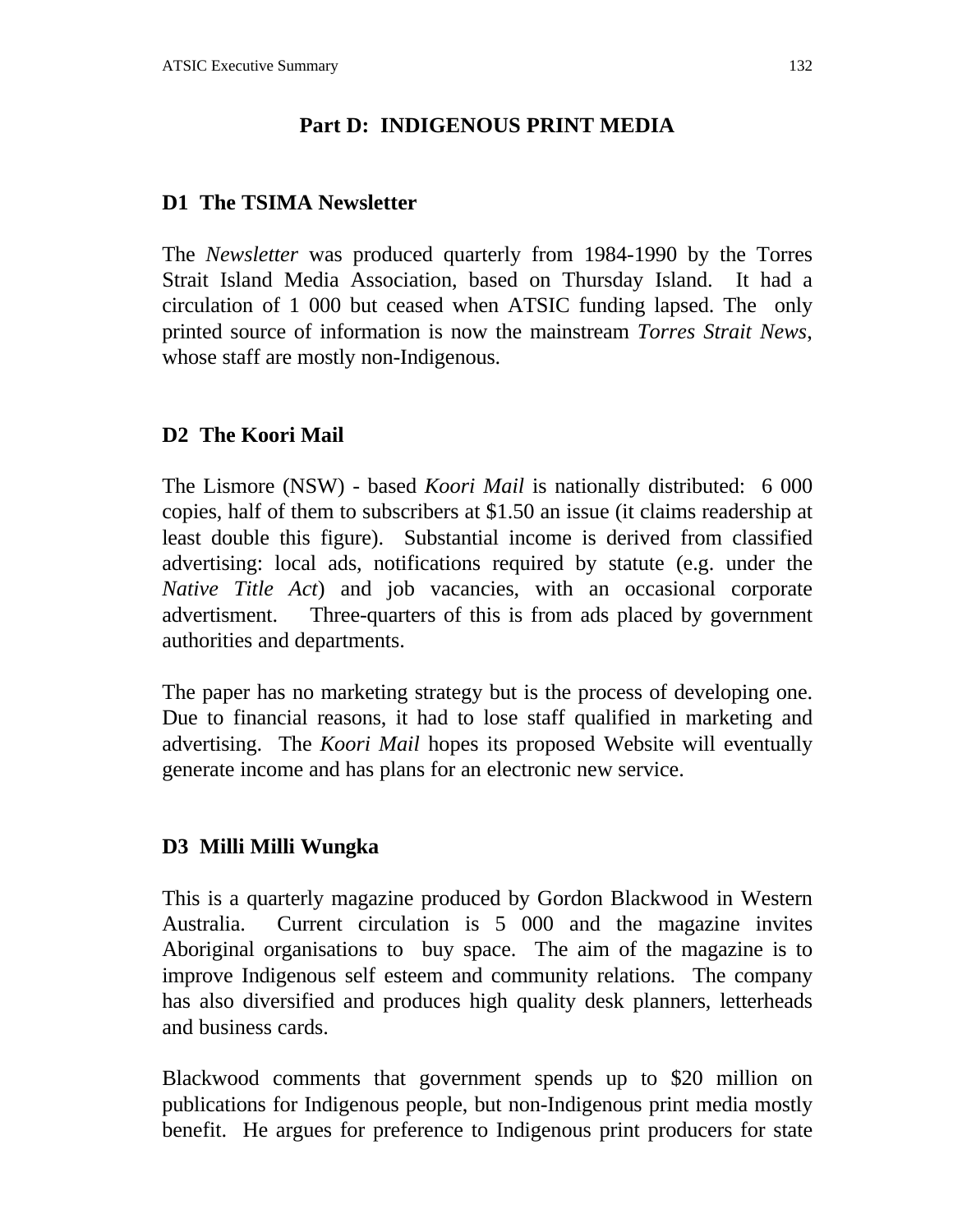# Part D: INDIGENOUS PRINT MEDIA

## D1 The TSIMA Newsletter

The *Newsletter* was produced quarterly from 1984-1990 by the Torres Strait Island Media Association, based on Thursday Island. It had a circulation of 1 000 but ceased when ATSIC funding lapsed. The only printed source of information is now the mainstream *Torres Strait News*, whose staff are mostly non-Indigenous.

## D2 The Koori Mail

The Lismore (NSW) - based *Koori Mail* is nationally distributed: 6 000 copies, half of them to subscribers at $1.50 an issue (it claims readership at least double this figure). Substantial income is derived from classified advertising: local ads, notifications required by statute (e.g. under the *Native Title Act*) and job vacancies, with an occasional corporate advertisment. Three-quarters of this is from ads placed by government authorities and departments.

The paper has no marketing strategy but is the process of developing one. Due to financial reasons, it had to lose staff qualified in marketing and advertising. The *Koori Mail* hopes its proposed Website will eventually generate income and has plans for an electronic new service.

## D3 Milli Milli Wungka

This is a quarterly magazine produced by Gordon Blackwood in Western Australia. Current circulation is 5 000 and the magazine invites Aboriginal organisations to buy space. The aim of the magazine is to improve Indigenous self esteem and community relations. The company has also diversified and produces high quality desk planners, letterheads and business cards.

Blackwood comments that government spends up to $20 million on publications for Indigenous people, but non-Indigenous print media mostly benefit. He argues for preference to Indigenous print producers for state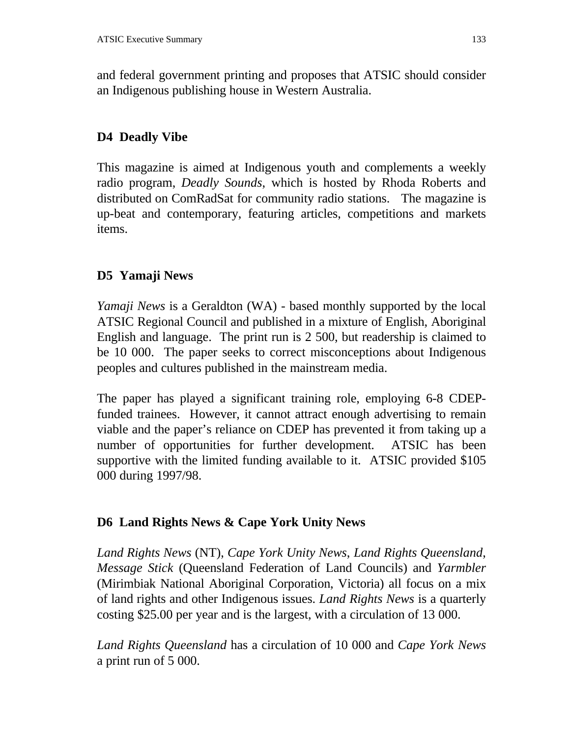and federal government printing and proposes that ATSIC should consider an Indigenous publishing house in Western Australia.

### D4 Deadly Vibe

This magazine is aimed at Indigenous youth and complements a weekly radio program, *Deadly Sounds*, which is hosted by Rhoda Roberts and distributed on ComRadSat for community radio stations. The magazine is up-beat and contemporary, featuring articles, competitions and markets items.

### D5 Yamaji News

*Yamaji News* is a Geraldton (WA) - based monthly supported by the local ATSIC Regional Council and published in a mixture of English, Aboriginal English and language. The print run is 2 500, but readership is claimed to be 10 000. The paper seeks to correct misconceptions about Indigenous peoples and cultures published in the mainstream media.

The paper has played a significant training role, employing 6-8 CDEP-funded trainees. However, it cannot attract enough advertising to remain viable and the paper's reliance on CDEP has prevented it from taking up a number of opportunities for further development. ATSIC has been supportive with the limited funding available to it. ATSIC provided $105 000 during 1997/98.

### D6 Land Rights News & Cape York Unity News

*Land Rights News* (NT), *Cape York Unity News*, *Land Rights Queensland*, *Message Stick* (Queensland Federation of Land Councils) and *Yarmbler* (Mirimbiak National Aboriginal Corporation, Victoria) all focus on a mix of land rights and other Indigenous issues. *Land Rights News* is a quarterly costing $25.00 per year and is the largest, with a circulation of 13 000.

*Land Rights Queensland* has a circulation of 10 000 and *Cape York News* a print run of 5 000.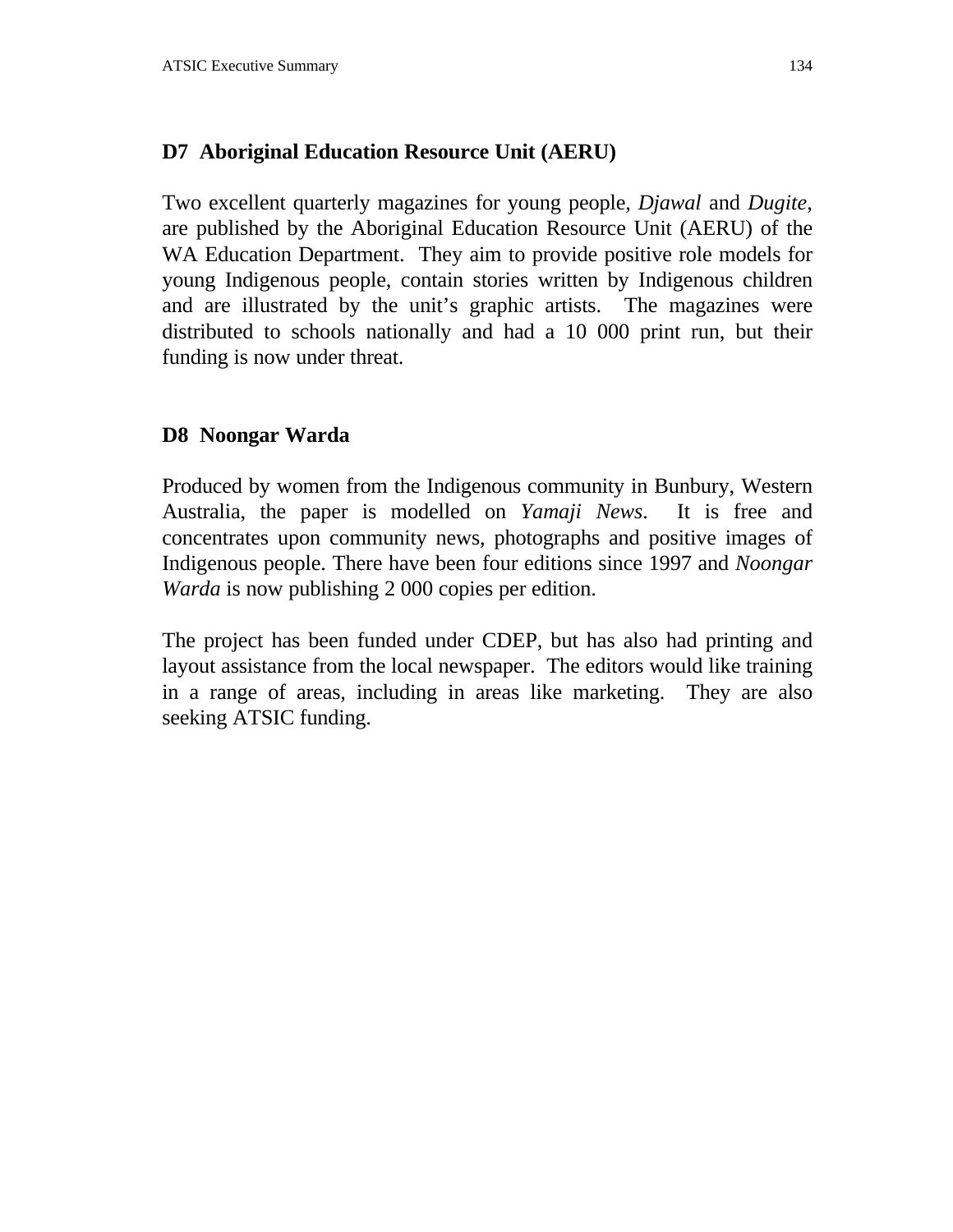## D7 Aboriginal Education Resource Unit (AERU)

Two excellent quarterly magazines for young people, *Djawal* and *Dugite*, are published by the Aboriginal Education Resource Unit (AERU) of the WA Education Department. They aim to provide positive role models for young Indigenous people, contain stories written by Indigenous children and are illustrated by the unit's graphic artists. The magazines were distributed to schools nationally and had a 10 000 print run, but their funding is now under threat.

## D8 Noongar Warda

Produced by women from the Indigenous community in Bunbury, Western Australia, the paper is modelled on *Yamaji News*. It is free and concentrates upon community news, photographs and positive images of Indigenous people. There have been four editions since 1997 and *Noongar Warda* is now publishing 2 000 copies per edition.

The project has been funded under CDEP, but has also had printing and layout assistance from the local newspaper. The editors would like training in a range of areas, including in areas like marketing. They are also seeking ATSIC funding.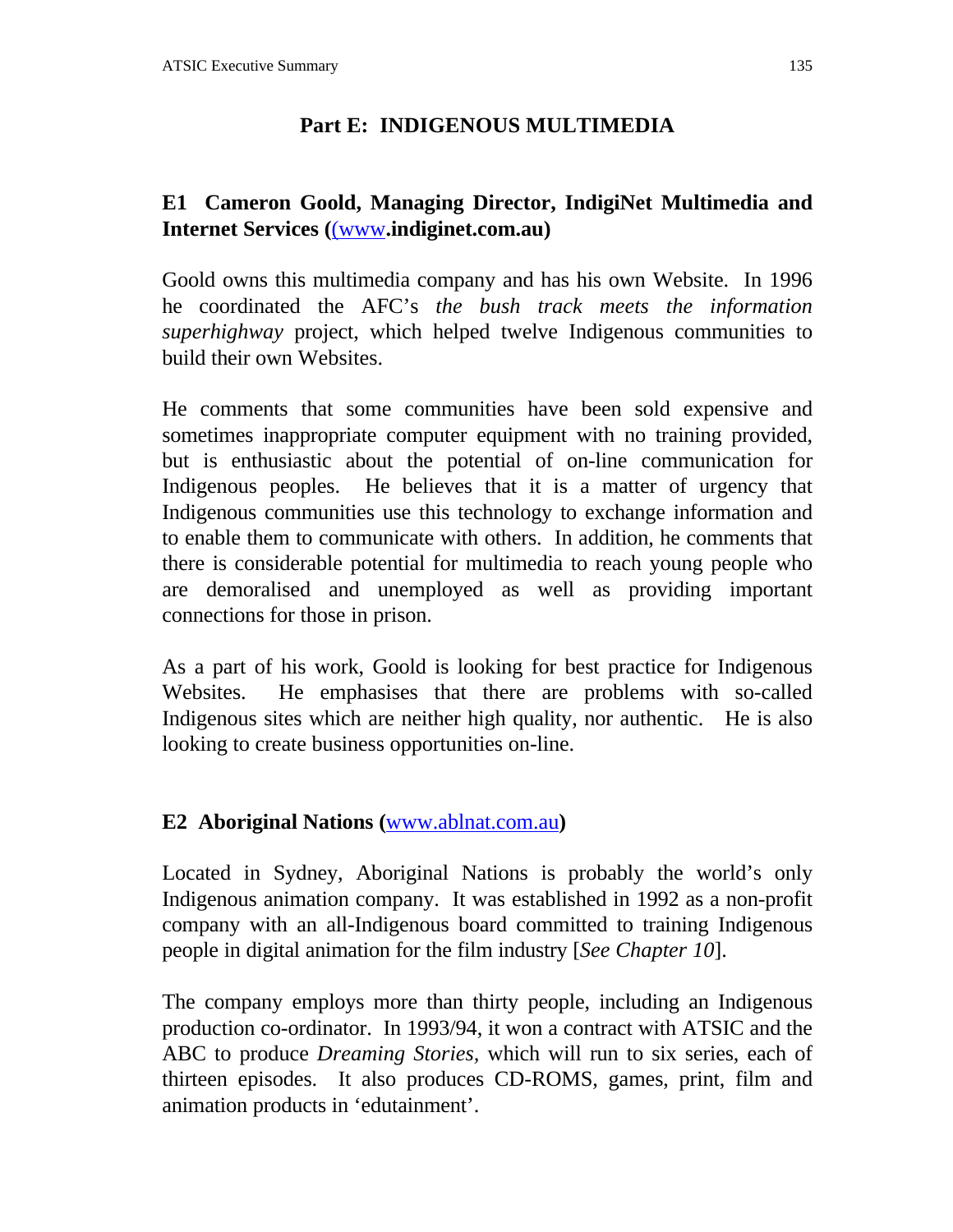## Part E: INDIGENOUS MULTIMEDIA

### E1 Cameron Goold, Managing Director, IndigiNet Multimedia and Internet Services ((www.indiginet.com.au)

Goold owns this multimedia company and has his own Website. In 1996 he coordinated the AFC's *the bush track meets the information superhighway* project, which helped twelve Indigenous communities to build their own Websites.

He comments that some communities have been sold expensive and sometimes inappropriate computer equipment with no training provided, but is enthusiastic about the potential of on-line communication for Indigenous peoples. He believes that it is a matter of urgency that Indigenous communities use this technology to exchange information and to enable them to communicate with others. In addition, he comments that there is considerable potential for multimedia to reach young people who are demoralised and unemployed as well as providing important connections for those in prison.

As a part of his work, Goold is looking for best practice for Indigenous Websites. He emphasises that there are problems with so-called Indigenous sites which are neither high quality, nor authentic. He is also looking to create business opportunities on-line.

### E2 Aboriginal Nations (www.ablnat.com.au)

Located in Sydney, Aboriginal Nations is probably the world's only Indigenous animation company. It was established in 1992 as a non-profit company with an all-Indigenous board committed to training Indigenous people in digital animation for the film industry [*See Chapter 10*].

The company employs more than thirty people, including an Indigenous production co-ordinator. In 1993/94, it won a contract with ATSIC and the ABC to produce *Dreaming Stories,* which will run to six series, each of thirteen episodes. It also produces CD-ROMS, games, print, film and animation products in 'edutainment'.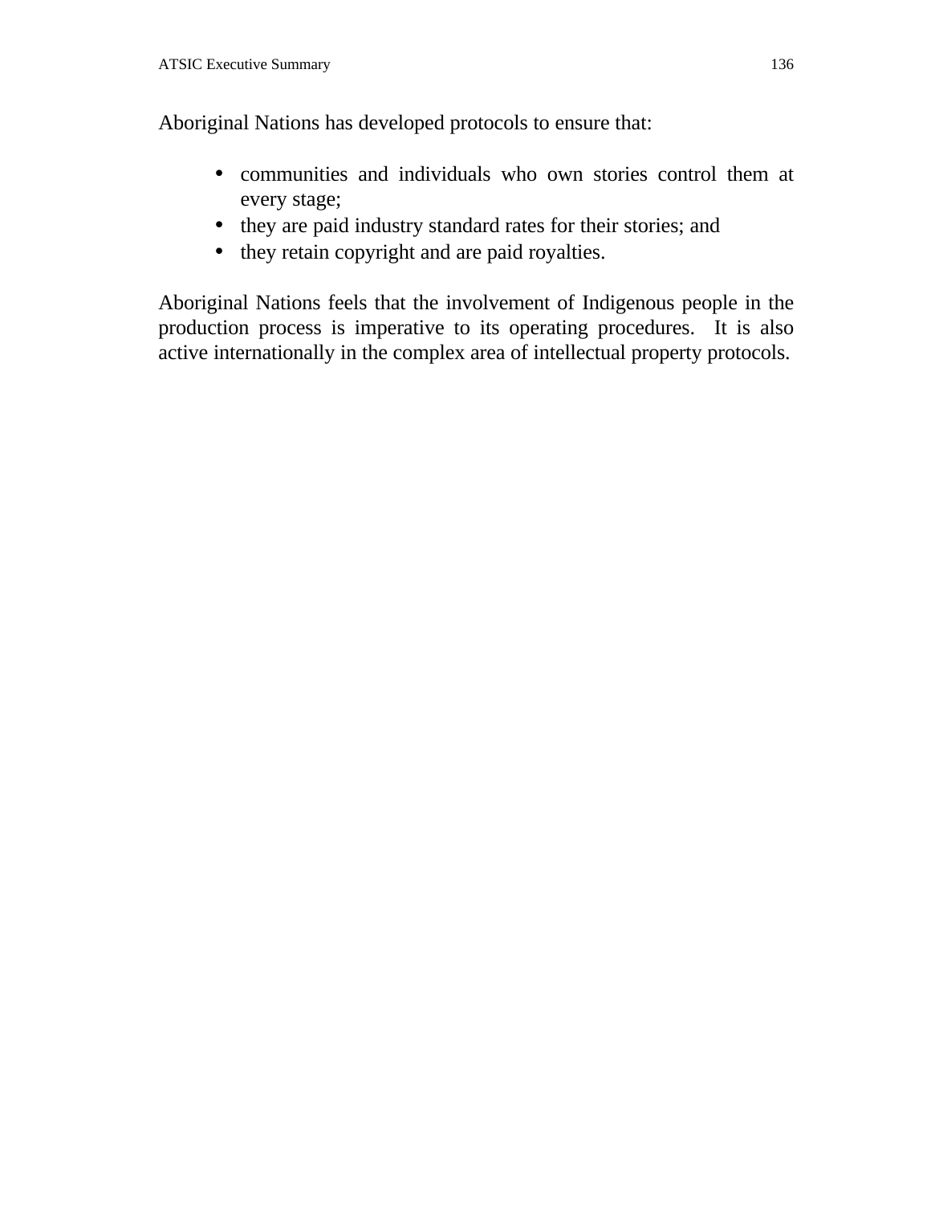Aboriginal Nations has developed protocols to ensure that:

- communities and individuals who own stories control them at every stage;
- they are paid industry standard rates for their stories; and
- they retain copyright and are paid royalties.

Aboriginal Nations feels that the involvement of Indigenous people in the production process is imperative to its operating procedures. It is also active internationally in the complex area of intellectual property protocols.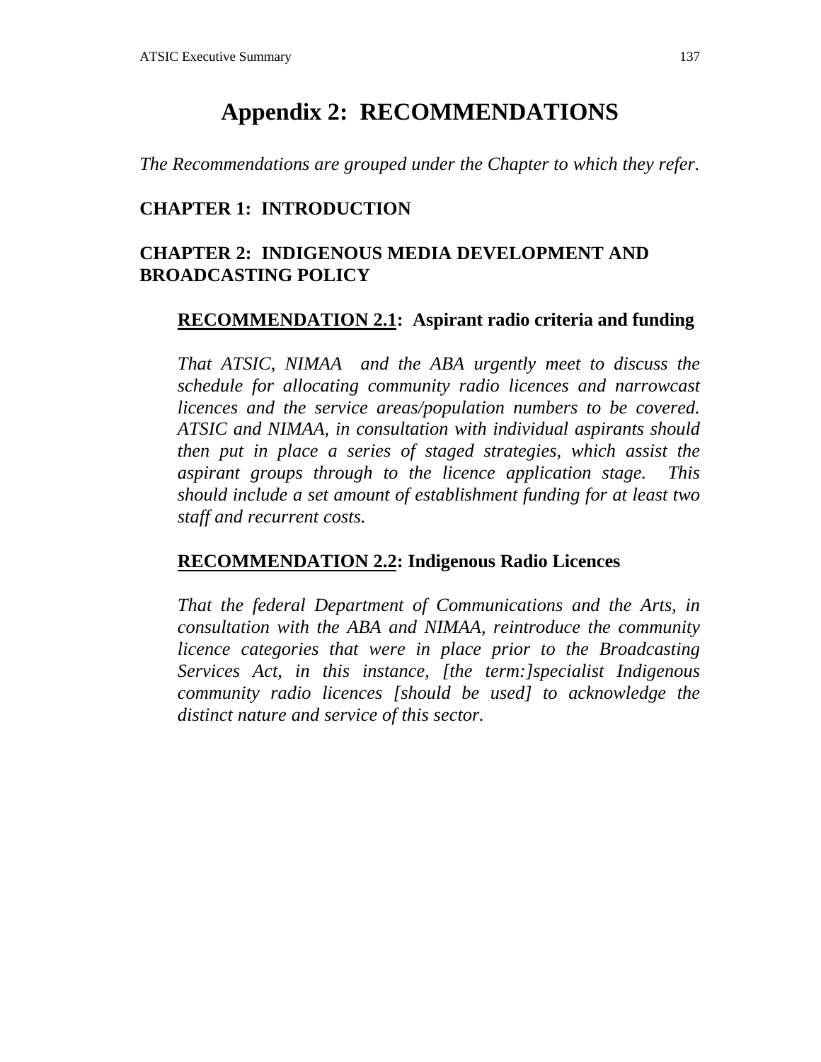# Appendix 2: RECOMMENDATIONS

*The Recommendations are grouped under the Chapter to which they refer.*

## CHAPTER 1: INTRODUCTION

## CHAPTER 2: INDIGENOUS MEDIA DEVELOPMENT AND BROADCASTING POLICY

### <u>RECOMMENDATION 2.1</u>: Aspirant radio criteria and funding

*That ATSIC, NIMAA and the ABA urgently meet to discuss the schedule for allocating community radio licences and narrowcast licences and the service areas/population numbers to be covered. ATSIC and NIMAA, in consultation with individual aspirants should then put in place a series of staged strategies, which assist the aspirant groups through to the licence application stage. This should include a set amount of establishment funding for at least two staff and recurrent costs.*

### <u>RECOMMENDATION 2.2</u>: Indigenous Radio Licences

*That the federal Department of Communications and the Arts, in consultation with the ABA and NIMAA, reintroduce the community licence categories that were in place prior to the Broadcasting Services Act, in this instance, [the term:]specialist Indigenous community radio licences [should be used] to acknowledge the distinct nature and service of this sector.*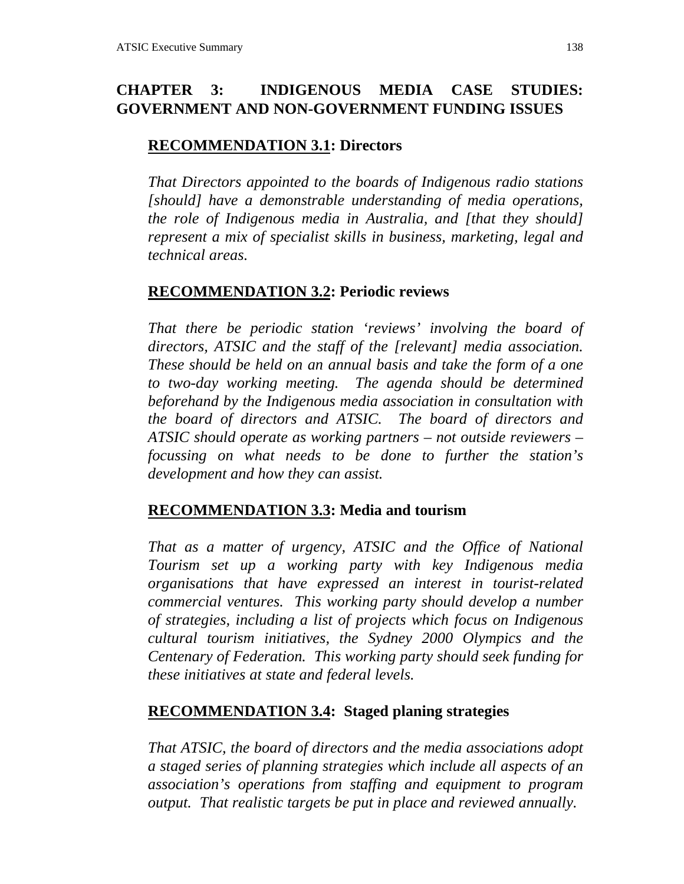# CHAPTER 3: INDIGENOUS MEDIA CASE STUDIES: GOVERNMENT AND NON-GOVERNMENT FUNDING ISSUES

## **RECOMMENDATION 3.1: Directors**

*That Directors appointed to the boards of Indigenous radio stations [should] have a demonstrable understanding of media operations, the role of Indigenous media in Australia, and [that they should] represent a mix of specialist skills in business, marketing, legal and technical areas.*

## **RECOMMENDATION 3.2: Periodic reviews**

*That there be periodic station 'reviews' involving the board of directors, ATSIC and the staff of the [relevant] media association. These should be held on an annual basis and take the form of a one to two-day working meeting. The agenda should be determined beforehand by the Indigenous media association in consultation with the board of directors and ATSIC. The board of directors and ATSIC should operate as working partners – not outside reviewers – focussing on what needs to be done to further the station's development and how they can assist.*

## **RECOMMENDATION 3.3: Media and tourism**

*That as a matter of urgency, ATSIC and the Office of National Tourism set up a working party with key Indigenous media organisations that have expressed an interest in tourist-related commercial ventures. This working party should develop a number of strategies, including a list of projects which focus on Indigenous cultural tourism initiatives, the Sydney 2000 Olympics and the Centenary of Federation. This working party should seek funding for these initiatives at state and federal levels.*

## **RECOMMENDATION 3.4: Staged planing strategies**

*That ATSIC, the board of directors and the media associations adopt a staged series of planning strategies which include all aspects of an association's operations from staffing and equipment to program output. That realistic targets be put in place and reviewed annually.*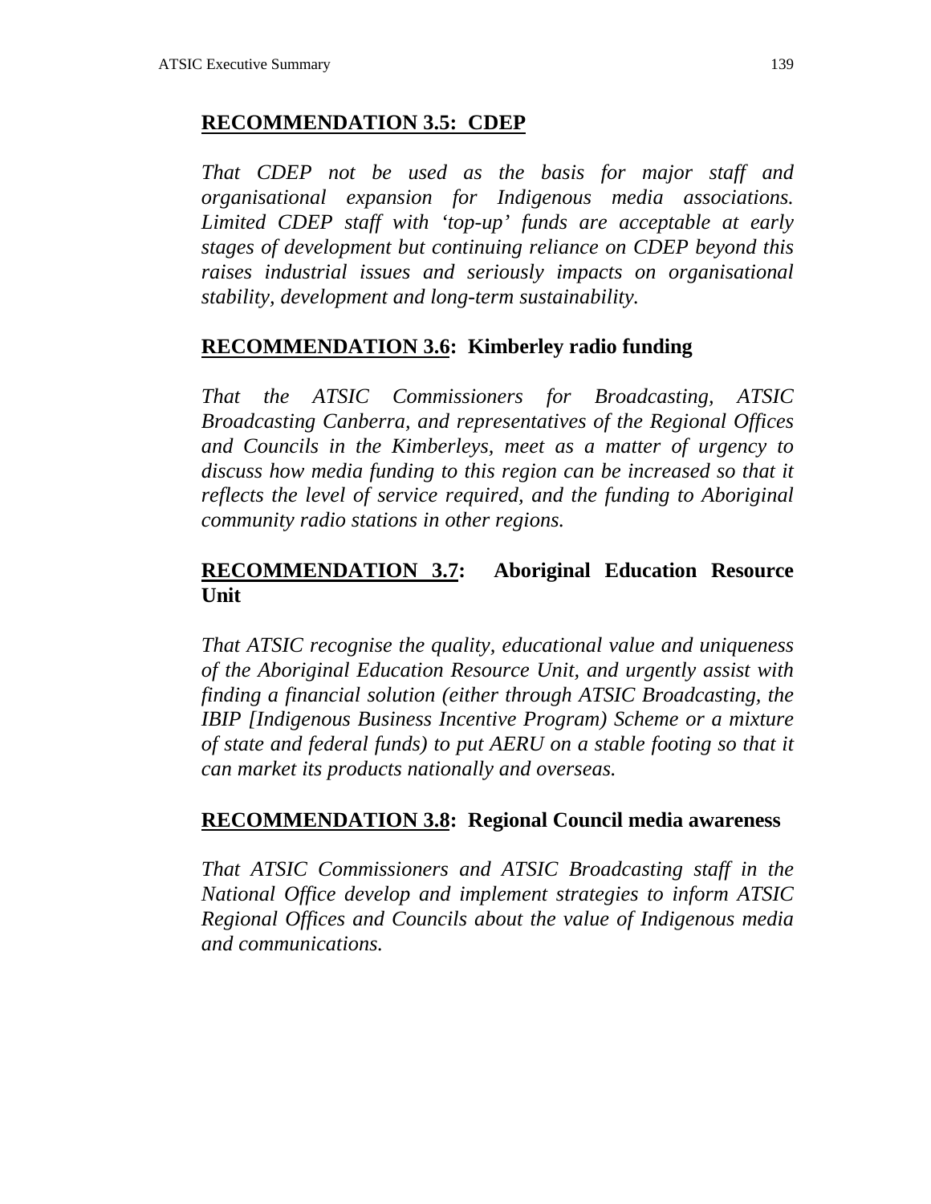**RECOMMENDATION 3.5: CDEP**

*That CDEP not be used as the basis for major staff and organisational expansion for Indigenous media associations. Limited CDEP staff with 'top-up' funds are acceptable at early stages of development but continuing reliance on CDEP beyond this raises industrial issues and seriously impacts on organisational stability, development and long-term sustainability.*

**RECOMMENDATION 3.6: Kimberley radio funding**

*That the ATSIC Commissioners for Broadcasting, ATSIC Broadcasting Canberra, and representatives of the Regional Offices and Councils in the Kimberleys, meet as a matter of urgency to discuss how media funding to this region can be increased so that it reflects the level of service required, and the funding to Aboriginal community radio stations in other regions.*

**RECOMMENDATION 3.7: Aboriginal Education Resource Unit**

*That ATSIC recognise the quality, educational value and uniqueness of the Aboriginal Education Resource Unit, and urgently assist with finding a financial solution (either through ATSIC Broadcasting, the IBIP [Indigenous Business Incentive Program) Scheme or a mixture of state and federal funds) to put AERU on a stable footing so that it can market its products nationally and overseas.*

**RECOMMENDATION 3.8: Regional Council media awareness**

*That ATSIC Commissioners and ATSIC Broadcasting staff in the National Office develop and implement strategies to inform ATSIC Regional Offices and Councils about the value of Indigenous media and communications.*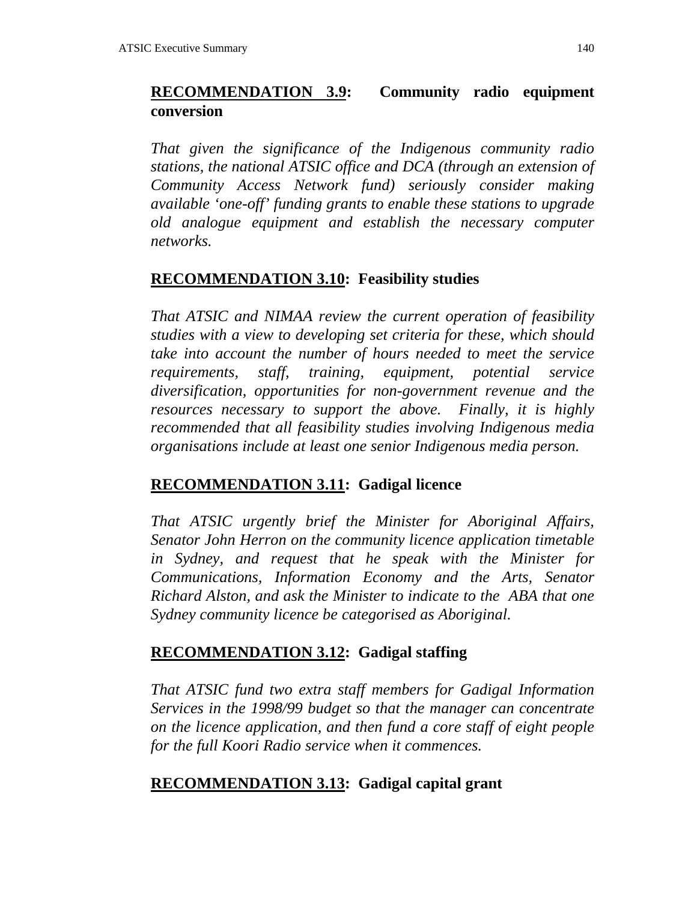**RECOMMENDATION 3.9: Community radio equipment conversion**

*That given the significance of the Indigenous community radio stations, the national ATSIC office and DCA (through an extension of Community Access Network fund) seriously consider making available 'one-off' funding grants to enable these stations to upgrade old analogue equipment and establish the necessary computer networks.*

**RECOMMENDATION 3.10: Feasibility studies**

*That ATSIC and NIMAA review the current operation of feasibility studies with a view to developing set criteria for these, which should take into account the number of hours needed to meet the service requirements, staff, training, equipment, potential service diversification, opportunities for non-government revenue and the resources necessary to support the above. Finally, it is highly recommended that all feasibility studies involving Indigenous media organisations include at least one senior Indigenous media person.*

**RECOMMENDATION 3.11: Gadigal licence**

*That ATSIC urgently brief the Minister for Aboriginal Affairs, Senator John Herron on the community licence application timetable in Sydney, and request that he speak with the Minister for Communications, Information Economy and the Arts, Senator Richard Alston, and ask the Minister to indicate to the ABA that one Sydney community licence be categorised as Aboriginal.*

**RECOMMENDATION 3.12: Gadigal staffing**

*That ATSIC fund two extra staff members for Gadigal Information Services in the 1998/99 budget so that the manager can concentrate on the licence application, and then fund a core staff of eight people for the full Koori Radio service when it commences.*

**RECOMMENDATION 3.13: Gadigal capital grant**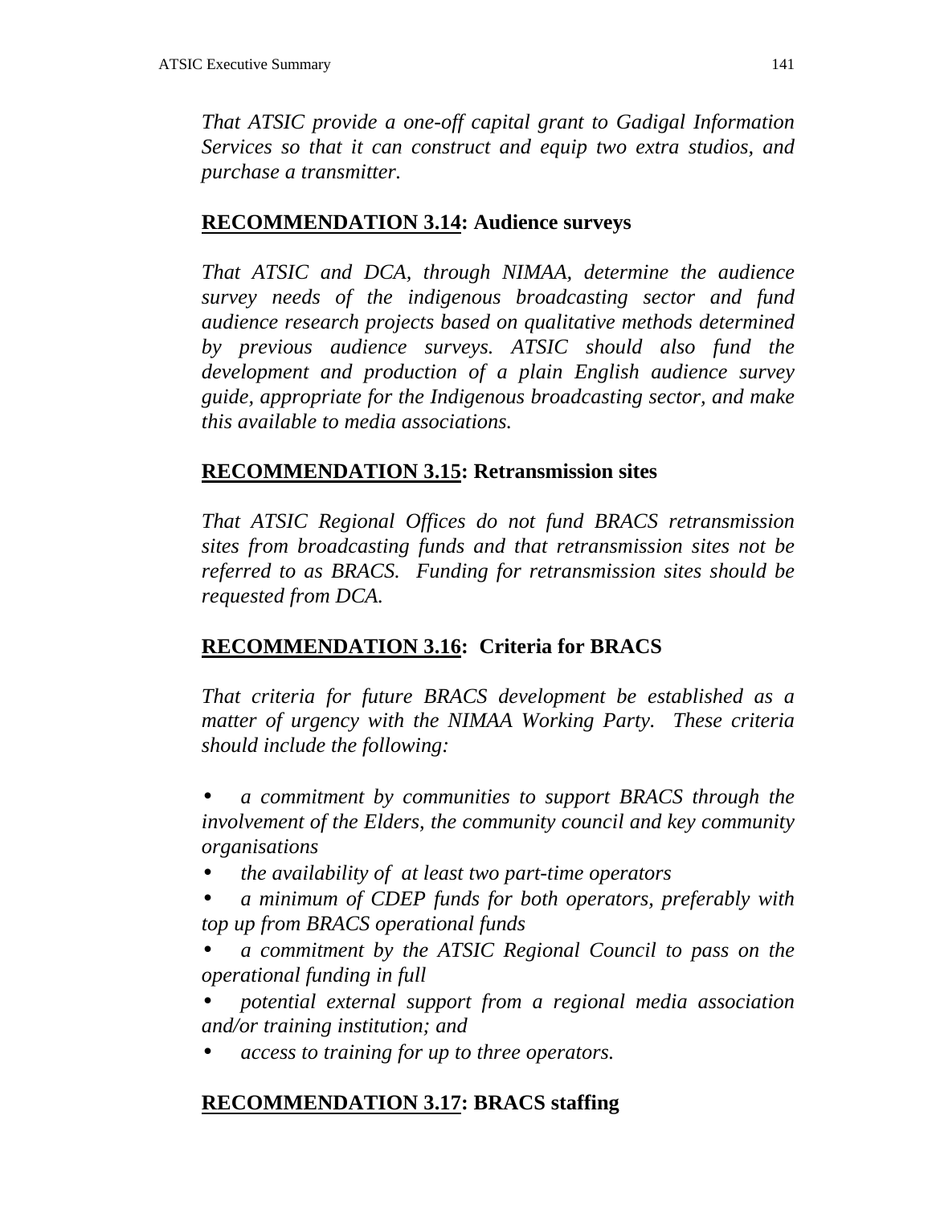*That ATSIC provide a one-off capital grant to Gadigal Information Services so that it can construct and equip two extra studios, and purchase a transmitter.*

### **RECOMMENDATION 3.14: Audience surveys**

*That ATSIC and DCA, through NIMAA, determine the audience survey needs of the indigenous broadcasting sector and fund audience research projects based on qualitative methods determined by previous audience surveys. ATSIC should also fund the development and production of a plain English audience survey guide, appropriate for the Indigenous broadcasting sector, and make this available to media associations.*

### **RECOMMENDATION 3.15: Retransmission sites**

*That ATSIC Regional Offices do not fund BRACS retransmission sites from broadcasting funds and that retransmission sites not be referred to as BRACS. Funding for retransmission sites should be requested from DCA.*

### **RECOMMENDATION 3.16: Criteria for BRACS**

*That criteria for future BRACS development be established as a matter of urgency with the NIMAA Working Party. These criteria should include the following:*

- *a commitment by communities to support BRACS through the involvement of the Elders, the community council and key community organisations*
- *the availability of at least two part-time operators*
- *a minimum of CDEP funds for both operators, preferably with top up from BRACS operational funds*
- *a commitment by the ATSIC Regional Council to pass on the operational funding in full*
- *potential external support from a regional media association and/or training institution; and*
- *access to training for up to three operators.*

### **RECOMMENDATION 3.17: BRACS staffing**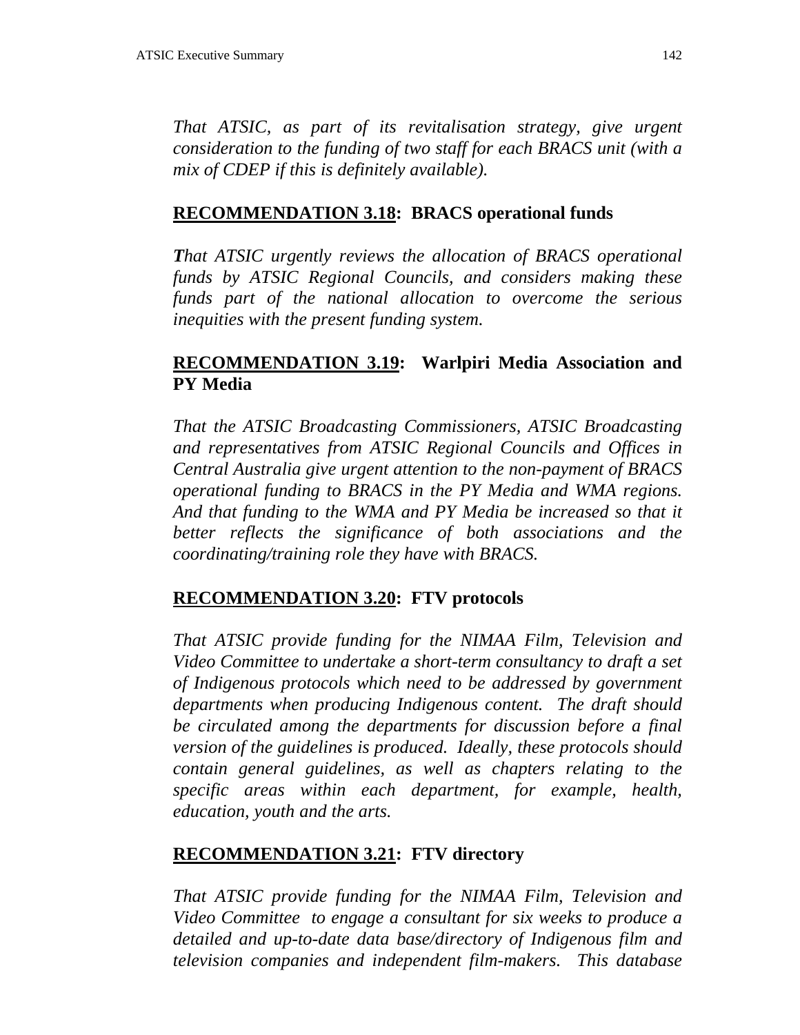*That ATSIC, as part of its revitalisation strategy, give urgent consideration to the funding of two staff for each BRACS unit (with a mix of CDEP if this is definitely available).*

### **RECOMMENDATION 3.18: BRACS operational funds**

*That ATSIC urgently reviews the allocation of BRACS operational funds by ATSIC Regional Councils, and considers making these funds part of the national allocation to overcome the serious inequities with the present funding system.*

### **RECOMMENDATION 3.19: Warlpiri Media Association and PY Media**

*That the ATSIC Broadcasting Commissioners, ATSIC Broadcasting and representatives from ATSIC Regional Councils and Offices in Central Australia give urgent attention to the non-payment of BRACS operational funding to BRACS in the PY Media and WMA regions. And that funding to the WMA and PY Media be increased so that it better reflects the significance of both associations and the coordinating/training role they have with BRACS.*

### **RECOMMENDATION 3.20: FTV protocols**

*That ATSIC provide funding for the NIMAA Film, Television and Video Committee to undertake a short-term consultancy to draft a set of Indigenous protocols which need to be addressed by government departments when producing Indigenous content. The draft should be circulated among the departments for discussion before a final version of the guidelines is produced. Ideally, these protocols should contain general guidelines, as well as chapters relating to the specific areas within each department, for example, health, education, youth and the arts.*

### **RECOMMENDATION 3.21: FTV directory**

*That ATSIC provide funding for the NIMAA Film, Television and Video Committee to engage a consultant for six weeks to produce a detailed and up-to-date data base/directory of Indigenous film and television companies and independent film-makers. This database*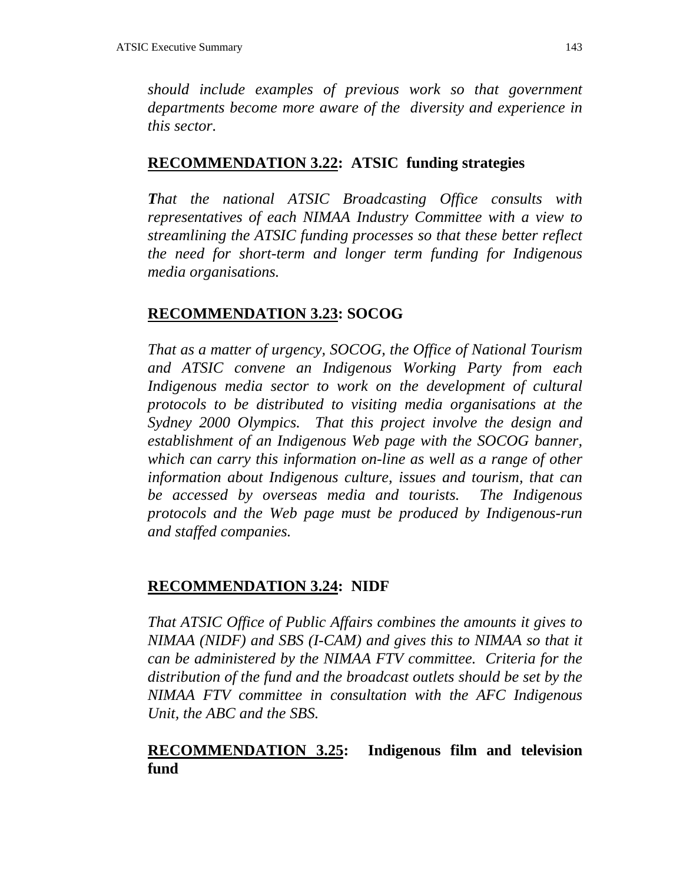*should include examples of previous work so that government departments become more aware of the diversity and experience in this sector.*

### **RECOMMENDATION 3.22: ATSIC funding strategies**

*That the national ATSIC Broadcasting Office consults with representatives of each NIMAA Industry Committee with a view to streamlining the ATSIC funding processes so that these better reflect the need for short-term and longer term funding for Indigenous media organisations.*

### **RECOMMENDATION 3.23: SOCOG**

*That as a matter of urgency, SOCOG, the Office of National Tourism and ATSIC convene an Indigenous Working Party from each Indigenous media sector to work on the development of cultural protocols to be distributed to visiting media organisations at the Sydney 2000 Olympics. That this project involve the design and establishment of an Indigenous Web page with the SOCOG banner, which can carry this information on-line as well as a range of other information about Indigenous culture, issues and tourism, that can be accessed by overseas media and tourists. The Indigenous protocols and the Web page must be produced by Indigenous-run and staffed companies.*

### **RECOMMENDATION 3.24: NIDF**

*That ATSIC Office of Public Affairs combines the amounts it gives to NIMAA (NIDF) and SBS (I-CAM) and gives this to NIMAA so that it can be administered by the NIMAA FTV committee. Criteria for the distribution of the fund and the broadcast outlets should be set by the NIMAA FTV committee in consultation with the AFC Indigenous Unit, the ABC and the SBS.*

### **RECOMMENDATION 3.25: Indigenous film and television fund**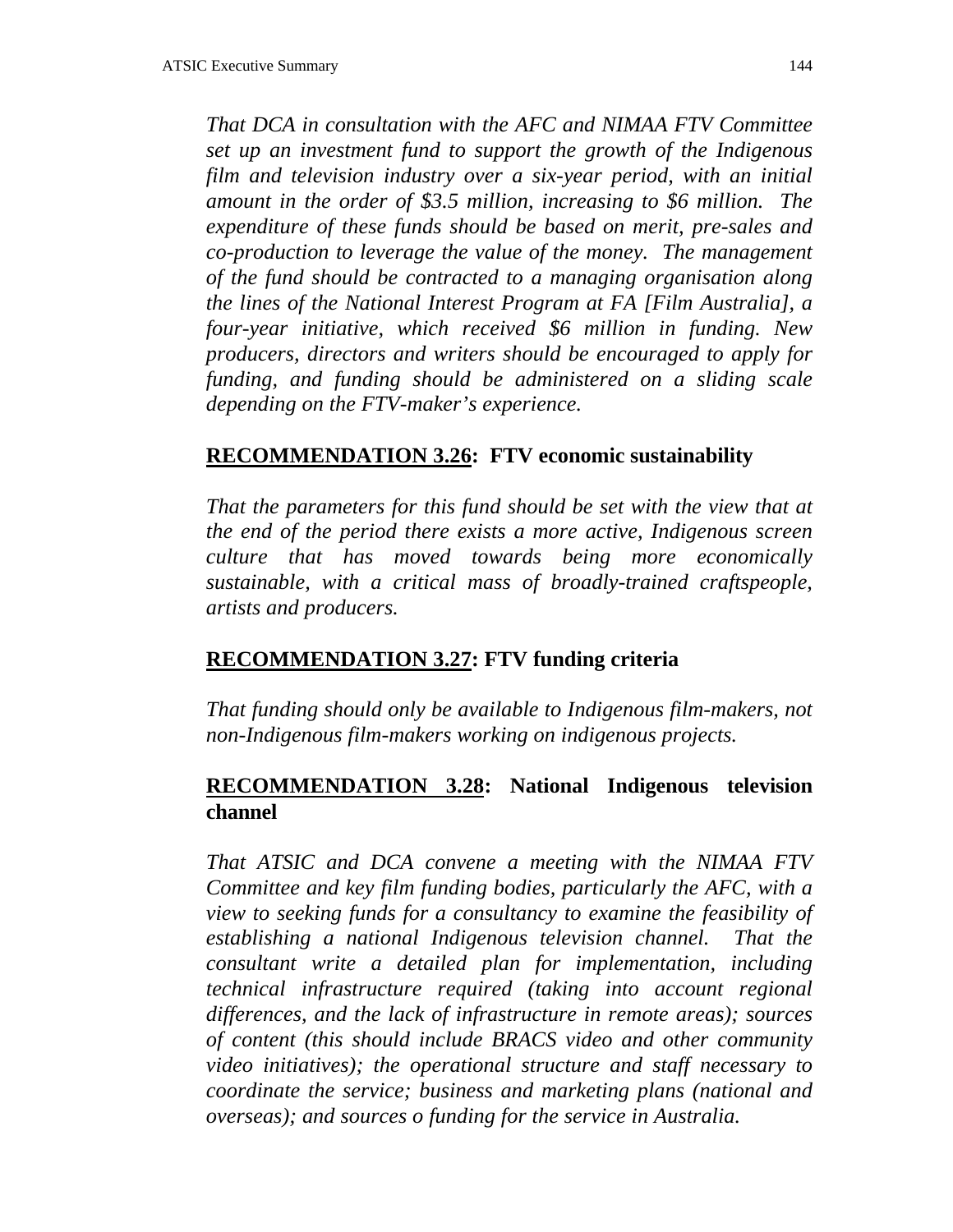*That DCA in consultation with the AFC and NIMAA FTV Committee set up an investment fund to support the growth of the Indigenous film and television industry over a six-year period, with an initial amount in the order of $3.5 million, increasing to $6 million. The expenditure of these funds should be based on merit, pre-sales and co-production to leverage the value of the money. The management of the fund should be contracted to a managing organisation along the lines of the National Interest Program at FA [Film Australia], a four-year initiative, which received $6 million in funding. New producers, directors and writers should be encouraged to apply for funding, and funding should be administered on a sliding scale depending on the FTV-maker's experience.*

### **<u>RECOMMENDATION 3.26</u>: FTV economic sustainability**

*That the parameters for this fund should be set with the view that at the end of the period there exists a more active, Indigenous screen culture that has moved towards being more economically sustainable, with a critical mass of broadly-trained craftspeople, artists and producers.*

### **<u>RECOMMENDATION 3.27</u>: FTV funding criteria**

*That funding should only be available to Indigenous film-makers, not non-Indigenous film-makers working on indigenous projects.*

### **<u>RECOMMENDATION 3.28</u>: National Indigenous television channel**

*That ATSIC and DCA convene a meeting with the NIMAA FTV Committee and key film funding bodies, particularly the AFC, with a view to seeking funds for a consultancy to examine the feasibility of establishing a national Indigenous television channel. That the consultant write a detailed plan for implementation, including technical infrastructure required (taking into account regional differences, and the lack of infrastructure in remote areas); sources of content (this should include BRACS video and other community video initiatives); the operational structure and staff necessary to coordinate the service; business and marketing plans (national and overseas); and sources o funding for the service in Australia.*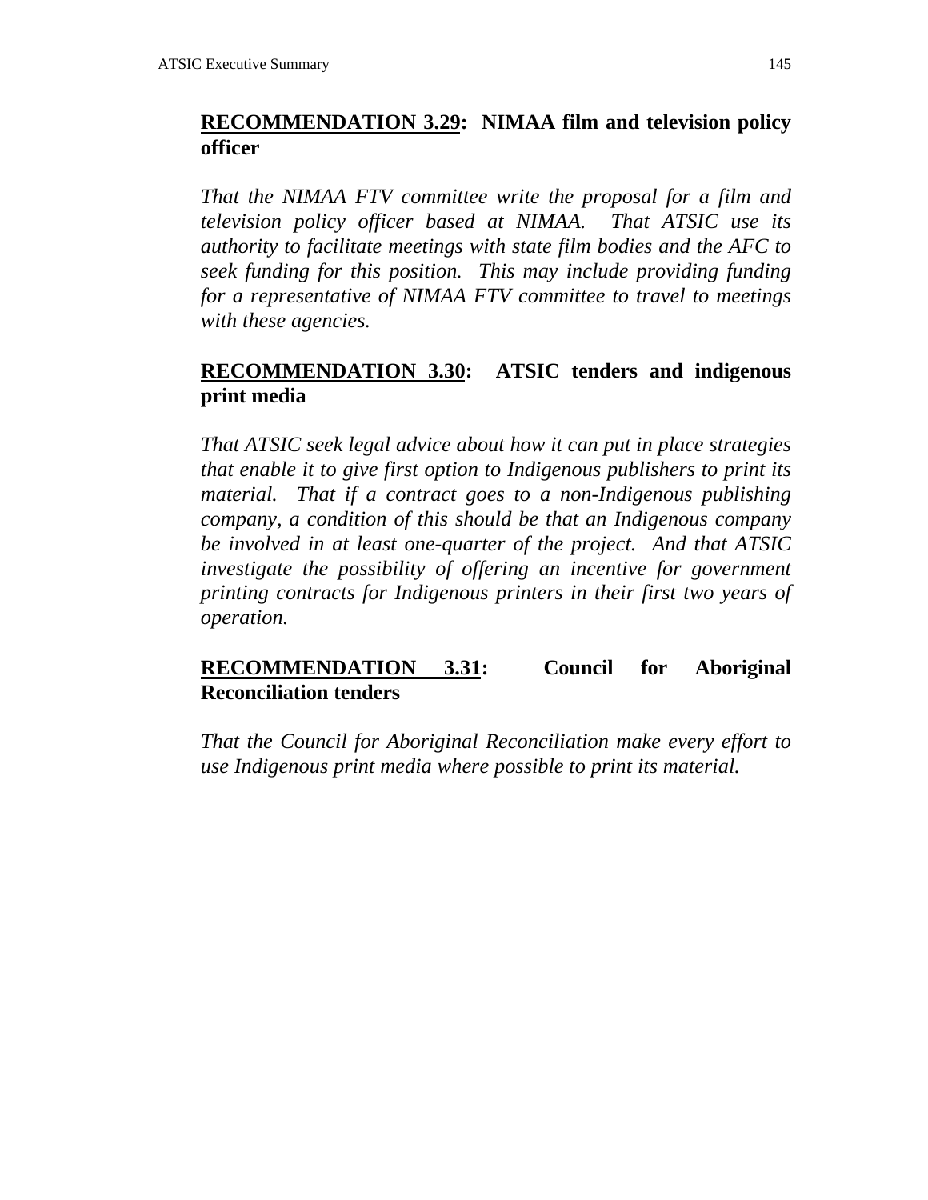**RECOMMENDATION 3.29: NIMAA film and television policy officer**

*That the NIMAA FTV committee write the proposal for a film and television policy officer based at NIMAA. That ATSIC use its authority to facilitate meetings with state film bodies and the AFC to seek funding for this position. This may include providing funding for a representative of NIMAA FTV committee to travel to meetings with these agencies.*

**RECOMMENDATION 3.30: ATSIC tenders and indigenous print media**

*That ATSIC seek legal advice about how it can put in place strategies that enable it to give first option to Indigenous publishers to print its material. That if a contract goes to a non-Indigenous publishing company, a condition of this should be that an Indigenous company be involved in at least one-quarter of the project. And that ATSIC investigate the possibility of offering an incentive for government printing contracts for Indigenous printers in their first two years of operation.*

**RECOMMENDATION 3.31: Council for Aboriginal Reconciliation tenders**

*That the Council for Aboriginal Reconciliation make every effort to use Indigenous print media where possible to print its material.*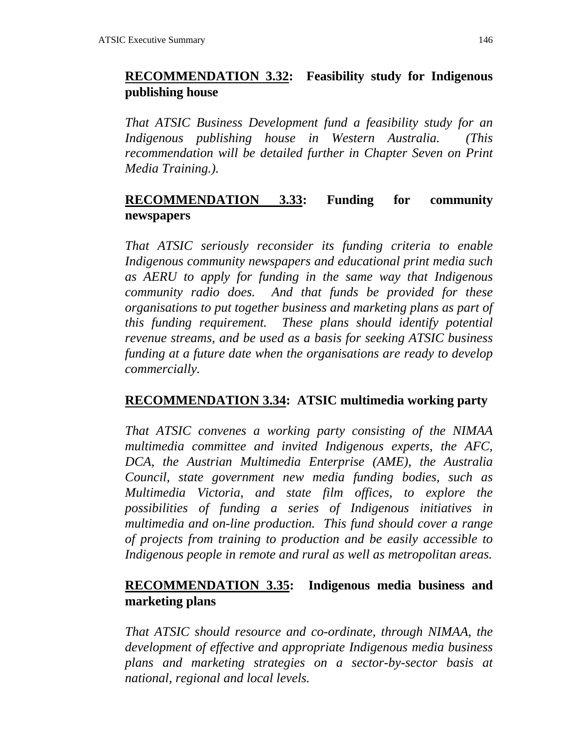## **RECOMMENDATION 3.32: Feasibility study for Indigenous publishing house**

*That ATSIC Business Development fund a feasibility study for an Indigenous publishing house in Western Australia. (This recommendation will be detailed further in Chapter Seven on Print Media Training.).*

## **RECOMMENDATION 3.33: Funding for community newspapers**

*That ATSIC seriously reconsider its funding criteria to enable Indigenous community newspapers and educational print media such as AERU to apply for funding in the same way that Indigenous community radio does. And that funds be provided for these organisations to put together business and marketing plans as part of this funding requirement. These plans should identify potential revenue streams, and be used as a basis for seeking ATSIC business funding at a future date when the organisations are ready to develop commercially.*

## **RECOMMENDATION 3.34: ATSIC multimedia working party**

*That ATSIC convenes a working party consisting of the NIMAA multimedia committee and invited Indigenous experts, the AFC, DCA, the Austrian Multimedia Enterprise (AME), the Australia Council, state government new media funding bodies, such as Multimedia Victoria, and state film offices, to explore the possibilities of funding a series of Indigenous initiatives in multimedia and on-line production. This fund should cover a range of projects from training to production and be easily accessible to Indigenous people in remote and rural as well as metropolitan areas.*

## **RECOMMENDATION 3.35: Indigenous media business and marketing plans**

*That ATSIC should resource and co-ordinate, through NIMAA, the development of effective and appropriate Indigenous media business plans and marketing strategies on a sector-by-sector basis at national, regional and local levels.*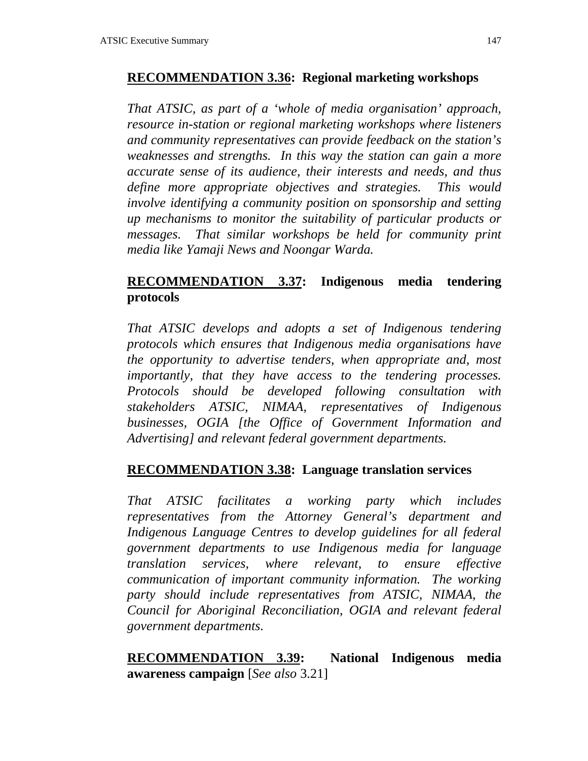## **<u>RECOMMENDATION 3.36</u>: Regional marketing workshops**

*That ATSIC, as part of a 'whole of media organisation' approach, resource in-station or regional marketing workshops where listeners and community representatives can provide feedback on the station's weaknesses and strengths. In this way the station can gain a more accurate sense of its audience, their interests and needs, and thus define more appropriate objectives and strategies. This would involve identifying a community position on sponsorship and setting up mechanisms to monitor the suitability of particular products or messages. That similar workshops be held for community print media like Yamaji News and Noongar Warda.*

## **<u>RECOMMENDATION 3.37</u>: Indigenous media tendering protocols**

*That ATSIC develops and adopts a set of Indigenous tendering protocols which ensures that Indigenous media organisations have the opportunity to advertise tenders, when appropriate and, most importantly, that they have access to the tendering processes. Protocols should be developed following consultation with stakeholders ATSIC, NIMAA, representatives of Indigenous businesses, OGIA [the Office of Government Information and Advertising] and relevant federal government departments.*

## **<u>RECOMMENDATION 3.38</u>: Language translation services**

*That ATSIC facilitates a working party which includes representatives from the Attorney General's department and Indigenous Language Centres to develop guidelines for all federal government departments to use Indigenous media for language translation services, where relevant, to ensure effective communication of important community information. The working party should include representatives from ATSIC, NIMAA, the Council for Aboriginal Reconciliation, OGIA and relevant federal government departments.*

## **<u>RECOMMENDATION 3.39</u>: National Indigenous media awareness campaign** [*See also* 3.21]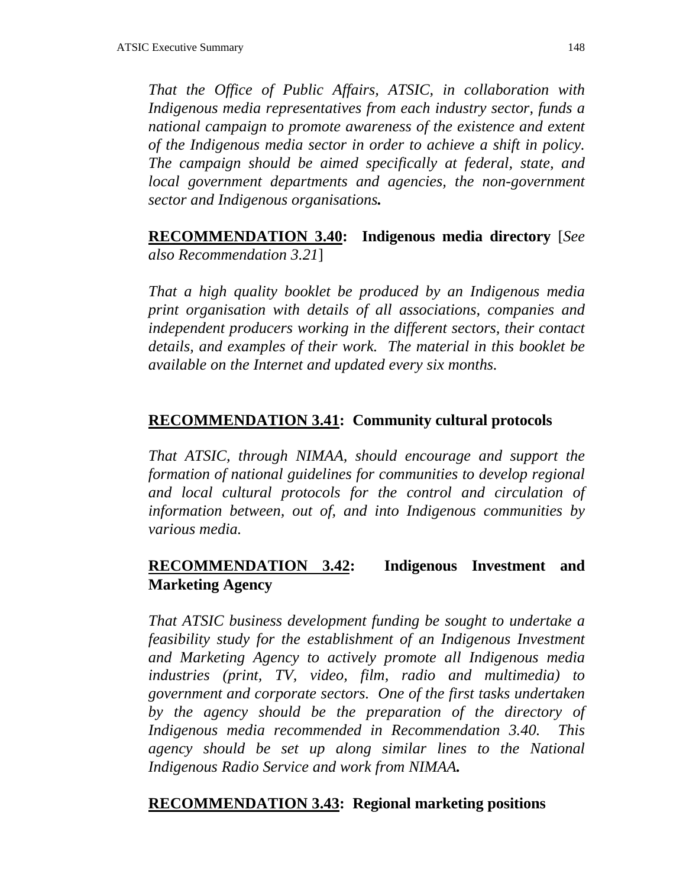*That the Office of Public Affairs, ATSIC, in collaboration with Indigenous media representatives from each industry sector, funds a national campaign to promote awareness of the existence and extent of the Indigenous media sector in order to achieve a shift in policy. The campaign should be aimed specifically at federal, state, and local government departments and agencies, the non-government sector and Indigenous organisations.*

**<u>RECOMMENDATION 3.40</u>: Indigenous media directory** [*See also Recommendation 3.21*]

*That a high quality booklet be produced by an Indigenous media print organisation with details of all associations, companies and independent producers working in the different sectors, their contact details, and examples of their work. The material in this booklet be available on the Internet and updated every six months.*

**<u>RECOMMENDATION 3.41</u>: Community cultural protocols**

*That ATSIC, through NIMAA, should encourage and support the formation of national guidelines for communities to develop regional and local cultural protocols for the control and circulation of information between, out of, and into Indigenous communities by various media.*

**<u>RECOMMENDATION 3.42</u>: Indigenous Investment and Marketing Agency**

*That ATSIC business development funding be sought to undertake a feasibility study for the establishment of an Indigenous Investment and Marketing Agency to actively promote all Indigenous media industries (print, TV, video, film, radio and multimedia) to government and corporate sectors. One of the first tasks undertaken by the agency should be the preparation of the directory of Indigenous media recommended in Recommendation 3.40. This agency should be set up along similar lines to the National Indigenous Radio Service and work from NIMAA.*

**<u>RECOMMENDATION 3.43</u>: Regional marketing positions**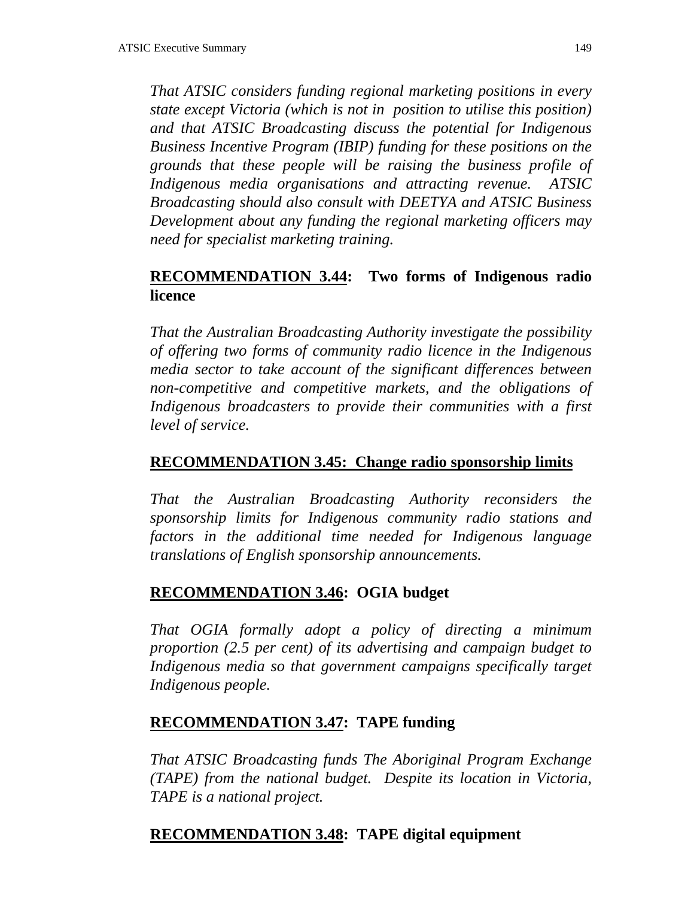*That ATSIC considers funding regional marketing positions in every state except Victoria (which is not in position to utilise this position) and that ATSIC Broadcasting discuss the potential for Indigenous Business Incentive Program (IBIP) funding for these positions on the grounds that these people will be raising the business profile of Indigenous media organisations and attracting revenue. ATSIC Broadcasting should also consult with DEETYA and ATSIC Business Development about any funding the regional marketing officers may need for specialist marketing training.*

**RECOMMENDATION 3.44: Two forms of Indigenous radio licence**

*That the Australian Broadcasting Authority investigate the possibility of offering two forms of community radio licence in the Indigenous media sector to take account of the significant differences between non-competitive and competitive markets, and the obligations of Indigenous broadcasters to provide their communities with a first level of service.*

**RECOMMENDATION 3.45: Change radio sponsorship limits**

*That the Australian Broadcasting Authority reconsiders the sponsorship limits for Indigenous community radio stations and factors in the additional time needed for Indigenous language translations of English sponsorship announcements.*

**RECOMMENDATION 3.46: OGIA budget**

*That OGIA formally adopt a policy of directing a minimum proportion (2.5 per cent) of its advertising and campaign budget to Indigenous media so that government campaigns specifically target Indigenous people.*

**RECOMMENDATION 3.47: TAPE funding**

*That ATSIC Broadcasting funds The Aboriginal Program Exchange (TAPE) from the national budget. Despite its location in Victoria, TAPE is a national project.*

**RECOMMENDATION 3.48: TAPE digital equipment**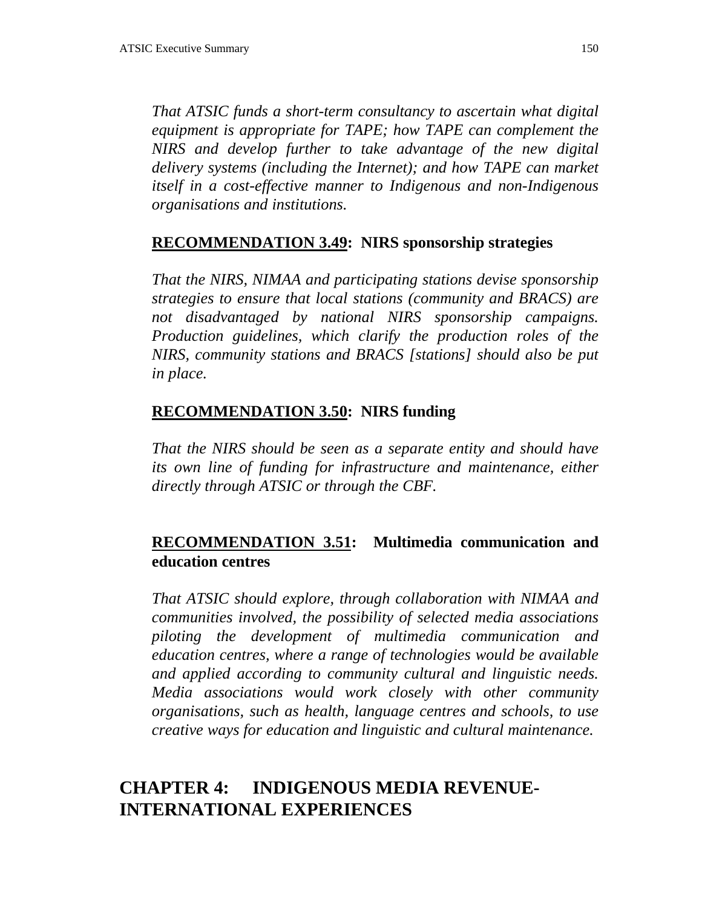*That ATSIC funds a short-term consultancy to ascertain what digital equipment is appropriate for TAPE; how TAPE can complement the NIRS and develop further to take advantage of the new digital delivery systems (including the Internet); and how TAPE can market itself in a cost-effective manner to Indigenous and non-Indigenous organisations and institutions.*

**RECOMMENDATION 3.49: NIRS sponsorship strategies**

*That the NIRS, NIMAA and participating stations devise sponsorship strategies to ensure that local stations (community and BRACS) are not disadvantaged by national NIRS sponsorship campaigns. Production guidelines, which clarify the production roles of the NIRS, community stations and BRACS [stations] should also be put in place.*

**RECOMMENDATION 3.50: NIRS funding**

*That the NIRS should be seen as a separate entity and should have its own line of funding for infrastructure and maintenance, either directly through ATSIC or through the CBF.*

**RECOMMENDATION 3.51: Multimedia communication and education centres**

*That ATSIC should explore, through collaboration with NIMAA and communities involved, the possibility of selected media associations piloting the development of multimedia communication and education centres, where a range of technologies would be available and applied according to community cultural and linguistic needs. Media associations would work closely with other community organisations, such as health, language centres and schools, to use creative ways for education and linguistic and cultural maintenance.*

# CHAPTER 4: INDIGENOUS MEDIA REVENUE-INTERNATIONAL EXPERIENCES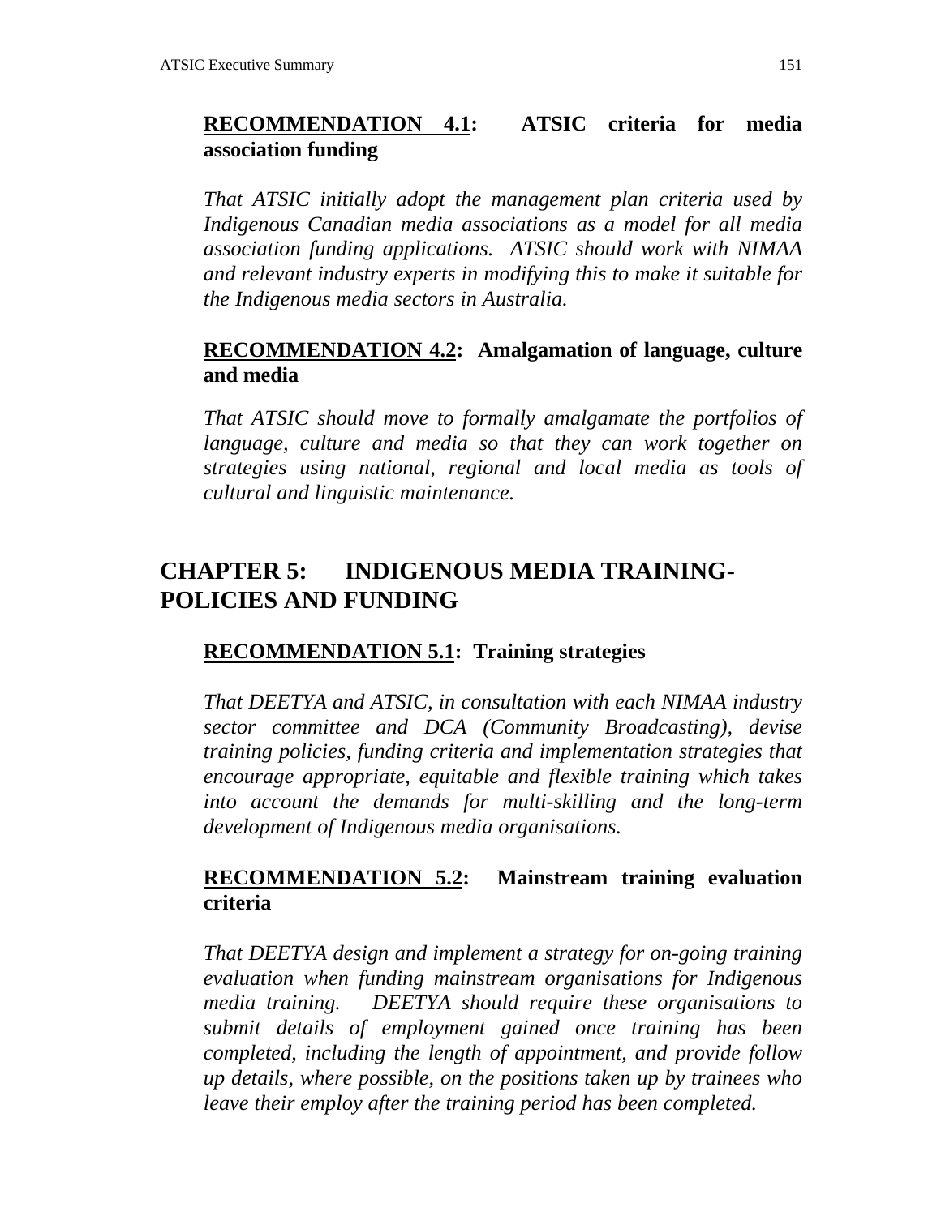**RECOMMENDATION 4.1: ATSIC criteria for media association funding**

*That ATSIC initially adopt the management plan criteria used by Indigenous Canadian media associations as a model for all media association funding applications. ATSIC should work with NIMAA and relevant industry experts in modifying this to make it suitable for the Indigenous media sectors in Australia.*

**RECOMMENDATION 4.2: Amalgamation of language, culture and media**

*That ATSIC should move to formally amalgamate the portfolios of language, culture and media so that they can work together on strategies using national, regional and local media as tools of cultural and linguistic maintenance.*

## CHAPTER 5: INDIGENOUS MEDIA TRAINING-POLICIES AND FUNDING

**RECOMMENDATION 5.1: Training strategies**

*That DEETYA and ATSIC, in consultation with each NIMAA industry sector committee and DCA (Community Broadcasting), devise training policies, funding criteria and implementation strategies that encourage appropriate, equitable and flexible training which takes into account the demands for multi-skilling and the long-term development of Indigenous media organisations.*

**RECOMMENDATION 5.2: Mainstream training evaluation criteria**

*That DEETYA design and implement a strategy for on-going training evaluation when funding mainstream organisations for Indigenous media training. DEETYA should require these organisations to submit details of employment gained once training has been completed, including the length of appointment, and provide follow up details, where possible, on the positions taken up by trainees who leave their employ after the training period has been completed.*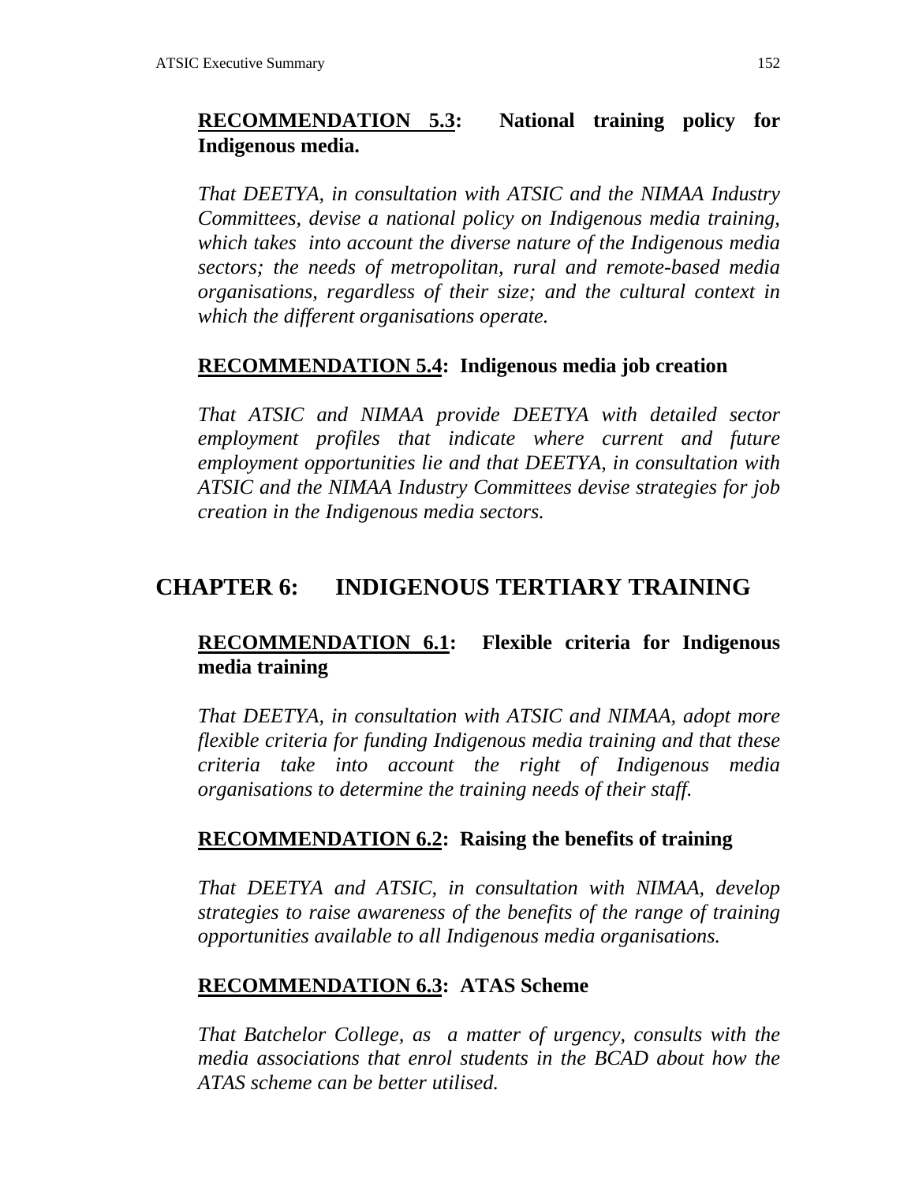**RECOMMENDATION 5.3: National training policy for Indigenous media.**

*That DEETYA, in consultation with ATSIC and the NIMAA Industry Committees, devise a national policy on Indigenous media training, which takes into account the diverse nature of the Indigenous media sectors; the needs of metropolitan, rural and remote-based media organisations, regardless of their size; and the cultural context in which the different organisations operate.*

**RECOMMENDATION 5.4: Indigenous media job creation**

*That ATSIC and NIMAA provide DEETYA with detailed sector employment profiles that indicate where current and future employment opportunities lie and that DEETYA, in consultation with ATSIC and the NIMAA Industry Committees devise strategies for job creation in the Indigenous media sectors.*

## CHAPTER 6: INDIGENOUS TERTIARY TRAINING

**RECOMMENDATION 6.1: Flexible criteria for Indigenous media training**

*That DEETYA, in consultation with ATSIC and NIMAA, adopt more flexible criteria for funding Indigenous media training and that these criteria take into account the right of Indigenous media organisations to determine the training needs of their staff.*

**RECOMMENDATION 6.2: Raising the benefits of training**

*That DEETYA and ATSIC, in consultation with NIMAA, develop strategies to raise awareness of the benefits of the range of training opportunities available to all Indigenous media organisations.*

**RECOMMENDATION 6.3: ATAS Scheme**

*That Batchelor College, as a matter of urgency, consults with the media associations that enrol students in the BCAD about how the ATAS scheme can be better utilised.*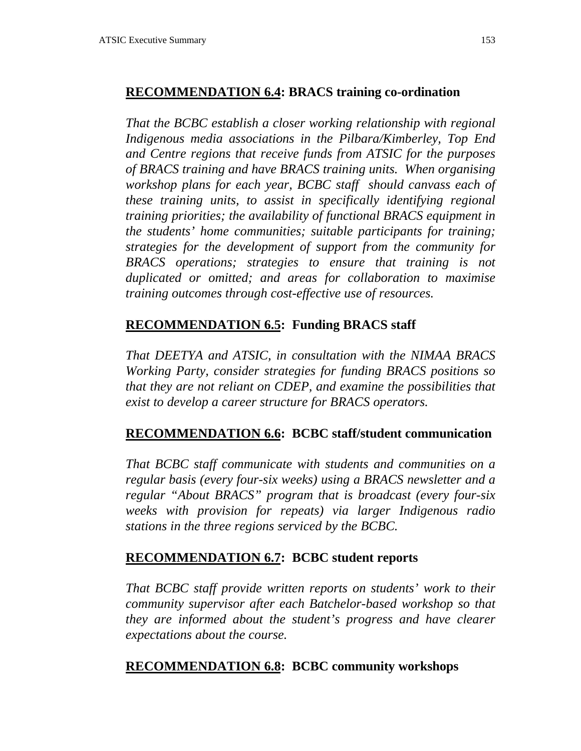## **RECOMMENDATION 6.4: BRACS training co-ordination**

*That the BCBC establish a closer working relationship with regional Indigenous media associations in the Pilbara/Kimberley, Top End and Centre regions that receive funds from ATSIC for the purposes of BRACS training and have BRACS training units. When organising workshop plans for each year, BCBC staff should canvass each of these training units, to assist in specifically identifying regional training priorities; the availability of functional BRACS equipment in the students' home communities; suitable participants for training; strategies for the development of support from the community for BRACS operations; strategies to ensure that training is not duplicated or omitted; and areas for collaboration to maximise training outcomes through cost-effective use of resources.*

## **RECOMMENDATION 6.5: Funding BRACS staff**

*That DEETYA and ATSIC, in consultation with the NIMAA BRACS Working Party, consider strategies for funding BRACS positions so that they are not reliant on CDEP, and examine the possibilities that exist to develop a career structure for BRACS operators.*

## **RECOMMENDATION 6.6: BCBC staff/student communication**

*That BCBC staff communicate with students and communities on a regular basis (every four-six weeks) using a BRACS newsletter and a regular "About BRACS" program that is broadcast (every four-six weeks with provision for repeats) via larger Indigenous radio stations in the three regions serviced by the BCBC.*

## **RECOMMENDATION 6.7: BCBC student reports**

*That BCBC staff provide written reports on students' work to their community supervisor after each Batchelor-based workshop so that they are informed about the student's progress and have clearer expectations about the course.*

## **RECOMMENDATION 6.8: BCBC community workshops**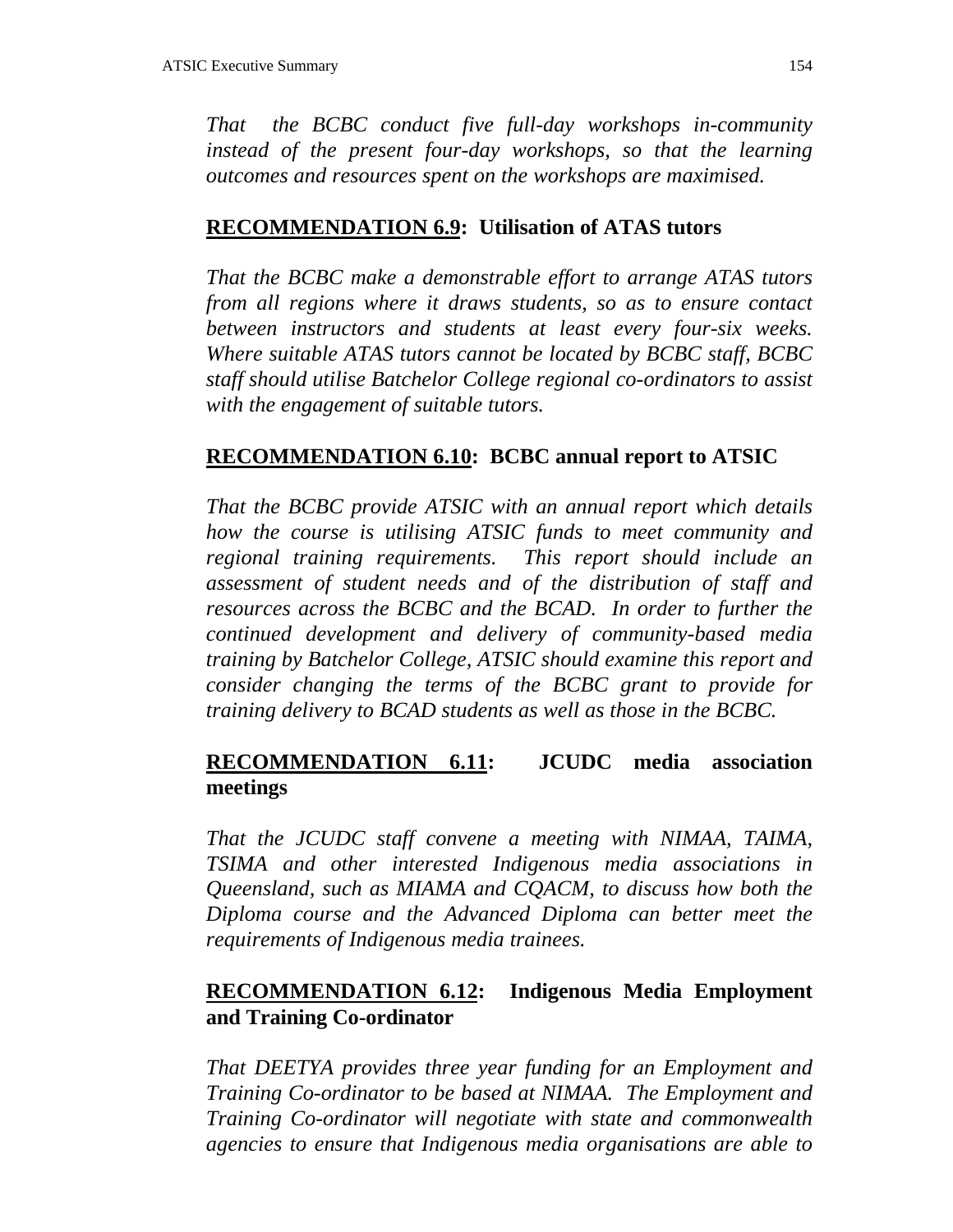*That the BCBC conduct five full-day workshops in-community instead of the present four-day workshops, so that the learning outcomes and resources spent on the workshops are maximised.*

**<u>RECOMMENDATION 6.9</u>: Utilisation of ATAS tutors**

*That the BCBC make a demonstrable effort to arrange ATAS tutors from all regions where it draws students, so as to ensure contact between instructors and students at least every four-six weeks. Where suitable ATAS tutors cannot be located by BCBC staff, BCBC staff should utilise Batchelor College regional co-ordinators to assist with the engagement of suitable tutors.*

**<u>RECOMMENDATION 6.10</u>: BCBC annual report to ATSIC**

*That the BCBC provide ATSIC with an annual report which details how the course is utilising ATSIC funds to meet community and regional training requirements. This report should include an assessment of student needs and of the distribution of staff and resources across the BCBC and the BCAD. In order to further the continued development and delivery of community-based media training by Batchelor College, ATSIC should examine this report and consider changing the terms of the BCBC grant to provide for training delivery to BCAD students as well as those in the BCBC.*

**<u>RECOMMENDATION 6.11</u>: JCUDC media association meetings**

*That the JCUDC staff convene a meeting with NIMAA, TAIMA, TSIMA and other interested Indigenous media associations in Queensland, such as MIAMA and CQACM, to discuss how both the Diploma course and the Advanced Diploma can better meet the requirements of Indigenous media trainees.*

**<u>RECOMMENDATION 6.12</u>: Indigenous Media Employment and Training Co-ordinator**

*That DEETYA provides three year funding for an Employment and Training Co-ordinator to be based at NIMAA. The Employment and Training Co-ordinator will negotiate with state and commonwealth agencies to ensure that Indigenous media organisations are able to*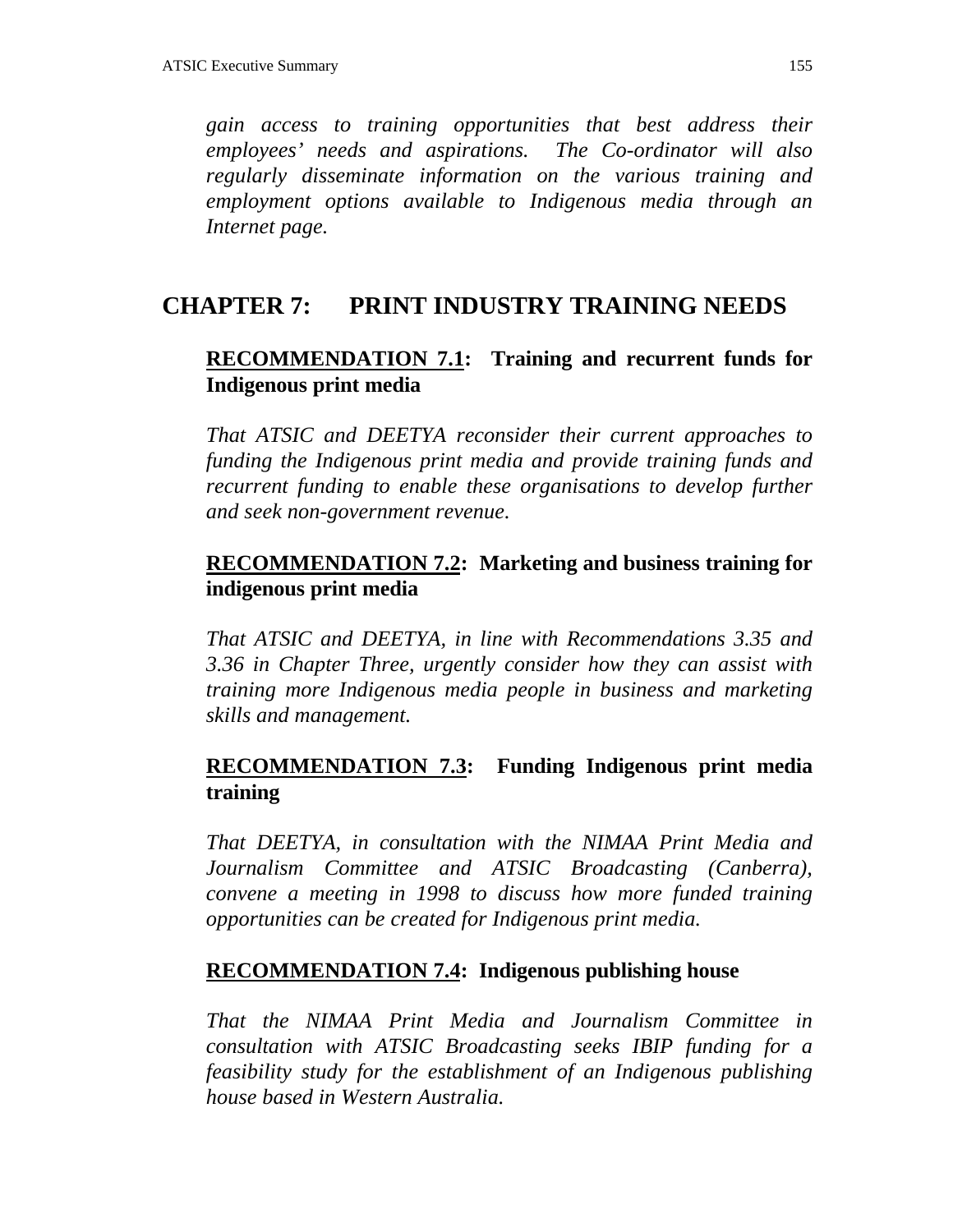*gain access to training opportunities that best address their employees' needs and aspirations. The Co-ordinator will also regularly disseminate information on the various training and employment options available to Indigenous media through an Internet page.*

# CHAPTER 7: PRINT INDUSTRY TRAINING NEEDS

**RECOMMENDATION 7.1: Training and recurrent funds for Indigenous print media**

*That ATSIC and DEETYA reconsider their current approaches to funding the Indigenous print media and provide training funds and recurrent funding to enable these organisations to develop further and seek non-government revenue.*

**RECOMMENDATION 7.2: Marketing and business training for indigenous print media**

*That ATSIC and DEETYA, in line with Recommendations 3.35 and 3.36 in Chapter Three, urgently consider how they can assist with training more Indigenous media people in business and marketing skills and management.*

**RECOMMENDATION 7.3: Funding Indigenous print media training**

*That DEETYA, in consultation with the NIMAA Print Media and Journalism Committee and ATSIC Broadcasting (Canberra), convene a meeting in 1998 to discuss how more funded training opportunities can be created for Indigenous print media.*

**RECOMMENDATION 7.4: Indigenous publishing house**

*That the NIMAA Print Media and Journalism Committee in consultation with ATSIC Broadcasting seeks IBIP funding for a feasibility study for the establishment of an Indigenous publishing house based in Western Australia.*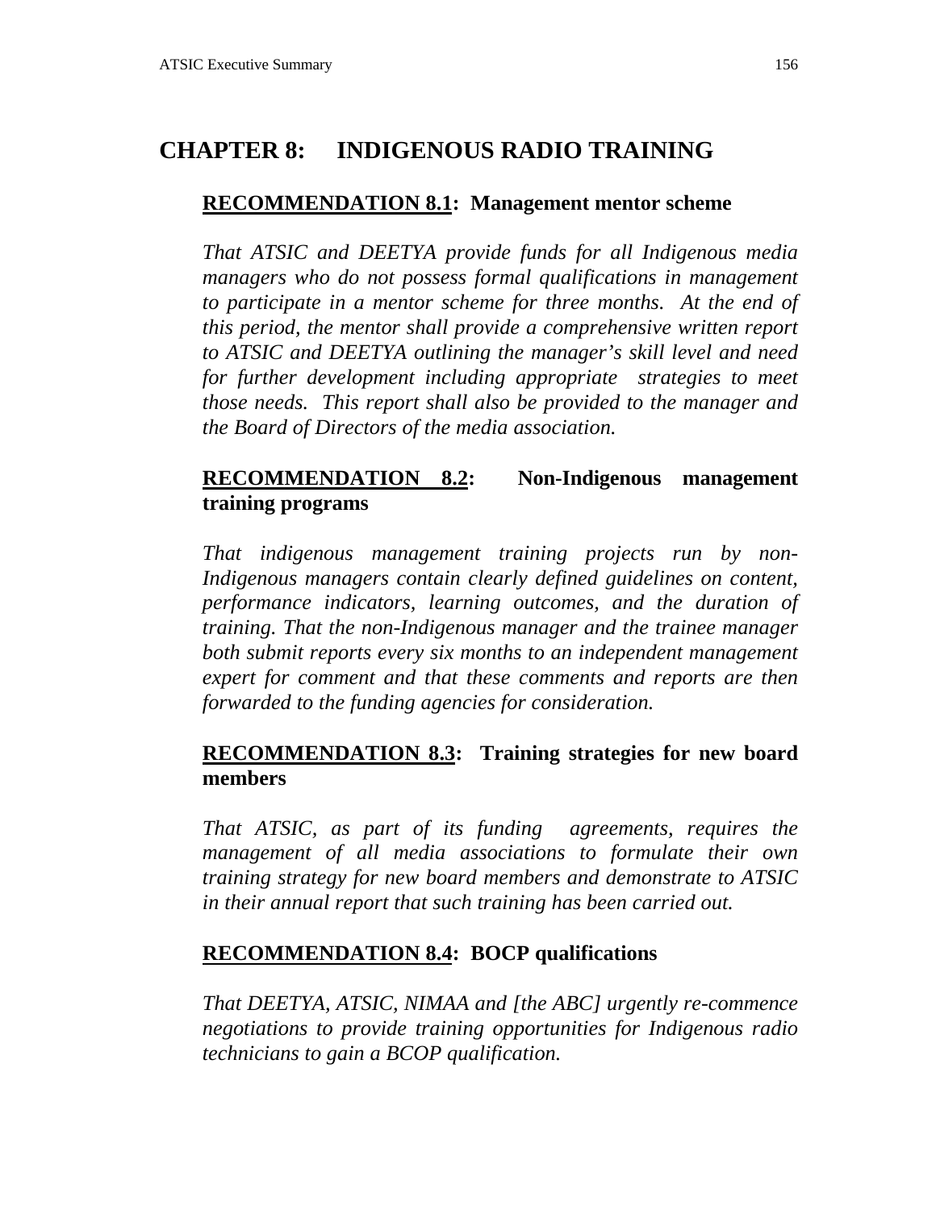# CHAPTER 8: INDIGENOUS RADIO TRAINING

**<u>RECOMMENDATION 8.1</u>: Management mentor scheme**

*That ATSIC and DEETYA provide funds for all Indigenous media managers who do not possess formal qualifications in management to participate in a mentor scheme for three months. At the end of this period, the mentor shall provide a comprehensive written report to ATSIC and DEETYA outlining the manager's skill level and need for further development including appropriate strategies to meet those needs. This report shall also be provided to the manager and the Board of Directors of the media association.*

**<u>RECOMMENDATION 8.2</u>: Non-Indigenous management training programs**

*That indigenous management training projects run by non-Indigenous managers contain clearly defined guidelines on content, performance indicators, learning outcomes, and the duration of training. That the non-Indigenous manager and the trainee manager both submit reports every six months to an independent management expert for comment and that these comments and reports are then forwarded to the funding agencies for consideration.*

**<u>RECOMMENDATION 8.3</u>: Training strategies for new board members**

*That ATSIC, as part of its funding agreements, requires the management of all media associations to formulate their own training strategy for new board members and demonstrate to ATSIC in their annual report that such training has been carried out.*

**<u>RECOMMENDATION 8.4</u>: BOCP qualifications**

*That DEETYA, ATSIC, NIMAA and [the ABC] urgently re-commence negotiations to provide training opportunities for Indigenous radio technicians to gain a BCOP qualification.*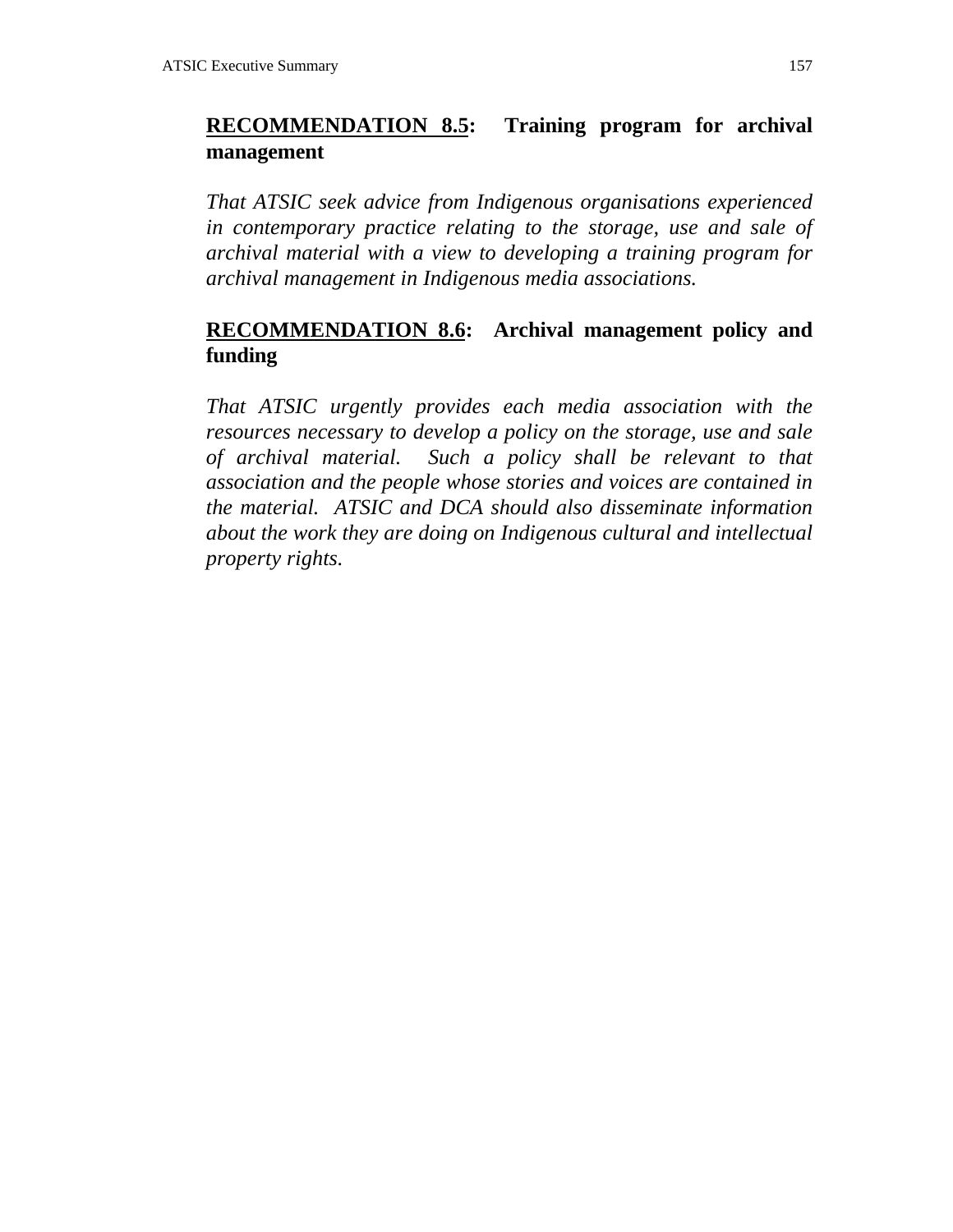**RECOMMENDATION 8.5: Training program for archival management**

*That ATSIC seek advice from Indigenous organisations experienced in contemporary practice relating to the storage, use and sale of archival material with a view to developing a training program for archival management in Indigenous media associations.*

**RECOMMENDATION 8.6: Archival management policy and funding**

*That ATSIC urgently provides each media association with the resources necessary to develop a policy on the storage, use and sale of archival material. Such a policy shall be relevant to that association and the people whose stories and voices are contained in the material. ATSIC and DCA should also disseminate information about the work they are doing on Indigenous cultural and intellectual property rights.*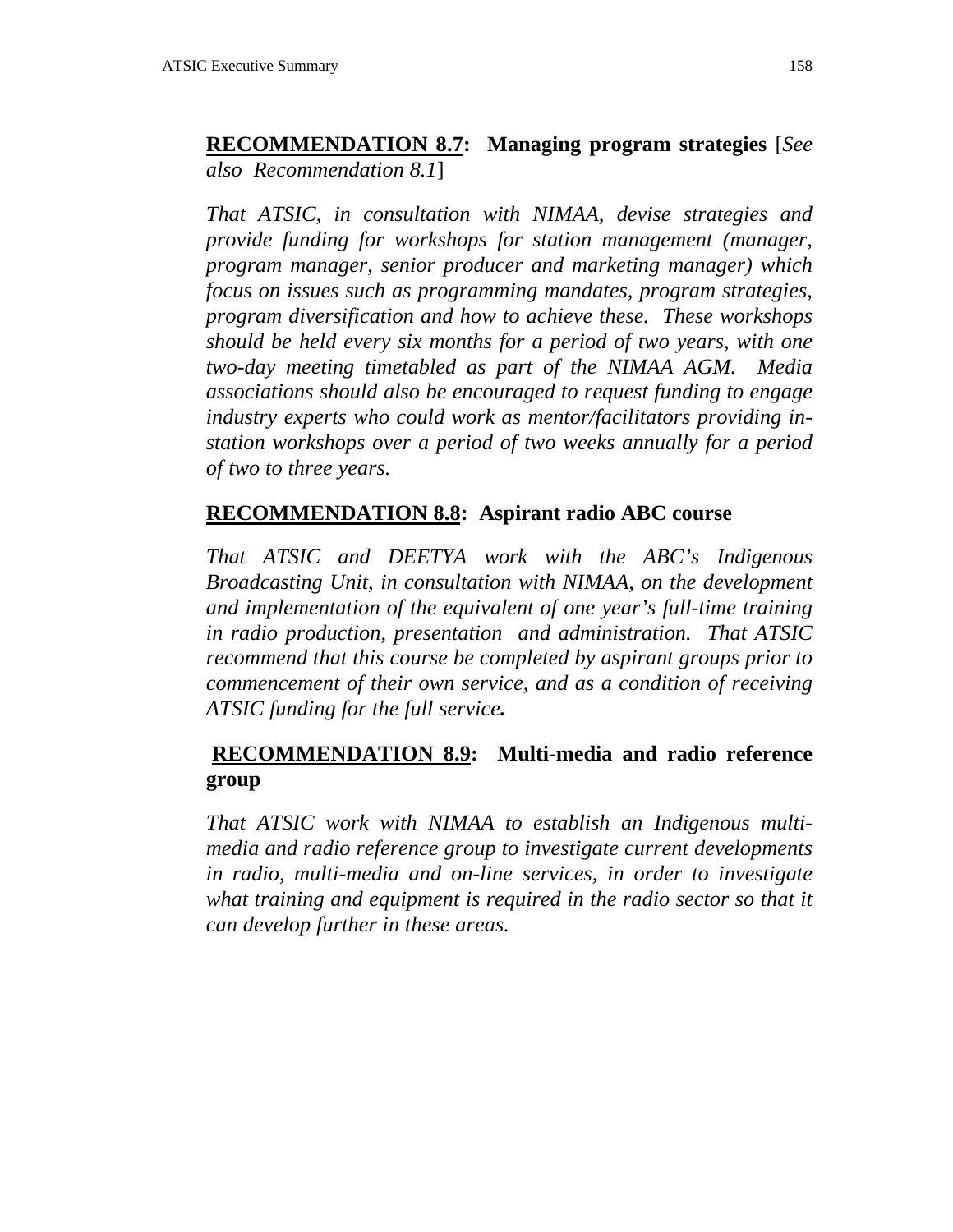**<u>RECOMMENDATION 8.7</u>: Managing program strategies** [*See also Recommendation 8.1*]

*That ATSIC, in consultation with NIMAA, devise strategies and provide funding for workshops for station management (manager, program manager, senior producer and marketing manager) which focus on issues such as programming mandates, program strategies, program diversification and how to achieve these. These workshops should be held every six months for a period of two years, with one two-day meeting timetabled as part of the NIMAA AGM. Media associations should also be encouraged to request funding to engage industry experts who could work as mentor/facilitators providing in-station workshops over a period of two weeks annually for a period of two to three years.*

**<u>RECOMMENDATION 8.8</u>: Aspirant radio ABC course**

*That ATSIC and DEETYA work with the ABC's Indigenous Broadcasting Unit, in consultation with NIMAA, on the development and implementation of the equivalent of one year's full-time training in radio production, presentation and administration. That ATSIC recommend that this course be completed by aspirant groups prior to commencement of their own service, and as a condition of receiving ATSIC funding for the full service.*

**<u>RECOMMENDATION 8.9</u>: Multi-media and radio reference group**

*That ATSIC work with NIMAA to establish an Indigenous multi-media and radio reference group to investigate current developments in radio, multi-media and on-line services, in order to investigate what training and equipment is required in the radio sector so that it can develop further in these areas.*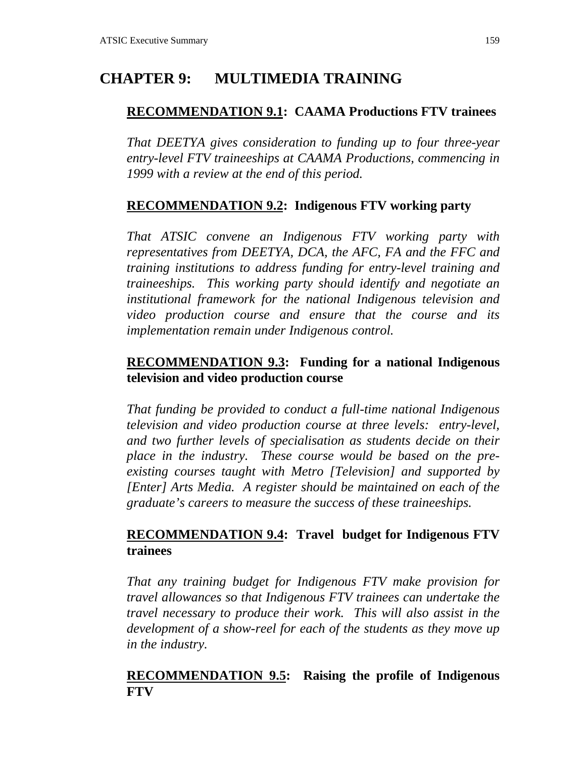# CHAPTER 9: MULTIMEDIA TRAINING

## RECOMMENDATION 9.1: CAAMA Productions FTV trainees

*That DEETYA gives consideration to funding up to four three-year entry-level FTV traineeships at CAAMA Productions, commencing in 1999 with a review at the end of this period.*

## RECOMMENDATION 9.2: Indigenous FTV working party

*That ATSIC convene an Indigenous FTV working party with representatives from DEETYA, DCA, the AFC, FA and the FFC and training institutions to address funding for entry-level training and traineeships. This working party should identify and negotiate an institutional framework for the national Indigenous television and video production course and ensure that the course and its implementation remain under Indigenous control.*

## RECOMMENDATION 9.3: Funding for a national Indigenous television and video production course

*That funding be provided to conduct a full-time national Indigenous television and video production course at three levels: entry-level, and two further levels of specialisation as students decide on their place in the industry. These course would be based on the pre-existing courses taught with Metro [Television] and supported by [Enter] Arts Media. A register should be maintained on each of the graduate's careers to measure the success of these traineeships.*

## RECOMMENDATION 9.4: Travel budget for Indigenous FTV trainees

*That any training budget for Indigenous FTV make provision for travel allowances so that Indigenous FTV trainees can undertake the travel necessary to produce their work. This will also assist in the development of a show-reel for each of the students as they move up in the industry.*

## RECOMMENDATION 9.5: Raising the profile of Indigenous FTV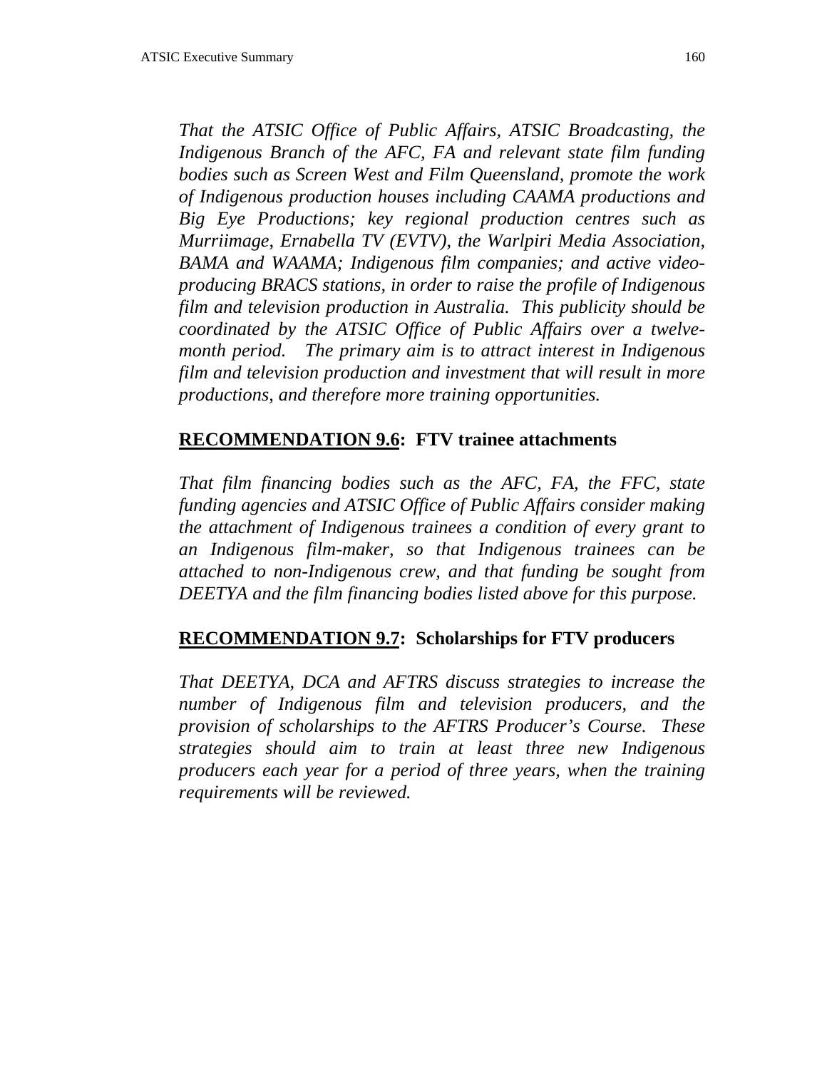*That the ATSIC Office of Public Affairs, ATSIC Broadcasting, the Indigenous Branch of the AFC, FA and relevant state film funding bodies such as Screen West and Film Queensland, promote the work of Indigenous production houses including CAAMA productions and Big Eye Productions; key regional production centres such as Murriimage, Ernabella TV (EVTV), the Warlpiri Media Association, BAMA and WAAMA; Indigenous film companies; and active video-producing BRACS stations, in order to raise the profile of Indigenous film and television production in Australia. This publicity should be coordinated by the ATSIC Office of Public Affairs over a twelve-month period. The primary aim is to attract interest in Indigenous film and television production and investment that will result in more productions, and therefore more training opportunities.*

### **RECOMMENDATION 9.6: FTV trainee attachments**

*That film financing bodies such as the AFC, FA, the FFC, state funding agencies and ATSIC Office of Public Affairs consider making the attachment of Indigenous trainees a condition of every grant to an Indigenous film-maker, so that Indigenous trainees can be attached to non-Indigenous crew, and that funding be sought from DEETYA and the film financing bodies listed above for this purpose.*

### **RECOMMENDATION 9.7: Scholarships for FTV producers**

*That DEETYA, DCA and AFTRS discuss strategies to increase the number of Indigenous film and television producers, and the provision of scholarships to the AFTRS Producer's Course. These strategies should aim to train at least three new Indigenous producers each year for a period of three years, when the training requirements will be reviewed.*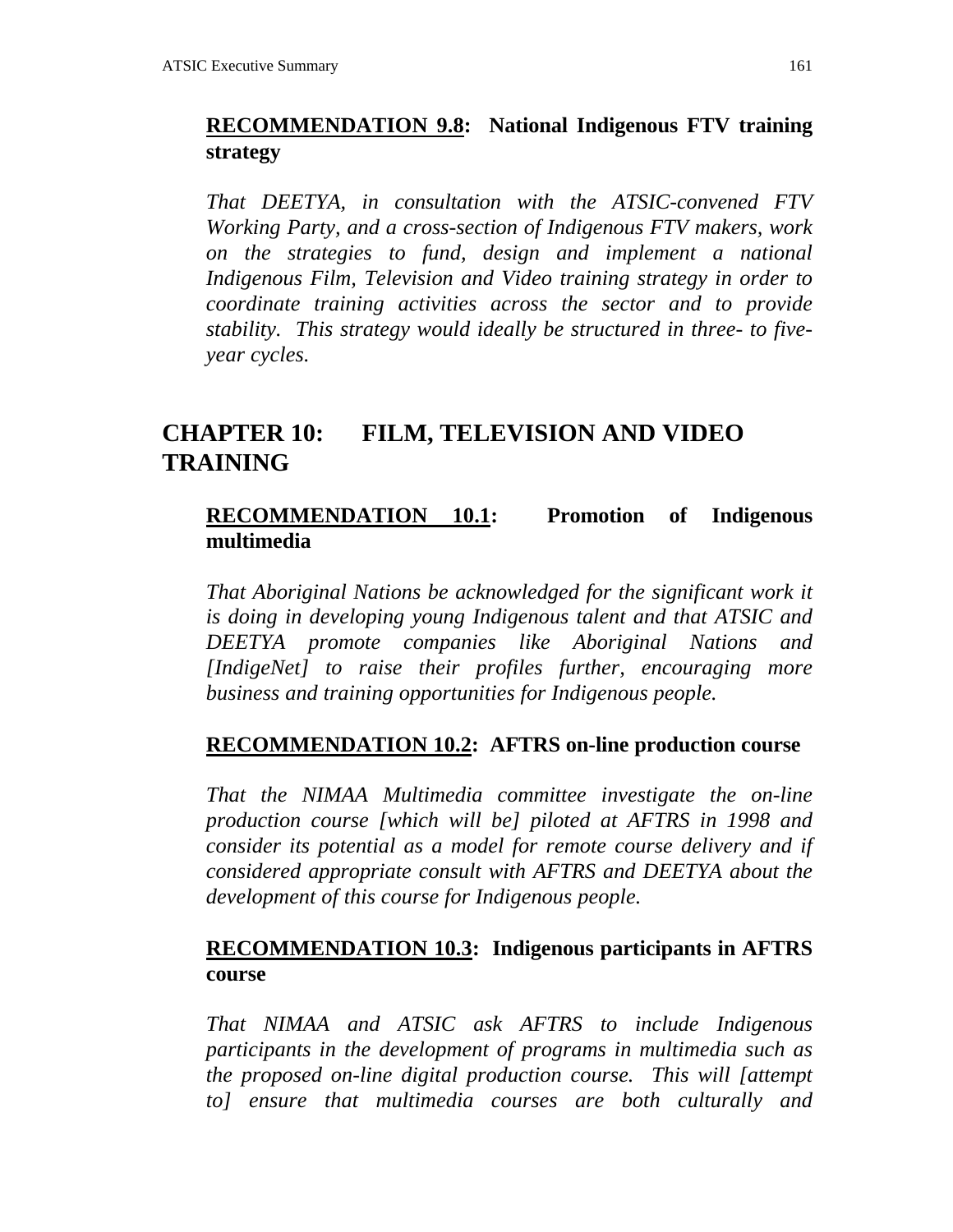**<u>RECOMMENDATION 9.8</u>: National Indigenous FTV training strategy**

*That DEETYA, in consultation with the ATSIC-convened FTV Working Party, and a cross-section of Indigenous FTV makers, work on the strategies to fund, design and implement a national Indigenous Film, Television and Video training strategy in order to coordinate training activities across the sector and to provide stability. This strategy would ideally be structured in three- to five-year cycles.*

# CHAPTER 10: FILM, TELEVISION AND VIDEO TRAINING

**<u>RECOMMENDATION 10.1</u>: Promotion of Indigenous multimedia**

*That Aboriginal Nations be acknowledged for the significant work it is doing in developing young Indigenous talent and that ATSIC and DEETYA promote companies like Aboriginal Nations and [IndigeNet] to raise their profiles further, encouraging more business and training opportunities for Indigenous people.*

**<u>RECOMMENDATION 10.2</u>: AFTRS on-line production course**

*That the NIMAA Multimedia committee investigate the on-line production course [which will be] piloted at AFTRS in 1998 and consider its potential as a model for remote course delivery and if considered appropriate consult with AFTRS and DEETYA about the development of this course for Indigenous people.*

**<u>RECOMMENDATION 10.3</u>: Indigenous participants in AFTRS course**

*That NIMAA and ATSIC ask AFTRS to include Indigenous participants in the development of programs in multimedia such as the proposed on-line digital production course. This will [attempt to] ensure that multimedia courses are both culturally and*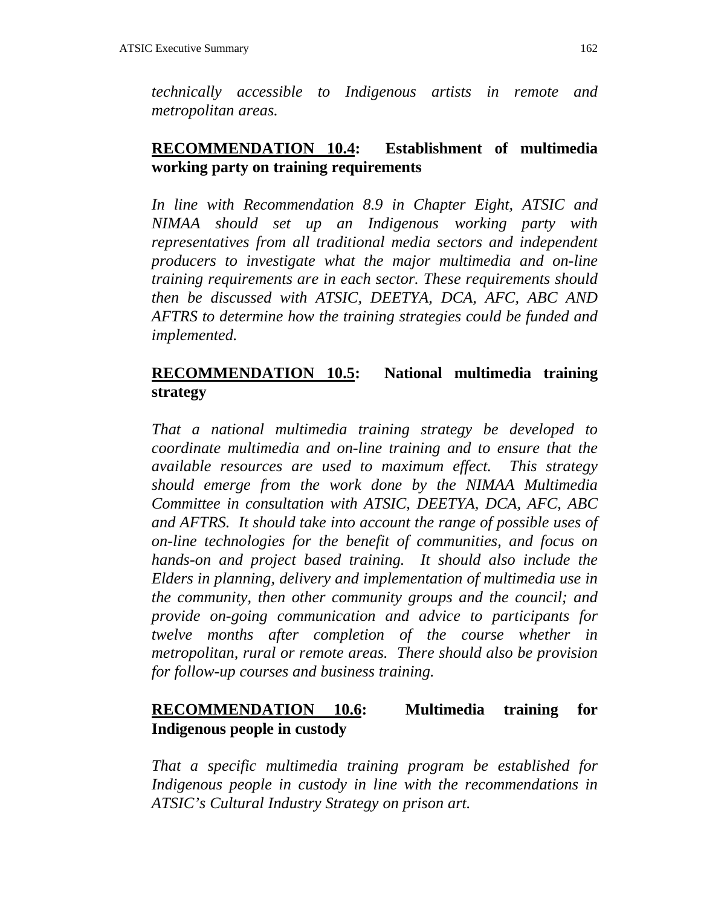*technically accessible to Indigenous artists in remote and metropolitan areas.*

**<u>RECOMMENDATION 10.4</u>: Establishment of multimedia working party on training requirements**

*In line with Recommendation 8.9 in Chapter Eight, ATSIC and NIMAA should set up an Indigenous working party with representatives from all traditional media sectors and independent producers to investigate what the major multimedia and on-line training requirements are in each sector. These requirements should then be discussed with ATSIC, DEETYA, DCA, AFC, ABC AND AFTRS to determine how the training strategies could be funded and implemented.*

**<u>RECOMMENDATION 10.5</u>: National multimedia training strategy**

*That a national multimedia training strategy be developed to coordinate multimedia and on-line training and to ensure that the available resources are used to maximum effect. This strategy should emerge from the work done by the NIMAA Multimedia Committee in consultation with ATSIC, DEETYA, DCA, AFC, ABC and AFTRS. It should take into account the range of possible uses of on-line technologies for the benefit of communities, and focus on hands-on and project based training. It should also include the Elders in planning, delivery and implementation of multimedia use in the community, then other community groups and the council; and provide on-going communication and advice to participants for twelve months after completion of the course whether in metropolitan, rural or remote areas. There should also be provision for follow-up courses and business training.*

**<u>RECOMMENDATION 10.6</u>: Multimedia training for Indigenous people in custody**

*That a specific multimedia training program be established for Indigenous people in custody in line with the recommendations in ATSIC's Cultural Industry Strategy on prison art.*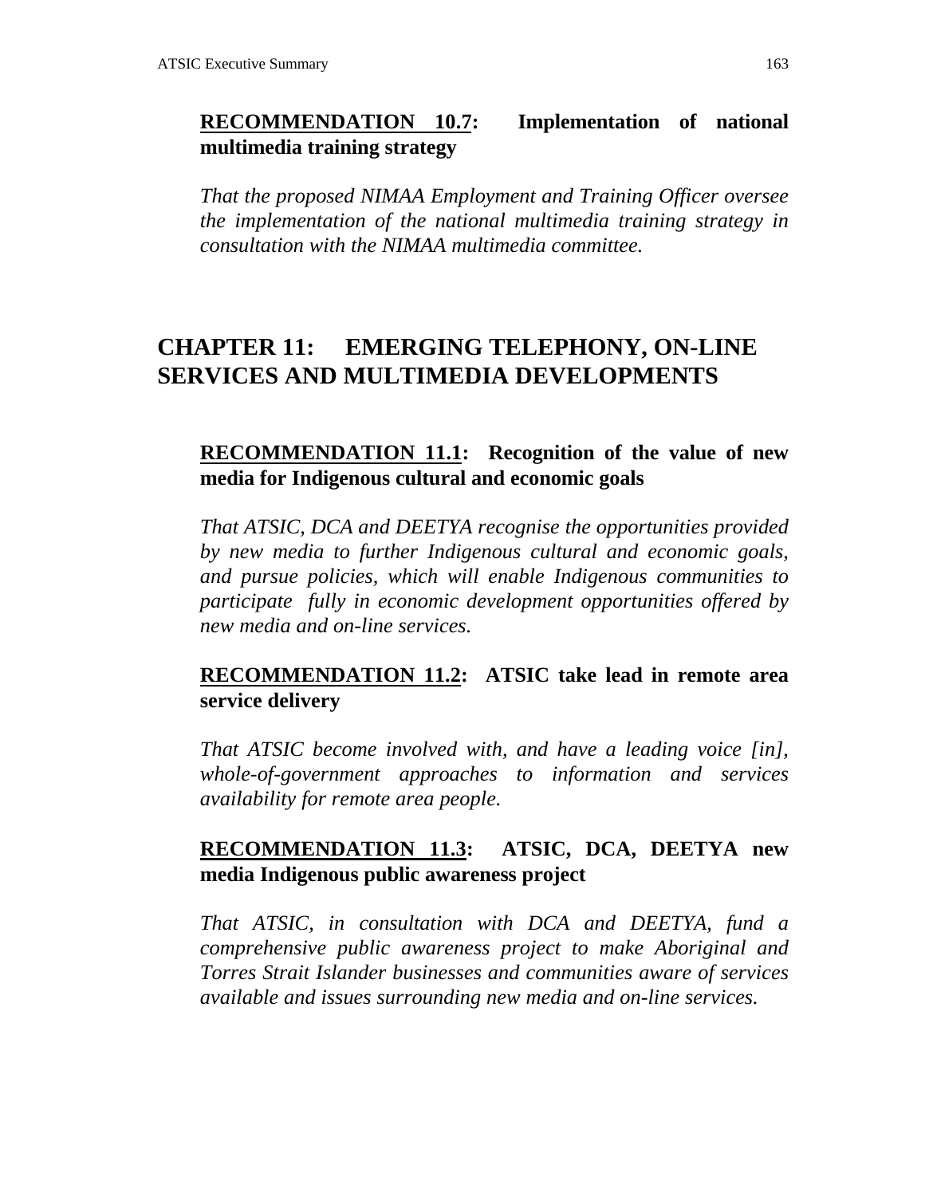**RECOMMENDATION 10.7: Implementation of national multimedia training strategy**

*That the proposed NIMAA Employment and Training Officer oversee the implementation of the national multimedia training strategy in consultation with the NIMAA multimedia committee.*

# CHAPTER 11: EMERGING TELEPHONY, ON-LINE SERVICES AND MULTIMEDIA DEVELOPMENTS

**RECOMMENDATION 11.1: Recognition of the value of new media for Indigenous cultural and economic goals**

*That ATSIC, DCA and DEETYA recognise the opportunities provided by new media to further Indigenous cultural and economic goals, and pursue policies, which will enable Indigenous communities to participate fully in economic development opportunities offered by new media and on-line services.*

**RECOMMENDATION 11.2: ATSIC take lead in remote area service delivery**

*That ATSIC become involved with, and have a leading voice [in], whole-of-government approaches to information and services availability for remote area people.*

**RECOMMENDATION 11.3: ATSIC, DCA, DEETYA new media Indigenous public awareness project**

*That ATSIC, in consultation with DCA and DEETYA, fund a comprehensive public awareness project to make Aboriginal and Torres Strait Islander businesses and communities aware of services available and issues surrounding new media and on-line services.*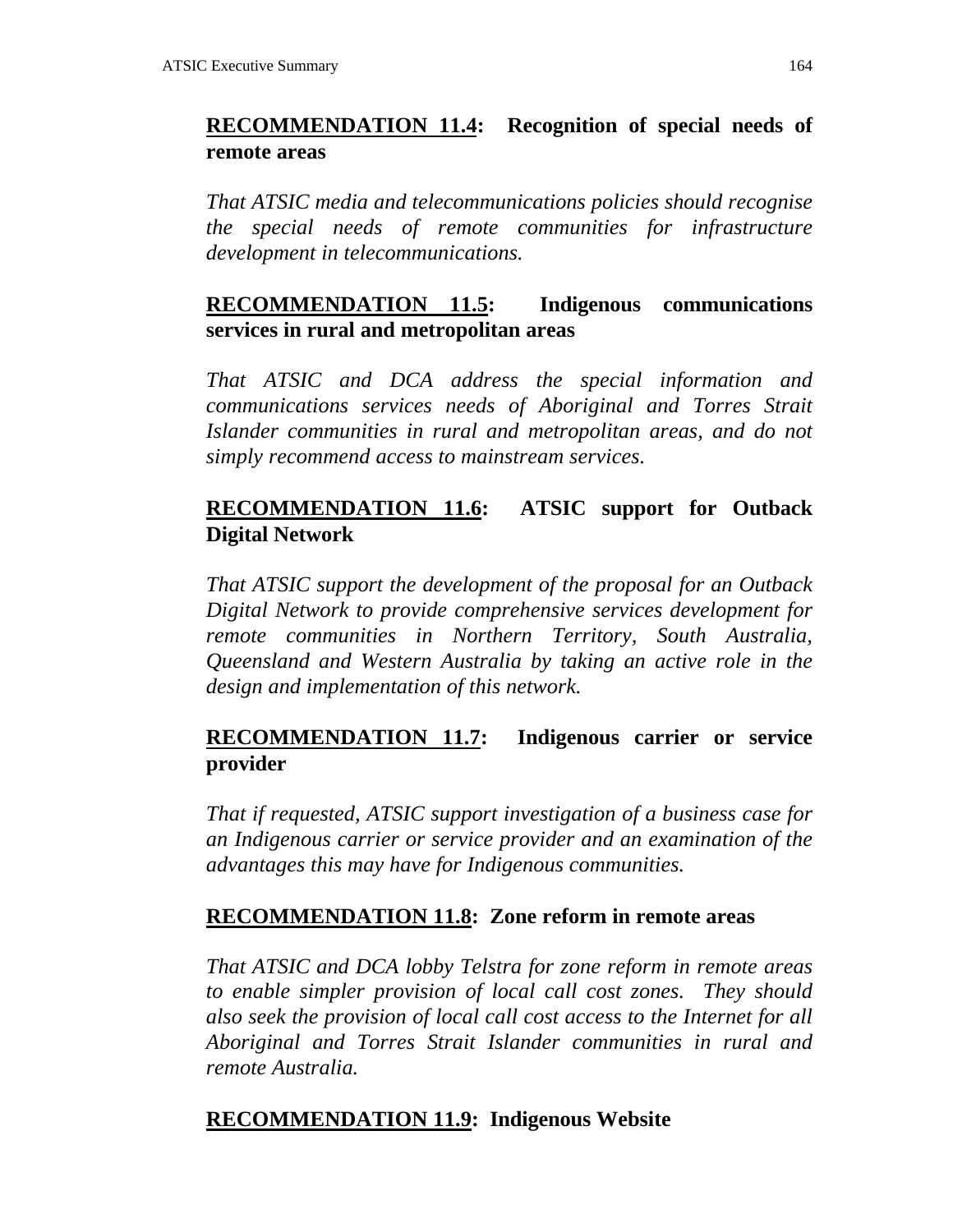**RECOMMENDATION 11.4: Recognition of special needs of remote areas**

*That ATSIC media and telecommunications policies should recognise the special needs of remote communities for infrastructure development in telecommunications.*

**RECOMMENDATION 11.5: Indigenous communications services in rural and metropolitan areas**

*That ATSIC and DCA address the special information and communications services needs of Aboriginal and Torres Strait Islander communities in rural and metropolitan areas, and do not simply recommend access to mainstream services.*

**RECOMMENDATION 11.6: ATSIC support for Outback Digital Network**

*That ATSIC support the development of the proposal for an Outback Digital Network to provide comprehensive services development for remote communities in Northern Territory, South Australia, Queensland and Western Australia by taking an active role in the design and implementation of this network.*

**RECOMMENDATION 11.7: Indigenous carrier or service provider**

*That if requested, ATSIC support investigation of a business case for an Indigenous carrier or service provider and an examination of the advantages this may have for Indigenous communities.*

**RECOMMENDATION 11.8: Zone reform in remote areas**

*That ATSIC and DCA lobby Telstra for zone reform in remote areas to enable simpler provision of local call cost zones. They should also seek the provision of local call cost access to the Internet for all Aboriginal and Torres Strait Islander communities in rural and remote Australia.*

**RECOMMENDATION 11.9: Indigenous Website**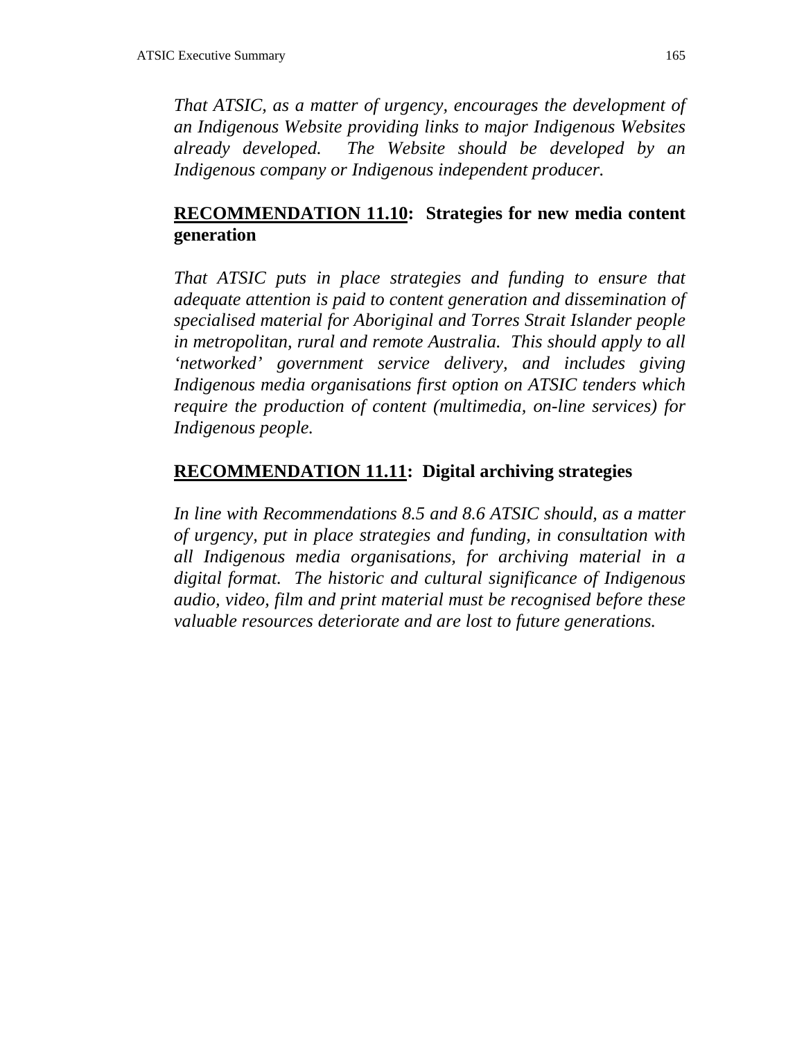*That ATSIC, as a matter of urgency, encourages the development of an Indigenous Website providing links to major Indigenous Websites already developed. The Website should be developed by an Indigenous company or Indigenous independent producer.*

## **RECOMMENDATION 11.10: Strategies for new media content generation**

*That ATSIC puts in place strategies and funding to ensure that adequate attention is paid to content generation and dissemination of specialised material for Aboriginal and Torres Strait Islander people in metropolitan, rural and remote Australia. This should apply to all 'networked' government service delivery, and includes giving Indigenous media organisations first option on ATSIC tenders which require the production of content (multimedia, on-line services) for Indigenous people.*

## **RECOMMENDATION 11.11: Digital archiving strategies**

*In line with Recommendations 8.5 and 8.6 ATSIC should, as a matter of urgency, put in place strategies and funding, in consultation with all Indigenous media organisations, for archiving material in a digital format. The historic and cultural significance of Indigenous audio, video, film and print material must be recognised before these valuable resources deteriorate and are lost to future generations.*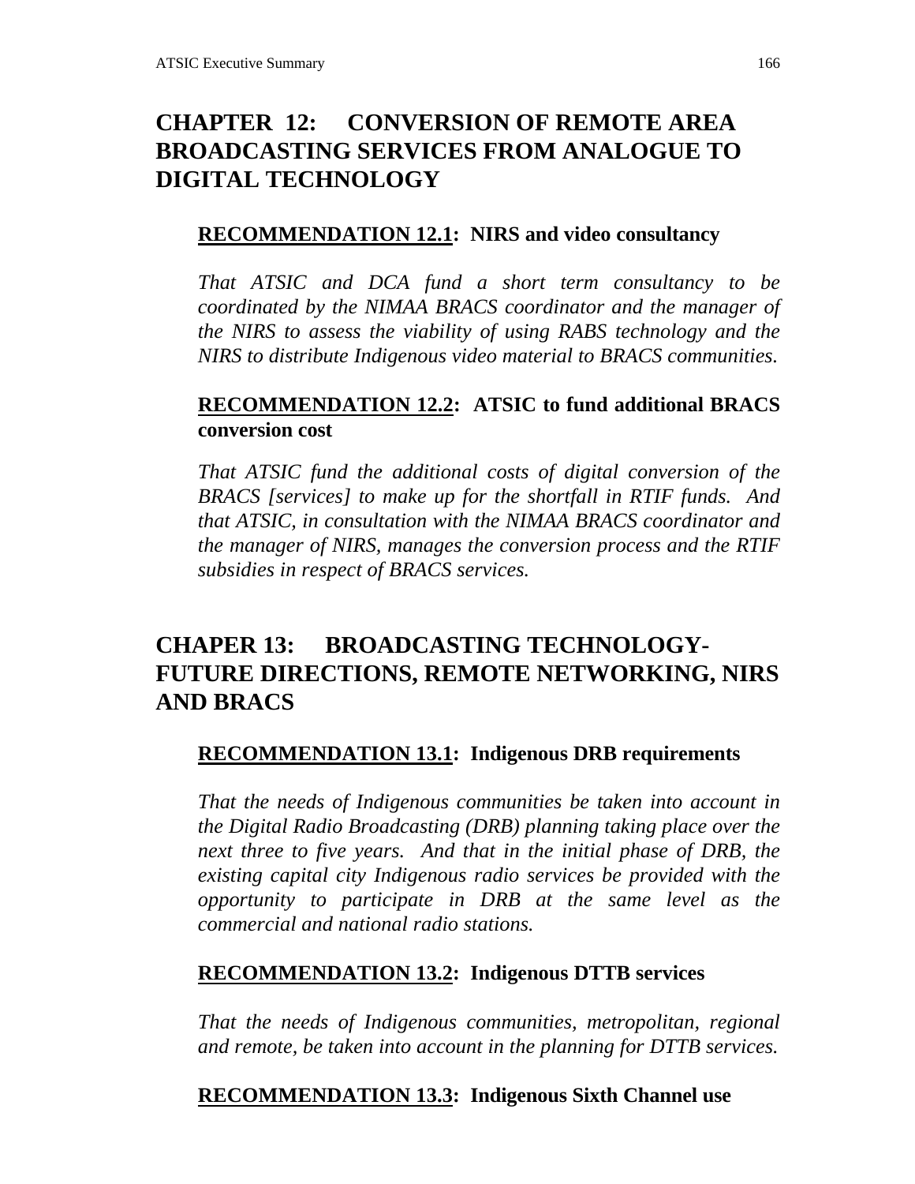# CHAPTER 12: CONVERSION OF REMOTE AREA BROADCASTING SERVICES FROM ANALOGUE TO DIGITAL TECHNOLOGY

### RECOMMENDATION 12.1: NIRS and video consultancy

*That ATSIC and DCA fund a short term consultancy to be coordinated by the NIMAA BRACS coordinator and the manager of the NIRS to assess the viability of using RABS technology and the NIRS to distribute Indigenous video material to BRACS communities.*

### RECOMMENDATION 12.2: ATSIC to fund additional BRACS conversion cost

*That ATSIC fund the additional costs of digital conversion of the BRACS [services] to make up for the shortfall in RTIF funds. And that ATSIC, in consultation with the NIMAA BRACS coordinator and the manager of NIRS, manages the conversion process and the RTIF subsidies in respect of BRACS services.*

# CHAPER 13: BROADCASTING TECHNOLOGY-FUTURE DIRECTIONS, REMOTE NETWORKING, NIRS AND BRACS

### RECOMMENDATION 13.1: Indigenous DRB requirements

*That the needs of Indigenous communities be taken into account in the Digital Radio Broadcasting (DRB) planning taking place over the next three to five years. And that in the initial phase of DRB, the existing capital city Indigenous radio services be provided with the opportunity to participate in DRB at the same level as the commercial and national radio stations.*

### RECOMMENDATION 13.2: Indigenous DTTB services

*That the needs of Indigenous communities, metropolitan, regional and remote, be taken into account in the planning for DTTB services.*

### RECOMMENDATION 13.3: Indigenous Sixth Channel use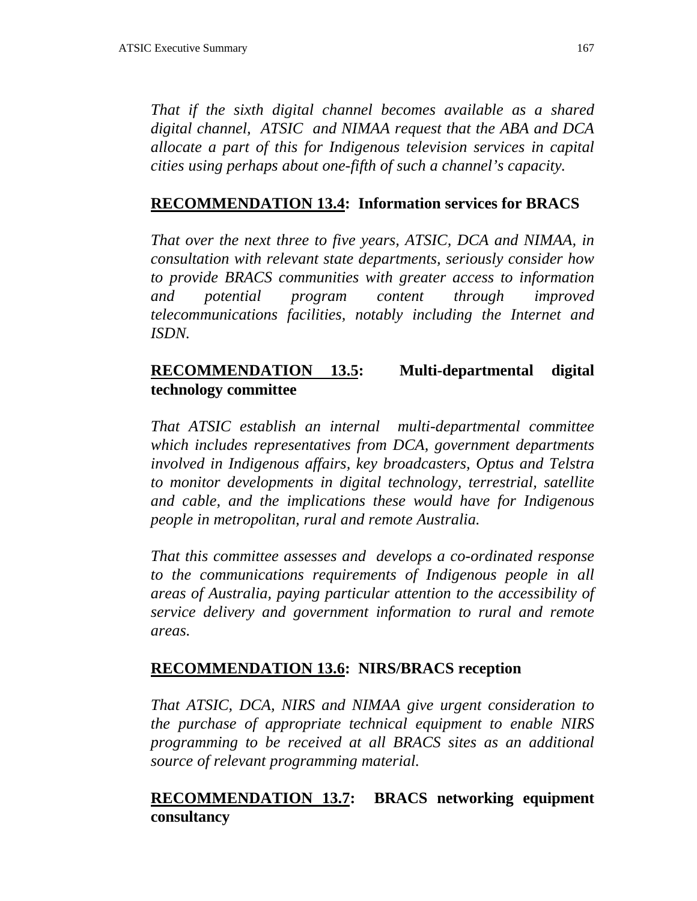*That if the sixth digital channel becomes available as a shared digital channel, ATSIC and NIMAA request that the ABA and DCA allocate a part of this for Indigenous television services in capital cities using perhaps about one-fifth of such a channel's capacity.*

**RECOMMENDATION 13.4: Information services for BRACS**

*That over the next three to five years, ATSIC, DCA and NIMAA, in consultation with relevant state departments, seriously consider how to provide BRACS communities with greater access to information and potential program content through improved telecommunications facilities, notably including the Internet and ISDN.*

**RECOMMENDATION 13.5: Multi-departmental digital technology committee**

*That ATSIC establish an internal multi-departmental committee which includes representatives from DCA, government departments involved in Indigenous affairs, key broadcasters, Optus and Telstra to monitor developments in digital technology, terrestrial, satellite and cable, and the implications these would have for Indigenous people in metropolitan, rural and remote Australia.*

*That this committee assesses and develops a co-ordinated response to the communications requirements of Indigenous people in all areas of Australia, paying particular attention to the accessibility of service delivery and government information to rural and remote areas.*

**RECOMMENDATION 13.6: NIRS/BRACS reception**

*That ATSIC, DCA, NIRS and NIMAA give urgent consideration to the purchase of appropriate technical equipment to enable NIRS programming to be received at all BRACS sites as an additional source of relevant programming material.*

**RECOMMENDATION 13.7: BRACS networking equipment consultancy**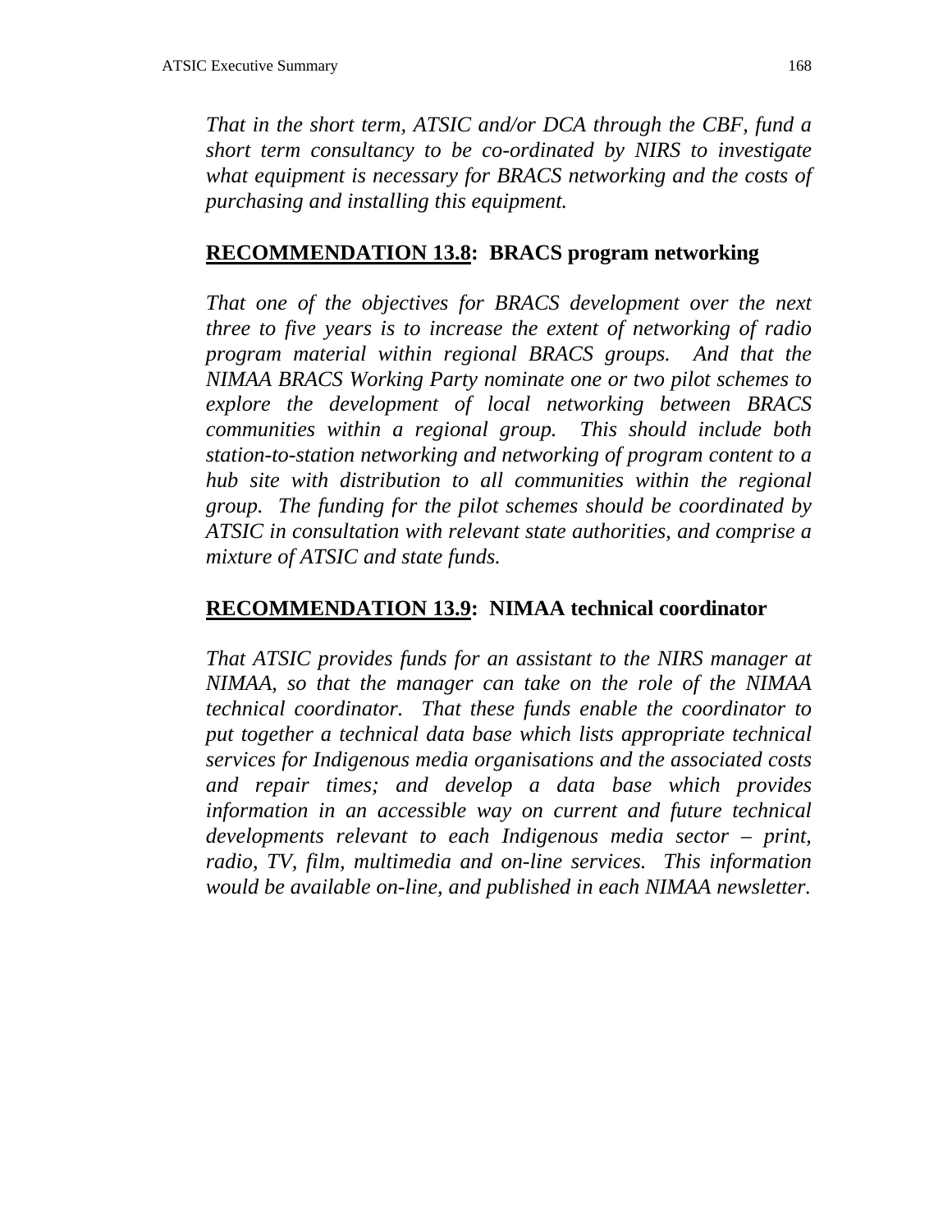*That in the short term, ATSIC and/or DCA through the CBF, fund a short term consultancy to be co-ordinated by NIRS to investigate what equipment is necessary for BRACS networking and the costs of purchasing and installing this equipment.*

### RECOMMENDATION 13.8: BRACS program networking

*That one of the objectives for BRACS development over the next three to five years is to increase the extent of networking of radio program material within regional BRACS groups. And that the NIMAA BRACS Working Party nominate one or two pilot schemes to explore the development of local networking between BRACS communities within a regional group. This should include both station-to-station networking and networking of program content to a hub site with distribution to all communities within the regional group. The funding for the pilot schemes should be coordinated by ATSIC in consultation with relevant state authorities, and comprise a mixture of ATSIC and state funds.*

### RECOMMENDATION 13.9: NIMAA technical coordinator

*That ATSIC provides funds for an assistant to the NIRS manager at NIMAA, so that the manager can take on the role of the NIMAA technical coordinator. That these funds enable the coordinator to put together a technical data base which lists appropriate technical services for Indigenous media organisations and the associated costs and repair times; and develop a data base which provides information in an accessible way on current and future technical developments relevant to each Indigenous media sector – print, radio, TV, film, multimedia and on-line services. This information would be available on-line, and published in each NIMAA newsletter.*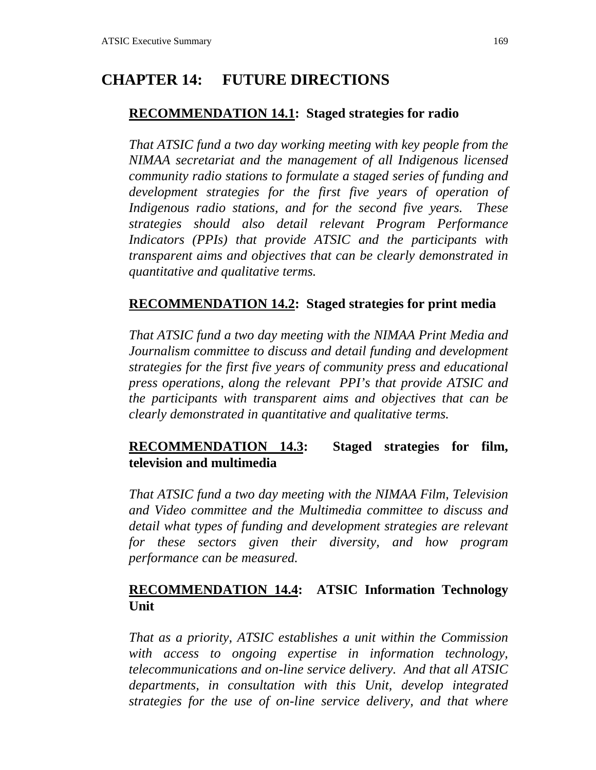# CHAPTER 14: FUTURE DIRECTIONS

## RECOMMENDATION 14.1: Staged strategies for radio

*That ATSIC fund a two day working meeting with key people from the NIMAA secretariat and the management of all Indigenous licensed community radio stations to formulate a staged series of funding and development strategies for the first five years of operation of Indigenous radio stations, and for the second five years. These strategies should also detail relevant Program Performance Indicators (PPIs) that provide ATSIC and the participants with transparent aims and objectives that can be clearly demonstrated in quantitative and qualitative terms.*

## RECOMMENDATION 14.2: Staged strategies for print media

*That ATSIC fund a two day meeting with the NIMAA Print Media and Journalism committee to discuss and detail funding and development strategies for the first five years of community press and educational press operations, along the relevant PPI's that provide ATSIC and the participants with transparent aims and objectives that can be clearly demonstrated in quantitative and qualitative terms.*

## RECOMMENDATION 14.3: Staged strategies for film, television and multimedia

*That ATSIC fund a two day meeting with the NIMAA Film, Television and Video committee and the Multimedia committee to discuss and detail what types of funding and development strategies are relevant for these sectors given their diversity, and how program performance can be measured.*

## RECOMMENDATION 14.4: ATSIC Information Technology Unit

*That as a priority, ATSIC establishes a unit within the Commission with access to ongoing expertise in information technology, telecommunications and on-line service delivery. And that all ATSIC departments, in consultation with this Unit, develop integrated strategies for the use of on-line service delivery, and that where*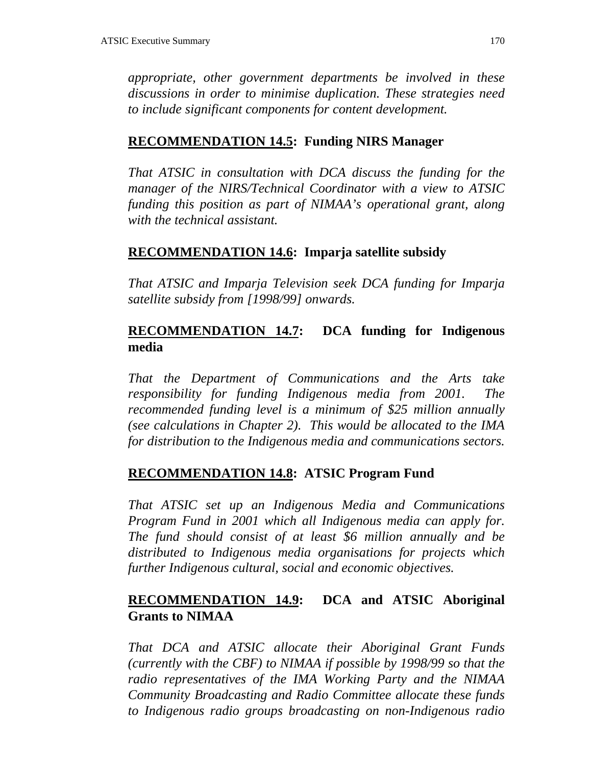*appropriate, other government departments be involved in these discussions in order to minimise duplication. These strategies need to include significant components for content development.*

### **<u>RECOMMENDATION 14.5</u>: Funding NIRS Manager**

*That ATSIC in consultation with DCA discuss the funding for the manager of the NIRS/Technical Coordinator with a view to ATSIC funding this position as part of NIMAA's operational grant, along with the technical assistant.*

### **<u>RECOMMENDATION 14.6</u>: Imparja satellite subsidy**

*That ATSIC and Imparja Television seek DCA funding for Imparja satellite subsidy from [1998/99] onwards.*

### **<u>RECOMMENDATION 14.7</u>: DCA funding for Indigenous media**

*That the Department of Communications and the Arts take responsibility for funding Indigenous media from 2001. The recommended funding level is a minimum of $25 million annually (see calculations in Chapter 2). This would be allocated to the IMA for distribution to the Indigenous media and communications sectors.*

### **<u>RECOMMENDATION 14.8</u>: ATSIC Program Fund**

*That ATSIC set up an Indigenous Media and Communications Program Fund in 2001 which all Indigenous media can apply for. The fund should consist of at least $6 million annually and be distributed to Indigenous media organisations for projects which further Indigenous cultural, social and economic objectives.*

### **<u>RECOMMENDATION 14.9</u>: DCA and ATSIC Aboriginal Grants to NIMAA**

*That DCA and ATSIC allocate their Aboriginal Grant Funds (currently with the CBF) to NIMAA if possible by 1998/99 so that the radio representatives of the IMA Working Party and the NIMAA Community Broadcasting and Radio Committee allocate these funds to Indigenous radio groups broadcasting on non-Indigenous radio*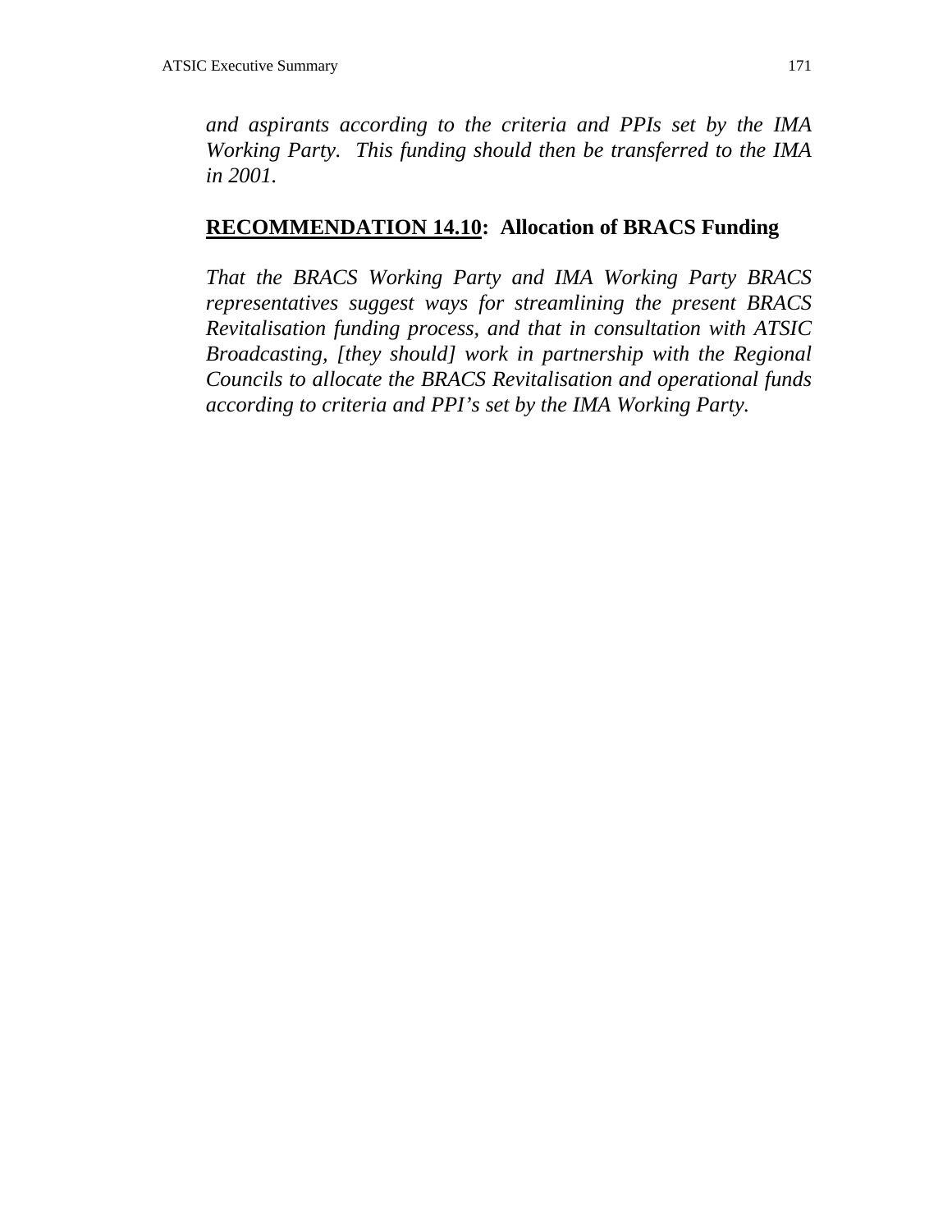*and aspirants according to the criteria and PPIs set by the IMA Working Party. This funding should then be transferred to the IMA in 2001.*

### **RECOMMENDATION 14.10: Allocation of BRACS Funding**

*That the BRACS Working Party and IMA Working Party BRACS representatives suggest ways for streamlining the present BRACS Revitalisation funding process, and that in consultation with ATSIC Broadcasting, [they should] work in partnership with the Regional Councils to allocate the BRACS Revitalisation and operational funds according to criteria and PPI's set by the IMA Working Party.*